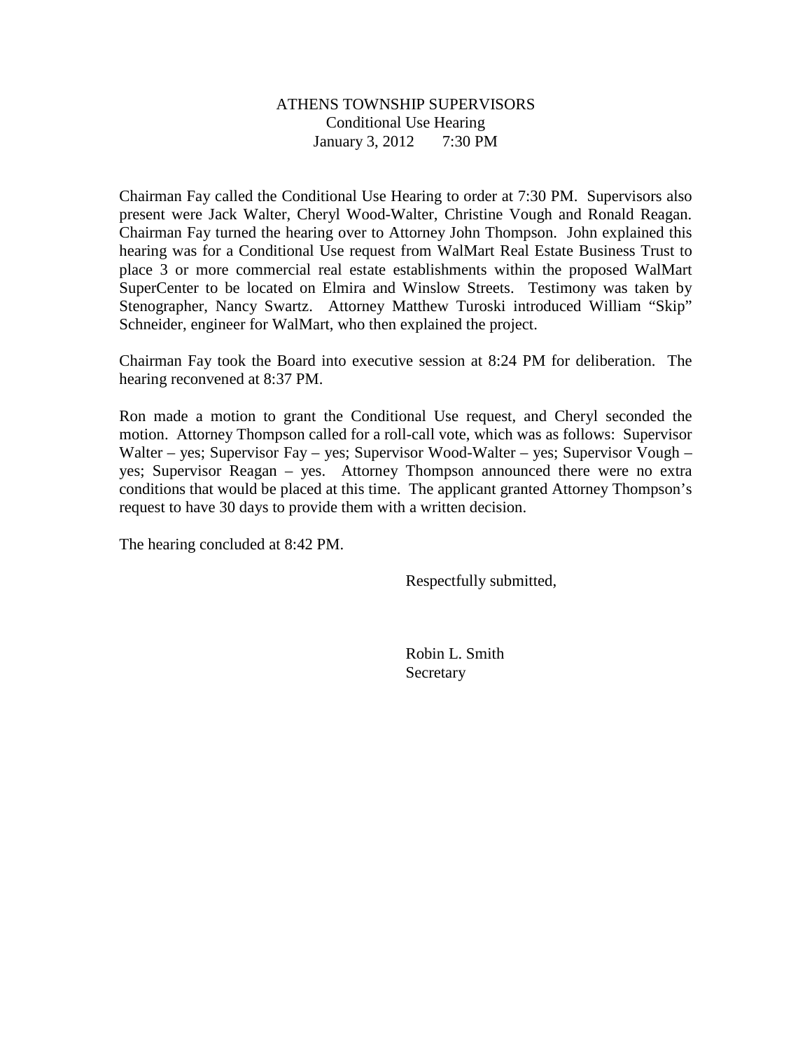# ATHENS TOWNSHIP SUPERVISORS

Conditional Use Hearing

January 3, 2012 7:30 PM

Chairman Fay called the Conditional Use Hearing to order at 7:30 PM. Supervisors also present were Jack Walter, Cheryl Wood-Walter, Christine Vough and Ronald Reagan. Chairman Fay turned the hearing over to Attorney John Thompson. John explained this hearing was for a Conditional Use request from WalMart Real Estate Business Trust to place 3 or more commercial real estate establishments within the proposed WalMart SuperCenter to be located on Elmira and Winslow Streets. Testimony was taken by Stenographer, Nancy Swartz. Attorney Matthew Turoski introduced William "Skip" Schneider, engineer for WalMart, who then explained the project.

Chairman Fay took the Board into executive session at 8:24 PM for deliberation. The hearing reconvened at 8:37 PM.

Ron made a motion to grant the Conditional Use request, and Cheryl seconded the motion. Attorney Thompson called for a roll-call vote, which was as follows: Supervisor Walter – yes; Supervisor Fay – yes; Supervisor Wood-Walter – yes; Supervisor Vough – yes; Supervisor Reagan – yes. Attorney Thompson announced there were no extra conditions that would be placed at this time. The applicant granted Attorney Thompson's request to have 30 days to provide them with a written decision.

The hearing concluded at 8:42 PM.

Respectfully submitted,

Robin L. Smith
Secretary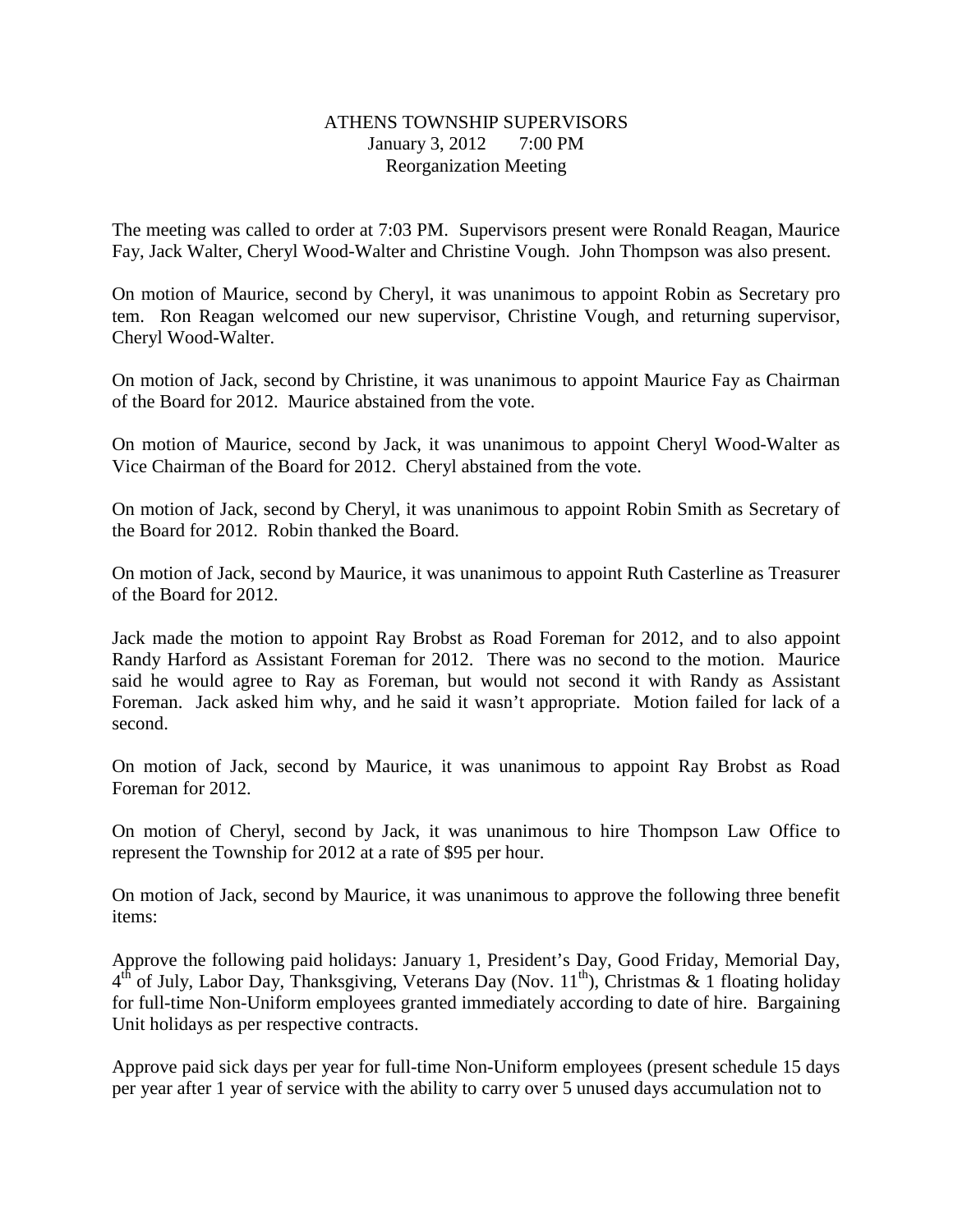ATHENS TOWNSHIP SUPERVISORS
January 3, 2012 7:00 PM
Reorganization Meeting

The meeting was called to order at 7:03 PM. Supervisors present were Ronald Reagan, Maurice Fay, Jack Walter, Cheryl Wood-Walter and Christine Vough. John Thompson was also present.

On motion of Maurice, second by Cheryl, it was unanimous to appoint Robin as Secretary pro tem. Ron Reagan welcomed our new supervisor, Christine Vough, and returning supervisor, Cheryl Wood-Walter.

On motion of Jack, second by Christine, it was unanimous to appoint Maurice Fay as Chairman of the Board for 2012. Maurice abstained from the vote.

On motion of Maurice, second by Jack, it was unanimous to appoint Cheryl Wood-Walter as Vice Chairman of the Board for 2012. Cheryl abstained from the vote.

On motion of Jack, second by Cheryl, it was unanimous to appoint Robin Smith as Secretary of the Board for 2012. Robin thanked the Board.

On motion of Jack, second by Maurice, it was unanimous to appoint Ruth Casterline as Treasurer of the Board for 2012.

Jack made the motion to appoint Ray Brobst as Road Foreman for 2012, and to also appoint Randy Harford as Assistant Foreman for 2012. There was no second to the motion. Maurice said he would agree to Ray as Foreman, but would not second it with Randy as Assistant Foreman. Jack asked him why, and he said it wasn't appropriate. Motion failed for lack of a second.

On motion of Jack, second by Maurice, it was unanimous to appoint Ray Brobst as Road Foreman for 2012.

On motion of Cheryl, second by Jack, it was unanimous to hire Thompson Law Office to represent the Township for 2012 at a rate of $95 per hour.

On motion of Jack, second by Maurice, it was unanimous to approve the following three benefit items:

Approve the following paid holidays: January 1, President's Day, Good Friday, Memorial Day, 4th of July, Labor Day, Thanksgiving, Veterans Day (Nov. 11th), Christmas & 1 floating holiday for full-time Non-Uniform employees granted immediately according to date of hire. Bargaining Unit holidays as per respective contracts.

Approve paid sick days per year for full-time Non-Uniform employees (present schedule 15 days per year after 1 year of service with the ability to carry over 5 unused days accumulation not to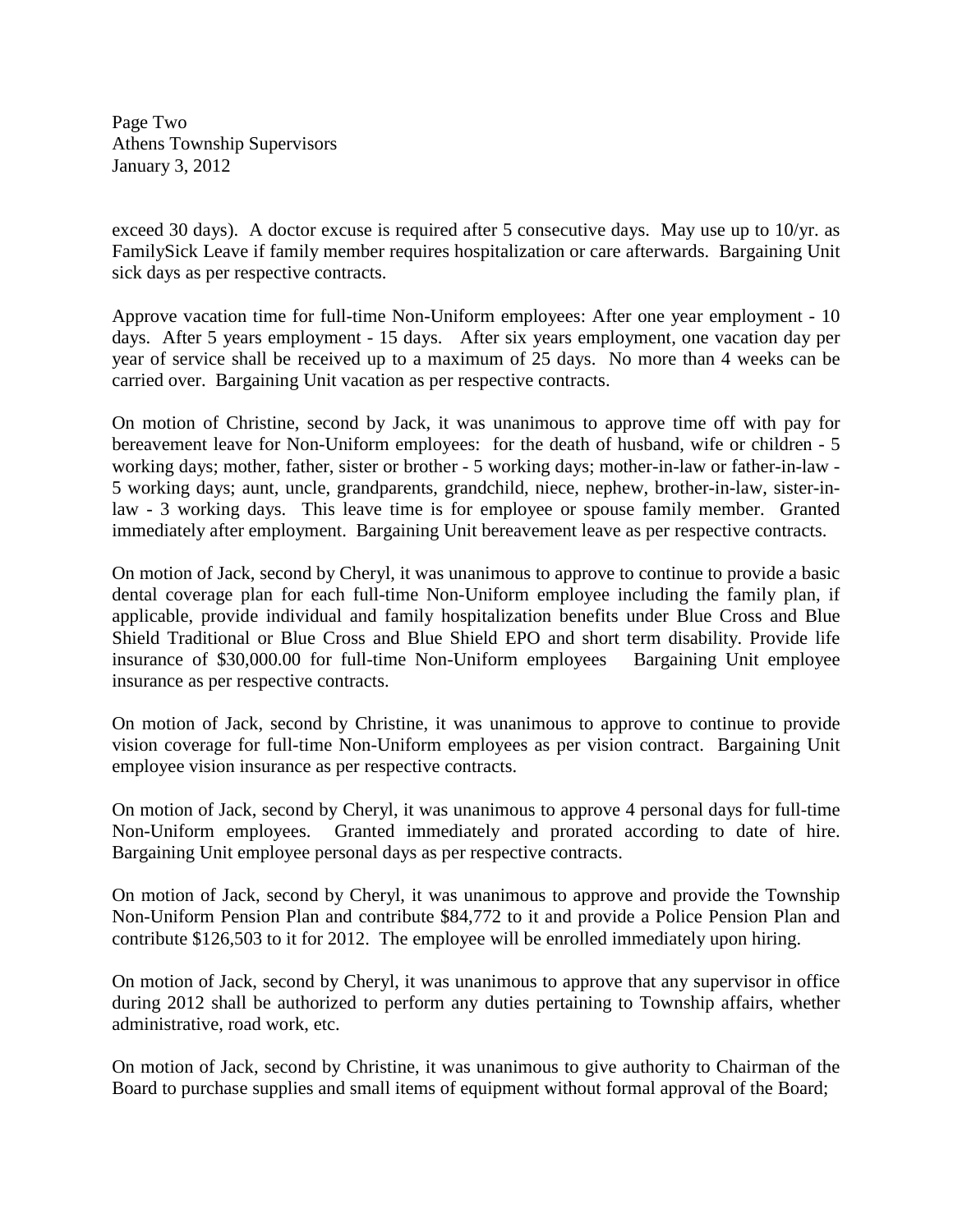exceed 30 days). A doctor excuse is required after 5 consecutive days. May use up to 10/yr. as FamilySick Leave if family member requires hospitalization or care afterwards. Bargaining Unit sick days as per respective contracts.

Approve vacation time for full-time Non-Uniform employees: After one year employment - 10 days. After 5 years employment - 15 days. After six years employment, one vacation day per year of service shall be received up to a maximum of 25 days. No more than 4 weeks can be carried over. Bargaining Unit vacation as per respective contracts.

On motion of Christine, second by Jack, it was unanimous to approve time off with pay for bereavement leave for Non-Uniform employees: for the death of husband, wife or children - 5 working days; mother, father, sister or brother - 5 working days; mother-in-law or father-in-law - 5 working days; aunt, uncle, grandparents, grandchild, niece, nephew, brother-in-law, sister-in-law - 3 working days. This leave time is for employee or spouse family member. Granted immediately after employment. Bargaining Unit bereavement leave as per respective contracts.

On motion of Jack, second by Cheryl, it was unanimous to approve to continue to provide a basic dental coverage plan for each full-time Non-Uniform employee including the family plan, if applicable, provide individual and family hospitalization benefits under Blue Cross and Blue Shield Traditional or Blue Cross and Blue Shield EPO and short term disability. Provide life insurance of $30,000.00 for full-time Non-Uniform employees Bargaining Unit employee insurance as per respective contracts.

On motion of Jack, second by Christine, it was unanimous to approve to continue to provide vision coverage for full-time Non-Uniform employees as per vision contract. Bargaining Unit employee vision insurance as per respective contracts.

On motion of Jack, second by Cheryl, it was unanimous to approve 4 personal days for full-time Non-Uniform employees. Granted immediately and prorated according to date of hire. Bargaining Unit employee personal days as per respective contracts.

On motion of Jack, second by Cheryl, it was unanimous to approve and provide the Township Non-Uniform Pension Plan and contribute $84,772 to it and provide a Police Pension Plan and contribute $126,503 to it for 2012. The employee will be enrolled immediately upon hiring.

On motion of Jack, second by Cheryl, it was unanimous to approve that any supervisor in office during 2012 shall be authorized to perform any duties pertaining to Township affairs, whether administrative, road work, etc.

On motion of Jack, second by Christine, it was unanimous to give authority to Chairman of the Board to purchase supplies and small items of equipment without formal approval of the Board;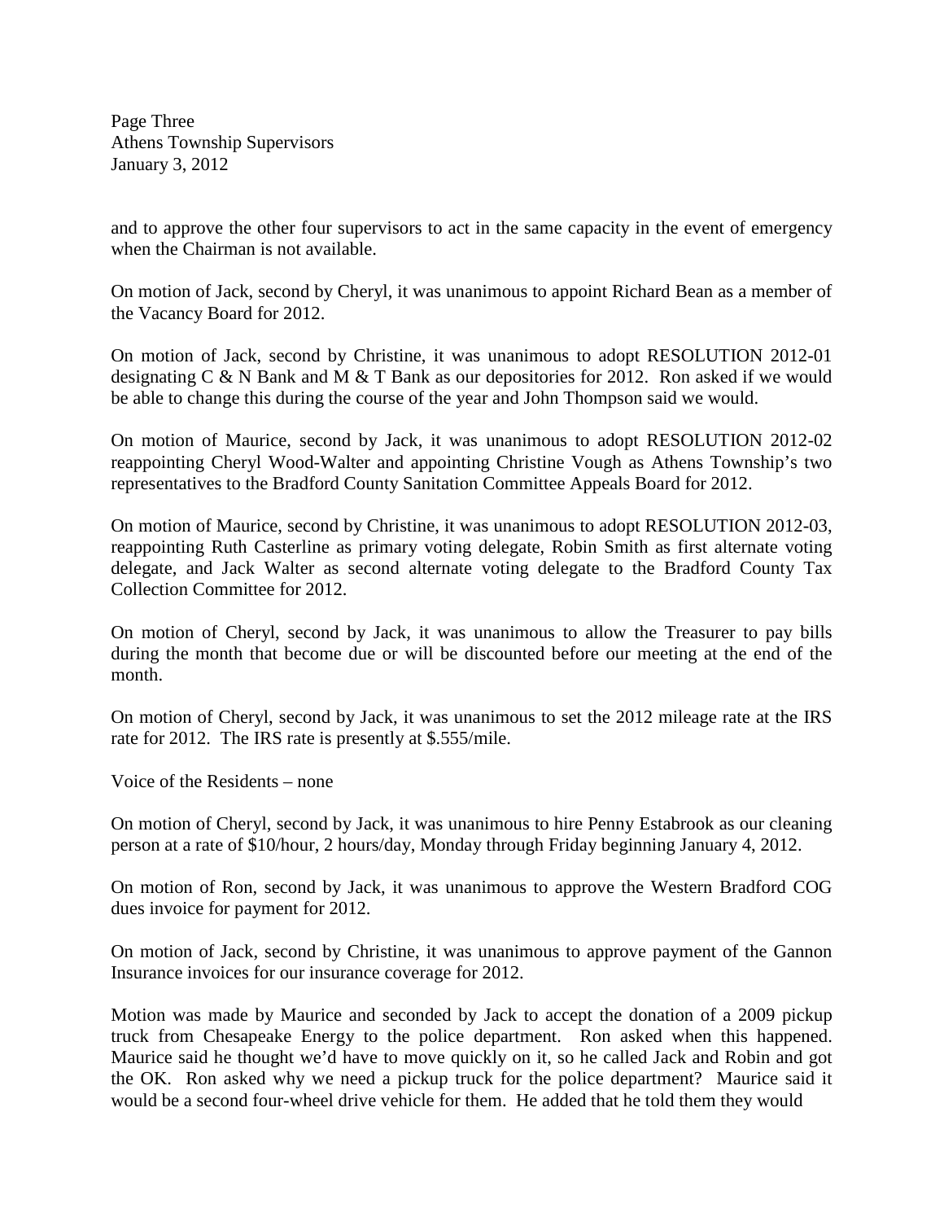and to approve the other four supervisors to act in the same capacity in the event of emergency when the Chairman is not available.

On motion of Jack, second by Cheryl, it was unanimous to appoint Richard Bean as a member of the Vacancy Board for 2012.

On motion of Jack, second by Christine, it was unanimous to adopt RESOLUTION 2012-01 designating C & N Bank and M & T Bank as our depositories for 2012. Ron asked if we would be able to change this during the course of the year and John Thompson said we would.

On motion of Maurice, second by Jack, it was unanimous to adopt RESOLUTION 2012-02 reappointing Cheryl Wood-Walter and appointing Christine Vough as Athens Township's two representatives to the Bradford County Sanitation Committee Appeals Board for 2012.

On motion of Maurice, second by Christine, it was unanimous to adopt RESOLUTION 2012-03, reappointing Ruth Casterline as primary voting delegate, Robin Smith as first alternate voting delegate, and Jack Walter as second alternate voting delegate to the Bradford County Tax Collection Committee for 2012.

On motion of Cheryl, second by Jack, it was unanimous to allow the Treasurer to pay bills during the month that become due or will be discounted before our meeting at the end of the month.

On motion of Cheryl, second by Jack, it was unanimous to set the 2012 mileage rate at the IRS rate for 2012. The IRS rate is presently at $.555/mile.

Voice of the Residents – none

On motion of Cheryl, second by Jack, it was unanimous to hire Penny Estabrook as our cleaning person at a rate of $10/hour, 2 hours/day, Monday through Friday beginning January 4, 2012.

On motion of Ron, second by Jack, it was unanimous to approve the Western Bradford COG dues invoice for payment for 2012.

On motion of Jack, second by Christine, it was unanimous to approve payment of the Gannon Insurance invoices for our insurance coverage for 2012.

Motion was made by Maurice and seconded by Jack to accept the donation of a 2009 pickup truck from Chesapeake Energy to the police department. Ron asked when this happened. Maurice said he thought we'd have to move quickly on it, so he called Jack and Robin and got the OK. Ron asked why we need a pickup truck for the police department? Maurice said it would be a second four-wheel drive vehicle for them. He added that he told them they would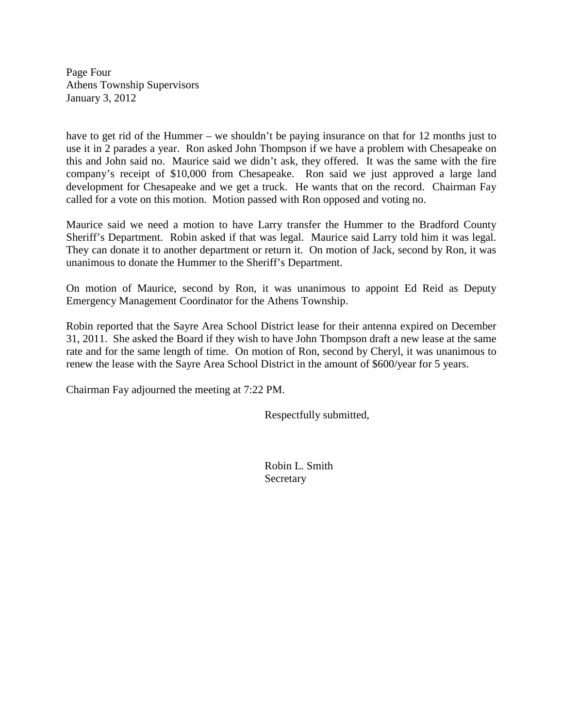have to get rid of the Hummer – we shouldn't be paying insurance on that for 12 months just to use it in 2 parades a year. Ron asked John Thompson if we have a problem with Chesapeake on this and John said no. Maurice said we didn't ask, they offered. It was the same with the fire company's receipt of $10,000 from Chesapeake. Ron said we just approved a large land development for Chesapeake and we get a truck. He wants that on the record. Chairman Fay called for a vote on this motion. Motion passed with Ron opposed and voting no.

Maurice said we need a motion to have Larry transfer the Hummer to the Bradford County Sheriff's Department. Robin asked if that was legal. Maurice said Larry told him it was legal. They can donate it to another department or return it. On motion of Jack, second by Ron, it was unanimous to donate the Hummer to the Sheriff's Department.

On motion of Maurice, second by Ron, it was unanimous to appoint Ed Reid as Deputy Emergency Management Coordinator for the Athens Township.

Robin reported that the Sayre Area School District lease for their antenna expired on December 31, 2011. She asked the Board if they wish to have John Thompson draft a new lease at the same rate and for the same length of time. On motion of Ron, second by Cheryl, it was unanimous to renew the lease with the Sayre Area School District in the amount of $600/year for 5 years.

Chairman Fay adjourned the meeting at 7:22 PM.

Respectfully submitted,

Robin L. Smith
Secretary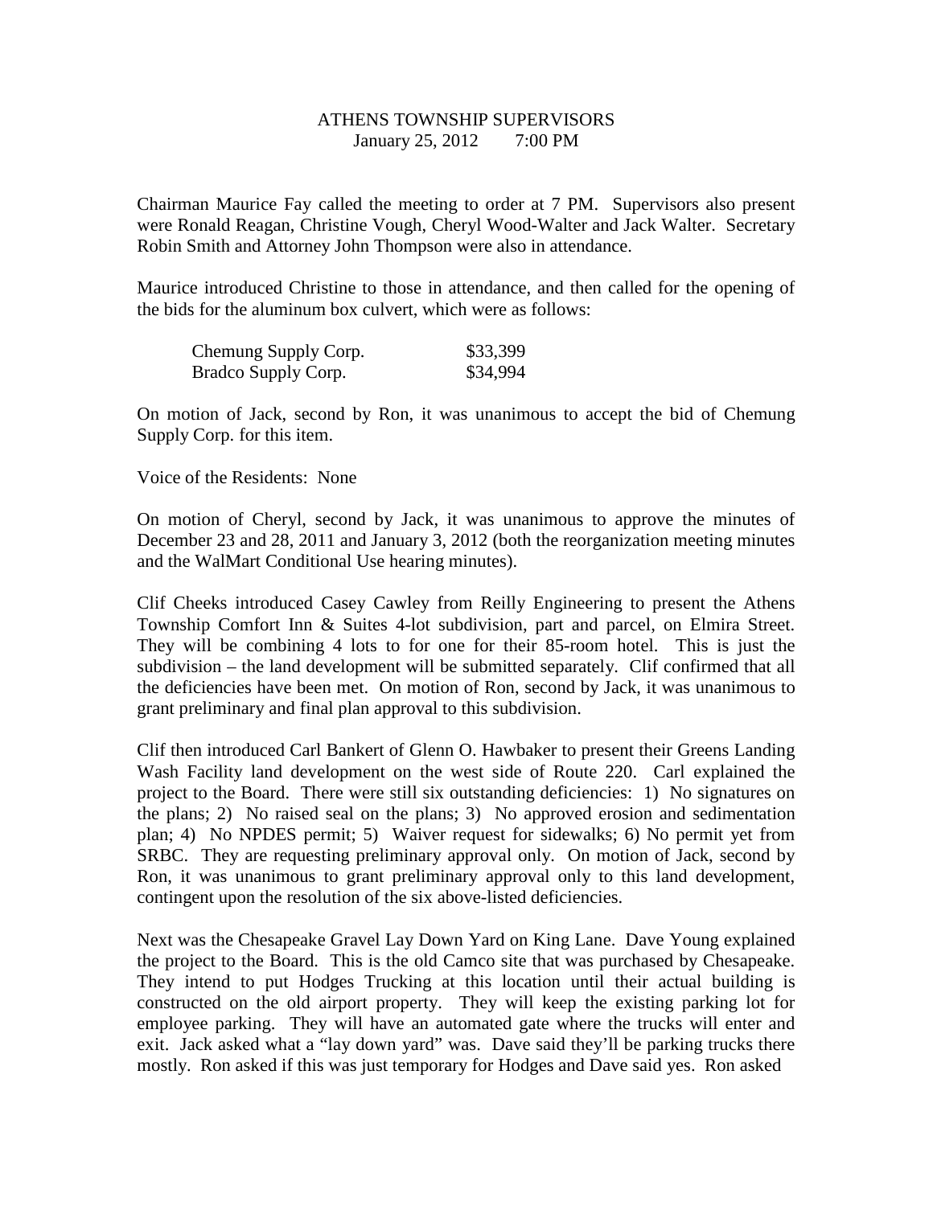ATHENS TOWNSHIP SUPERVISORS
January 25, 2012 7:00 PM

Chairman Maurice Fay called the meeting to order at 7 PM. Supervisors also present were Ronald Reagan, Christine Vough, Cheryl Wood-Walter and Jack Walter. Secretary Robin Smith and Attorney John Thompson were also in attendance.

Maurice introduced Christine to those in attendance, and then called for the opening of the bids for the aluminum box culvert, which were as follows:

| | |
|---|---|
| Chemung Supply Corp. | $33,399 |
| Bradco Supply Corp. | $34,994 |

On motion of Jack, second by Ron, it was unanimous to accept the bid of Chemung Supply Corp. for this item.

Voice of the Residents: None

On motion of Cheryl, second by Jack, it was unanimous to approve the minutes of December 23 and 28, 2011 and January 3, 2012 (both the reorganization meeting minutes and the WalMart Conditional Use hearing minutes).

Clif Cheeks introduced Casey Cawley from Reilly Engineering to present the Athens Township Comfort Inn & Suites 4-lot subdivision, part and parcel, on Elmira Street. They will be combining 4 lots to for one for their 85-room hotel. This is just the subdivision – the land development will be submitted separately. Clif confirmed that all the deficiencies have been met. On motion of Ron, second by Jack, it was unanimous to grant preliminary and final plan approval to this subdivision.

Clif then introduced Carl Bankert of Glenn O. Hawbaker to present their Greens Landing Wash Facility land development on the west side of Route 220. Carl explained the project to the Board. There were still six outstanding deficiencies: 1) No signatures on the plans; 2) No raised seal on the plans; 3) No approved erosion and sedimentation plan; 4) No NPDES permit; 5) Waiver request for sidewalks; 6) No permit yet from SRBC. They are requesting preliminary approval only. On motion of Jack, second by Ron, it was unanimous to grant preliminary approval only to this land development, contingent upon the resolution of the six above-listed deficiencies.

Next was the Chesapeake Gravel Lay Down Yard on King Lane. Dave Young explained the project to the Board. This is the old Camco site that was purchased by Chesapeake. They intend to put Hodges Trucking at this location until their actual building is constructed on the old airport property. They will keep the existing parking lot for employee parking. They will have an automated gate where the trucks will enter and exit. Jack asked what a "lay down yard" was. Dave said they'll be parking trucks there mostly. Ron asked if this was just temporary for Hodges and Dave said yes. Ron asked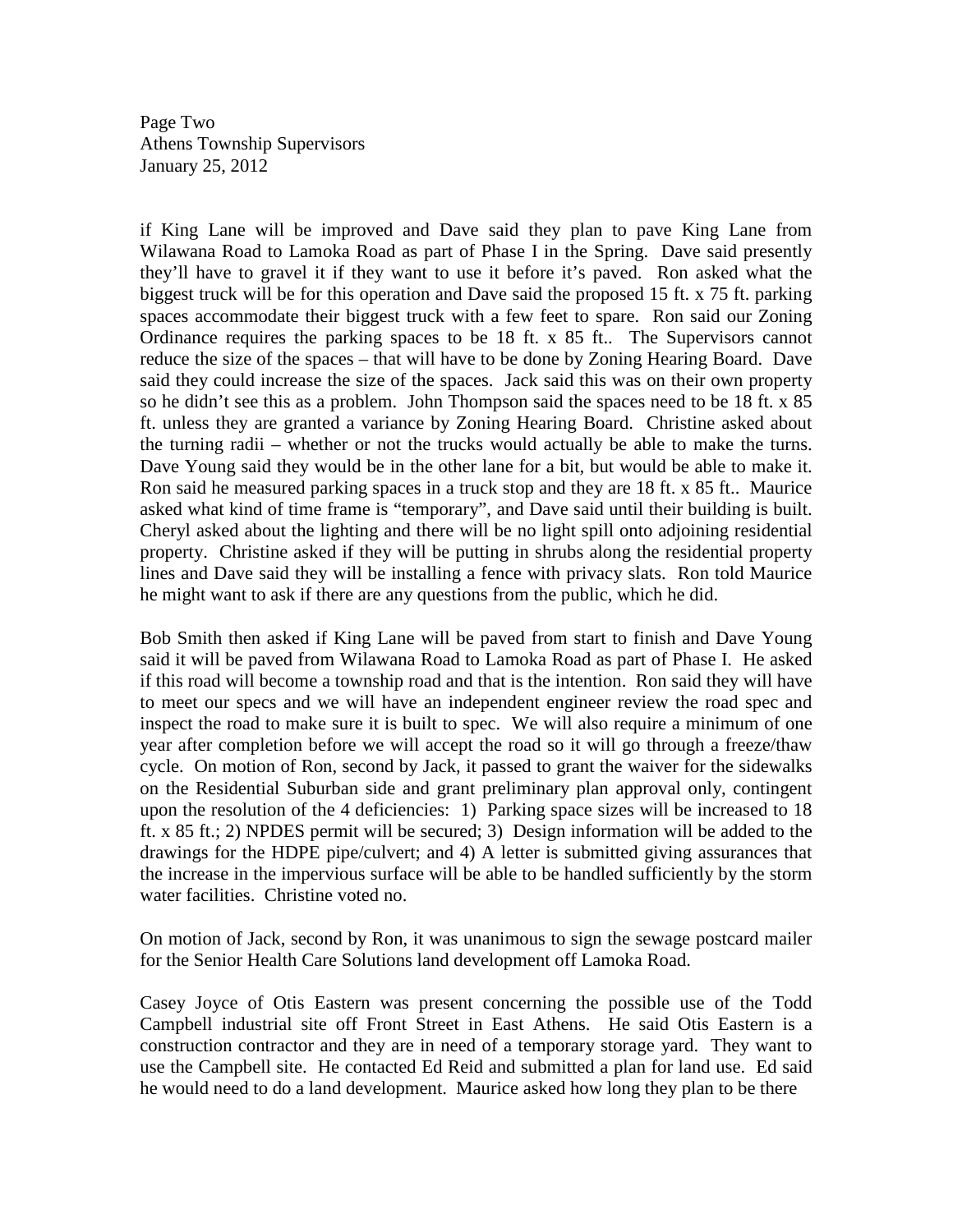if King Lane will be improved and Dave said they plan to pave King Lane from Wilawana Road to Lamoka Road as part of Phase I in the Spring. Dave said presently they'll have to gravel it if they want to use it before it's paved. Ron asked what the biggest truck will be for this operation and Dave said the proposed 15 ft. x 75 ft. parking spaces accommodate their biggest truck with a few feet to spare. Ron said our Zoning Ordinance requires the parking spaces to be 18 ft. x 85 ft.. The Supervisors cannot reduce the size of the spaces – that will have to be done by Zoning Hearing Board. Dave said they could increase the size of the spaces. Jack said this was on their own property so he didn't see this as a problem. John Thompson said the spaces need to be 18 ft. x 85 ft. unless they are granted a variance by Zoning Hearing Board. Christine asked about the turning radii – whether or not the trucks would actually be able to make the turns. Dave Young said they would be in the other lane for a bit, but would be able to make it. Ron said he measured parking spaces in a truck stop and they are 18 ft. x 85 ft.. Maurice asked what kind of time frame is "temporary", and Dave said until their building is built. Cheryl asked about the lighting and there will be no light spill onto adjoining residential property. Christine asked if they will be putting in shrubs along the residential property lines and Dave said they will be installing a fence with privacy slats. Ron told Maurice he might want to ask if there are any questions from the public, which he did.

Bob Smith then asked if King Lane will be paved from start to finish and Dave Young said it will be paved from Wilawana Road to Lamoka Road as part of Phase I. He asked if this road will become a township road and that is the intention. Ron said they will have to meet our specs and we will have an independent engineer review the road spec and inspect the road to make sure it is built to spec. We will also require a minimum of one year after completion before we will accept the road so it will go through a freeze/thaw cycle. On motion of Ron, second by Jack, it passed to grant the waiver for the sidewalks on the Residential Suburban side and grant preliminary plan approval only, contingent upon the resolution of the 4 deficiencies: 1) Parking space sizes will be increased to 18 ft. x 85 ft.; 2) NPDES permit will be secured; 3) Design information will be added to the drawings for the HDPE pipe/culvert; and 4) A letter is submitted giving assurances that the increase in the impervious surface will be able to be handled sufficiently by the storm water facilities. Christine voted no.

On motion of Jack, second by Ron, it was unanimous to sign the sewage postcard mailer for the Senior Health Care Solutions land development off Lamoka Road.

Casey Joyce of Otis Eastern was present concerning the possible use of the Todd Campbell industrial site off Front Street in East Athens. He said Otis Eastern is a construction contractor and they are in need of a temporary storage yard. They want to use the Campbell site. He contacted Ed Reid and submitted a plan for land use. Ed said he would need to do a land development. Maurice asked how long they plan to be there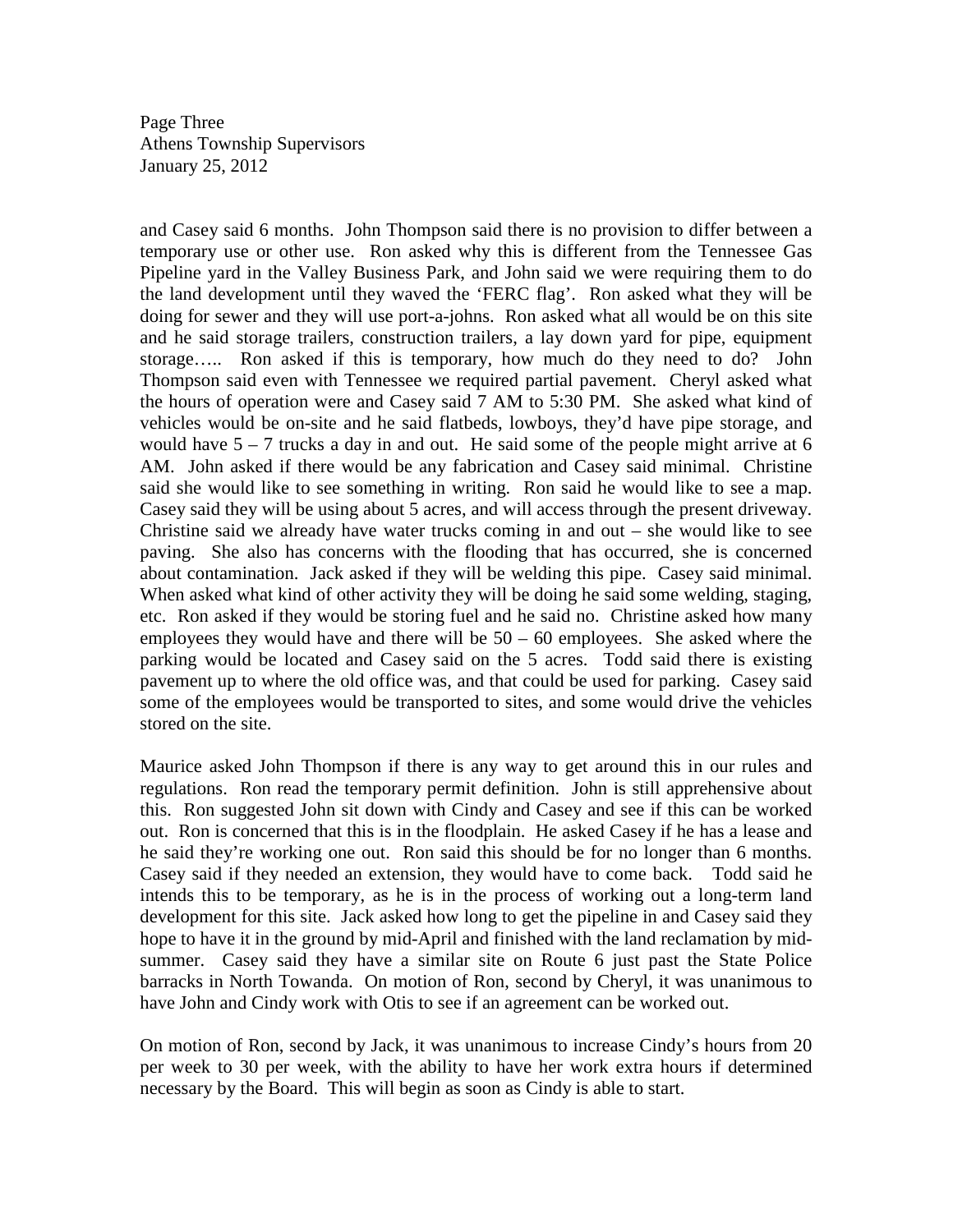and Casey said 6 months. John Thompson said there is no provision to differ between a temporary use or other use. Ron asked why this is different from the Tennessee Gas Pipeline yard in the Valley Business Park, and John said we were requiring them to do the land development until they waved the 'FERC flag'. Ron asked what they will be doing for sewer and they will use port-a-johns. Ron asked what all would be on this site and he said storage trailers, construction trailers, a lay down yard for pipe, equipment storage….. Ron asked if this is temporary, how much do they need to do? John Thompson said even with Tennessee we required partial pavement. Cheryl asked what the hours of operation were and Casey said 7 AM to 5:30 PM. She asked what kind of vehicles would be on-site and he said flatbeds, lowboys, they'd have pipe storage, and would have 5 – 7 trucks a day in and out. He said some of the people might arrive at 6 AM. John asked if there would be any fabrication and Casey said minimal. Christine said she would like to see something in writing. Ron said he would like to see a map. Casey said they will be using about 5 acres, and will access through the present driveway. Christine said we already have water trucks coming in and out – she would like to see paving. She also has concerns with the flooding that has occurred, she is concerned about contamination. Jack asked if they will be welding this pipe. Casey said minimal. When asked what kind of other activity they will be doing he said some welding, staging, etc. Ron asked if they would be storing fuel and he said no. Christine asked how many employees they would have and there will be 50 – 60 employees. She asked where the parking would be located and Casey said on the 5 acres. Todd said there is existing pavement up to where the old office was, and that could be used for parking. Casey said some of the employees would be transported to sites, and some would drive the vehicles stored on the site.

Maurice asked John Thompson if there is any way to get around this in our rules and regulations. Ron read the temporary permit definition. John is still apprehensive about this. Ron suggested John sit down with Cindy and Casey and see if this can be worked out. Ron is concerned that this is in the floodplain. He asked Casey if he has a lease and he said they're working one out. Ron said this should be for no longer than 6 months. Casey said if they needed an extension, they would have to come back. Todd said he intends this to be temporary, as he is in the process of working out a long-term land development for this site. Jack asked how long to get the pipeline in and Casey said they hope to have it in the ground by mid-April and finished with the land reclamation by mid-summer. Casey said they have a similar site on Route 6 just past the State Police barracks in North Towanda. On motion of Ron, second by Cheryl, it was unanimous to have John and Cindy work with Otis to see if an agreement can be worked out.

On motion of Ron, second by Jack, it was unanimous to increase Cindy's hours from 20 per week to 30 per week, with the ability to have her work extra hours if determined necessary by the Board. This will begin as soon as Cindy is able to start.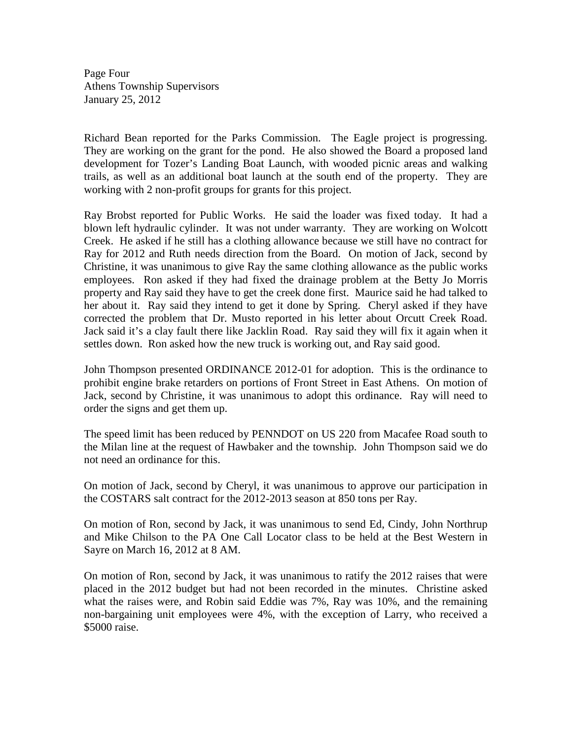Richard Bean reported for the Parks Commission. The Eagle project is progressing. They are working on the grant for the pond. He also showed the Board a proposed land development for Tozer's Landing Boat Launch, with wooded picnic areas and walking trails, as well as an additional boat launch at the south end of the property. They are working with 2 non-profit groups for grants for this project.

Ray Brobst reported for Public Works. He said the loader was fixed today. It had a blown left hydraulic cylinder. It was not under warranty. They are working on Wolcott Creek. He asked if he still has a clothing allowance because we still have no contract for Ray for 2012 and Ruth needs direction from the Board. On motion of Jack, second by Christine, it was unanimous to give Ray the same clothing allowance as the public works employees. Ron asked if they had fixed the drainage problem at the Betty Jo Morris property and Ray said they have to get the creek done first. Maurice said he had talked to her about it. Ray said they intend to get it done by Spring. Cheryl asked if they have corrected the problem that Dr. Musto reported in his letter about Orcutt Creek Road. Jack said it's a clay fault there like Jacklin Road. Ray said they will fix it again when it settles down. Ron asked how the new truck is working out, and Ray said good.

John Thompson presented ORDINANCE 2012-01 for adoption. This is the ordinance to prohibit engine brake retarders on portions of Front Street in East Athens. On motion of Jack, second by Christine, it was unanimous to adopt this ordinance. Ray will need to order the signs and get them up.

The speed limit has been reduced by PENNDOT on US 220 from Macafee Road south to the Milan line at the request of Hawbaker and the township. John Thompson said we do not need an ordinance for this.

On motion of Jack, second by Cheryl, it was unanimous to approve our participation in the COSTARS salt contract for the 2012-2013 season at 850 tons per Ray.

On motion of Ron, second by Jack, it was unanimous to send Ed, Cindy, John Northrup and Mike Chilson to the PA One Call Locator class to be held at the Best Western in Sayre on March 16, 2012 at 8 AM.

On motion of Ron, second by Jack, it was unanimous to ratify the 2012 raises that were placed in the 2012 budget but had not been recorded in the minutes. Christine asked what the raises were, and Robin said Eddie was 7%, Ray was 10%, and the remaining non-bargaining unit employees were 4%, with the exception of Larry, who received a $5000 raise.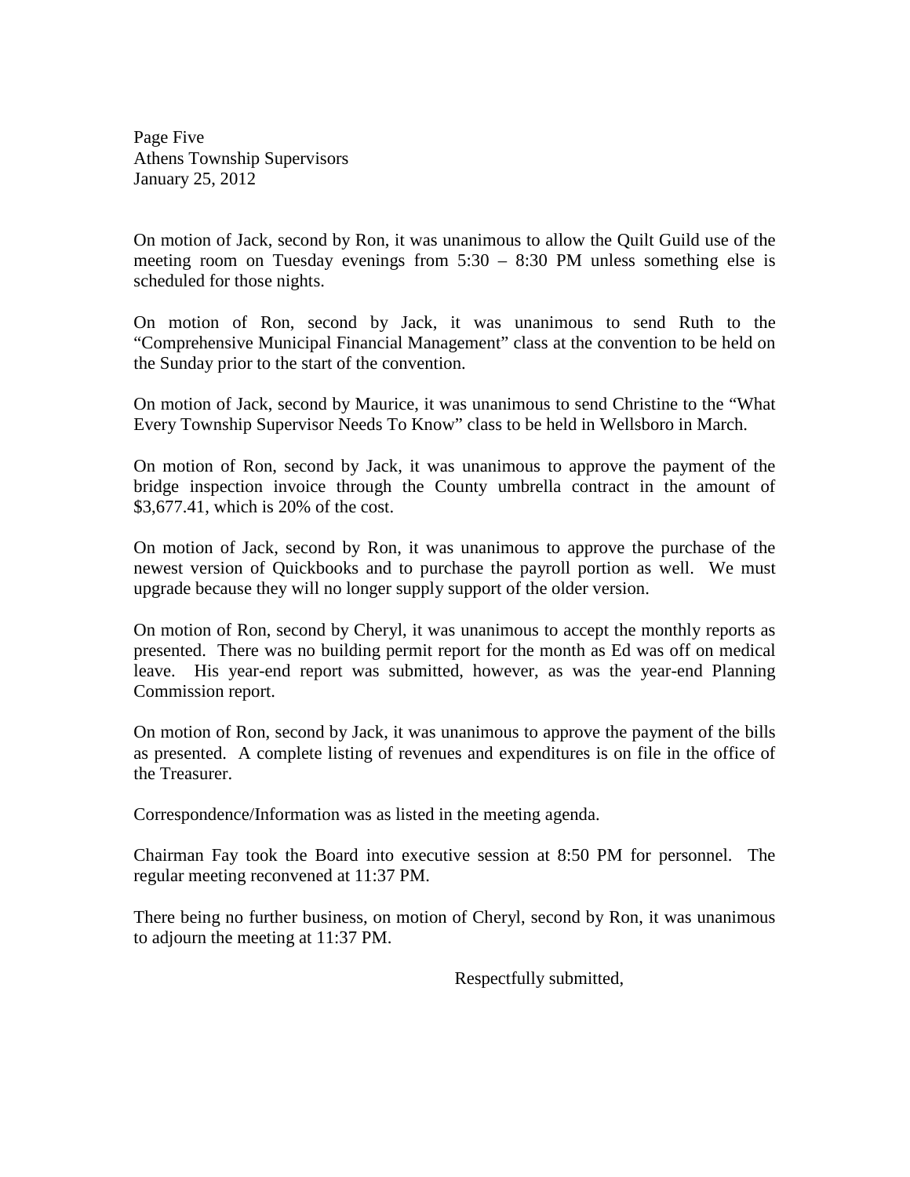Page Five
Athens Township Supervisors
January 25, 2012

On motion of Jack, second by Ron, it was unanimous to allow the Quilt Guild use of the meeting room on Tuesday evenings from 5:30 – 8:30 PM unless something else is scheduled for those nights.

On motion of Ron, second by Jack, it was unanimous to send Ruth to the "Comprehensive Municipal Financial Management" class at the convention to be held on the Sunday prior to the start of the convention.

On motion of Jack, second by Maurice, it was unanimous to send Christine to the "What Every Township Supervisor Needs To Know" class to be held in Wellsboro in March.

On motion of Ron, second by Jack, it was unanimous to approve the payment of the bridge inspection invoice through the County umbrella contract in the amount of $3,677.41, which is 20% of the cost.

On motion of Jack, second by Ron, it was unanimous to approve the purchase of the newest version of Quickbooks and to purchase the payroll portion as well. We must upgrade because they will no longer supply support of the older version.

On motion of Ron, second by Cheryl, it was unanimous to accept the monthly reports as presented. There was no building permit report for the month as Ed was off on medical leave. His year-end report was submitted, however, as was the year-end Planning Commission report.

On motion of Ron, second by Jack, it was unanimous to approve the payment of the bills as presented. A complete listing of revenues and expenditures is on file in the office of the Treasurer.

Correspondence/Information was as listed in the meeting agenda.

Chairman Fay took the Board into executive session at 8:50 PM for personnel. The regular meeting reconvened at 11:37 PM.

There being no further business, on motion of Cheryl, second by Ron, it was unanimous to adjourn the meeting at 11:37 PM.

Respectfully submitted,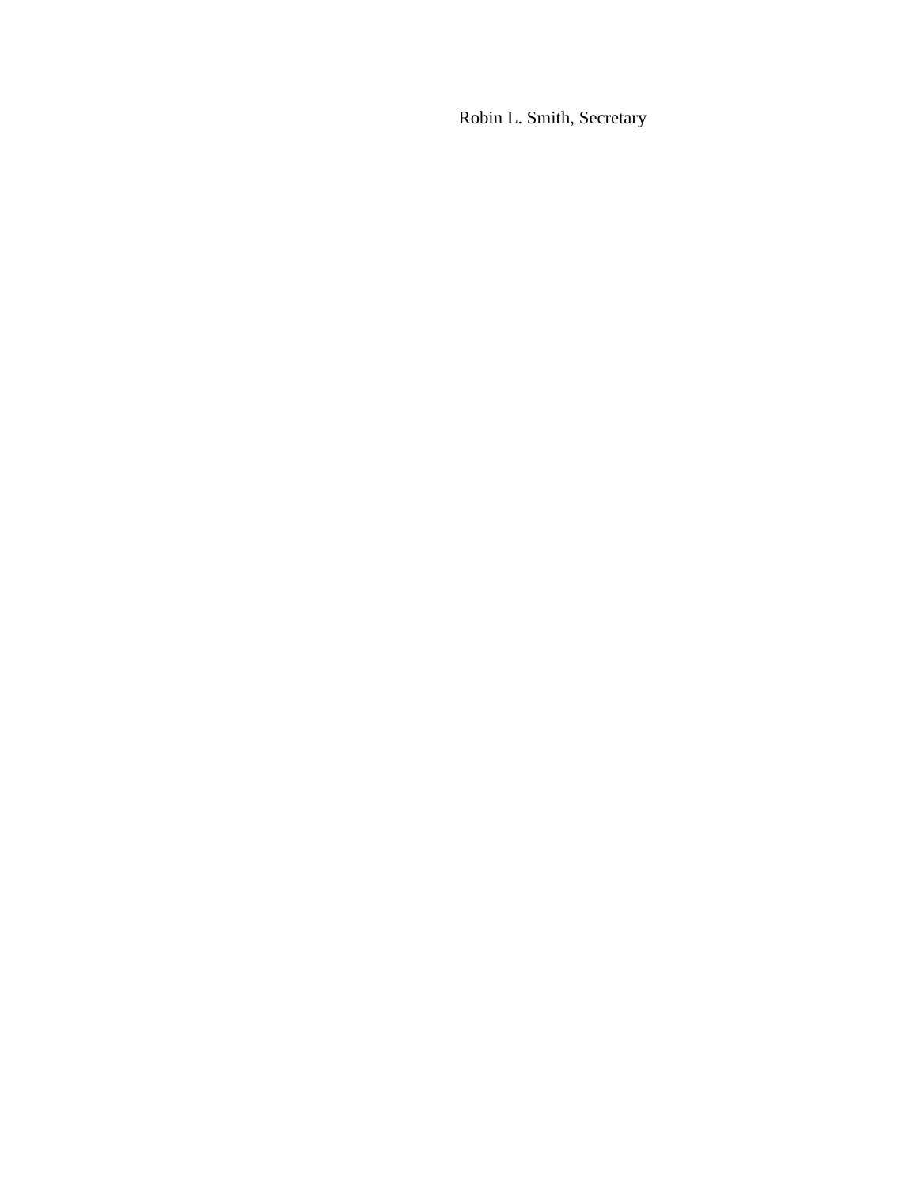Robin L. Smith, Secretary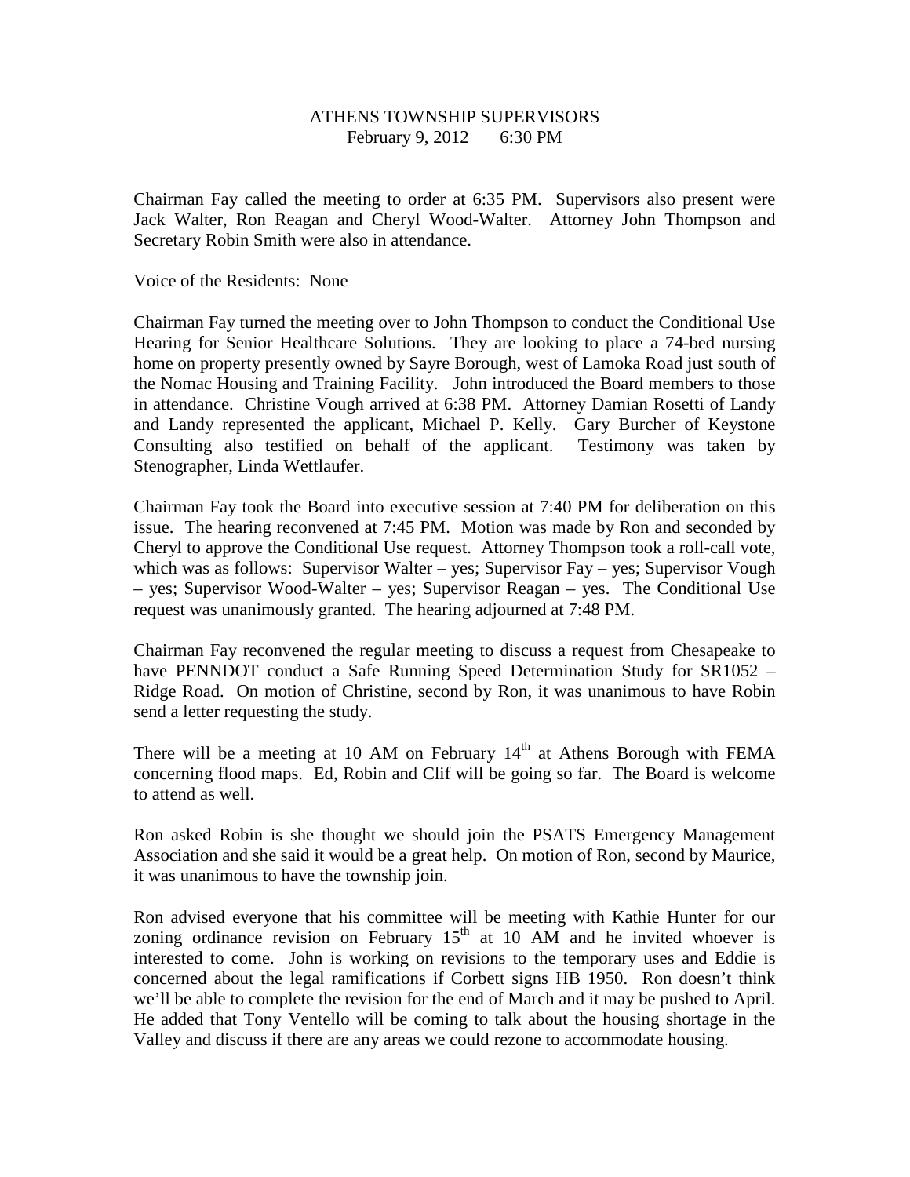ATHENS TOWNSHIP SUPERVISORS
February 9, 2012 6:30 PM

Chairman Fay called the meeting to order at 6:35 PM. Supervisors also present were Jack Walter, Ron Reagan and Cheryl Wood-Walter. Attorney John Thompson and Secretary Robin Smith were also in attendance.

Voice of the Residents: None

Chairman Fay turned the meeting over to John Thompson to conduct the Conditional Use Hearing for Senior Healthcare Solutions. They are looking to place a 74-bed nursing home on property presently owned by Sayre Borough, west of Lamoka Road just south of the Nomac Housing and Training Facility. John introduced the Board members to those in attendance. Christine Vough arrived at 6:38 PM. Attorney Damian Rosetti of Landy and Landy represented the applicant, Michael P. Kelly. Gary Burcher of Keystone Consulting also testified on behalf of the applicant. Testimony was taken by Stenographer, Linda Wettlaufer.

Chairman Fay took the Board into executive session at 7:40 PM for deliberation on this issue. The hearing reconvened at 7:45 PM. Motion was made by Ron and seconded by Cheryl to approve the Conditional Use request. Attorney Thompson took a roll-call vote, which was as follows: Supervisor Walter – yes; Supervisor Fay – yes; Supervisor Vough – yes; Supervisor Wood-Walter – yes; Supervisor Reagan – yes. The Conditional Use request was unanimously granted. The hearing adjourned at 7:48 PM.

Chairman Fay reconvened the regular meeting to discuss a request from Chesapeake to have PENNDOT conduct a Safe Running Speed Determination Study for SR1052 – Ridge Road. On motion of Christine, second by Ron, it was unanimous to have Robin send a letter requesting the study.

There will be a meeting at 10 AM on February 14th at Athens Borough with FEMA concerning flood maps. Ed, Robin and Clif will be going so far. The Board is welcome to attend as well.

Ron asked Robin is she thought we should join the PSATS Emergency Management Association and she said it would be a great help. On motion of Ron, second by Maurice, it was unanimous to have the township join.

Ron advised everyone that his committee will be meeting with Kathie Hunter for our zoning ordinance revision on February 15th at 10 AM and he invited whoever is interested to come. John is working on revisions to the temporary uses and Eddie is concerned about the legal ramifications if Corbett signs HB 1950. Ron doesn't think we'll be able to complete the revision for the end of March and it may be pushed to April. He added that Tony Ventello will be coming to talk about the housing shortage in the Valley and discuss if there are any areas we could rezone to accommodate housing.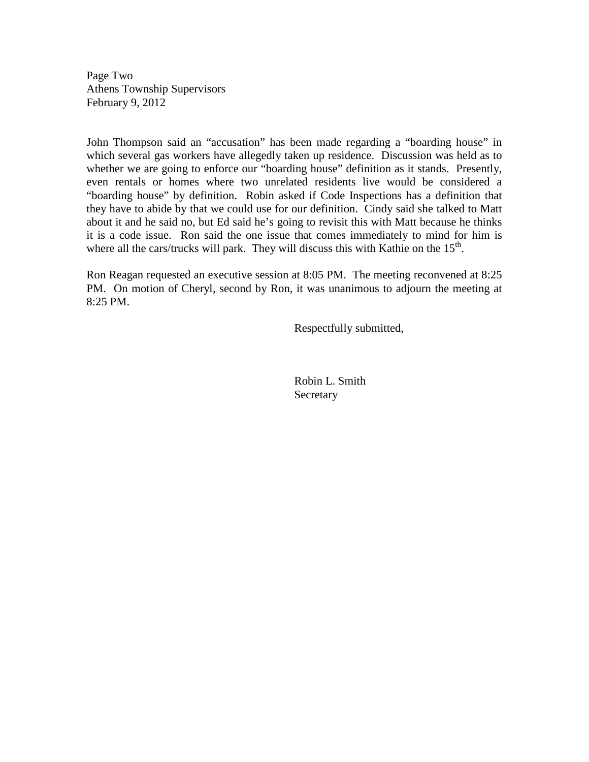Page Two
Athens Township Supervisors
February 9, 2012

John Thompson said an "accusation" has been made regarding a "boarding house" in which several gas workers have allegedly taken up residence. Discussion was held as to whether we are going to enforce our "boarding house" definition as it stands. Presently, even rentals or homes where two unrelated residents live would be considered a "boarding house" by definition. Robin asked if Code Inspections has a definition that they have to abide by that we could use for our definition. Cindy said she talked to Matt about it and he said no, but Ed said he's going to revisit this with Matt because he thinks it is a code issue. Ron said the one issue that comes immediately to mind for him is where all the cars/trucks will park. They will discuss this with Kathie on the 15th.

Ron Reagan requested an executive session at 8:05 PM. The meeting reconvened at 8:25 PM. On motion of Cheryl, second by Ron, it was unanimous to adjourn the meeting at 8:25 PM.

Respectfully submitted,

Robin L. Smith
Secretary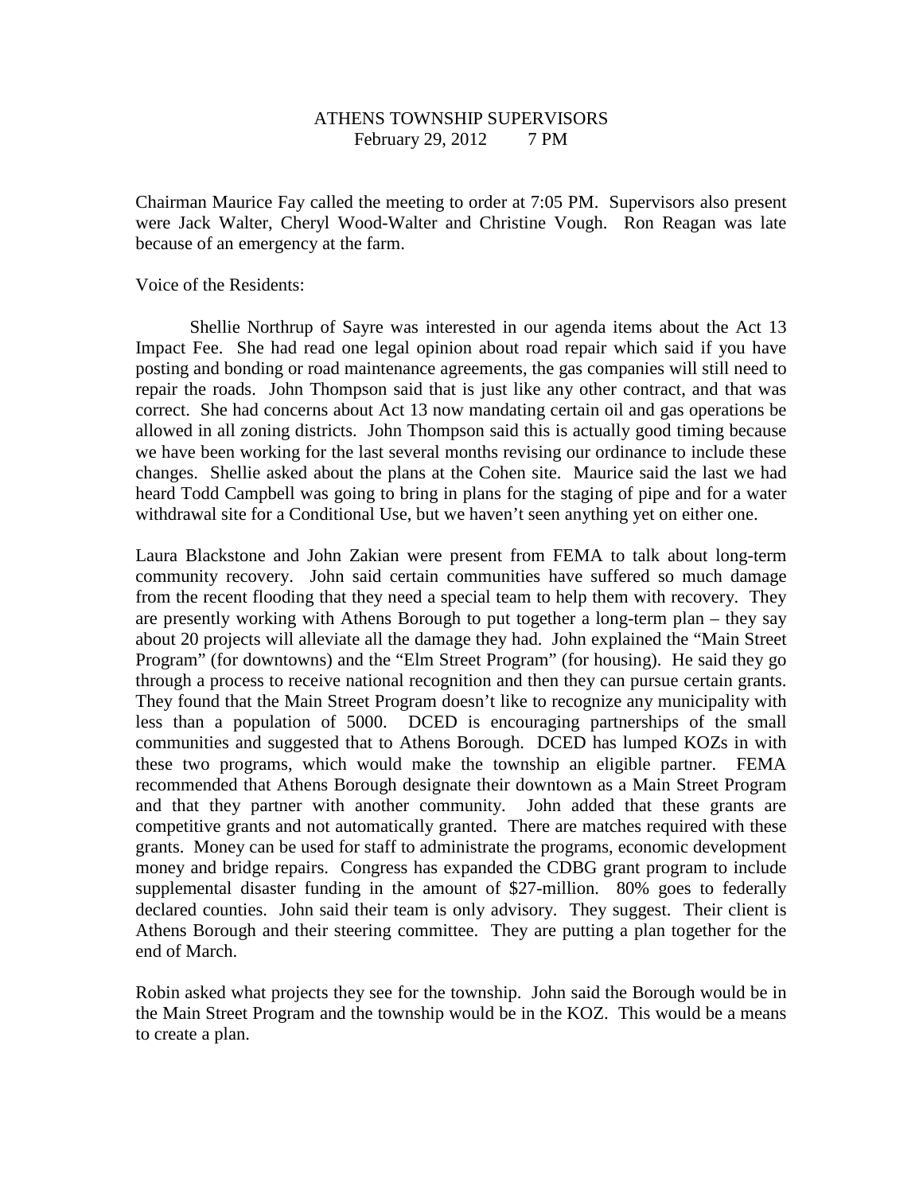# ATHENS TOWNSHIP SUPERVISORS
February 29, 2012 7 PM

Chairman Maurice Fay called the meeting to order at 7:05 PM. Supervisors also present were Jack Walter, Cheryl Wood-Walter and Christine Vough. Ron Reagan was late because of an emergency at the farm.

Voice of the Residents:

Shellie Northrup of Sayre was interested in our agenda items about the Act 13 Impact Fee. She had read one legal opinion about road repair which said if you have posting and bonding or road maintenance agreements, the gas companies will still need to repair the roads. John Thompson said that is just like any other contract, and that was correct. She had concerns about Act 13 now mandating certain oil and gas operations be allowed in all zoning districts. John Thompson said this is actually good timing because we have been working for the last several months revising our ordinance to include these changes. Shellie asked about the plans at the Cohen site. Maurice said the last we had heard Todd Campbell was going to bring in plans for the staging of pipe and for a water withdrawal site for a Conditional Use, but we haven't seen anything yet on either one.

Laura Blackstone and John Zakian were present from FEMA to talk about long-term community recovery. John said certain communities have suffered so much damage from the recent flooding that they need a special team to help them with recovery. They are presently working with Athens Borough to put together a long-term plan – they say about 20 projects will alleviate all the damage they had. John explained the "Main Street Program" (for downtowns) and the "Elm Street Program" (for housing). He said they go through a process to receive national recognition and then they can pursue certain grants. They found that the Main Street Program doesn't like to recognize any municipality with less than a population of 5000. DCED is encouraging partnerships of the small communities and suggested that to Athens Borough. DCED has lumped KOZs in with these two programs, which would make the township an eligible partner. FEMA recommended that Athens Borough designate their downtown as a Main Street Program and that they partner with another community. John added that these grants are competitive grants and not automatically granted. There are matches required with these grants. Money can be used for staff to administrate the programs, economic development money and bridge repairs. Congress has expanded the CDBG grant program to include supplemental disaster funding in the amount of $27-million. 80% goes to federally declared counties. John said their team is only advisory. They suggest. Their client is Athens Borough and their steering committee. They are putting a plan together for the end of March.

Robin asked what projects they see for the township. John said the Borough would be in the Main Street Program and the township would be in the KOZ. This would be a means to create a plan.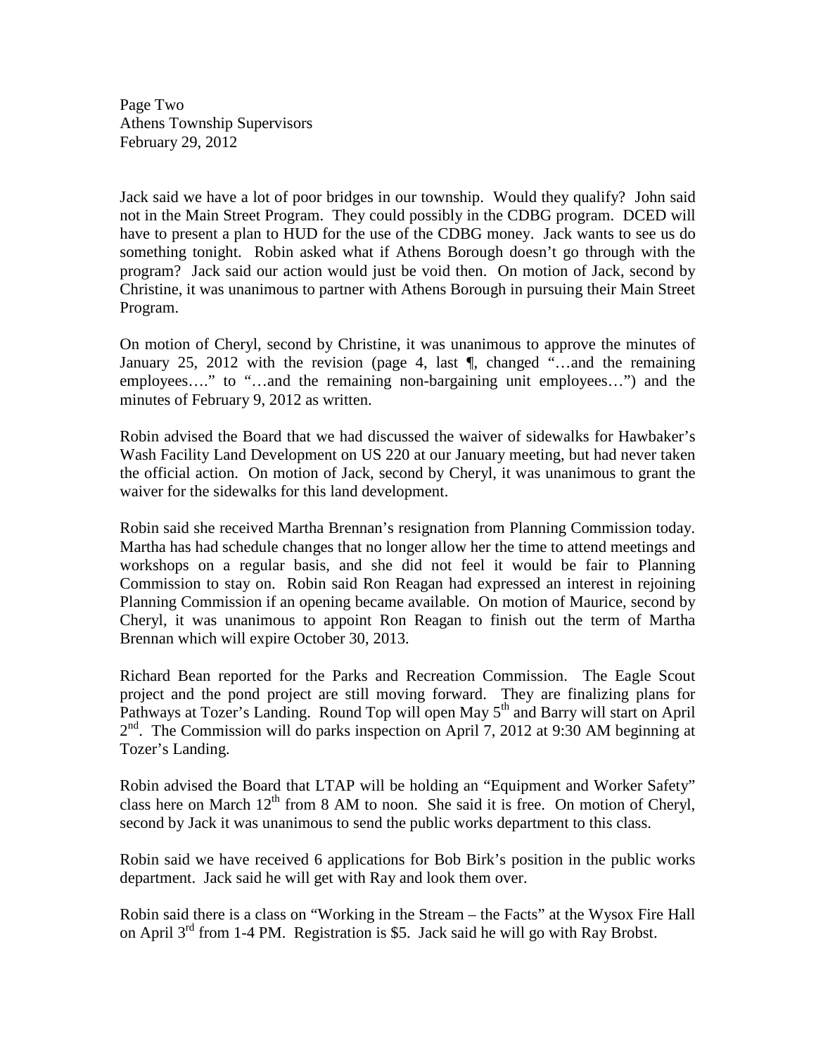Jack said we have a lot of poor bridges in our township. Would they qualify? John said not in the Main Street Program. They could possibly in the CDBG program. DCED will have to present a plan to HUD for the use of the CDBG money. Jack wants to see us do something tonight. Robin asked what if Athens Borough doesn't go through with the program? Jack said our action would just be void then. On motion of Jack, second by Christine, it was unanimous to partner with Athens Borough in pursuing their Main Street Program.

On motion of Cheryl, second by Christine, it was unanimous to approve the minutes of January 25, 2012 with the revision (page 4, last ¶, changed "…and the remaining employees…." to "…and the remaining non-bargaining unit employees…") and the minutes of February 9, 2012 as written.

Robin advised the Board that we had discussed the waiver of sidewalks for Hawbaker's Wash Facility Land Development on US 220 at our January meeting, but had never taken the official action. On motion of Jack, second by Cheryl, it was unanimous to grant the waiver for the sidewalks for this land development.

Robin said she received Martha Brennan's resignation from Planning Commission today. Martha has had schedule changes that no longer allow her the time to attend meetings and workshops on a regular basis, and she did not feel it would be fair to Planning Commission to stay on. Robin said Ron Reagan had expressed an interest in rejoining Planning Commission if an opening became available. On motion of Maurice, second by Cheryl, it was unanimous to appoint Ron Reagan to finish out the term of Martha Brennan which will expire October 30, 2013.

Richard Bean reported for the Parks and Recreation Commission. The Eagle Scout project and the pond project are still moving forward. They are finalizing plans for Pathways at Tozer's Landing. Round Top will open May 5th and Barry will start on April 2nd. The Commission will do parks inspection on April 7, 2012 at 9:30 AM beginning at Tozer's Landing.

Robin advised the Board that LTAP will be holding an "Equipment and Worker Safety" class here on March 12th from 8 AM to noon. She said it is free. On motion of Cheryl, second by Jack it was unanimous to send the public works department to this class.

Robin said we have received 6 applications for Bob Birk's position in the public works department. Jack said he will get with Ray and look them over.

Robin said there is a class on "Working in the Stream – the Facts" at the Wysox Fire Hall on April 3rd from 1-4 PM. Registration is $5. Jack said he will go with Ray Brobst.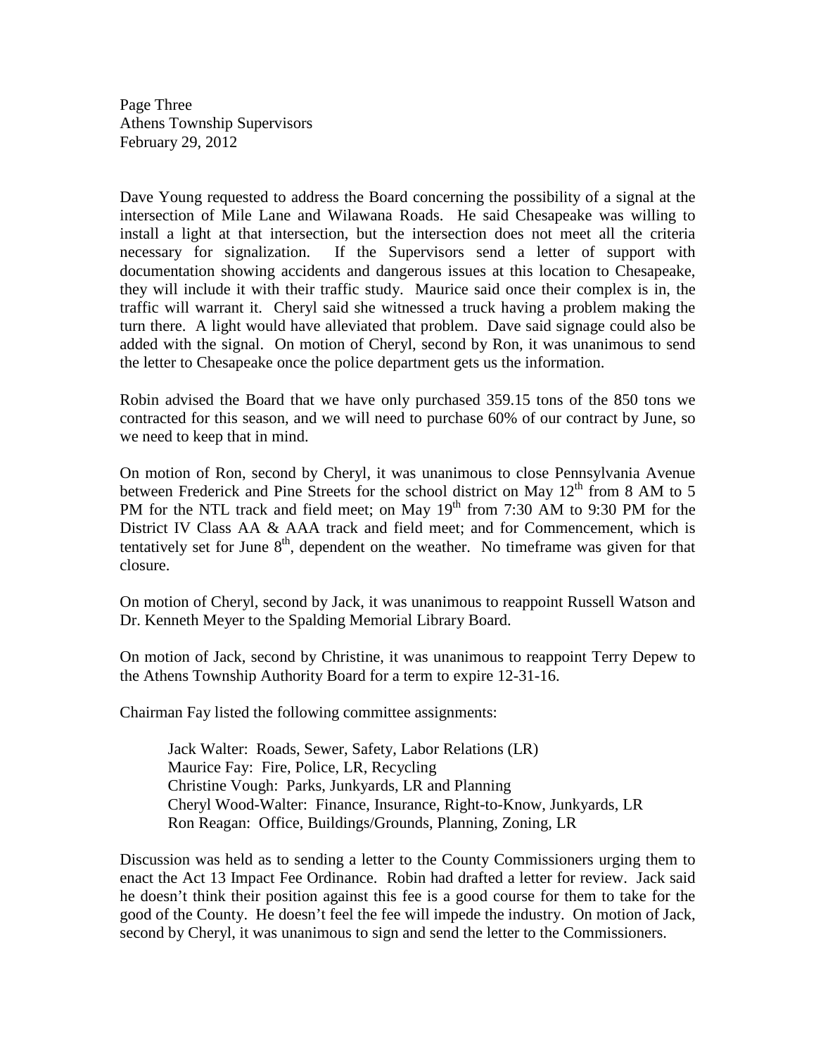Dave Young requested to address the Board concerning the possibility of a signal at the intersection of Mile Lane and Wilawana Roads. He said Chesapeake was willing to install a light at that intersection, but the intersection does not meet all the criteria necessary for signalization. If the Supervisors send a letter of support with documentation showing accidents and dangerous issues at this location to Chesapeake, they will include it with their traffic study. Maurice said once their complex is in, the traffic will warrant it. Cheryl said she witnessed a truck having a problem making the turn there. A light would have alleviated that problem. Dave said signage could also be added with the signal. On motion of Cheryl, second by Ron, it was unanimous to send the letter to Chesapeake once the police department gets us the information.

Robin advised the Board that we have only purchased 359.15 tons of the 850 tons we contracted for this season, and we will need to purchase 60% of our contract by June, so we need to keep that in mind.

On motion of Ron, second by Cheryl, it was unanimous to close Pennsylvania Avenue between Frederick and Pine Streets for the school district on May 12th from 8 AM to 5 PM for the NTL track and field meet; on May 19th from 7:30 AM to 9:30 PM for the District IV Class AA & AAA track and field meet; and for Commencement, which is tentatively set for June 8th, dependent on the weather. No timeframe was given for that closure.

On motion of Cheryl, second by Jack, it was unanimous to reappoint Russell Watson and Dr. Kenneth Meyer to the Spalding Memorial Library Board.

On motion of Jack, second by Christine, it was unanimous to reappoint Terry Depew to the Athens Township Authority Board for a term to expire 12-31-16.

Chairman Fay listed the following committee assignments:

Jack Walter: Roads, Sewer, Safety, Labor Relations (LR)
Maurice Fay: Fire, Police, LR, Recycling
Christine Vough: Parks, Junkyards, LR and Planning
Cheryl Wood-Walter: Finance, Insurance, Right-to-Know, Junkyards, LR
Ron Reagan: Office, Buildings/Grounds, Planning, Zoning, LR

Discussion was held as to sending a letter to the County Commissioners urging them to enact the Act 13 Impact Fee Ordinance. Robin had drafted a letter for review. Jack said he doesn't think their position against this fee is a good course for them to take for the good of the County. He doesn't feel the fee will impede the industry. On motion of Jack, second by Cheryl, it was unanimous to sign and send the letter to the Commissioners.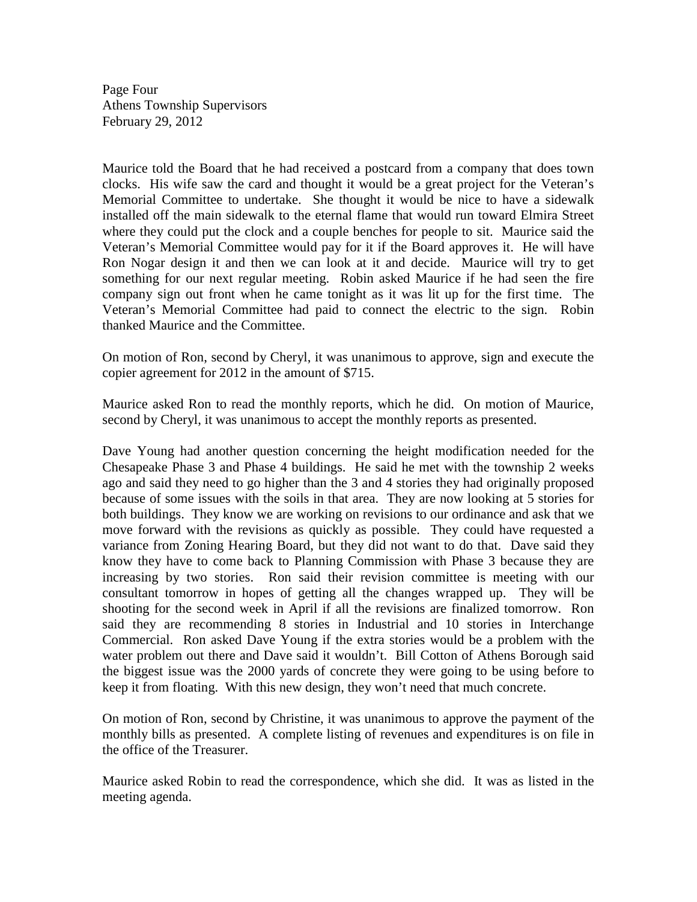Maurice told the Board that he had received a postcard from a company that does town clocks. His wife saw the card and thought it would be a great project for the Veteran's Memorial Committee to undertake. She thought it would be nice to have a sidewalk installed off the main sidewalk to the eternal flame that would run toward Elmira Street where they could put the clock and a couple benches for people to sit. Maurice said the Veteran's Memorial Committee would pay for it if the Board approves it. He will have Ron Nogar design it and then we can look at it and decide. Maurice will try to get something for our next regular meeting. Robin asked Maurice if he had seen the fire company sign out front when he came tonight as it was lit up for the first time. The Veteran's Memorial Committee had paid to connect the electric to the sign. Robin thanked Maurice and the Committee.

On motion of Ron, second by Cheryl, it was unanimous to approve, sign and execute the copier agreement for 2012 in the amount of $715.

Maurice asked Ron to read the monthly reports, which he did. On motion of Maurice, second by Cheryl, it was unanimous to accept the monthly reports as presented.

Dave Young had another question concerning the height modification needed for the Chesapeake Phase 3 and Phase 4 buildings. He said he met with the township 2 weeks ago and said they need to go higher than the 3 and 4 stories they had originally proposed because of some issues with the soils in that area. They are now looking at 5 stories for both buildings. They know we are working on revisions to our ordinance and ask that we move forward with the revisions as quickly as possible. They could have requested a variance from Zoning Hearing Board, but they did not want to do that. Dave said they know they have to come back to Planning Commission with Phase 3 because they are increasing by two stories. Ron said their revision committee is meeting with our consultant tomorrow in hopes of getting all the changes wrapped up. They will be shooting for the second week in April if all the revisions are finalized tomorrow. Ron said they are recommending 8 stories in Industrial and 10 stories in Interchange Commercial. Ron asked Dave Young if the extra stories would be a problem with the water problem out there and Dave said it wouldn't. Bill Cotton of Athens Borough said the biggest issue was the 2000 yards of concrete they were going to be using before to keep it from floating. With this new design, they won't need that much concrete.

On motion of Ron, second by Christine, it was unanimous to approve the payment of the monthly bills as presented. A complete listing of revenues and expenditures is on file in the office of the Treasurer.

Maurice asked Robin to read the correspondence, which she did. It was as listed in the meeting agenda.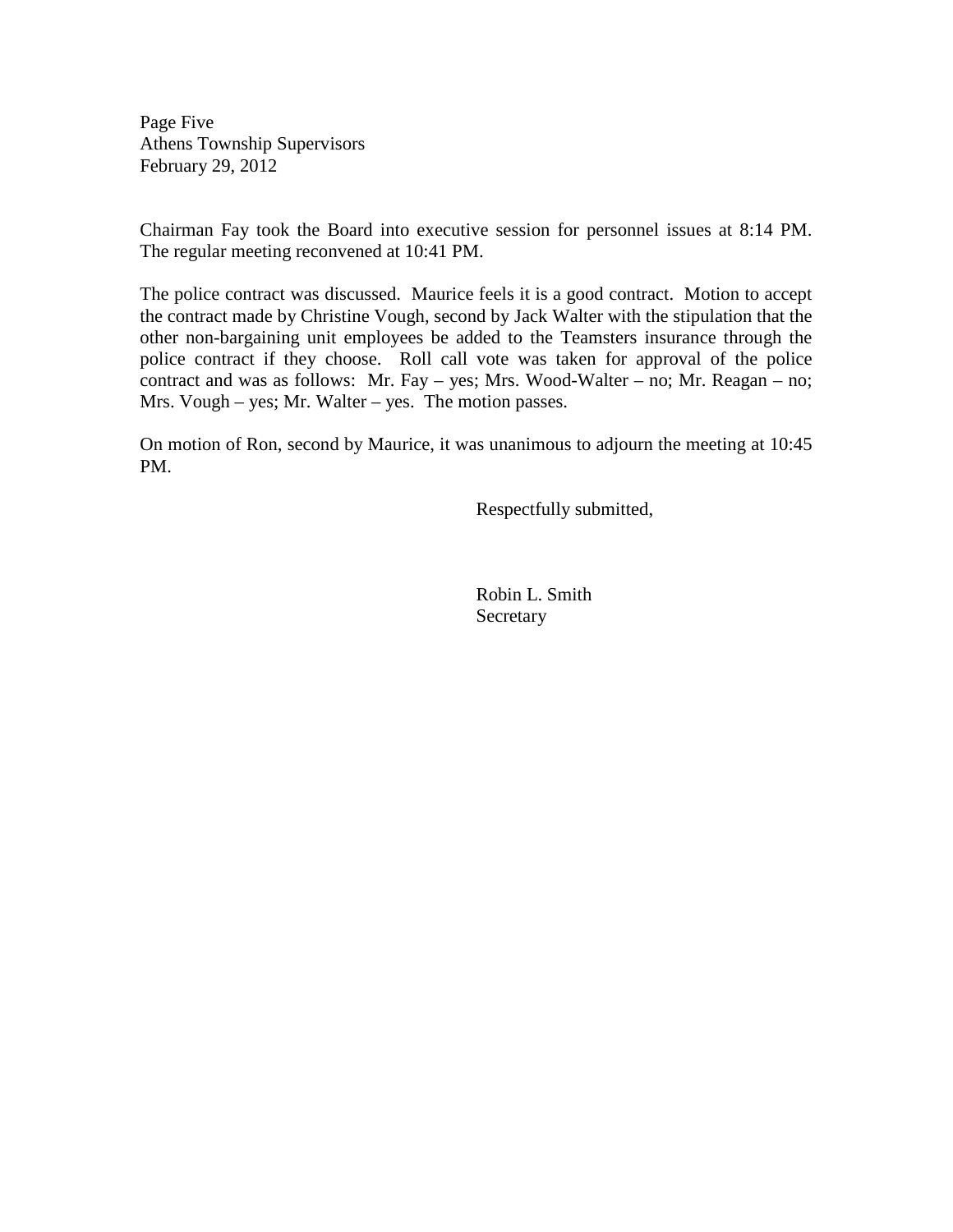Chairman Fay took the Board into executive session for personnel issues at 8:14 PM. The regular meeting reconvened at 10:41 PM.

The police contract was discussed. Maurice feels it is a good contract. Motion to accept the contract made by Christine Vough, second by Jack Walter with the stipulation that the other non-bargaining unit employees be added to the Teamsters insurance through the police contract if they choose. Roll call vote was taken for approval of the police contract and was as follows: Mr. Fay – yes; Mrs. Wood-Walter – no; Mr. Reagan – no; Mrs. Vough – yes; Mr. Walter – yes. The motion passes.

On motion of Ron, second by Maurice, it was unanimous to adjourn the meeting at 10:45 PM.

Respectfully submitted,

Robin L. Smith
Secretary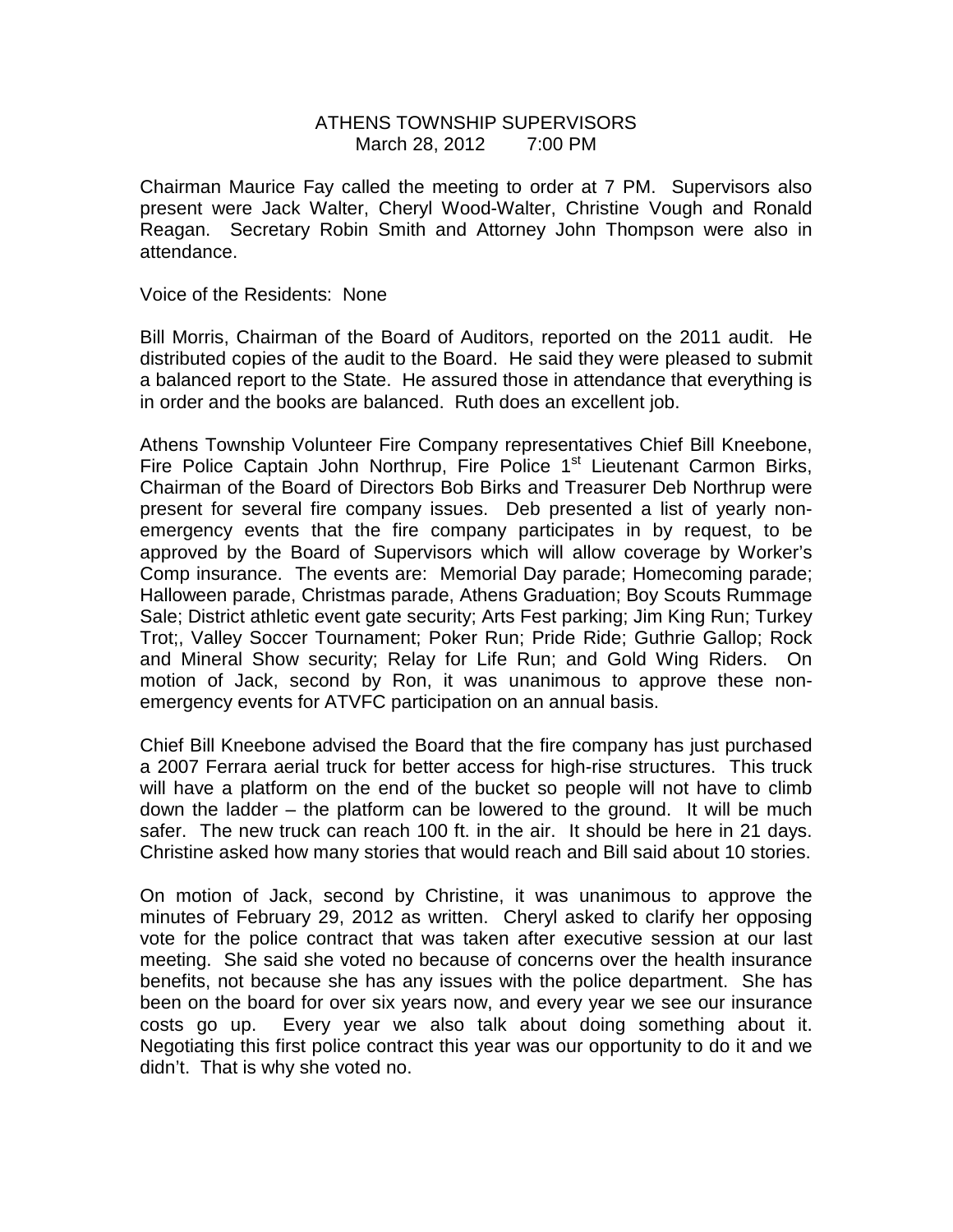ATHENS TOWNSHIP SUPERVISORS
March 28, 2012 7:00 PM

Chairman Maurice Fay called the meeting to order at 7 PM. Supervisors also present were Jack Walter, Cheryl Wood-Walter, Christine Vough and Ronald Reagan. Secretary Robin Smith and Attorney John Thompson were also in attendance.

Voice of the Residents: None

Bill Morris, Chairman of the Board of Auditors, reported on the 2011 audit. He distributed copies of the audit to the Board. He said they were pleased to submit a balanced report to the State. He assured those in attendance that everything is in order and the books are balanced. Ruth does an excellent job.

Athens Township Volunteer Fire Company representatives Chief Bill Kneebone, Fire Police Captain John Northrup, Fire Police 1st Lieutenant Carmon Birks, Chairman of the Board of Directors Bob Birks and Treasurer Deb Northrup were present for several fire company issues. Deb presented a list of yearly non-emergency events that the fire company participates in by request, to be approved by the Board of Supervisors which will allow coverage by Worker's Comp insurance. The events are: Memorial Day parade; Homecoming parade; Halloween parade, Christmas parade, Athens Graduation; Boy Scouts Rummage Sale; District athletic event gate security; Arts Fest parking; Jim King Run; Turkey Trot;, Valley Soccer Tournament; Poker Run; Pride Ride; Guthrie Gallop; Rock and Mineral Show security; Relay for Life Run; and Gold Wing Riders. On motion of Jack, second by Ron, it was unanimous to approve these non-emergency events for ATVFC participation on an annual basis.

Chief Bill Kneebone advised the Board that the fire company has just purchased a 2007 Ferrara aerial truck for better access for high-rise structures. This truck will have a platform on the end of the bucket so people will not have to climb down the ladder – the platform can be lowered to the ground. It will be much safer. The new truck can reach 100 ft. in the air. It should be here in 21 days. Christine asked how many stories that would reach and Bill said about 10 stories.

On motion of Jack, second by Christine, it was unanimous to approve the minutes of February 29, 2012 as written. Cheryl asked to clarify her opposing vote for the police contract that was taken after executive session at our last meeting. She said she voted no because of concerns over the health insurance benefits, not because she has any issues with the police department. She has been on the board for over six years now, and every year we see our insurance costs go up. Every year we also talk about doing something about it. Negotiating this first police contract this year was our opportunity to do it and we didn't. That is why she voted no.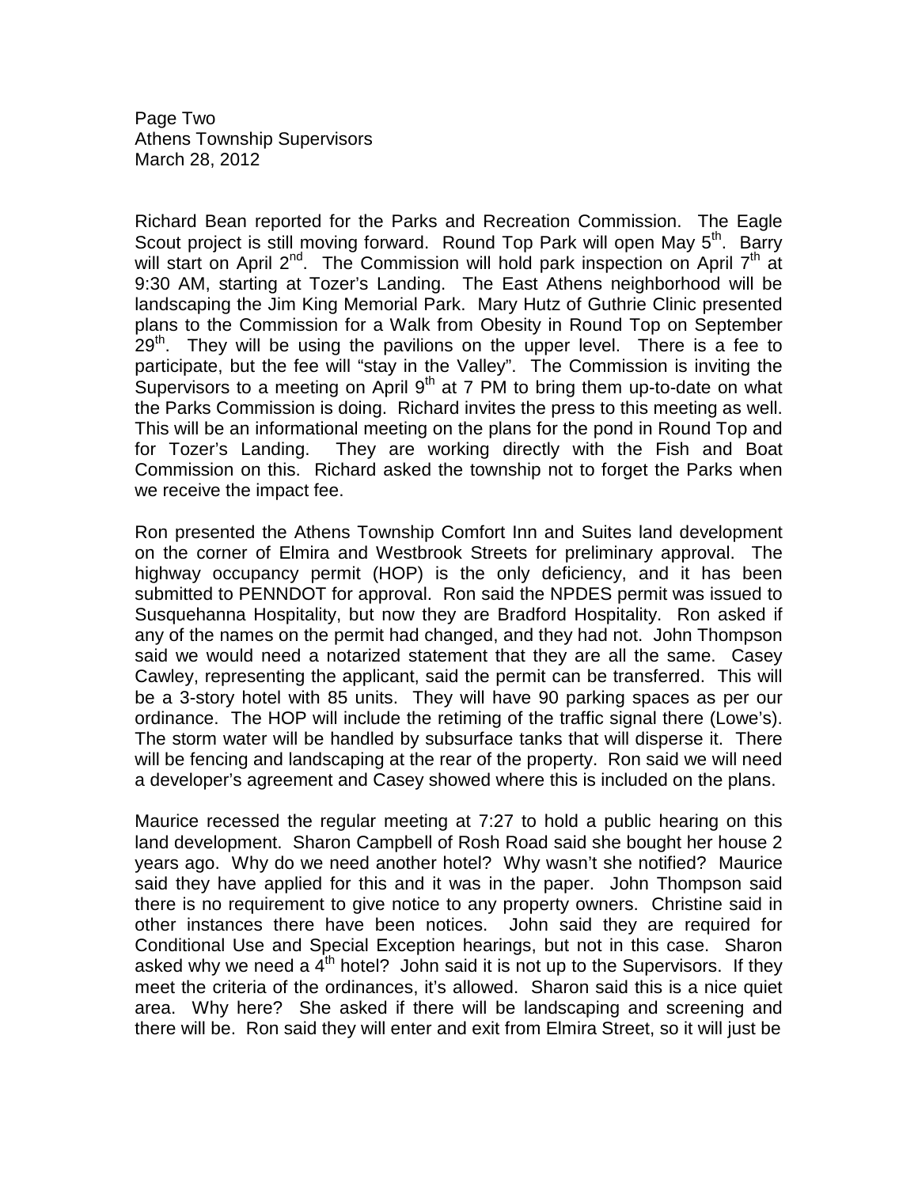Page Two
Athens Township Supervisors
March 28, 2012

Richard Bean reported for the Parks and Recreation Commission. The Eagle Scout project is still moving forward. Round Top Park will open May 5th. Barry will start on April 2nd. The Commission will hold park inspection on April 7th at 9:30 AM, starting at Tozer's Landing. The East Athens neighborhood will be landscaping the Jim King Memorial Park. Mary Hutz of Guthrie Clinic presented plans to the Commission for a Walk from Obesity in Round Top on September 29th. They will be using the pavilions on the upper level. There is a fee to participate, but the fee will "stay in the Valley". The Commission is inviting the Supervisors to a meeting on April 9th at 7 PM to bring them up-to-date on what the Parks Commission is doing. Richard invites the press to this meeting as well. This will be an informational meeting on the plans for the pond in Round Top and for Tozer's Landing. They are working directly with the Fish and Boat Commission on this. Richard asked the township not to forget the Parks when we receive the impact fee.

Ron presented the Athens Township Comfort Inn and Suites land development on the corner of Elmira and Westbrook Streets for preliminary approval. The highway occupancy permit (HOP) is the only deficiency, and it has been submitted to PENNDOT for approval. Ron said the NPDES permit was issued to Susquehanna Hospitality, but now they are Bradford Hospitality. Ron asked if any of the names on the permit had changed, and they had not. John Thompson said we would need a notarized statement that they are all the same. Casey Cawley, representing the applicant, said the permit can be transferred. This will be a 3-story hotel with 85 units. They will have 90 parking spaces as per our ordinance. The HOP will include the retiming of the traffic signal there (Lowe's). The storm water will be handled by subsurface tanks that will disperse it. There will be fencing and landscaping at the rear of the property. Ron said we will need a developer's agreement and Casey showed where this is included on the plans.

Maurice recessed the regular meeting at 7:27 to hold a public hearing on this land development. Sharon Campbell of Rosh Road said she bought her house 2 years ago. Why do we need another hotel? Why wasn't she notified? Maurice said they have applied for this and it was in the paper. John Thompson said there is no requirement to give notice to any property owners. Christine said in other instances there have been notices. John said they are required for Conditional Use and Special Exception hearings, but not in this case. Sharon asked why we need a 4th hotel? John said it is not up to the Supervisors. If they meet the criteria of the ordinances, it's allowed. Sharon said this is a nice quiet area. Why here? She asked if there will be landscaping and screening and there will be. Ron said they will enter and exit from Elmira Street, so it will just be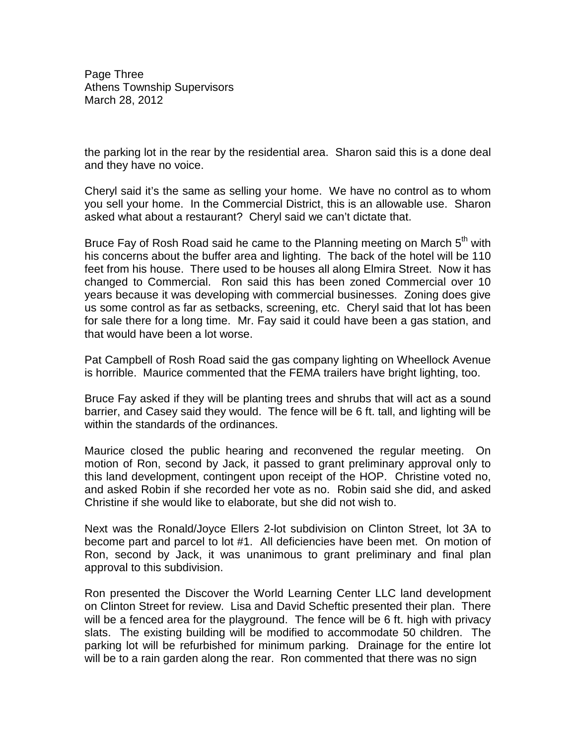the parking lot in the rear by the residential area. Sharon said this is a done deal and they have no voice.

Cheryl said it's the same as selling your home. We have no control as to whom you sell your home. In the Commercial District, this is an allowable use. Sharon asked what about a restaurant? Cheryl said we can't dictate that.

Bruce Fay of Rosh Road said he came to the Planning meeting on March 5th with his concerns about the buffer area and lighting. The back of the hotel will be 110 feet from his house. There used to be houses all along Elmira Street. Now it has changed to Commercial. Ron said this has been zoned Commercial over 10 years because it was developing with commercial businesses. Zoning does give us some control as far as setbacks, screening, etc. Cheryl said that lot has been for sale there for a long time. Mr. Fay said it could have been a gas station, and that would have been a lot worse.

Pat Campbell of Rosh Road said the gas company lighting on Wheellock Avenue is horrible. Maurice commented that the FEMA trailers have bright lighting, too.

Bruce Fay asked if they will be planting trees and shrubs that will act as a sound barrier, and Casey said they would. The fence will be 6 ft. tall, and lighting will be within the standards of the ordinances.

Maurice closed the public hearing and reconvened the regular meeting. On motion of Ron, second by Jack, it passed to grant preliminary approval only to this land development, contingent upon receipt of the HOP. Christine voted no, and asked Robin if she recorded her vote as no. Robin said she did, and asked Christine if she would like to elaborate, but she did not wish to.

Next was the Ronald/Joyce Ellers 2-lot subdivision on Clinton Street, lot 3A to become part and parcel to lot #1. All deficiencies have been met. On motion of Ron, second by Jack, it was unanimous to grant preliminary and final plan approval to this subdivision.

Ron presented the Discover the World Learning Center LLC land development on Clinton Street for review. Lisa and David Scheftic presented their plan. There will be a fenced area for the playground. The fence will be 6 ft. high with privacy slats. The existing building will be modified to accommodate 50 children. The parking lot will be refurbished for minimum parking. Drainage for the entire lot will be to a rain garden along the rear. Ron commented that there was no sign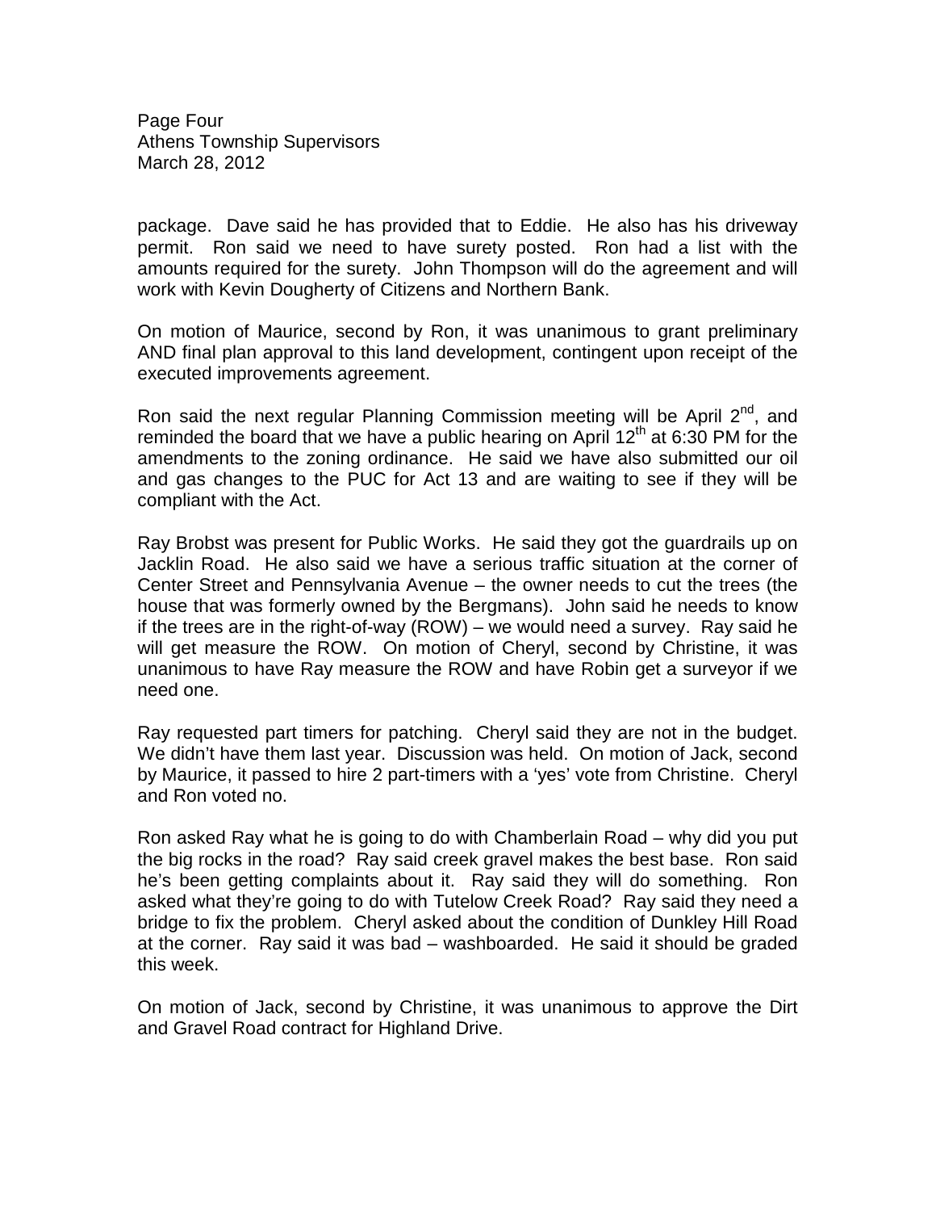package. Dave said he has provided that to Eddie. He also has his driveway permit. Ron said we need to have surety posted. Ron had a list with the amounts required for the surety. John Thompson will do the agreement and will work with Kevin Dougherty of Citizens and Northern Bank.

On motion of Maurice, second by Ron, it was unanimous to grant preliminary AND final plan approval to this land development, contingent upon receipt of the executed improvements agreement.

Ron said the next regular Planning Commission meeting will be April 2nd, and reminded the board that we have a public hearing on April 12th at 6:30 PM for the amendments to the zoning ordinance. He said we have also submitted our oil and gas changes to the PUC for Act 13 and are waiting to see if they will be compliant with the Act.

Ray Brobst was present for Public Works. He said they got the guardrails up on Jacklin Road. He also said we have a serious traffic situation at the corner of Center Street and Pennsylvania Avenue – the owner needs to cut the trees (the house that was formerly owned by the Bergmans). John said he needs to know if the trees are in the right-of-way (ROW) – we would need a survey. Ray said he will get measure the ROW. On motion of Cheryl, second by Christine, it was unanimous to have Ray measure the ROW and have Robin get a surveyor if we need one.

Ray requested part timers for patching. Cheryl said they are not in the budget. We didn't have them last year. Discussion was held. On motion of Jack, second by Maurice, it passed to hire 2 part-timers with a 'yes' vote from Christine. Cheryl and Ron voted no.

Ron asked Ray what he is going to do with Chamberlain Road – why did you put the big rocks in the road? Ray said creek gravel makes the best base. Ron said he's been getting complaints about it. Ray said they will do something. Ron asked what they're going to do with Tutelow Creek Road? Ray said they need a bridge to fix the problem. Cheryl asked about the condition of Dunkley Hill Road at the corner. Ray said it was bad – washboarded. He said it should be graded this week.

On motion of Jack, second by Christine, it was unanimous to approve the Dirt and Gravel Road contract for Highland Drive.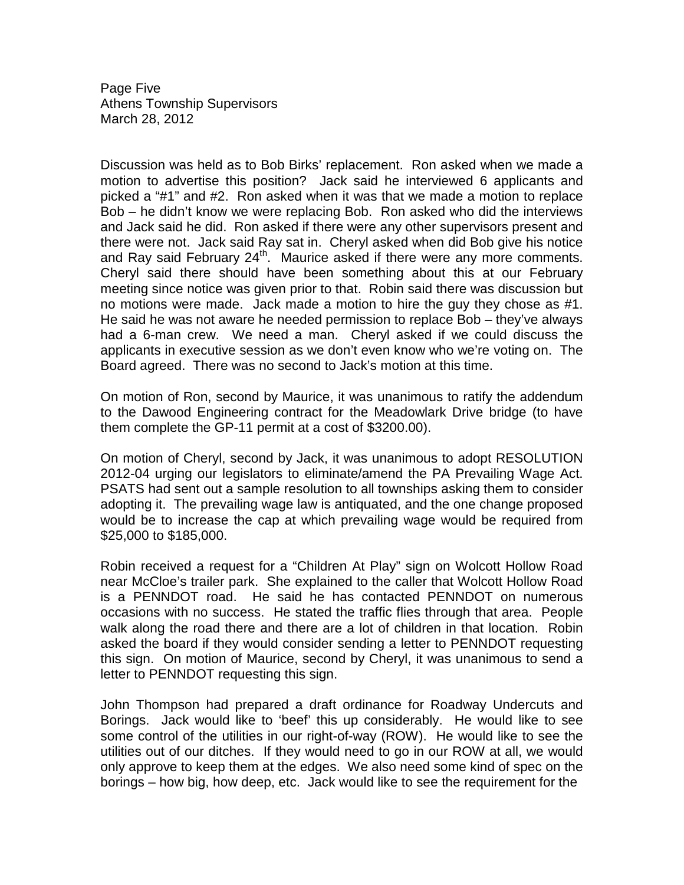Discussion was held as to Bob Birks' replacement. Ron asked when we made a motion to advertise this position? Jack said he interviewed 6 applicants and picked a "#1" and #2. Ron asked when it was that we made a motion to replace Bob – he didn't know we were replacing Bob. Ron asked who did the interviews and Jack said he did. Ron asked if there were any other supervisors present and there were not. Jack said Ray sat in. Cheryl asked when did Bob give his notice and Ray said February 24th. Maurice asked if there were any more comments. Cheryl said there should have been something about this at our February meeting since notice was given prior to that. Robin said there was discussion but no motions were made. Jack made a motion to hire the guy they chose as #1. He said he was not aware he needed permission to replace Bob – they've always had a 6-man crew. We need a man. Cheryl asked if we could discuss the applicants in executive session as we don't even know who we're voting on. The Board agreed. There was no second to Jack's motion at this time.

On motion of Ron, second by Maurice, it was unanimous to ratify the addendum to the Dawood Engineering contract for the Meadowlark Drive bridge (to have them complete the GP-11 permit at a cost of $3200.00).

On motion of Cheryl, second by Jack, it was unanimous to adopt RESOLUTION 2012-04 urging our legislators to eliminate/amend the PA Prevailing Wage Act. PSATS had sent out a sample resolution to all townships asking them to consider adopting it. The prevailing wage law is antiquated, and the one change proposed would be to increase the cap at which prevailing wage would be required from $25,000 to $185,000.

Robin received a request for a "Children At Play" sign on Wolcott Hollow Road near McCloe's trailer park. She explained to the caller that Wolcott Hollow Road is a PENNDOT road. He said he has contacted PENNDOT on numerous occasions with no success. He stated the traffic flies through that area. People walk along the road there and there are a lot of children in that location. Robin asked the board if they would consider sending a letter to PENNDOT requesting this sign. On motion of Maurice, second by Cheryl, it was unanimous to send a letter to PENNDOT requesting this sign.

John Thompson had prepared a draft ordinance for Roadway Undercuts and Borings. Jack would like to 'beef' this up considerably. He would like to see some control of the utilities in our right-of-way (ROW). He would like to see the utilities out of our ditches. If they would need to go in our ROW at all, we would only approve to keep them at the edges. We also need some kind of spec on the borings – how big, how deep, etc. Jack would like to see the requirement for the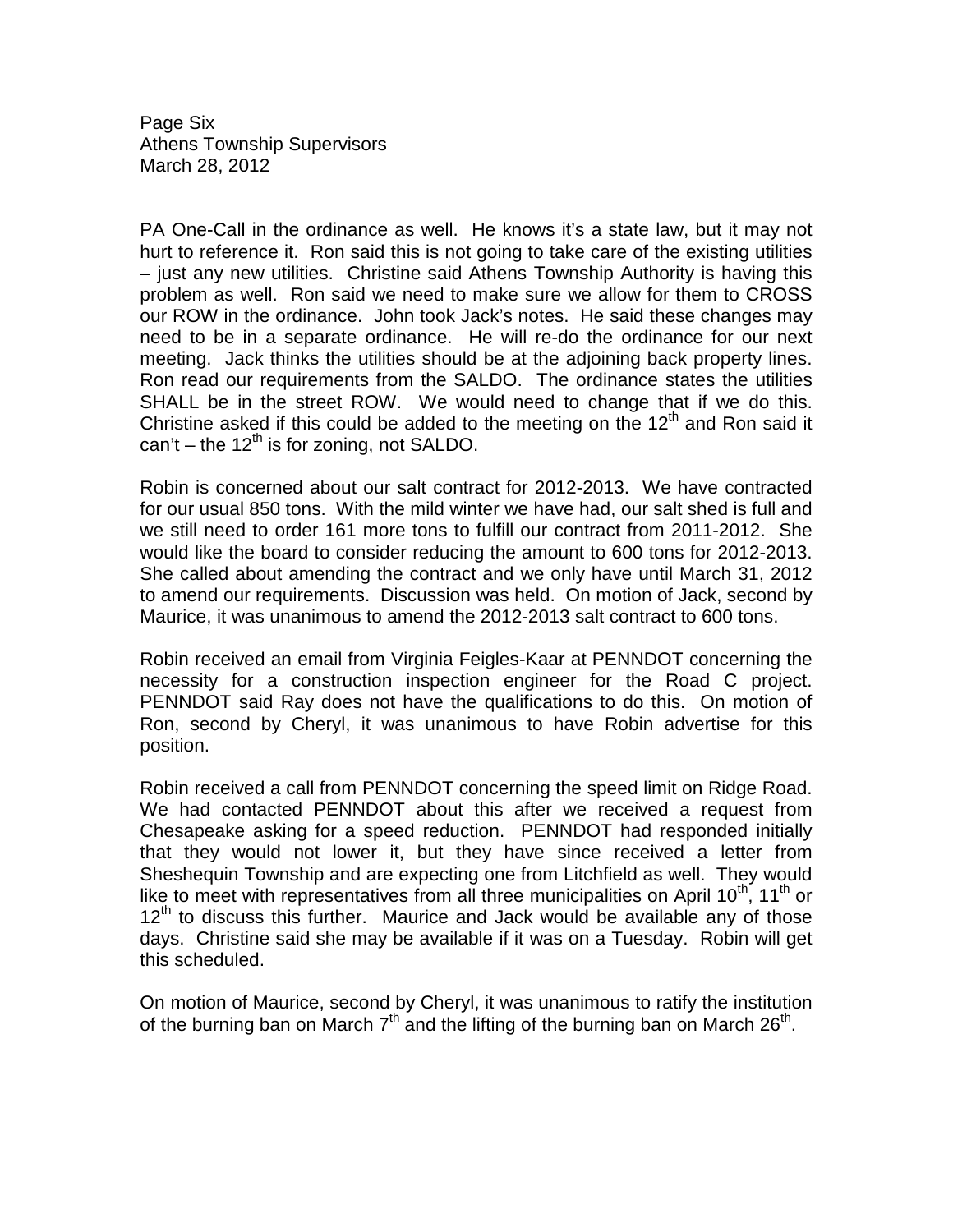PA One-Call in the ordinance as well. He knows it's a state law, but it may not hurt to reference it. Ron said this is not going to take care of the existing utilities – just any new utilities. Christine said Athens Township Authority is having this problem as well. Ron said we need to make sure we allow for them to CROSS our ROW in the ordinance. John took Jack's notes. He said these changes may need to be in a separate ordinance. He will re-do the ordinance for our next meeting. Jack thinks the utilities should be at the adjoining back property lines. Ron read our requirements from the SALDO. The ordinance states the utilities SHALL be in the street ROW. We would need to change that if we do this. Christine asked if this could be added to the meeting on the 12th and Ron said it can't – the 12th is for zoning, not SALDO.

Robin is concerned about our salt contract for 2012-2013. We have contracted for our usual 850 tons. With the mild winter we have had, our salt shed is full and we still need to order 161 more tons to fulfill our contract from 2011-2012. She would like the board to consider reducing the amount to 600 tons for 2012-2013. She called about amending the contract and we only have until March 31, 2012 to amend our requirements. Discussion was held. On motion of Jack, second by Maurice, it was unanimous to amend the 2012-2013 salt contract to 600 tons.

Robin received an email from Virginia Feigles-Kaar at PENNDOT concerning the necessity for a construction inspection engineer for the Road C project. PENNDOT said Ray does not have the qualifications to do this. On motion of Ron, second by Cheryl, it was unanimous to have Robin advertise for this position.

Robin received a call from PENNDOT concerning the speed limit on Ridge Road. We had contacted PENNDOT about this after we received a request from Chesapeake asking for a speed reduction. PENNDOT had responded initially that they would not lower it, but they have since received a letter from Sheshequin Township and are expecting one from Litchfield as well. They would like to meet with representatives from all three municipalities on April 10th, 11th or 12th to discuss this further. Maurice and Jack would be available any of those days. Christine said she may be available if it was on a Tuesday. Robin will get this scheduled.

On motion of Maurice, second by Cheryl, it was unanimous to ratify the institution of the burning ban on March 7th and the lifting of the burning ban on March 26th.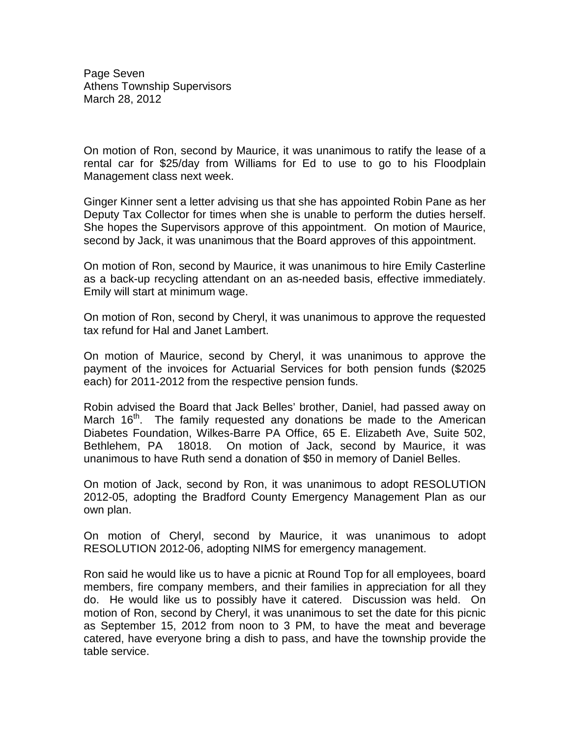On motion of Ron, second by Maurice, it was unanimous to ratify the lease of a rental car for $25/day from Williams for Ed to use to go to his Floodplain Management class next week.

Ginger Kinner sent a letter advising us that she has appointed Robin Pane as her Deputy Tax Collector for times when she is unable to perform the duties herself. She hopes the Supervisors approve of this appointment. On motion of Maurice, second by Jack, it was unanimous that the Board approves of this appointment.

On motion of Ron, second by Maurice, it was unanimous to hire Emily Casterline as a back-up recycling attendant on an as-needed basis, effective immediately. Emily will start at minimum wage.

On motion of Ron, second by Cheryl, it was unanimous to approve the requested tax refund for Hal and Janet Lambert.

On motion of Maurice, second by Cheryl, it was unanimous to approve the payment of the invoices for Actuarial Services for both pension funds ($2025 each) for 2011-2012 from the respective pension funds.

Robin advised the Board that Jack Belles' brother, Daniel, had passed away on March 16th. The family requested any donations be made to the American Diabetes Foundation, Wilkes-Barre PA Office, 65 E. Elizabeth Ave, Suite 502, Bethlehem, PA 18018. On motion of Jack, second by Maurice, it was unanimous to have Ruth send a donation of $50 in memory of Daniel Belles.

On motion of Jack, second by Ron, it was unanimous to adopt RESOLUTION 2012-05, adopting the Bradford County Emergency Management Plan as our own plan.

On motion of Cheryl, second by Maurice, it was unanimous to adopt RESOLUTION 2012-06, adopting NIMS for emergency management.

Ron said he would like us to have a picnic at Round Top for all employees, board members, fire company members, and their families in appreciation for all they do. He would like us to possibly have it catered. Discussion was held. On motion of Ron, second by Cheryl, it was unanimous to set the date for this picnic as September 15, 2012 from noon to 3 PM, to have the meat and beverage catered, have everyone bring a dish to pass, and have the township provide the table service.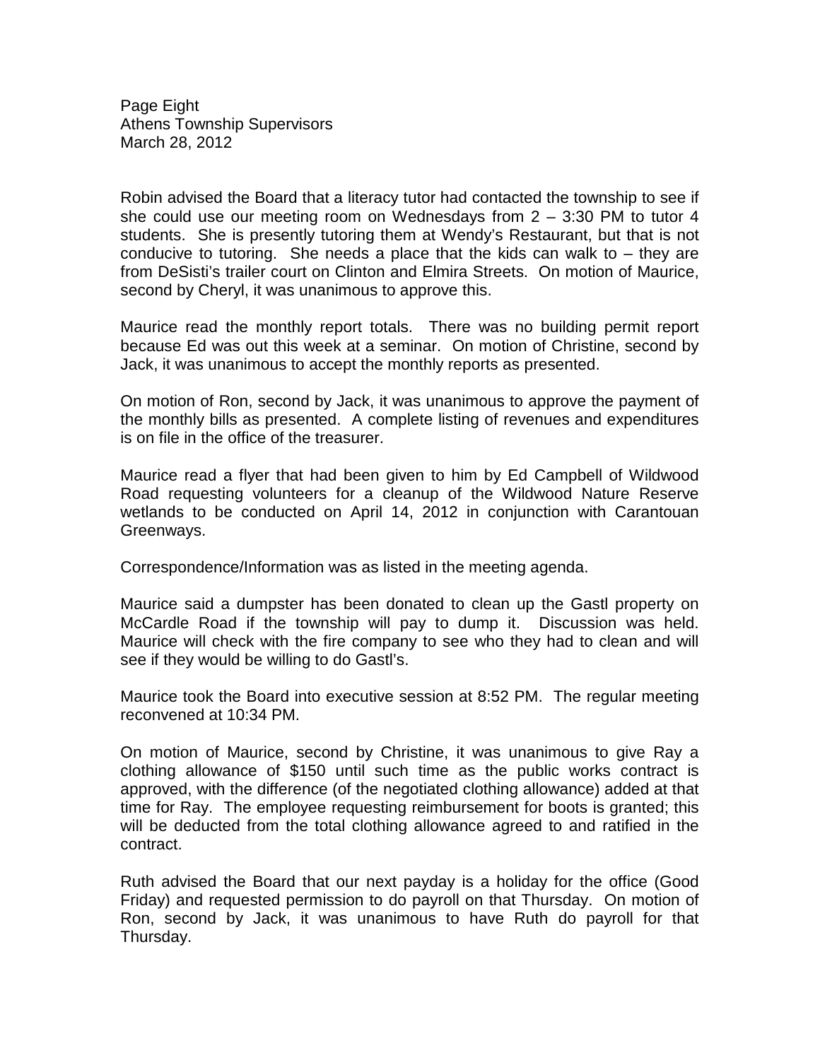Robin advised the Board that a literacy tutor had contacted the township to see if she could use our meeting room on Wednesdays from 2 – 3:30 PM to tutor 4 students. She is presently tutoring them at Wendy's Restaurant, but that is not conducive to tutoring. She needs a place that the kids can walk to – they are from DeSisti's trailer court on Clinton and Elmira Streets. On motion of Maurice, second by Cheryl, it was unanimous to approve this.

Maurice read the monthly report totals. There was no building permit report because Ed was out this week at a seminar. On motion of Christine, second by Jack, it was unanimous to accept the monthly reports as presented.

On motion of Ron, second by Jack, it was unanimous to approve the payment of the monthly bills as presented. A complete listing of revenues and expenditures is on file in the office of the treasurer.

Maurice read a flyer that had been given to him by Ed Campbell of Wildwood Road requesting volunteers for a cleanup of the Wildwood Nature Reserve wetlands to be conducted on April 14, 2012 in conjunction with Carantouan Greenways.

Correspondence/Information was as listed in the meeting agenda.

Maurice said a dumpster has been donated to clean up the Gastl property on McCardle Road if the township will pay to dump it. Discussion was held. Maurice will check with the fire company to see who they had to clean and will see if they would be willing to do Gastl's.

Maurice took the Board into executive session at 8:52 PM. The regular meeting reconvened at 10:34 PM.

On motion of Maurice, second by Christine, it was unanimous to give Ray a clothing allowance of $150 until such time as the public works contract is approved, with the difference (of the negotiated clothing allowance) added at that time for Ray. The employee requesting reimbursement for boots is granted; this will be deducted from the total clothing allowance agreed to and ratified in the contract.

Ruth advised the Board that our next payday is a holiday for the office (Good Friday) and requested permission to do payroll on that Thursday. On motion of Ron, second by Jack, it was unanimous to have Ruth do payroll for that Thursday.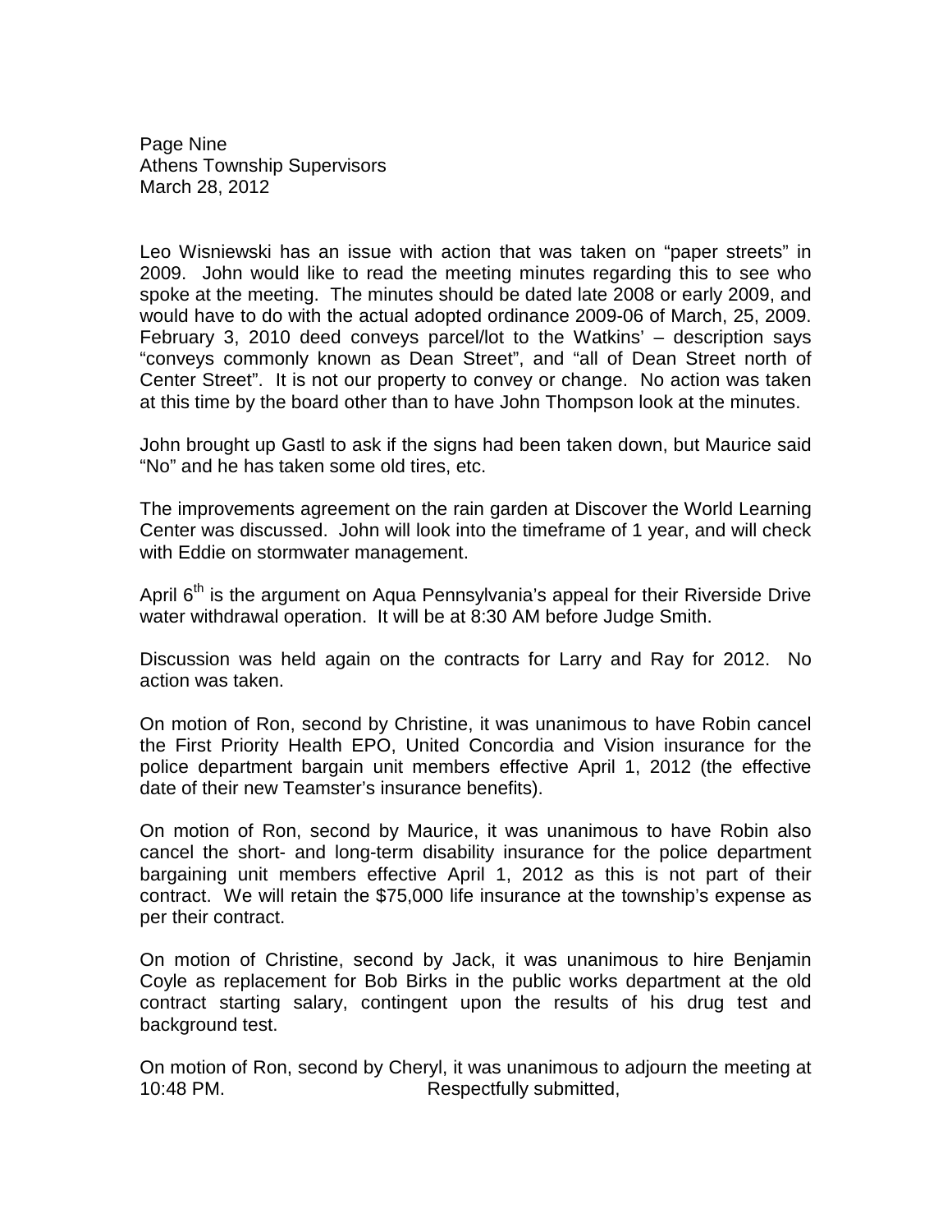Leo Wisniewski has an issue with action that was taken on "paper streets" in 2009. John would like to read the meeting minutes regarding this to see who spoke at the meeting. The minutes should be dated late 2008 or early 2009, and would have to do with the actual adopted ordinance 2009-06 of March, 25, 2009. February 3, 2010 deed conveys parcel/lot to the Watkins' – description says "conveys commonly known as Dean Street", and "all of Dean Street north of Center Street". It is not our property to convey or change. No action was taken at this time by the board other than to have John Thompson look at the minutes.

John brought up Gastl to ask if the signs had been taken down, but Maurice said "No" and he has taken some old tires, etc.

The improvements agreement on the rain garden at Discover the World Learning Center was discussed. John will look into the timeframe of 1 year, and will check with Eddie on stormwater management.

April 6th is the argument on Aqua Pennsylvania's appeal for their Riverside Drive water withdrawal operation. It will be at 8:30 AM before Judge Smith.

Discussion was held again on the contracts for Larry and Ray for 2012. No action was taken.

On motion of Ron, second by Christine, it was unanimous to have Robin cancel the First Priority Health EPO, United Concordia and Vision insurance for the police department bargain unit members effective April 1, 2012 (the effective date of their new Teamster's insurance benefits).

On motion of Ron, second by Maurice, it was unanimous to have Robin also cancel the short- and long-term disability insurance for the police department bargaining unit members effective April 1, 2012 as this is not part of their contract. We will retain the $75,000 life insurance at the township's expense as per their contract.

On motion of Christine, second by Jack, it was unanimous to hire Benjamin Coyle as replacement for Bob Birks in the public works department at the old contract starting salary, contingent upon the results of his drug test and background test.

On motion of Ron, second by Cheryl, it was unanimous to adjourn the meeting at 10:48 PM.

Respectfully submitted,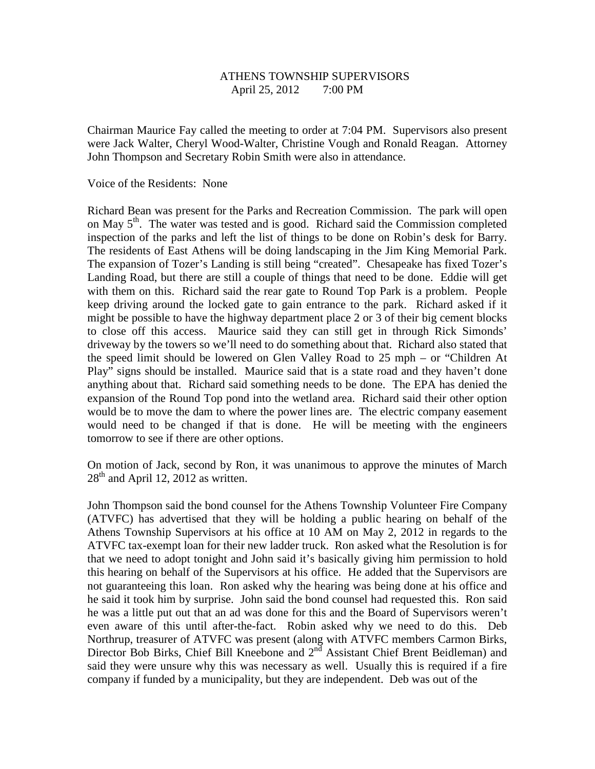ATHENS TOWNSHIP SUPERVISORS
April 25, 2012 7:00 PM

Chairman Maurice Fay called the meeting to order at 7:04 PM. Supervisors also present were Jack Walter, Cheryl Wood-Walter, Christine Vough and Ronald Reagan. Attorney John Thompson and Secretary Robin Smith were also in attendance.

Voice of the Residents: None

Richard Bean was present for the Parks and Recreation Commission. The park will open on May 5th. The water was tested and is good. Richard said the Commission completed inspection of the parks and left the list of things to be done on Robin's desk for Barry. The residents of East Athens will be doing landscaping in the Jim King Memorial Park. The expansion of Tozer's Landing is still being "created". Chesapeake has fixed Tozer's Landing Road, but there are still a couple of things that need to be done. Eddie will get with them on this. Richard said the rear gate to Round Top Park is a problem. People keep driving around the locked gate to gain entrance to the park. Richard asked if it might be possible to have the highway department place 2 or 3 of their big cement blocks to close off this access. Maurice said they can still get in through Rick Simonds' driveway by the towers so we'll need to do something about that. Richard also stated that the speed limit should be lowered on Glen Valley Road to 25 mph – or "Children At Play" signs should be installed. Maurice said that is a state road and they haven't done anything about that. Richard said something needs to be done. The EPA has denied the expansion of the Round Top pond into the wetland area. Richard said their other option would be to move the dam to where the power lines are. The electric company easement would need to be changed if that is done. He will be meeting with the engineers tomorrow to see if there are other options.

On motion of Jack, second by Ron, it was unanimous to approve the minutes of March 28th and April 12, 2012 as written.

John Thompson said the bond counsel for the Athens Township Volunteer Fire Company (ATVFC) has advertised that they will be holding a public hearing on behalf of the Athens Township Supervisors at his office at 10 AM on May 2, 2012 in regards to the ATVFC tax-exempt loan for their new ladder truck. Ron asked what the Resolution is for that we need to adopt tonight and John said it's basically giving him permission to hold this hearing on behalf of the Supervisors at his office. He added that the Supervisors are not guaranteeing this loan. Ron asked why the hearing was being done at his office and he said it took him by surprise. John said the bond counsel had requested this. Ron said he was a little put out that an ad was done for this and the Board of Supervisors weren't even aware of this until after-the-fact. Robin asked why we need to do this. Deb Northrup, treasurer of ATVFC was present (along with ATVFC members Carmon Birks, Director Bob Birks, Chief Bill Kneebone and 2nd Assistant Chief Brent Beidleman) and said they were unsure why this was necessary as well. Usually this is required if a fire company if funded by a municipality, but they are independent. Deb was out of the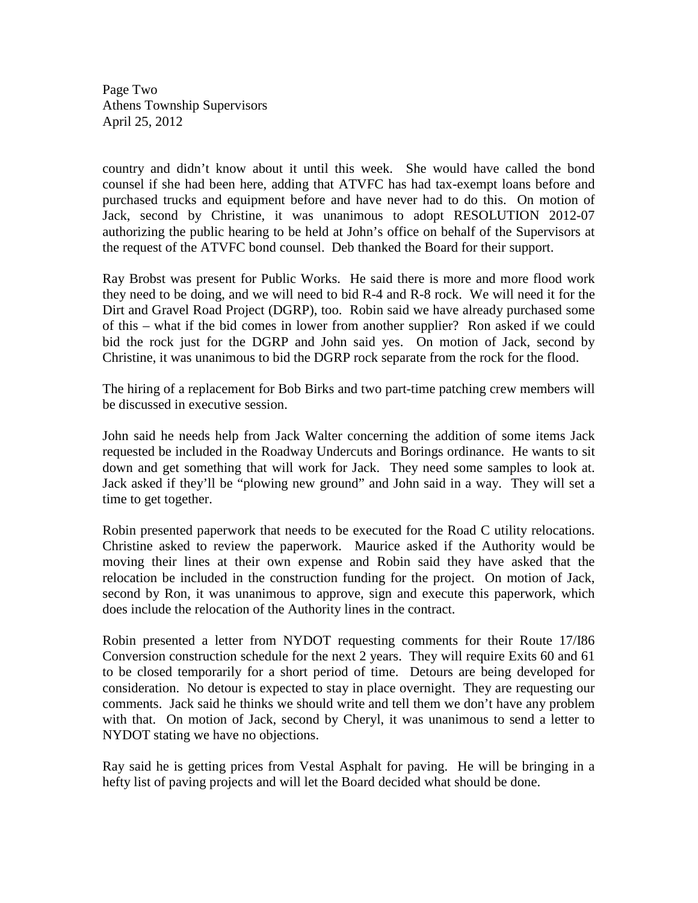country and didn't know about it until this week. She would have called the bond counsel if she had been here, adding that ATVFC has had tax-exempt loans before and purchased trucks and equipment before and have never had to do this. On motion of Jack, second by Christine, it was unanimous to adopt RESOLUTION 2012-07 authorizing the public hearing to be held at John's office on behalf of the Supervisors at the request of the ATVFC bond counsel. Deb thanked the Board for their support.

Ray Brobst was present for Public Works. He said there is more and more flood work they need to be doing, and we will need to bid R-4 and R-8 rock. We will need it for the Dirt and Gravel Road Project (DGRP), too. Robin said we have already purchased some of this – what if the bid comes in lower from another supplier? Ron asked if we could bid the rock just for the DGRP and John said yes. On motion of Jack, second by Christine, it was unanimous to bid the DGRP rock separate from the rock for the flood.

The hiring of a replacement for Bob Birks and two part-time patching crew members will be discussed in executive session.

John said he needs help from Jack Walter concerning the addition of some items Jack requested be included in the Roadway Undercuts and Borings ordinance. He wants to sit down and get something that will work for Jack. They need some samples to look at. Jack asked if they'll be "plowing new ground" and John said in a way. They will set a time to get together.

Robin presented paperwork that needs to be executed for the Road C utility relocations. Christine asked to review the paperwork. Maurice asked if the Authority would be moving their lines at their own expense and Robin said they have asked that the relocation be included in the construction funding for the project. On motion of Jack, second by Ron, it was unanimous to approve, sign and execute this paperwork, which does include the relocation of the Authority lines in the contract.

Robin presented a letter from NYDOT requesting comments for their Route 17/I86 Conversion construction schedule for the next 2 years. They will require Exits 60 and 61 to be closed temporarily for a short period of time. Detours are being developed for consideration. No detour is expected to stay in place overnight. They are requesting our comments. Jack said he thinks we should write and tell them we don't have any problem with that. On motion of Jack, second by Cheryl, it was unanimous to send a letter to NYDOT stating we have no objections.

Ray said he is getting prices from Vestal Asphalt for paving. He will be bringing in a hefty list of paving projects and will let the Board decided what should be done.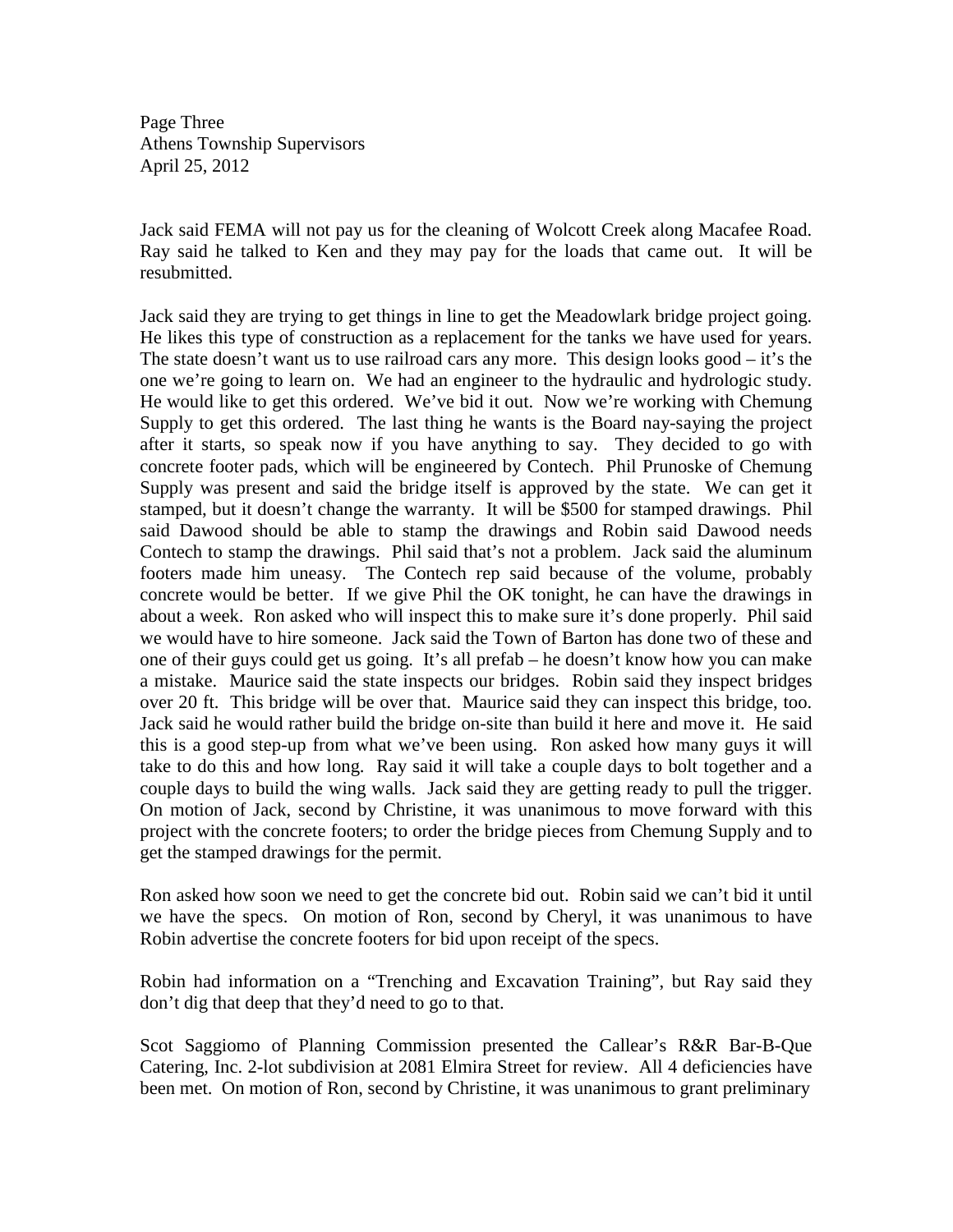Jack said FEMA will not pay us for the cleaning of Wolcott Creek along Macafee Road. Ray said he talked to Ken and they may pay for the loads that came out. It will be resubmitted.

Jack said they are trying to get things in line to get the Meadowlark bridge project going. He likes this type of construction as a replacement for the tanks we have used for years. The state doesn't want us to use railroad cars any more. This design looks good – it's the one we're going to learn on. We had an engineer to the hydraulic and hydrologic study. He would like to get this ordered. We've bid it out. Now we're working with Chemung Supply to get this ordered. The last thing he wants is the Board nay-saying the project after it starts, so speak now if you have anything to say. They decided to go with concrete footer pads, which will be engineered by Contech. Phil Prunoske of Chemung Supply was present and said the bridge itself is approved by the state. We can get it stamped, but it doesn't change the warranty. It will be $500 for stamped drawings. Phil said Dawood should be able to stamp the drawings and Robin said Dawood needs Contech to stamp the drawings. Phil said that's not a problem. Jack said the aluminum footers made him uneasy. The Contech rep said because of the volume, probably concrete would be better. If we give Phil the OK tonight, he can have the drawings in about a week. Ron asked who will inspect this to make sure it's done properly. Phil said we would have to hire someone. Jack said the Town of Barton has done two of these and one of their guys could get us going. It's all prefab – he doesn't know how you can make a mistake. Maurice said the state inspects our bridges. Robin said they inspect bridges over 20 ft. This bridge will be over that. Maurice said they can inspect this bridge, too. Jack said he would rather build the bridge on-site than build it here and move it. He said this is a good step-up from what we've been using. Ron asked how many guys it will take to do this and how long. Ray said it will take a couple days to bolt together and a couple days to build the wing walls. Jack said they are getting ready to pull the trigger. On motion of Jack, second by Christine, it was unanimous to move forward with this project with the concrete footers; to order the bridge pieces from Chemung Supply and to get the stamped drawings for the permit.

Ron asked how soon we need to get the concrete bid out. Robin said we can't bid it until we have the specs. On motion of Ron, second by Cheryl, it was unanimous to have Robin advertise the concrete footers for bid upon receipt of the specs.

Robin had information on a "Trenching and Excavation Training", but Ray said they don't dig that deep that they'd need to go to that.

Scot Saggiomo of Planning Commission presented the Callear's R&R Bar-B-Que Catering, Inc. 2-lot subdivision at 2081 Elmira Street for review. All 4 deficiencies have been met. On motion of Ron, second by Christine, it was unanimous to grant preliminary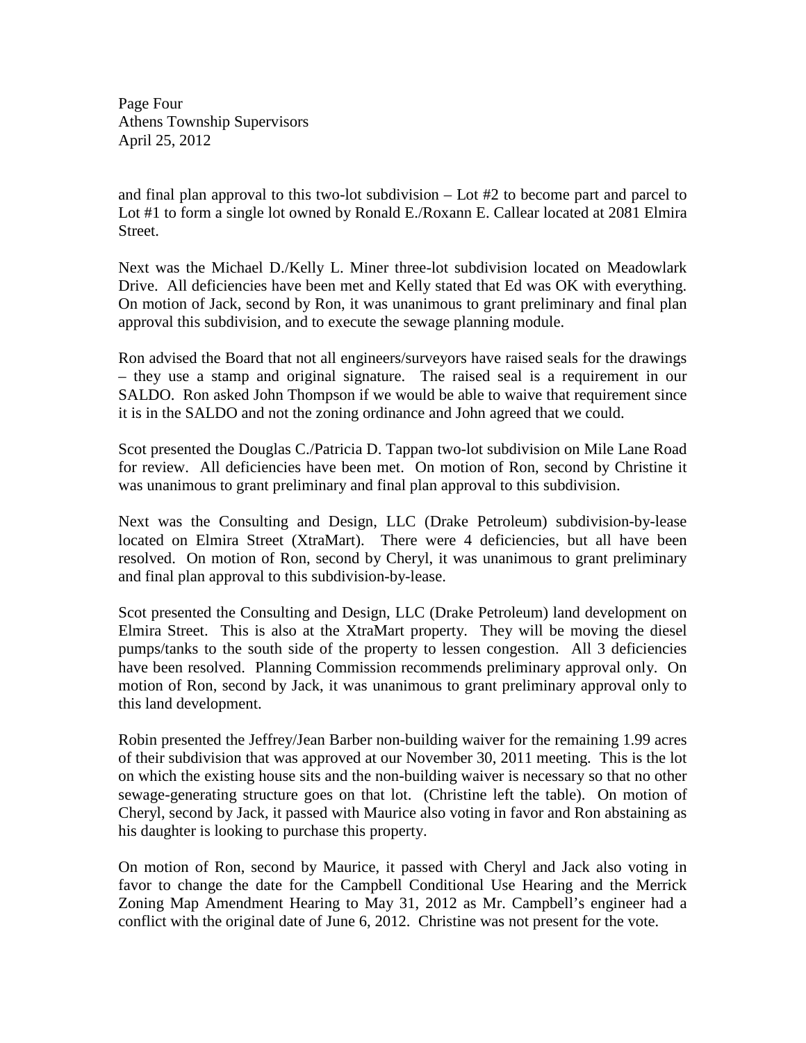and final plan approval to this two-lot subdivision – Lot #2 to become part and parcel to Lot #1 to form a single lot owned by Ronald E./Roxann E. Callear located at 2081 Elmira Street.

Next was the Michael D./Kelly L. Miner three-lot subdivision located on Meadowlark Drive. All deficiencies have been met and Kelly stated that Ed was OK with everything. On motion of Jack, second by Ron, it was unanimous to grant preliminary and final plan approval this subdivision, and to execute the sewage planning module.

Ron advised the Board that not all engineers/surveyors have raised seals for the drawings – they use a stamp and original signature. The raised seal is a requirement in our SALDO. Ron asked John Thompson if we would be able to waive that requirement since it is in the SALDO and not the zoning ordinance and John agreed that we could.

Scot presented the Douglas C./Patricia D. Tappan two-lot subdivision on Mile Lane Road for review. All deficiencies have been met. On motion of Ron, second by Christine it was unanimous to grant preliminary and final plan approval to this subdivision.

Next was the Consulting and Design, LLC (Drake Petroleum) subdivision-by-lease located on Elmira Street (XtraMart). There were 4 deficiencies, but all have been resolved. On motion of Ron, second by Cheryl, it was unanimous to grant preliminary and final plan approval to this subdivision-by-lease.

Scot presented the Consulting and Design, LLC (Drake Petroleum) land development on Elmira Street. This is also at the XtraMart property. They will be moving the diesel pumps/tanks to the south side of the property to lessen congestion. All 3 deficiencies have been resolved. Planning Commission recommends preliminary approval only. On motion of Ron, second by Jack, it was unanimous to grant preliminary approval only to this land development.

Robin presented the Jeffrey/Jean Barber non-building waiver for the remaining 1.99 acres of their subdivision that was approved at our November 30, 2011 meeting. This is the lot on which the existing house sits and the non-building waiver is necessary so that no other sewage-generating structure goes on that lot. (Christine left the table). On motion of Cheryl, second by Jack, it passed with Maurice also voting in favor and Ron abstaining as his daughter is looking to purchase this property.

On motion of Ron, second by Maurice, it passed with Cheryl and Jack also voting in favor to change the date for the Campbell Conditional Use Hearing and the Merrick Zoning Map Amendment Hearing to May 31, 2012 as Mr. Campbell's engineer had a conflict with the original date of June 6, 2012. Christine was not present for the vote.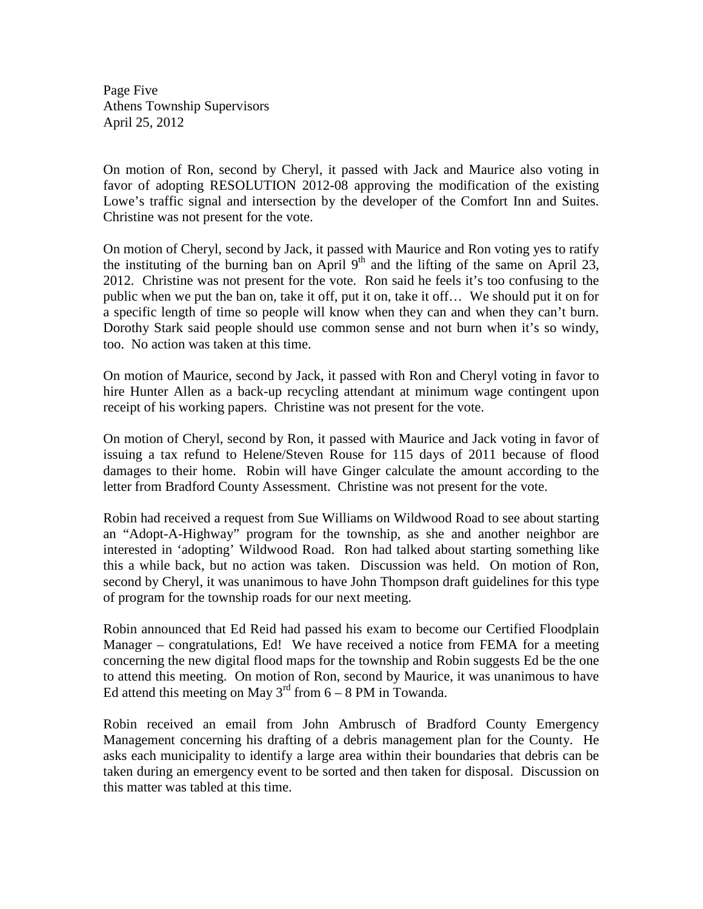On motion of Ron, second by Cheryl, it passed with Jack and Maurice also voting in favor of adopting RESOLUTION 2012-08 approving the modification of the existing Lowe's traffic signal and intersection by the developer of the Comfort Inn and Suites. Christine was not present for the vote.

On motion of Cheryl, second by Jack, it passed with Maurice and Ron voting yes to ratify the instituting of the burning ban on April 9th and the lifting of the same on April 23, 2012. Christine was not present for the vote. Ron said he feels it's too confusing to the public when we put the ban on, take it off, put it on, take it off… We should put it on for a specific length of time so people will know when they can and when they can't burn. Dorothy Stark said people should use common sense and not burn when it's so windy, too. No action was taken at this time.

On motion of Maurice, second by Jack, it passed with Ron and Cheryl voting in favor to hire Hunter Allen as a back-up recycling attendant at minimum wage contingent upon receipt of his working papers. Christine was not present for the vote.

On motion of Cheryl, second by Ron, it passed with Maurice and Jack voting in favor of issuing a tax refund to Helene/Steven Rouse for 115 days of 2011 because of flood damages to their home. Robin will have Ginger calculate the amount according to the letter from Bradford County Assessment. Christine was not present for the vote.

Robin had received a request from Sue Williams on Wildwood Road to see about starting an "Adopt-A-Highway" program for the township, as she and another neighbor are interested in 'adopting' Wildwood Road. Ron had talked about starting something like this a while back, but no action was taken. Discussion was held. On motion of Ron, second by Cheryl, it was unanimous to have John Thompson draft guidelines for this type of program for the township roads for our next meeting.

Robin announced that Ed Reid had passed his exam to become our Certified Floodplain Manager – congratulations, Ed! We have received a notice from FEMA for a meeting concerning the new digital flood maps for the township and Robin suggests Ed be the one to attend this meeting. On motion of Ron, second by Maurice, it was unanimous to have Ed attend this meeting on May 3rd from 6 – 8 PM in Towanda.

Robin received an email from John Ambrusch of Bradford County Emergency Management concerning his drafting of a debris management plan for the County. He asks each municipality to identify a large area within their boundaries that debris can be taken during an emergency event to be sorted and then taken for disposal. Discussion on this matter was tabled at this time.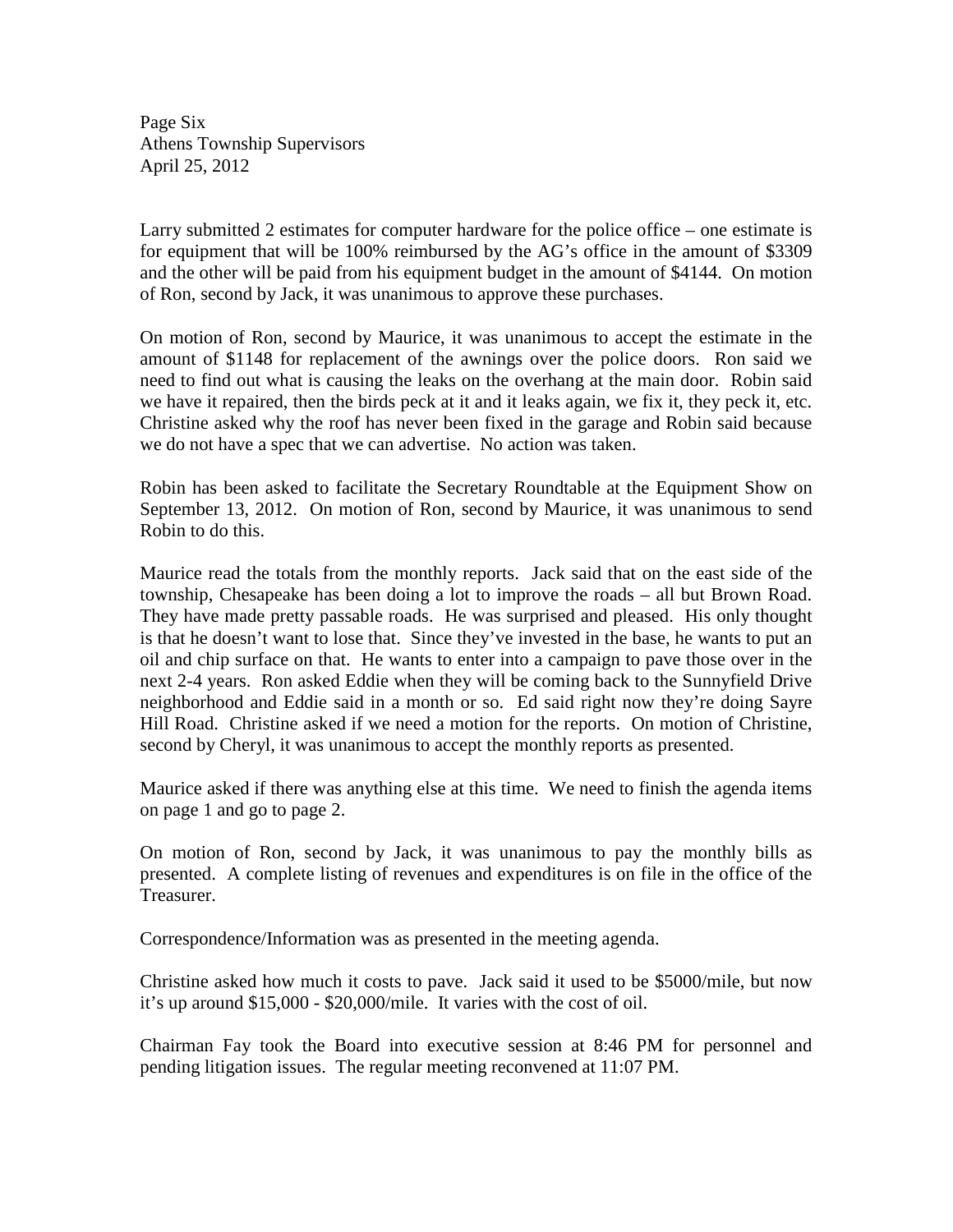Larry submitted 2 estimates for computer hardware for the police office – one estimate is for equipment that will be 100% reimbursed by the AG's office in the amount of $3309 and the other will be paid from his equipment budget in the amount of $4144. On motion of Ron, second by Jack, it was unanimous to approve these purchases.

On motion of Ron, second by Maurice, it was unanimous to accept the estimate in the amount of $1148 for replacement of the awnings over the police doors. Ron said we need to find out what is causing the leaks on the overhang at the main door. Robin said we have it repaired, then the birds peck at it and it leaks again, we fix it, they peck it, etc. Christine asked why the roof has never been fixed in the garage and Robin said because we do not have a spec that we can advertise. No action was taken.

Robin has been asked to facilitate the Secretary Roundtable at the Equipment Show on September 13, 2012. On motion of Ron, second by Maurice, it was unanimous to send Robin to do this.

Maurice read the totals from the monthly reports. Jack said that on the east side of the township, Chesapeake has been doing a lot to improve the roads – all but Brown Road. They have made pretty passable roads. He was surprised and pleased. His only thought is that he doesn't want to lose that. Since they've invested in the base, he wants to put an oil and chip surface on that. He wants to enter into a campaign to pave those over in the next 2-4 years. Ron asked Eddie when they will be coming back to the Sunnyfield Drive neighborhood and Eddie said in a month or so. Ed said right now they're doing Sayre Hill Road. Christine asked if we need a motion for the reports. On motion of Christine, second by Cheryl, it was unanimous to accept the monthly reports as presented.

Maurice asked if there was anything else at this time. We need to finish the agenda items on page 1 and go to page 2.

On motion of Ron, second by Jack, it was unanimous to pay the monthly bills as presented. A complete listing of revenues and expenditures is on file in the office of the Treasurer.

Correspondence/Information was as presented in the meeting agenda.

Christine asked how much it costs to pave. Jack said it used to be $5000/mile, but now it's up around $15,000 - $20,000/mile. It varies with the cost of oil.

Chairman Fay took the Board into executive session at 8:46 PM for personnel and pending litigation issues. The regular meeting reconvened at 11:07 PM.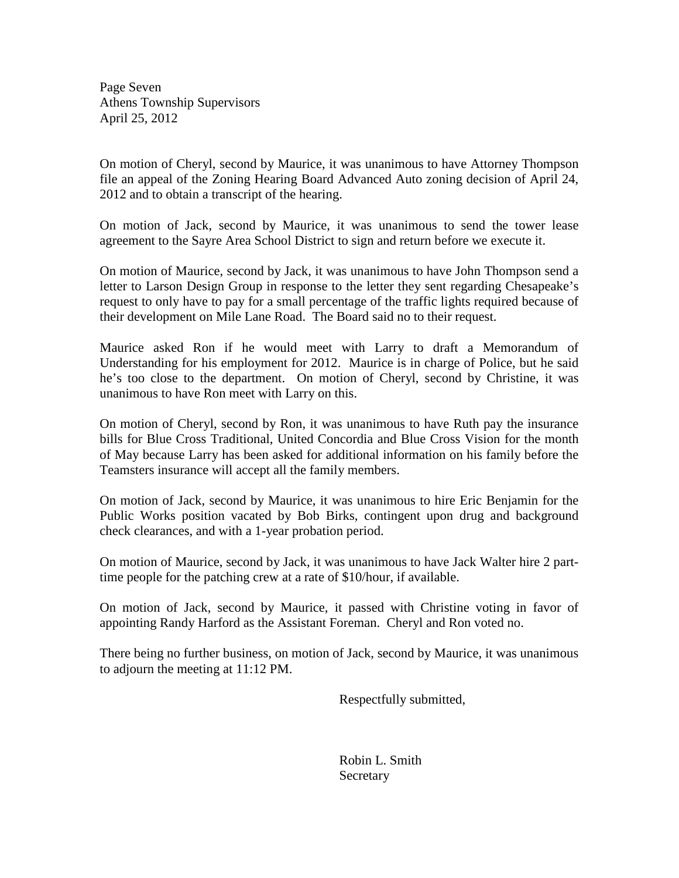On motion of Cheryl, second by Maurice, it was unanimous to have Attorney Thompson file an appeal of the Zoning Hearing Board Advanced Auto zoning decision of April 24, 2012 and to obtain a transcript of the hearing.

On motion of Jack, second by Maurice, it was unanimous to send the tower lease agreement to the Sayre Area School District to sign and return before we execute it.

On motion of Maurice, second by Jack, it was unanimous to have John Thompson send a letter to Larson Design Group in response to the letter they sent regarding Chesapeake's request to only have to pay for a small percentage of the traffic lights required because of their development on Mile Lane Road. The Board said no to their request.

Maurice asked Ron if he would meet with Larry to draft a Memorandum of Understanding for his employment for 2012. Maurice is in charge of Police, but he said he's too close to the department. On motion of Cheryl, second by Christine, it was unanimous to have Ron meet with Larry on this.

On motion of Cheryl, second by Ron, it was unanimous to have Ruth pay the insurance bills for Blue Cross Traditional, United Concordia and Blue Cross Vision for the month of May because Larry has been asked for additional information on his family before the Teamsters insurance will accept all the family members.

On motion of Jack, second by Maurice, it was unanimous to hire Eric Benjamin for the Public Works position vacated by Bob Birks, contingent upon drug and background check clearances, and with a 1-year probation period.

On motion of Maurice, second by Jack, it was unanimous to have Jack Walter hire 2 part-time people for the patching crew at a rate of $10/hour, if available.

On motion of Jack, second by Maurice, it passed with Christine voting in favor of appointing Randy Harford as the Assistant Foreman. Cheryl and Ron voted no.

There being no further business, on motion of Jack, second by Maurice, it was unanimous to adjourn the meeting at 11:12 PM.

Respectfully submitted,

Robin L. Smith
Secretary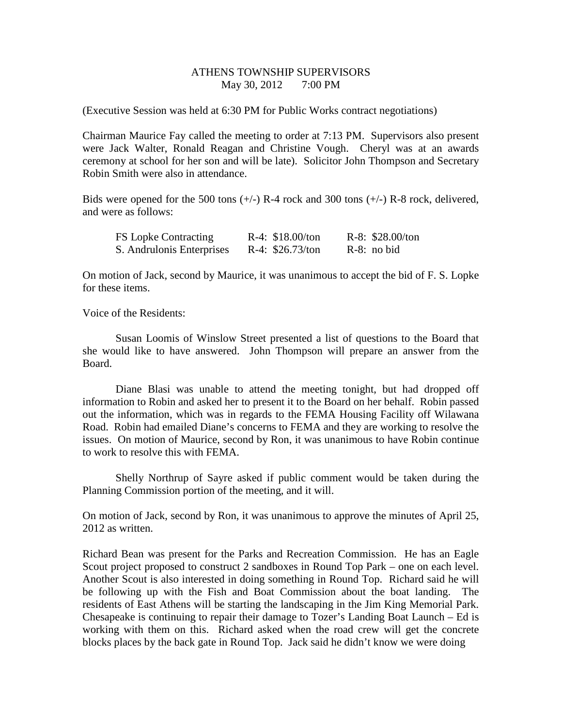ATHENS TOWNSHIP SUPERVISORS
May 30, 2012 7:00 PM

(Executive Session was held at 6:30 PM for Public Works contract negotiations)

Chairman Maurice Fay called the meeting to order at 7:13 PM. Supervisors also present were Jack Walter, Ronald Reagan and Christine Vough. Cheryl was at an awards ceremony at school for her son and will be late). Solicitor John Thompson and Secretary Robin Smith were also in attendance.

Bids were opened for the 500 tons (+/-) R-4 rock and 300 tons (+/-) R-8 rock, delivered, and were as follows:

| | | |
|---|---|---|
| FS Lopke Contracting | R-4: $18.00/ton | R-8: $28.00/ton |
| S. Andrulonis Enterprises | R-4: $26.73/ton | R-8: no bid |

On motion of Jack, second by Maurice, it was unanimous to accept the bid of F. S. Lopke for these items.

Voice of the Residents:

Susan Loomis of Winslow Street presented a list of questions to the Board that she would like to have answered. John Thompson will prepare an answer from the Board.

Diane Blasi was unable to attend the meeting tonight, but had dropped off information to Robin and asked her to present it to the Board on her behalf. Robin passed out the information, which was in regards to the FEMA Housing Facility off Wilawana Road. Robin had emailed Diane's concerns to FEMA and they are working to resolve the issues. On motion of Maurice, second by Ron, it was unanimous to have Robin continue to work to resolve this with FEMA.

Shelly Northrup of Sayre asked if public comment would be taken during the Planning Commission portion of the meeting, and it will.

On motion of Jack, second by Ron, it was unanimous to approve the minutes of April 25, 2012 as written.

Richard Bean was present for the Parks and Recreation Commission. He has an Eagle Scout project proposed to construct 2 sandboxes in Round Top Park – one on each level. Another Scout is also interested in doing something in Round Top. Richard said he will be following up with the Fish and Boat Commission about the boat landing. The residents of East Athens will be starting the landscaping in the Jim King Memorial Park. Chesapeake is continuing to repair their damage to Tozer's Landing Boat Launch – Ed is working with them on this. Richard asked when the road crew will get the concrete blocks places by the back gate in Round Top. Jack said he didn't know we were doing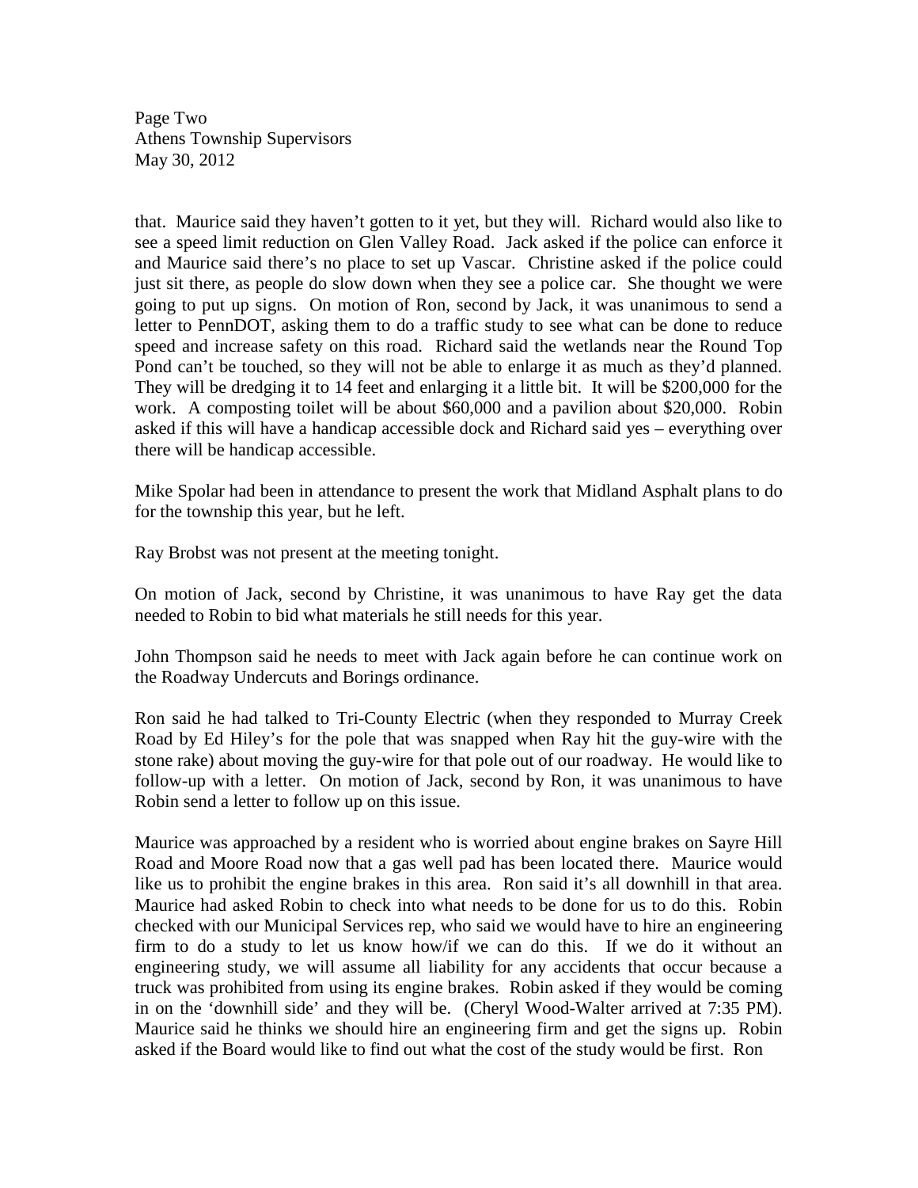that. Maurice said they haven't gotten to it yet, but they will. Richard would also like to see a speed limit reduction on Glen Valley Road. Jack asked if the police can enforce it and Maurice said there's no place to set up Vascar. Christine asked if the police could just sit there, as people do slow down when they see a police car. She thought we were going to put up signs. On motion of Ron, second by Jack, it was unanimous to send a letter to PennDOT, asking them to do a traffic study to see what can be done to reduce speed and increase safety on this road. Richard said the wetlands near the Round Top Pond can't be touched, so they will not be able to enlarge it as much as they'd planned. They will be dredging it to 14 feet and enlarging it a little bit. It will be $200,000 for the work. A composting toilet will be about $60,000 and a pavilion about $20,000. Robin asked if this will have a handicap accessible dock and Richard said yes – everything over there will be handicap accessible.

Mike Spolar had been in attendance to present the work that Midland Asphalt plans to do for the township this year, but he left.

Ray Brobst was not present at the meeting tonight.

On motion of Jack, second by Christine, it was unanimous to have Ray get the data needed to Robin to bid what materials he still needs for this year.

John Thompson said he needs to meet with Jack again before he can continue work on the Roadway Undercuts and Borings ordinance.

Ron said he had talked to Tri-County Electric (when they responded to Murray Creek Road by Ed Hiley's for the pole that was snapped when Ray hit the guy-wire with the stone rake) about moving the guy-wire for that pole out of our roadway. He would like to follow-up with a letter. On motion of Jack, second by Ron, it was unanimous to have Robin send a letter to follow up on this issue.

Maurice was approached by a resident who is worried about engine brakes on Sayre Hill Road and Moore Road now that a gas well pad has been located there. Maurice would like us to prohibit the engine brakes in this area. Ron said it's all downhill in that area. Maurice had asked Robin to check into what needs to be done for us to do this. Robin checked with our Municipal Services rep, who said we would have to hire an engineering firm to do a study to let us know how/if we can do this. If we do it without an engineering study, we will assume all liability for any accidents that occur because a truck was prohibited from using its engine brakes. Robin asked if they would be coming in on the 'downhill side' and they will be. (Cheryl Wood-Walter arrived at 7:35 PM). Maurice said he thinks we should hire an engineering firm and get the signs up. Robin asked if the Board would like to find out what the cost of the study would be first. Ron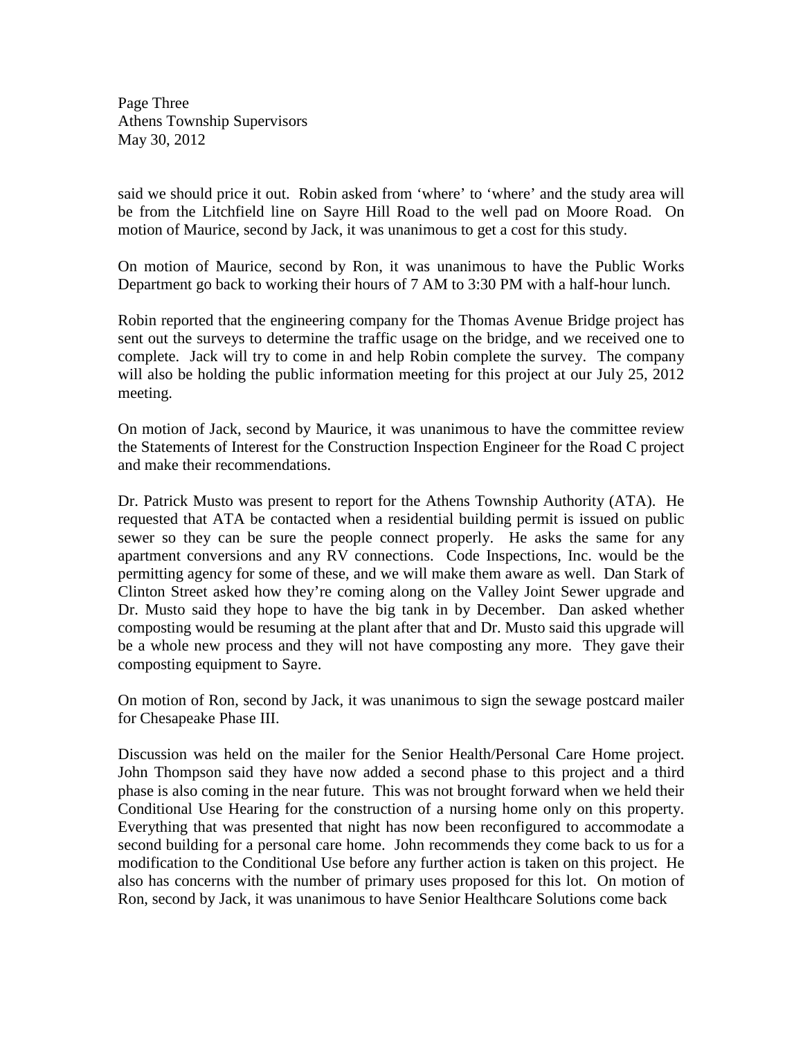said we should price it out. Robin asked from 'where' to 'where' and the study area will be from the Litchfield line on Sayre Hill Road to the well pad on Moore Road. On motion of Maurice, second by Jack, it was unanimous to get a cost for this study.

On motion of Maurice, second by Ron, it was unanimous to have the Public Works Department go back to working their hours of 7 AM to 3:30 PM with a half-hour lunch.

Robin reported that the engineering company for the Thomas Avenue Bridge project has sent out the surveys to determine the traffic usage on the bridge, and we received one to complete. Jack will try to come in and help Robin complete the survey. The company will also be holding the public information meeting for this project at our July 25, 2012 meeting.

On motion of Jack, second by Maurice, it was unanimous to have the committee review the Statements of Interest for the Construction Inspection Engineer for the Road C project and make their recommendations.

Dr. Patrick Musto was present to report for the Athens Township Authority (ATA). He requested that ATA be contacted when a residential building permit is issued on public sewer so they can be sure the people connect properly. He asks the same for any apartment conversions and any RV connections. Code Inspections, Inc. would be the permitting agency for some of these, and we will make them aware as well. Dan Stark of Clinton Street asked how they're coming along on the Valley Joint Sewer upgrade and Dr. Musto said they hope to have the big tank in by December. Dan asked whether composting would be resuming at the plant after that and Dr. Musto said this upgrade will be a whole new process and they will not have composting any more. They gave their composting equipment to Sayre.

On motion of Ron, second by Jack, it was unanimous to sign the sewage postcard mailer for Chesapeake Phase III.

Discussion was held on the mailer for the Senior Health/Personal Care Home project. John Thompson said they have now added a second phase to this project and a third phase is also coming in the near future. This was not brought forward when we held their Conditional Use Hearing for the construction of a nursing home only on this property. Everything that was presented that night has now been reconfigured to accommodate a second building for a personal care home. John recommends they come back to us for a modification to the Conditional Use before any further action is taken on this project. He also has concerns with the number of primary uses proposed for this lot. On motion of Ron, second by Jack, it was unanimous to have Senior Healthcare Solutions come back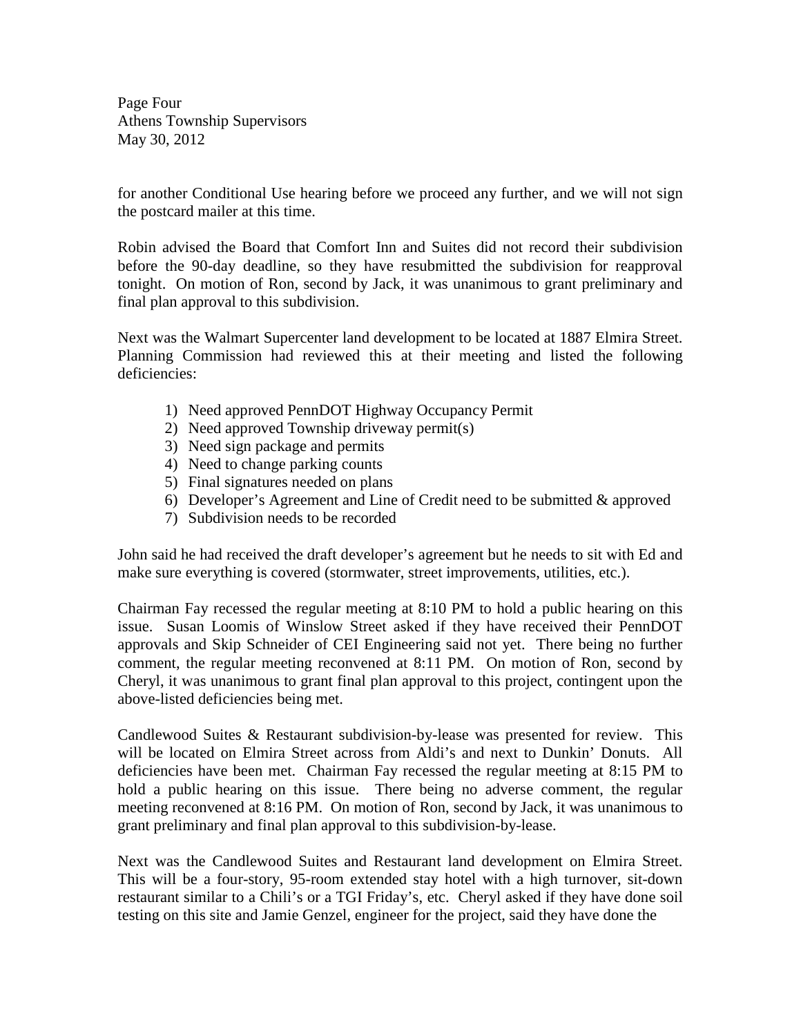for another Conditional Use hearing before we proceed any further, and we will not sign the postcard mailer at this time.

Robin advised the Board that Comfort Inn and Suites did not record their subdivision before the 90-day deadline, so they have resubmitted the subdivision for reapproval tonight. On motion of Ron, second by Jack, it was unanimous to grant preliminary and final plan approval to this subdivision.

Next was the Walmart Supercenter land development to be located at 1887 Elmira Street. Planning Commission had reviewed this at their meeting and listed the following deficiencies:

1) Need approved PennDOT Highway Occupancy Permit
2) Need approved Township driveway permit(s)
3) Need sign package and permits
4) Need to change parking counts
5) Final signatures needed on plans
6) Developer's Agreement and Line of Credit need to be submitted & approved
7) Subdivision needs to be recorded

John said he had received the draft developer's agreement but he needs to sit with Ed and make sure everything is covered (stormwater, street improvements, utilities, etc.).

Chairman Fay recessed the regular meeting at 8:10 PM to hold a public hearing on this issue. Susan Loomis of Winslow Street asked if they have received their PennDOT approvals and Skip Schneider of CEI Engineering said not yet. There being no further comment, the regular meeting reconvened at 8:11 PM. On motion of Ron, second by Cheryl, it was unanimous to grant final plan approval to this project, contingent upon the above-listed deficiencies being met.

Candlewood Suites & Restaurant subdivision-by-lease was presented for review. This will be located on Elmira Street across from Aldi's and next to Dunkin' Donuts. All deficiencies have been met. Chairman Fay recessed the regular meeting at 8:15 PM to hold a public hearing on this issue. There being no adverse comment, the regular meeting reconvened at 8:16 PM. On motion of Ron, second by Jack, it was unanimous to grant preliminary and final plan approval to this subdivision-by-lease.

Next was the Candlewood Suites and Restaurant land development on Elmira Street. This will be a four-story, 95-room extended stay hotel with a high turnover, sit-down restaurant similar to a Chili's or a TGI Friday's, etc. Cheryl asked if they have done soil testing on this site and Jamie Genzel, engineer for the project, said they have done the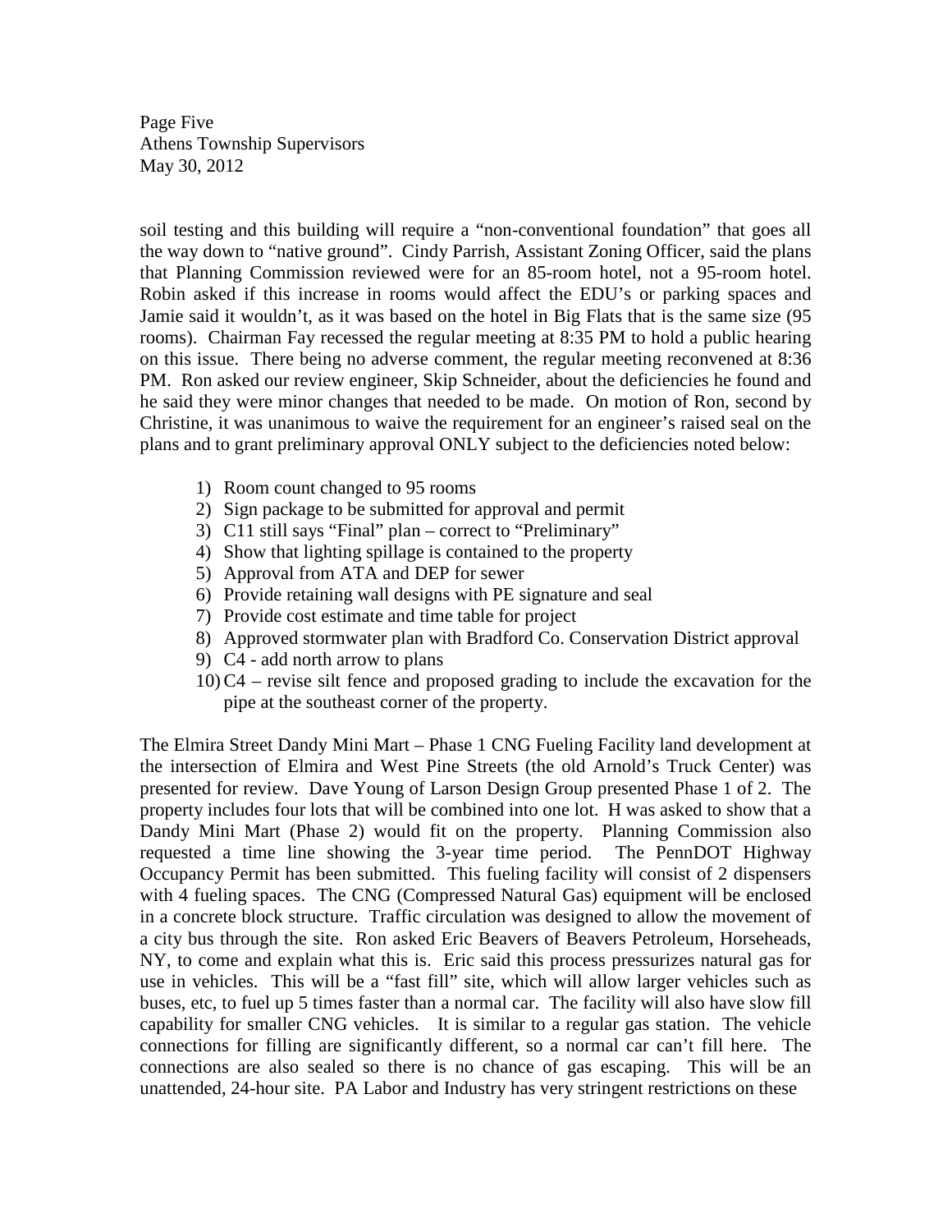soil testing and this building will require a "non-conventional foundation" that goes all the way down to "native ground". Cindy Parrish, Assistant Zoning Officer, said the plans that Planning Commission reviewed were for an 85-room hotel, not a 95-room hotel. Robin asked if this increase in rooms would affect the EDU's or parking spaces and Jamie said it wouldn't, as it was based on the hotel in Big Flats that is the same size (95 rooms). Chairman Fay recessed the regular meeting at 8:35 PM to hold a public hearing on this issue. There being no adverse comment, the regular meeting reconvened at 8:36 PM. Ron asked our review engineer, Skip Schneider, about the deficiencies he found and he said they were minor changes that needed to be made. On motion of Ron, second by Christine, it was unanimous to waive the requirement for an engineer's raised seal on the plans and to grant preliminary approval ONLY subject to the deficiencies noted below:

1) Room count changed to 95 rooms
2) Sign package to be submitted for approval and permit
3) C11 still says "Final" plan – correct to "Preliminary"
4) Show that lighting spillage is contained to the property
5) Approval from ATA and DEP for sewer
6) Provide retaining wall designs with PE signature and seal
7) Provide cost estimate and time table for project
8) Approved stormwater plan with Bradford Co. Conservation District approval
9) C4 - add north arrow to plans
10) C4 – revise silt fence and proposed grading to include the excavation for the pipe at the southeast corner of the property.

The Elmira Street Dandy Mini Mart – Phase 1 CNG Fueling Facility land development at the intersection of Elmira and West Pine Streets (the old Arnold's Truck Center) was presented for review. Dave Young of Larson Design Group presented Phase 1 of 2. The property includes four lots that will be combined into one lot. H was asked to show that a Dandy Mini Mart (Phase 2) would fit on the property. Planning Commission also requested a time line showing the 3-year time period. The PennDOT Highway Occupancy Permit has been submitted. This fueling facility will consist of 2 dispensers with 4 fueling spaces. The CNG (Compressed Natural Gas) equipment will be enclosed in a concrete block structure. Traffic circulation was designed to allow the movement of a city bus through the site. Ron asked Eric Beavers of Beavers Petroleum, Horseheads, NY, to come and explain what this is. Eric said this process pressurizes natural gas for use in vehicles. This will be a "fast fill" site, which will allow larger vehicles such as buses, etc, to fuel up 5 times faster than a normal car. The facility will also have slow fill capability for smaller CNG vehicles. It is similar to a regular gas station. The vehicle connections for filling are significantly different, so a normal car can't fill here. The connections are also sealed so there is no chance of gas escaping. This will be an unattended, 24-hour site. PA Labor and Industry has very stringent restrictions on these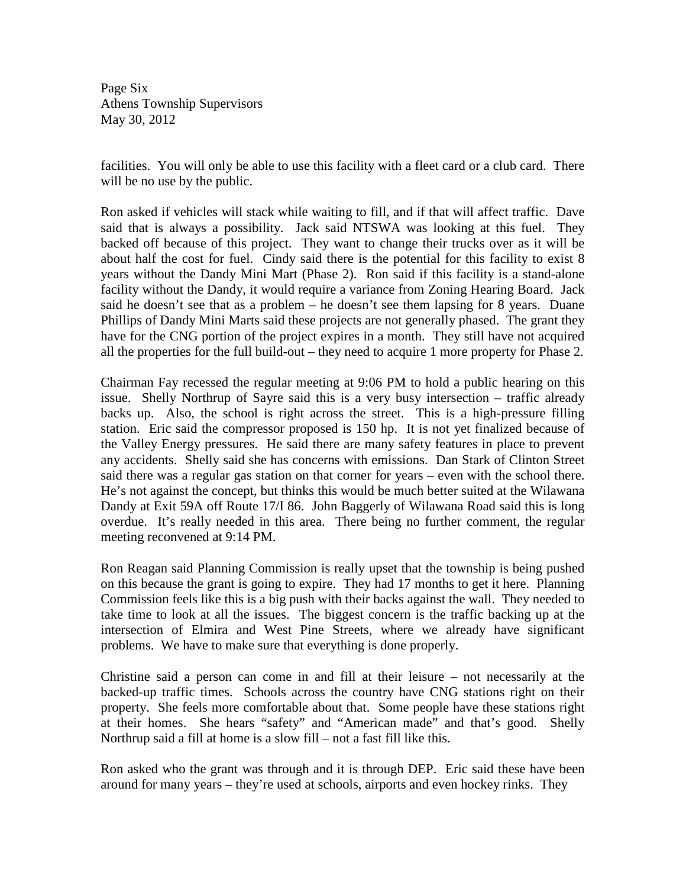facilities. You will only be able to use this facility with a fleet card or a club card. There will be no use by the public.

Ron asked if vehicles will stack while waiting to fill, and if that will affect traffic. Dave said that is always a possibility. Jack said NTSWA was looking at this fuel. They backed off because of this project. They want to change their trucks over as it will be about half the cost for fuel. Cindy said there is the potential for this facility to exist 8 years without the Dandy Mini Mart (Phase 2). Ron said if this facility is a stand-alone facility without the Dandy, it would require a variance from Zoning Hearing Board. Jack said he doesn't see that as a problem – he doesn't see them lapsing for 8 years. Duane Phillips of Dandy Mini Marts said these projects are not generally phased. The grant they have for the CNG portion of the project expires in a month. They still have not acquired all the properties for the full build-out – they need to acquire 1 more property for Phase 2.

Chairman Fay recessed the regular meeting at 9:06 PM to hold a public hearing on this issue. Shelly Northrup of Sayre said this is a very busy intersection – traffic already backs up. Also, the school is right across the street. This is a high-pressure filling station. Eric said the compressor proposed is 150 hp. It is not yet finalized because of the Valley Energy pressures. He said there are many safety features in place to prevent any accidents. Shelly said she has concerns with emissions. Dan Stark of Clinton Street said there was a regular gas station on that corner for years – even with the school there. He's not against the concept, but thinks this would be much better suited at the Wilawana Dandy at Exit 59A off Route 17/I 86. John Baggerly of Wilawana Road said this is long overdue. It's really needed in this area. There being no further comment, the regular meeting reconvened at 9:14 PM.

Ron Reagan said Planning Commission is really upset that the township is being pushed on this because the grant is going to expire. They had 17 months to get it here. Planning Commission feels like this is a big push with their backs against the wall. They needed to take time to look at all the issues. The biggest concern is the traffic backing up at the intersection of Elmira and West Pine Streets, where we already have significant problems. We have to make sure that everything is done properly.

Christine said a person can come in and fill at their leisure – not necessarily at the backed-up traffic times. Schools across the country have CNG stations right on their property. She feels more comfortable about that. Some people have these stations right at their homes. She hears "safety" and "American made" and that's good. Shelly Northrup said a fill at home is a slow fill – not a fast fill like this.

Ron asked who the grant was through and it is through DEP. Eric said these have been around for many years – they're used at schools, airports and even hockey rinks. They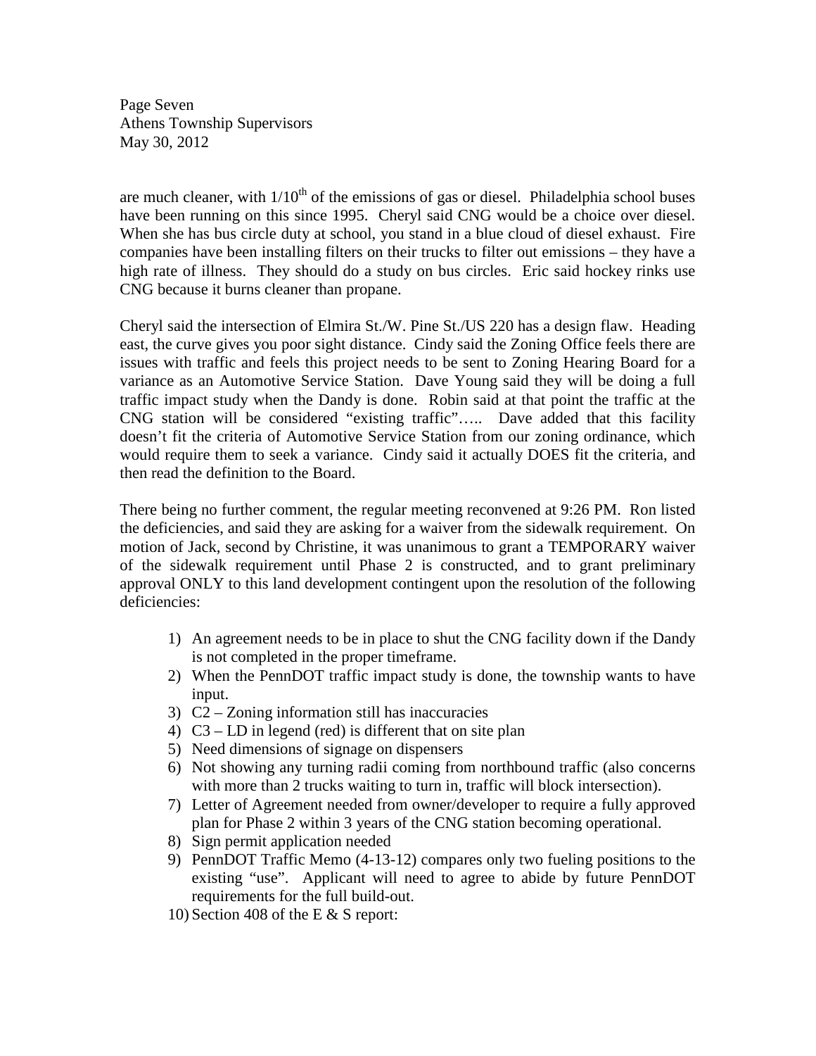are much cleaner, with $1/10^{th}$ of the emissions of gas or diesel. Philadelphia school buses have been running on this since 1995. Cheryl said CNG would be a choice over diesel. When she has bus circle duty at school, you stand in a blue cloud of diesel exhaust. Fire companies have been installing filters on their trucks to filter out emissions – they have a high rate of illness. They should do a study on bus circles. Eric said hockey rinks use CNG because it burns cleaner than propane.

Cheryl said the intersection of Elmira St./W. Pine St./US 220 has a design flaw. Heading east, the curve gives you poor sight distance. Cindy said the Zoning Office feels there are issues with traffic and feels this project needs to be sent to Zoning Hearing Board for a variance as an Automotive Service Station. Dave Young said they will be doing a full traffic impact study when the Dandy is done. Robin said at that point the traffic at the CNG station will be considered "existing traffic"….. Dave added that this facility doesn't fit the criteria of Automotive Service Station from our zoning ordinance, which would require them to seek a variance. Cindy said it actually DOES fit the criteria, and then read the definition to the Board.

There being no further comment, the regular meeting reconvened at 9:26 PM. Ron listed the deficiencies, and said they are asking for a waiver from the sidewalk requirement. On motion of Jack, second by Christine, it was unanimous to grant a TEMPORARY waiver of the sidewalk requirement until Phase 2 is constructed, and to grant preliminary approval ONLY to this land development contingent upon the resolution of the following deficiencies:

1) An agreement needs to be in place to shut the CNG facility down if the Dandy is not completed in the proper timeframe.
2) When the PennDOT traffic impact study is done, the township wants to have input.
3) C2 – Zoning information still has inaccuracies
4) C3 – LD in legend (red) is different that on site plan
5) Need dimensions of signage on dispensers
6) Not showing any turning radii coming from northbound traffic (also concerns with more than 2 trucks waiting to turn in, traffic will block intersection).
7) Letter of Agreement needed from owner/developer to require a fully approved plan for Phase 2 within 3 years of the CNG station becoming operational.
8) Sign permit application needed
9) PennDOT Traffic Memo (4-13-12) compares only two fueling positions to the existing "use". Applicant will need to agree to abide by future PennDOT requirements for the full build-out.
10) Section 408 of the E & S report: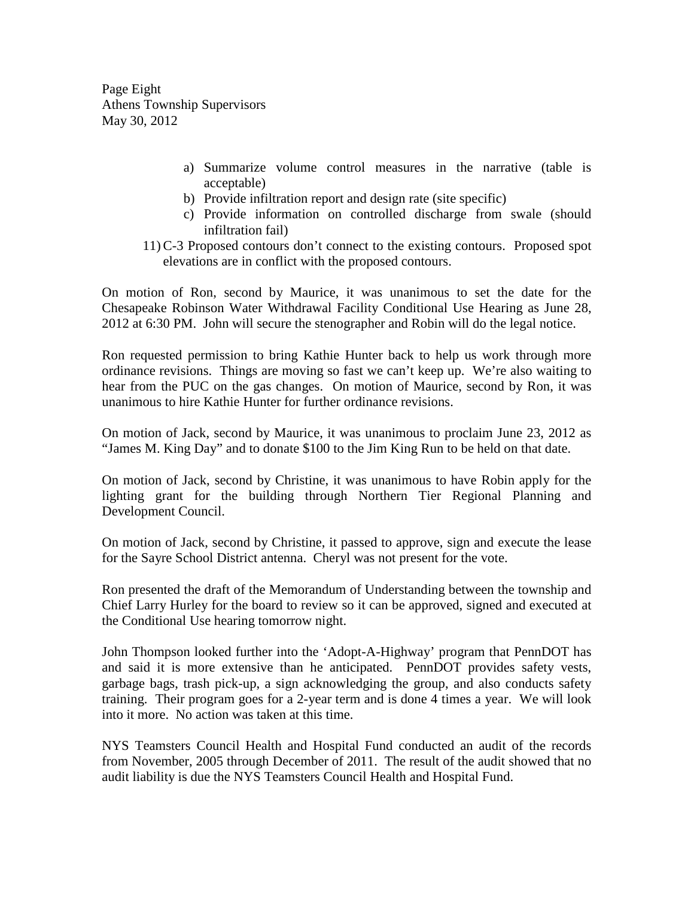a) Summarize volume control measures in the narrative (table is acceptable)
b) Provide infiltration report and design rate (site specific)
c) Provide information on controlled discharge from swale (should infiltration fail)

11) C-3 Proposed contours don't connect to the existing contours. Proposed spot elevations are in conflict with the proposed contours.

On motion of Ron, second by Maurice, it was unanimous to set the date for the Chesapeake Robinson Water Withdrawal Facility Conditional Use Hearing as June 28, 2012 at 6:30 PM. John will secure the stenographer and Robin will do the legal notice.

Ron requested permission to bring Kathie Hunter back to help us work through more ordinance revisions. Things are moving so fast we can't keep up. We're also waiting to hear from the PUC on the gas changes. On motion of Maurice, second by Ron, it was unanimous to hire Kathie Hunter for further ordinance revisions.

On motion of Jack, second by Maurice, it was unanimous to proclaim June 23, 2012 as "James M. King Day" and to donate $100 to the Jim King Run to be held on that date.

On motion of Jack, second by Christine, it was unanimous to have Robin apply for the lighting grant for the building through Northern Tier Regional Planning and Development Council.

On motion of Jack, second by Christine, it passed to approve, sign and execute the lease for the Sayre School District antenna. Cheryl was not present for the vote.

Ron presented the draft of the Memorandum of Understanding between the township and Chief Larry Hurley for the board to review so it can be approved, signed and executed at the Conditional Use hearing tomorrow night.

John Thompson looked further into the 'Adopt-A-Highway' program that PennDOT has and said it is more extensive than he anticipated. PennDOT provides safety vests, garbage bags, trash pick-up, a sign acknowledging the group, and also conducts safety training. Their program goes for a 2-year term and is done 4 times a year. We will look into it more. No action was taken at this time.

NYS Teamsters Council Health and Hospital Fund conducted an audit of the records from November, 2005 through December of 2011. The result of the audit showed that no audit liability is due the NYS Teamsters Council Health and Hospital Fund.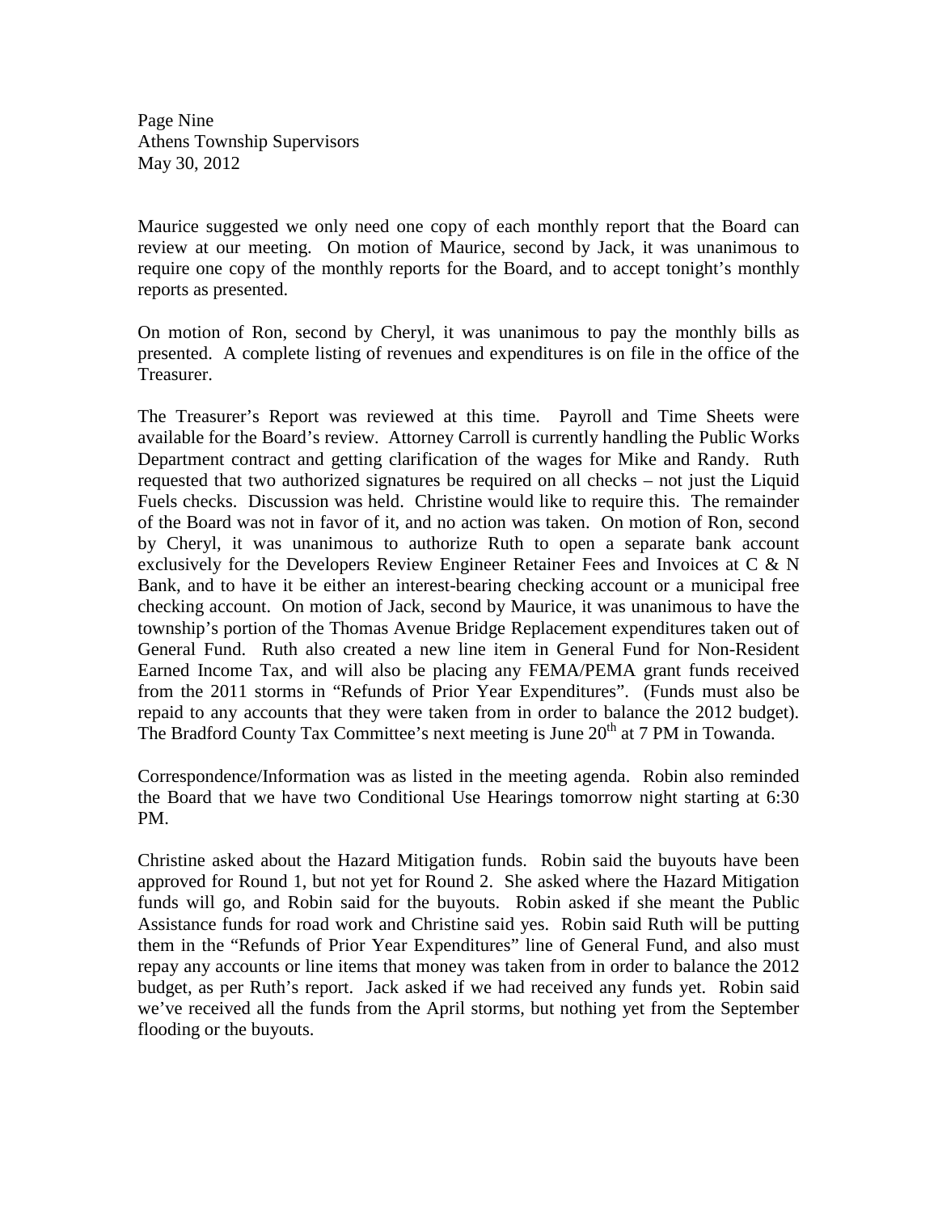Maurice suggested we only need one copy of each monthly report that the Board can review at our meeting. On motion of Maurice, second by Jack, it was unanimous to require one copy of the monthly reports for the Board, and to accept tonight's monthly reports as presented.

On motion of Ron, second by Cheryl, it was unanimous to pay the monthly bills as presented. A complete listing of revenues and expenditures is on file in the office of the Treasurer.

The Treasurer's Report was reviewed at this time. Payroll and Time Sheets were available for the Board's review. Attorney Carroll is currently handling the Public Works Department contract and getting clarification of the wages for Mike and Randy. Ruth requested that two authorized signatures be required on all checks – not just the Liquid Fuels checks. Discussion was held. Christine would like to require this. The remainder of the Board was not in favor of it, and no action was taken. On motion of Ron, second by Cheryl, it was unanimous to authorize Ruth to open a separate bank account exclusively for the Developers Review Engineer Retainer Fees and Invoices at C & N Bank, and to have it be either an interest-bearing checking account or a municipal free checking account. On motion of Jack, second by Maurice, it was unanimous to have the township's portion of the Thomas Avenue Bridge Replacement expenditures taken out of General Fund. Ruth also created a new line item in General Fund for Non-Resident Earned Income Tax, and will also be placing any FEMA/PEMA grant funds received from the 2011 storms in "Refunds of Prior Year Expenditures". (Funds must also be repaid to any accounts that they were taken from in order to balance the 2012 budget). The Bradford County Tax Committee's next meeting is June 20th at 7 PM in Towanda.

Correspondence/Information was as listed in the meeting agenda. Robin also reminded the Board that we have two Conditional Use Hearings tomorrow night starting at 6:30 PM.

Christine asked about the Hazard Mitigation funds. Robin said the buyouts have been approved for Round 1, but not yet for Round 2. She asked where the Hazard Mitigation funds will go, and Robin said for the buyouts. Robin asked if she meant the Public Assistance funds for road work and Christine said yes. Robin said Ruth will be putting them in the "Refunds of Prior Year Expenditures" line of General Fund, and also must repay any accounts or line items that money was taken from in order to balance the 2012 budget, as per Ruth's report. Jack asked if we had received any funds yet. Robin said we've received all the funds from the April storms, but nothing yet from the September flooding or the buyouts.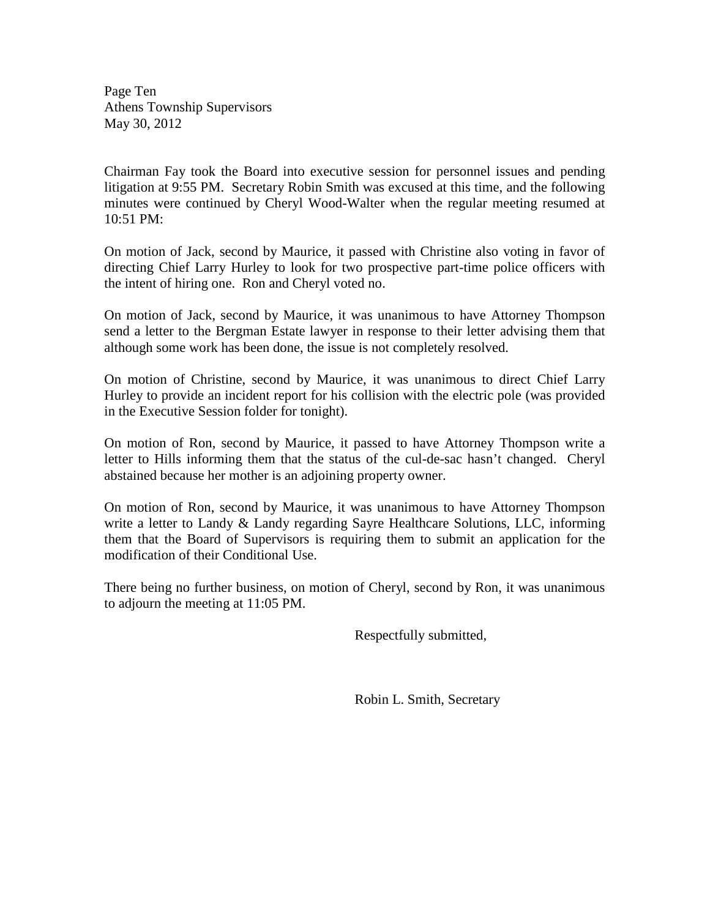Chairman Fay took the Board into executive session for personnel issues and pending litigation at 9:55 PM. Secretary Robin Smith was excused at this time, and the following minutes were continued by Cheryl Wood-Walter when the regular meeting resumed at 10:51 PM:

On motion of Jack, second by Maurice, it passed with Christine also voting in favor of directing Chief Larry Hurley to look for two prospective part-time police officers with the intent of hiring one. Ron and Cheryl voted no.

On motion of Jack, second by Maurice, it was unanimous to have Attorney Thompson send a letter to the Bergman Estate lawyer in response to their letter advising them that although some work has been done, the issue is not completely resolved.

On motion of Christine, second by Maurice, it was unanimous to direct Chief Larry Hurley to provide an incident report for his collision with the electric pole (was provided in the Executive Session folder for tonight).

On motion of Ron, second by Maurice, it passed to have Attorney Thompson write a letter to Hills informing them that the status of the cul-de-sac hasn't changed. Cheryl abstained because her mother is an adjoining property owner.

On motion of Ron, second by Maurice, it was unanimous to have Attorney Thompson write a letter to Landy & Landy regarding Sayre Healthcare Solutions, LLC, informing them that the Board of Supervisors is requiring them to submit an application for the modification of their Conditional Use.

There being no further business, on motion of Cheryl, second by Ron, it was unanimous to adjourn the meeting at 11:05 PM.

Respectfully submitted,

Robin L. Smith, Secretary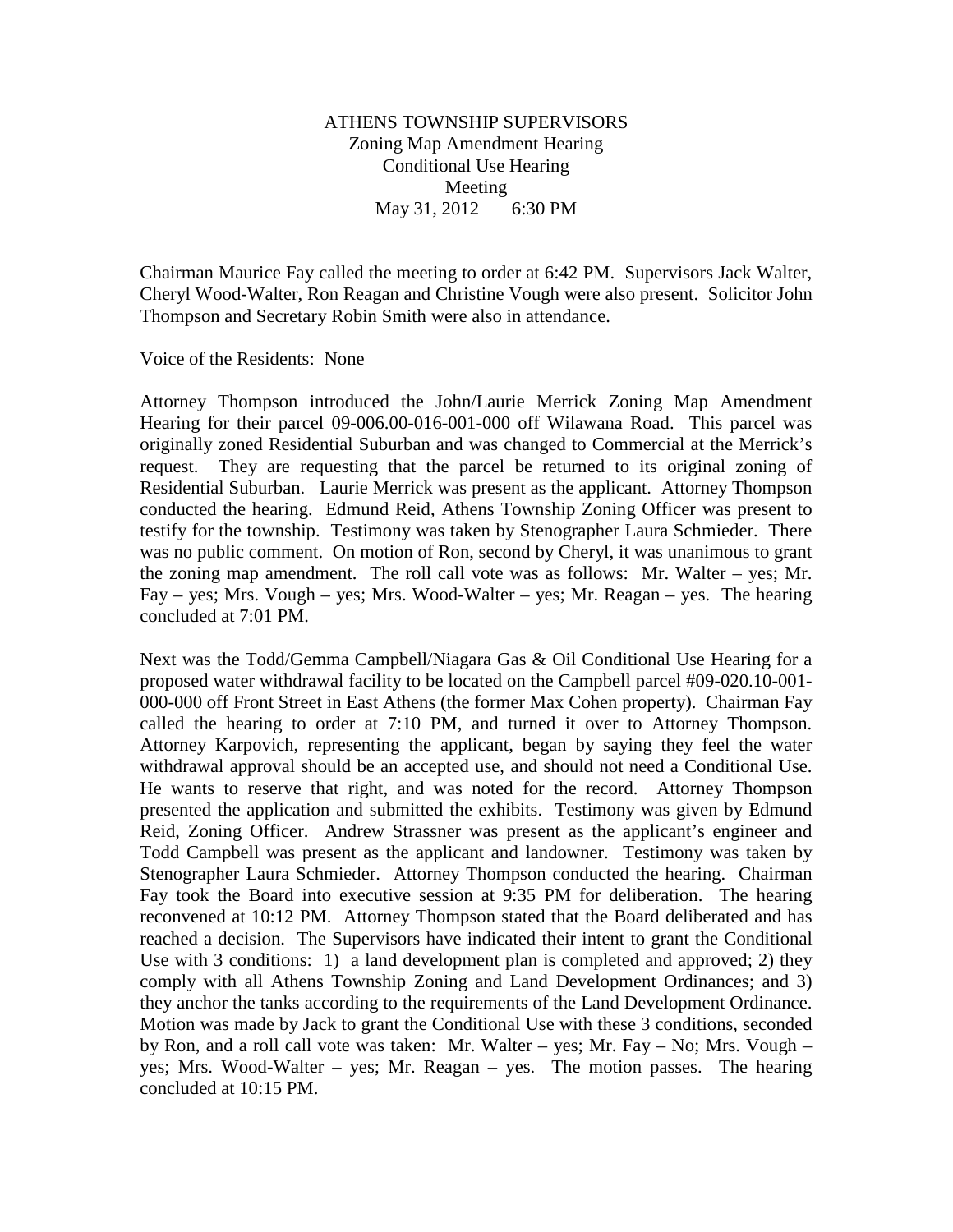# ATHENS TOWNSHIP SUPERVISORS

Zoning Map Amendment Hearing
Conditional Use Hearing
Meeting
May 31, 2012 6:30 PM

Chairman Maurice Fay called the meeting to order at 6:42 PM. Supervisors Jack Walter, Cheryl Wood-Walter, Ron Reagan and Christine Vough were also present. Solicitor John Thompson and Secretary Robin Smith were also in attendance.

Voice of the Residents: None

Attorney Thompson introduced the John/Laurie Merrick Zoning Map Amendment Hearing for their parcel 09-006.00-016-001-000 off Wilawana Road. This parcel was originally zoned Residential Suburban and was changed to Commercial at the Merrick's request. They are requesting that the parcel be returned to its original zoning of Residential Suburban. Laurie Merrick was present as the applicant. Attorney Thompson conducted the hearing. Edmund Reid, Athens Township Zoning Officer was present to testify for the township. Testimony was taken by Stenographer Laura Schmieder. There was no public comment. On motion of Ron, second by Cheryl, it was unanimous to grant the zoning map amendment. The roll call vote was as follows: Mr. Walter – yes; Mr. Fay – yes; Mrs. Vough – yes; Mrs. Wood-Walter – yes; Mr. Reagan – yes. The hearing concluded at 7:01 PM.

Next was the Todd/Gemma Campbell/Niagara Gas & Oil Conditional Use Hearing for a proposed water withdrawal facility to be located on the Campbell parcel #09-020.10-001-000-000 off Front Street in East Athens (the former Max Cohen property). Chairman Fay called the hearing to order at 7:10 PM, and turned it over to Attorney Thompson. Attorney Karpovich, representing the applicant, began by saying they feel the water withdrawal approval should be an accepted use, and should not need a Conditional Use. He wants to reserve that right, and was noted for the record. Attorney Thompson presented the application and submitted the exhibits. Testimony was given by Edmund Reid, Zoning Officer. Andrew Strassner was present as the applicant's engineer and Todd Campbell was present as the applicant and landowner. Testimony was taken by Stenographer Laura Schmieder. Attorney Thompson conducted the hearing. Chairman Fay took the Board into executive session at 9:35 PM for deliberation. The hearing reconvened at 10:12 PM. Attorney Thompson stated that the Board deliberated and has reached a decision. The Supervisors have indicated their intent to grant the Conditional Use with 3 conditions: 1) a land development plan is completed and approved; 2) they comply with all Athens Township Zoning and Land Development Ordinances; and 3) they anchor the tanks according to the requirements of the Land Development Ordinance. Motion was made by Jack to grant the Conditional Use with these 3 conditions, seconded by Ron, and a roll call vote was taken: Mr. Walter – yes; Mr. Fay – No; Mrs. Vough – yes; Mrs. Wood-Walter – yes; Mr. Reagan – yes. The motion passes. The hearing concluded at 10:15 PM.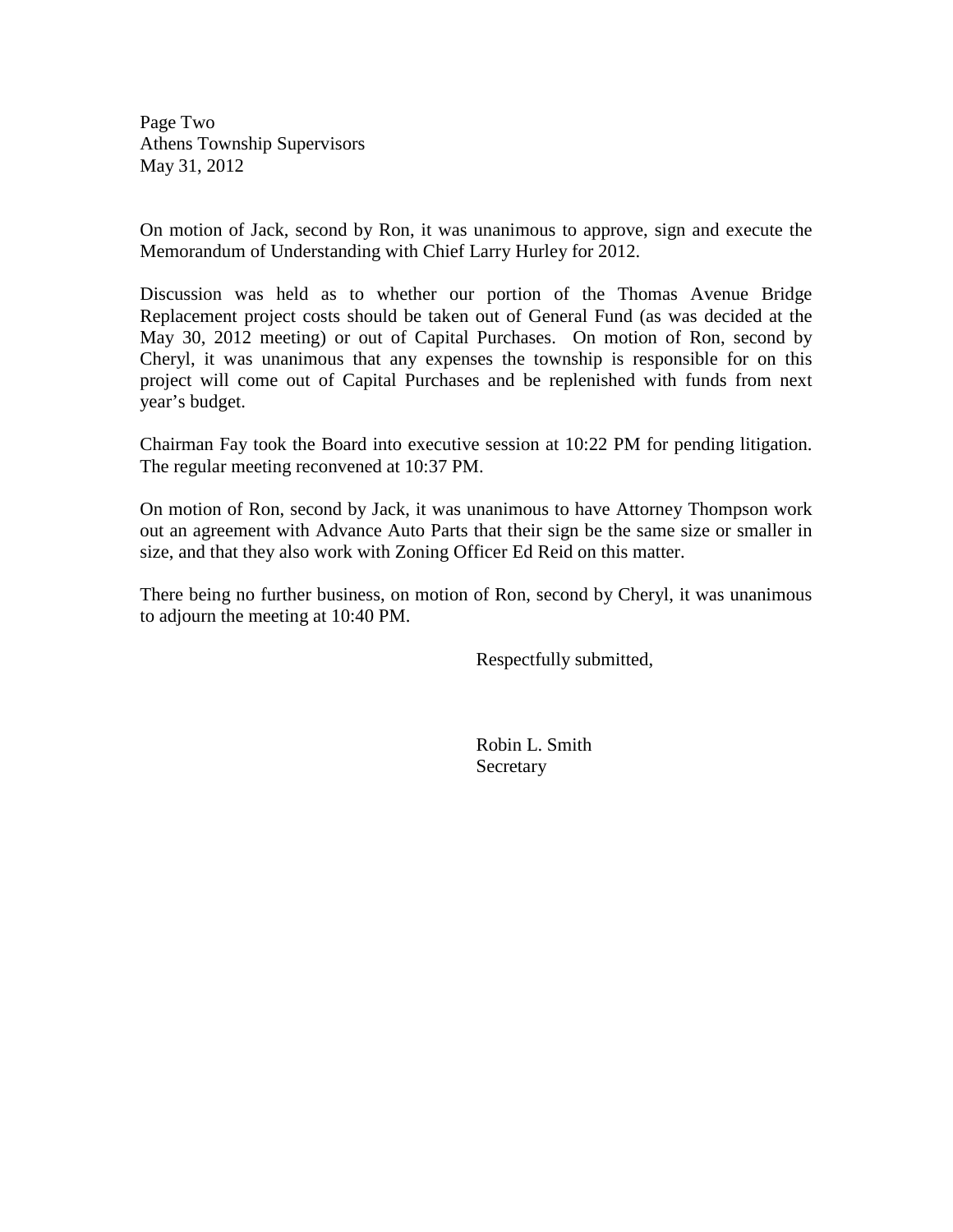Page Two
Athens Township Supervisors
May 31, 2012

On motion of Jack, second by Ron, it was unanimous to approve, sign and execute the Memorandum of Understanding with Chief Larry Hurley for 2012.

Discussion was held as to whether our portion of the Thomas Avenue Bridge Replacement project costs should be taken out of General Fund (as was decided at the May 30, 2012 meeting) or out of Capital Purchases. On motion of Ron, second by Cheryl, it was unanimous that any expenses the township is responsible for on this project will come out of Capital Purchases and be replenished with funds from next year's budget.

Chairman Fay took the Board into executive session at 10:22 PM for pending litigation. The regular meeting reconvened at 10:37 PM.

On motion of Ron, second by Jack, it was unanimous to have Attorney Thompson work out an agreement with Advance Auto Parts that their sign be the same size or smaller in size, and that they also work with Zoning Officer Ed Reid on this matter.

There being no further business, on motion of Ron, second by Cheryl, it was unanimous to adjourn the meeting at 10:40 PM.

Respectfully submitted,

Robin L. Smith
Secretary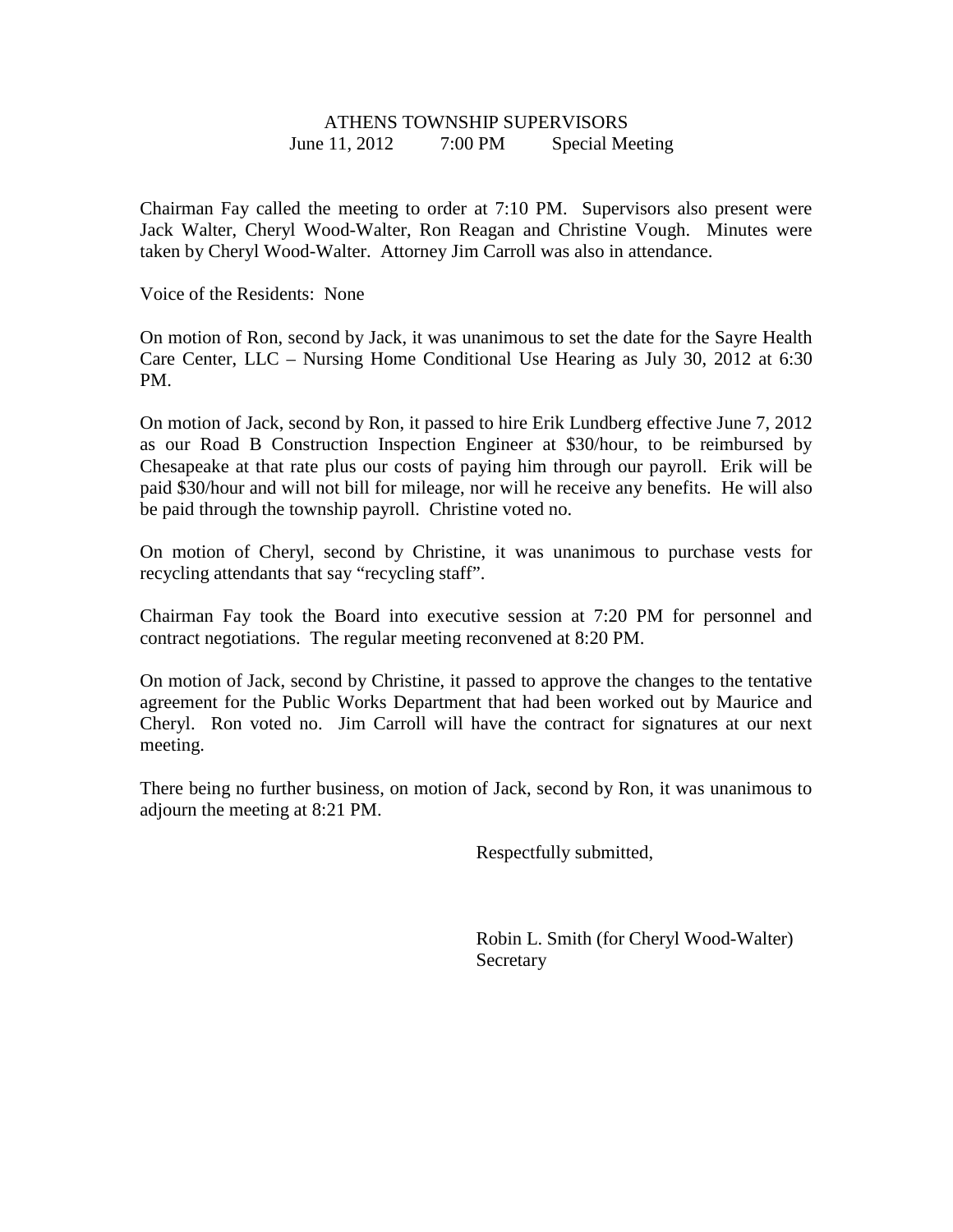# ATHENS TOWNSHIP SUPERVISORS

June 11, 2012 7:00 PM Special Meeting

Chairman Fay called the meeting to order at 7:10 PM. Supervisors also present were Jack Walter, Cheryl Wood-Walter, Ron Reagan and Christine Vough. Minutes were taken by Cheryl Wood-Walter. Attorney Jim Carroll was also in attendance.

Voice of the Residents: None

On motion of Ron, second by Jack, it was unanimous to set the date for the Sayre Health Care Center, LLC – Nursing Home Conditional Use Hearing as July 30, 2012 at 6:30 PM.

On motion of Jack, second by Ron, it passed to hire Erik Lundberg effective June 7, 2012 as our Road B Construction Inspection Engineer at $30/hour, to be reimbursed by Chesapeake at that rate plus our costs of paying him through our payroll. Erik will be paid $30/hour and will not bill for mileage, nor will he receive any benefits. He will also be paid through the township payroll. Christine voted no.

On motion of Cheryl, second by Christine, it was unanimous to purchase vests for recycling attendants that say "recycling staff".

Chairman Fay took the Board into executive session at 7:20 PM for personnel and contract negotiations. The regular meeting reconvened at 8:20 PM.

On motion of Jack, second by Christine, it passed to approve the changes to the tentative agreement for the Public Works Department that had been worked out by Maurice and Cheryl. Ron voted no. Jim Carroll will have the contract for signatures at our next meeting.

There being no further business, on motion of Jack, second by Ron, it was unanimous to adjourn the meeting at 8:21 PM.

Respectfully submitted,

Robin L. Smith (for Cheryl Wood-Walter)
Secretary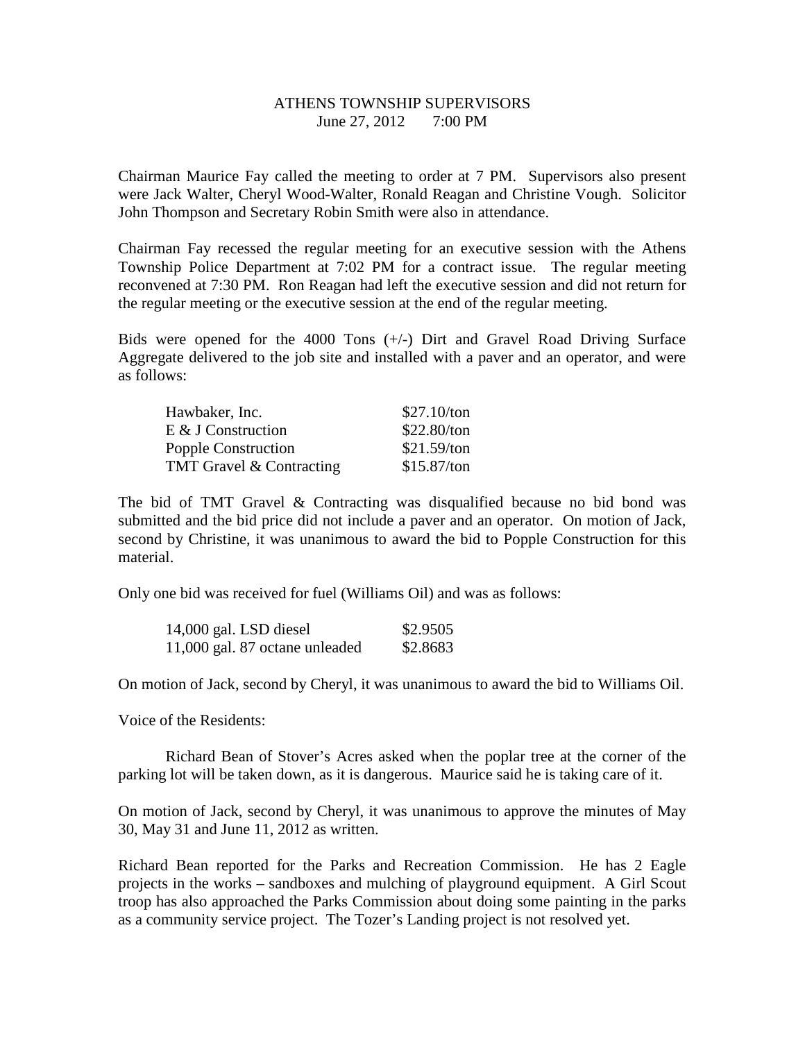ATHENS TOWNSHIP SUPERVISORS
June 27, 2012 7:00 PM

Chairman Maurice Fay called the meeting to order at 7 PM. Supervisors also present were Jack Walter, Cheryl Wood-Walter, Ronald Reagan and Christine Vough. Solicitor John Thompson and Secretary Robin Smith were also in attendance.

Chairman Fay recessed the regular meeting for an executive session with the Athens Township Police Department at 7:02 PM for a contract issue. The regular meeting reconvened at 7:30 PM. Ron Reagan had left the executive session and did not return for the regular meeting or the executive session at the end of the regular meeting.

Bids were opened for the 4000 Tons (+/-) Dirt and Gravel Road Driving Surface Aggregate delivered to the job site and installed with a paver and an operator, and were as follows:

| | |
|---|---|
| Hawbaker, Inc. | $27.10/ton |
| E & J Construction | $22.80/ton |
| Popple Construction | $21.59/ton |
| TMT Gravel & Contracting | $15.87/ton |

The bid of TMT Gravel & Contracting was disqualified because no bid bond was submitted and the bid price did not include a paver and an operator. On motion of Jack, second by Christine, it was unanimous to award the bid to Popple Construction for this material.

Only one bid was received for fuel (Williams Oil) and was as follows:

| | |
|---|---|
| 14,000 gal. LSD diesel | $2.9505 |
| 11,000 gal. 87 octane unleaded | $2.8683 |

On motion of Jack, second by Cheryl, it was unanimous to award the bid to Williams Oil.

Voice of the Residents:

Richard Bean of Stover's Acres asked when the poplar tree at the corner of the parking lot will be taken down, as it is dangerous. Maurice said he is taking care of it.

On motion of Jack, second by Cheryl, it was unanimous to approve the minutes of May 30, May 31 and June 11, 2012 as written.

Richard Bean reported for the Parks and Recreation Commission. He has 2 Eagle projects in the works – sandboxes and mulching of playground equipment. A Girl Scout troop has also approached the Parks Commission about doing some painting in the parks as a community service project. The Tozer's Landing project is not resolved yet.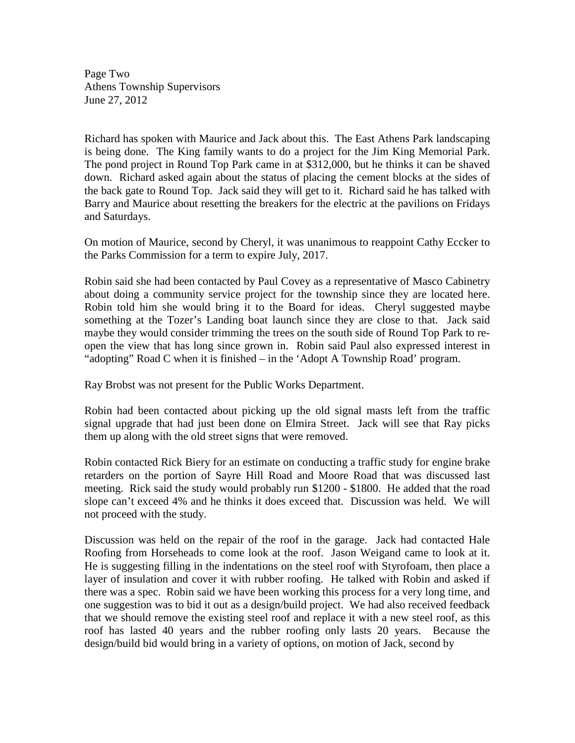Richard has spoken with Maurice and Jack about this. The East Athens Park landscaping is being done. The King family wants to do a project for the Jim King Memorial Park. The pond project in Round Top Park came in at $312,000, but he thinks it can be shaved down. Richard asked again about the status of placing the cement blocks at the sides of the back gate to Round Top. Jack said they will get to it. Richard said he has talked with Barry and Maurice about resetting the breakers for the electric at the pavilions on Fridays and Saturdays.

On motion of Maurice, second by Cheryl, it was unanimous to reappoint Cathy Eccker to the Parks Commission for a term to expire July, 2017.

Robin said she had been contacted by Paul Covey as a representative of Masco Cabinetry about doing a community service project for the township since they are located here. Robin told him she would bring it to the Board for ideas. Cheryl suggested maybe something at the Tozer's Landing boat launch since they are close to that. Jack said maybe they would consider trimming the trees on the south side of Round Top Park to re-open the view that has long since grown in. Robin said Paul also expressed interest in "adopting" Road C when it is finished – in the 'Adopt A Township Road' program.

Ray Brobst was not present for the Public Works Department.

Robin had been contacted about picking up the old signal masts left from the traffic signal upgrade that had just been done on Elmira Street. Jack will see that Ray picks them up along with the old street signs that were removed.

Robin contacted Rick Biery for an estimate on conducting a traffic study for engine brake retarders on the portion of Sayre Hill Road and Moore Road that was discussed last meeting. Rick said the study would probably run $1200 - $1800. He added that the road slope can't exceed 4% and he thinks it does exceed that. Discussion was held. We will not proceed with the study.

Discussion was held on the repair of the roof in the garage. Jack had contacted Hale Roofing from Horseheads to come look at the roof. Jason Weigand came to look at it. He is suggesting filling in the indentations on the steel roof with Styrofoam, then place a layer of insulation and cover it with rubber roofing. He talked with Robin and asked if there was a spec. Robin said we have been working this process for a very long time, and one suggestion was to bid it out as a design/build project. We had also received feedback that we should remove the existing steel roof and replace it with a new steel roof, as this roof has lasted 40 years and the rubber roofing only lasts 20 years. Because the design/build bid would bring in a variety of options, on motion of Jack, second by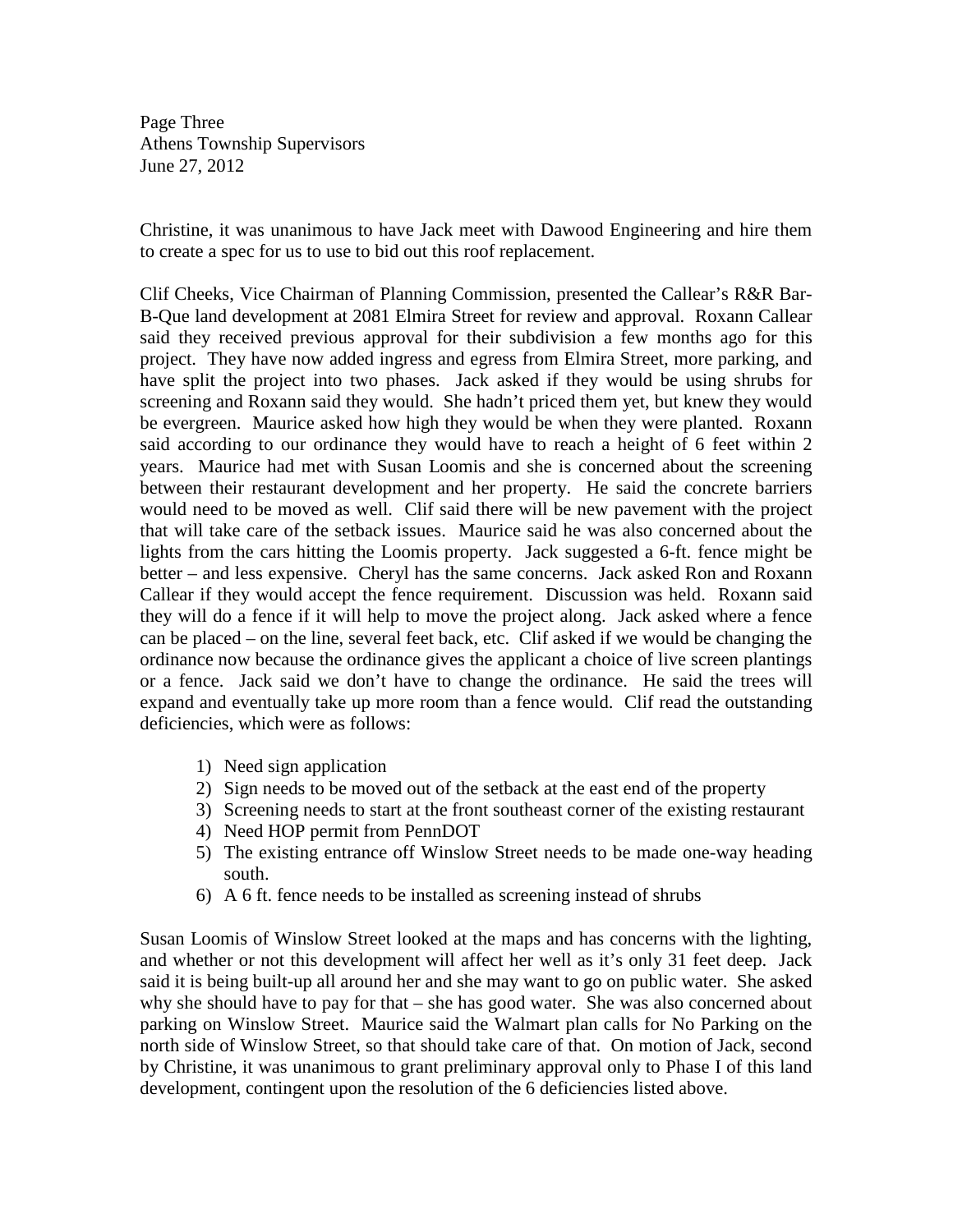Christine, it was unanimous to have Jack meet with Dawood Engineering and hire them to create a spec for us to use to bid out this roof replacement.

Clif Cheeks, Vice Chairman of Planning Commission, presented the Callear's R&R Bar-B-Que land development at 2081 Elmira Street for review and approval. Roxann Callear said they received previous approval for their subdivision a few months ago for this project. They have now added ingress and egress from Elmira Street, more parking, and have split the project into two phases. Jack asked if they would be using shrubs for screening and Roxann said they would. She hadn't priced them yet, but knew they would be evergreen. Maurice asked how high they would be when they were planted. Roxann said according to our ordinance they would have to reach a height of 6 feet within 2 years. Maurice had met with Susan Loomis and she is concerned about the screening between their restaurant development and her property. He said the concrete barriers would need to be moved as well. Clif said there will be new pavement with the project that will take care of the setback issues. Maurice said he was also concerned about the lights from the cars hitting the Loomis property. Jack suggested a 6-ft. fence might be better – and less expensive. Cheryl has the same concerns. Jack asked Ron and Roxann Callear if they would accept the fence requirement. Discussion was held. Roxann said they will do a fence if it will help to move the project along. Jack asked where a fence can be placed – on the line, several feet back, etc. Clif asked if we would be changing the ordinance now because the ordinance gives the applicant a choice of live screen plantings or a fence. Jack said we don't have to change the ordinance. He said the trees will expand and eventually take up more room than a fence would. Clif read the outstanding deficiencies, which were as follows:

1) Need sign application
2) Sign needs to be moved out of the setback at the east end of the property
3) Screening needs to start at the front southeast corner of the existing restaurant
4) Need HOP permit from PennDOT
5) The existing entrance off Winslow Street needs to be made one-way heading south.
6) A 6 ft. fence needs to be installed as screening instead of shrubs

Susan Loomis of Winslow Street looked at the maps and has concerns with the lighting, and whether or not this development will affect her well as it's only 31 feet deep. Jack said it is being built-up all around her and she may want to go on public water. She asked why she should have to pay for that – she has good water. She was also concerned about parking on Winslow Street. Maurice said the Walmart plan calls for No Parking on the north side of Winslow Street, so that should take care of that. On motion of Jack, second by Christine, it was unanimous to grant preliminary approval only to Phase I of this land development, contingent upon the resolution of the 6 deficiencies listed above.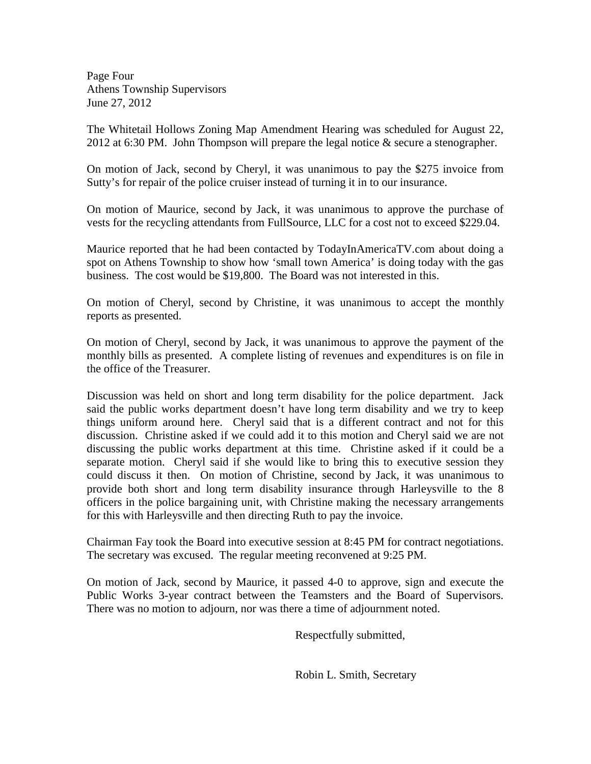Page Four
Athens Township Supervisors
June 27, 2012

The Whitetail Hollows Zoning Map Amendment Hearing was scheduled for August 22, 2012 at 6:30 PM. John Thompson will prepare the legal notice & secure a stenographer.

On motion of Jack, second by Cheryl, it was unanimous to pay the $275 invoice from Sutty's for repair of the police cruiser instead of turning it in to our insurance.

On motion of Maurice, second by Jack, it was unanimous to approve the purchase of vests for the recycling attendants from FullSource, LLC for a cost not to exceed $229.04.

Maurice reported that he had been contacted by TodayInAmericaTV.com about doing a spot on Athens Township to show how 'small town America' is doing today with the gas business. The cost would be $19,800. The Board was not interested in this.

On motion of Cheryl, second by Christine, it was unanimous to accept the monthly reports as presented.

On motion of Cheryl, second by Jack, it was unanimous to approve the payment of the monthly bills as presented. A complete listing of revenues and expenditures is on file in the office of the Treasurer.

Discussion was held on short and long term disability for the police department. Jack said the public works department doesn't have long term disability and we try to keep things uniform around here. Cheryl said that is a different contract and not for this discussion. Christine asked if we could add it to this motion and Cheryl said we are not discussing the public works department at this time. Christine asked if it could be a separate motion. Cheryl said if she would like to bring this to executive session they could discuss it then. On motion of Christine, second by Jack, it was unanimous to provide both short and long term disability insurance through Harleysville to the 8 officers in the police bargaining unit, with Christine making the necessary arrangements for this with Harleysville and then directing Ruth to pay the invoice.

Chairman Fay took the Board into executive session at 8:45 PM for contract negotiations. The secretary was excused. The regular meeting reconvened at 9:25 PM.

On motion of Jack, second by Maurice, it passed 4-0 to approve, sign and execute the Public Works 3-year contract between the Teamsters and the Board of Supervisors. There was no motion to adjourn, nor was there a time of adjournment noted.

Respectfully submitted,

Robin L. Smith, Secretary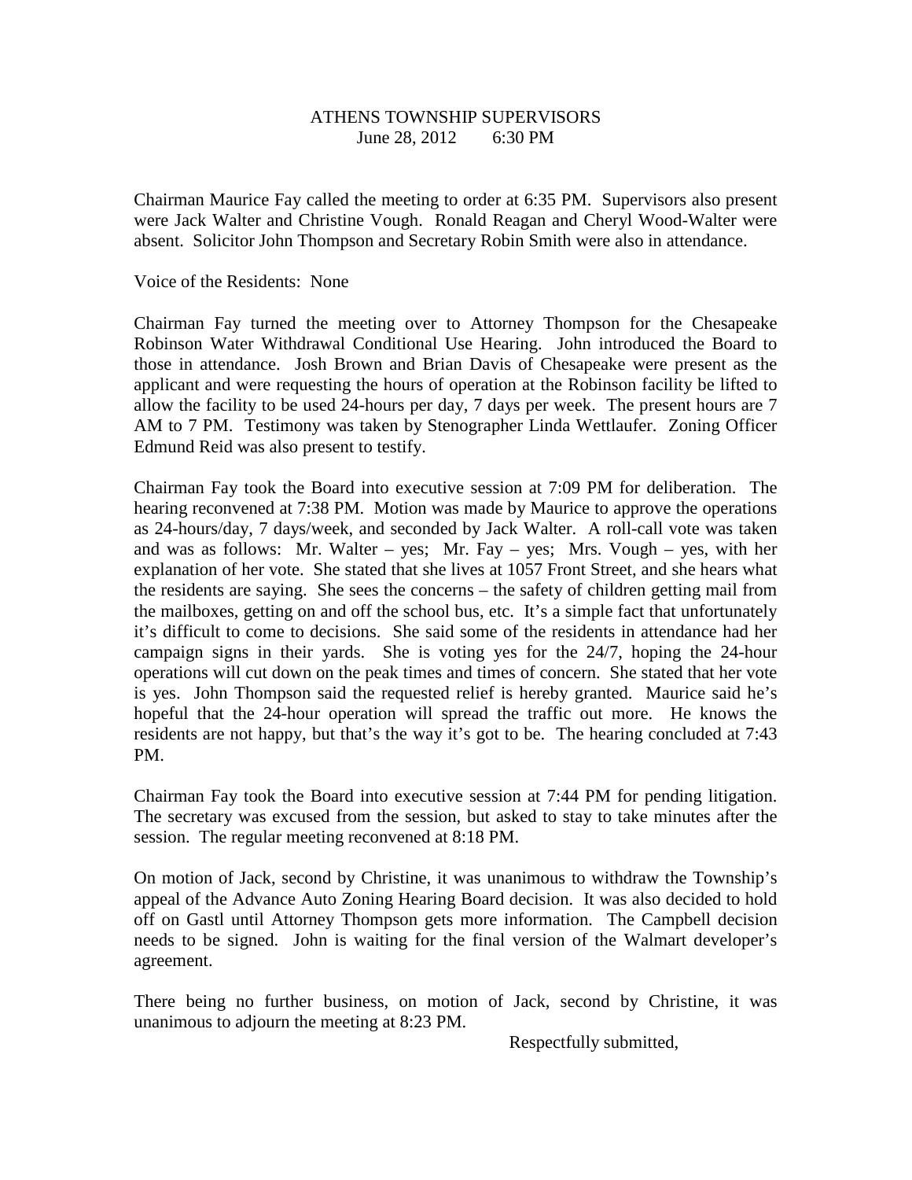# ATHENS TOWNSHIP SUPERVISORS
June 28, 2012 6:30 PM

Chairman Maurice Fay called the meeting to order at 6:35 PM. Supervisors also present were Jack Walter and Christine Vough. Ronald Reagan and Cheryl Wood-Walter were absent. Solicitor John Thompson and Secretary Robin Smith were also in attendance.

Voice of the Residents: None

Chairman Fay turned the meeting over to Attorney Thompson for the Chesapeake Robinson Water Withdrawal Conditional Use Hearing. John introduced the Board to those in attendance. Josh Brown and Brian Davis of Chesapeake were present as the applicant and were requesting the hours of operation at the Robinson facility be lifted to allow the facility to be used 24-hours per day, 7 days per week. The present hours are 7 AM to 7 PM. Testimony was taken by Stenographer Linda Wettlaufer. Zoning Officer Edmund Reid was also present to testify.

Chairman Fay took the Board into executive session at 7:09 PM for deliberation. The hearing reconvened at 7:38 PM. Motion was made by Maurice to approve the operations as 24-hours/day, 7 days/week, and seconded by Jack Walter. A roll-call vote was taken and was as follows: Mr. Walter – yes; Mr. Fay – yes; Mrs. Vough – yes, with her explanation of her vote. She stated that she lives at 1057 Front Street, and she hears what the residents are saying. She sees the concerns – the safety of children getting mail from the mailboxes, getting on and off the school bus, etc. It's a simple fact that unfortunately it's difficult to come to decisions. She said some of the residents in attendance had her campaign signs in their yards. She is voting yes for the 24/7, hoping the 24-hour operations will cut down on the peak times and times of concern. She stated that her vote is yes. John Thompson said the requested relief is hereby granted. Maurice said he's hopeful that the 24-hour operation will spread the traffic out more. He knows the residents are not happy, but that's the way it's got to be. The hearing concluded at 7:43 PM.

Chairman Fay took the Board into executive session at 7:44 PM for pending litigation. The secretary was excused from the session, but asked to stay to take minutes after the session. The regular meeting reconvened at 8:18 PM.

On motion of Jack, second by Christine, it was unanimous to withdraw the Township's appeal of the Advance Auto Zoning Hearing Board decision. It was also decided to hold off on Gastl until Attorney Thompson gets more information. The Campbell decision needs to be signed. John is waiting for the final version of the Walmart developer's agreement.

There being no further business, on motion of Jack, second by Christine, it was unanimous to adjourn the meeting at 8:23 PM.

Respectfully submitted,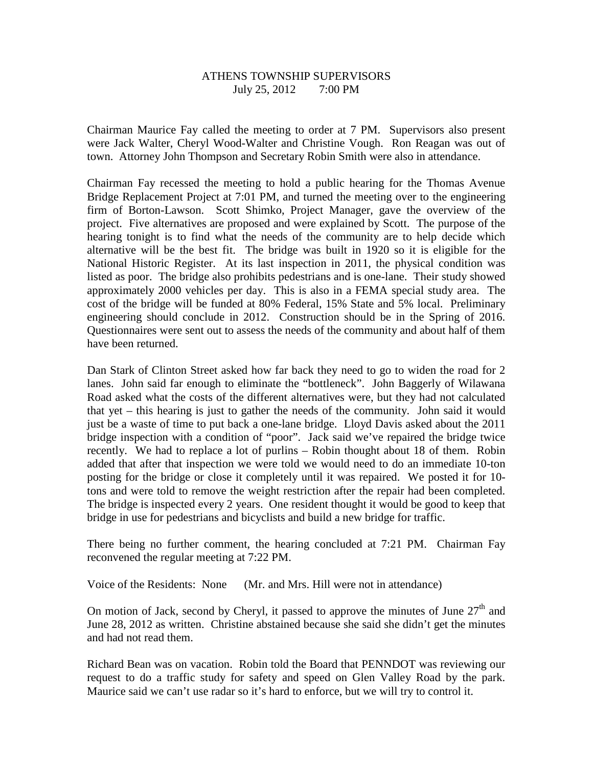ATHENS TOWNSHIP SUPERVISORS
July 25, 2012 7:00 PM

Chairman Maurice Fay called the meeting to order at 7 PM. Supervisors also present were Jack Walter, Cheryl Wood-Walter and Christine Vough. Ron Reagan was out of town. Attorney John Thompson and Secretary Robin Smith were also in attendance.

Chairman Fay recessed the meeting to hold a public hearing for the Thomas Avenue Bridge Replacement Project at 7:01 PM, and turned the meeting over to the engineering firm of Borton-Lawson. Scott Shimko, Project Manager, gave the overview of the project. Five alternatives are proposed and were explained by Scott. The purpose of the hearing tonight is to find what the needs of the community are to help decide which alternative will be the best fit. The bridge was built in 1920 so it is eligible for the National Historic Register. At its last inspection in 2011, the physical condition was listed as poor. The bridge also prohibits pedestrians and is one-lane. Their study showed approximately 2000 vehicles per day. This is also in a FEMA special study area. The cost of the bridge will be funded at 80% Federal, 15% State and 5% local. Preliminary engineering should conclude in 2012. Construction should be in the Spring of 2016. Questionnaires were sent out to assess the needs of the community and about half of them have been returned.

Dan Stark of Clinton Street asked how far back they need to go to widen the road for 2 lanes. John said far enough to eliminate the "bottleneck". John Baggerly of Wilawana Road asked what the costs of the different alternatives were, but they had not calculated that yet – this hearing is just to gather the needs of the community. John said it would just be a waste of time to put back a one-lane bridge. Lloyd Davis asked about the 2011 bridge inspection with a condition of "poor". Jack said we've repaired the bridge twice recently. We had to replace a lot of purlins – Robin thought about 18 of them. Robin added that after that inspection we were told we would need to do an immediate 10-ton posting for the bridge or close it completely until it was repaired. We posted it for 10-tons and were told to remove the weight restriction after the repair had been completed. The bridge is inspected every 2 years. One resident thought it would be good to keep that bridge in use for pedestrians and bicyclists and build a new bridge for traffic.

There being no further comment, the hearing concluded at 7:21 PM. Chairman Fay reconvened the regular meeting at 7:22 PM.

Voice of the Residents: None (Mr. and Mrs. Hill were not in attendance)

On motion of Jack, second by Cheryl, it passed to approve the minutes of June 27th and June 28, 2012 as written. Christine abstained because she said she didn't get the minutes and had not read them.

Richard Bean was on vacation. Robin told the Board that PENNDOT was reviewing our request to do a traffic study for safety and speed on Glen Valley Road by the park. Maurice said we can't use radar so it's hard to enforce, but we will try to control it.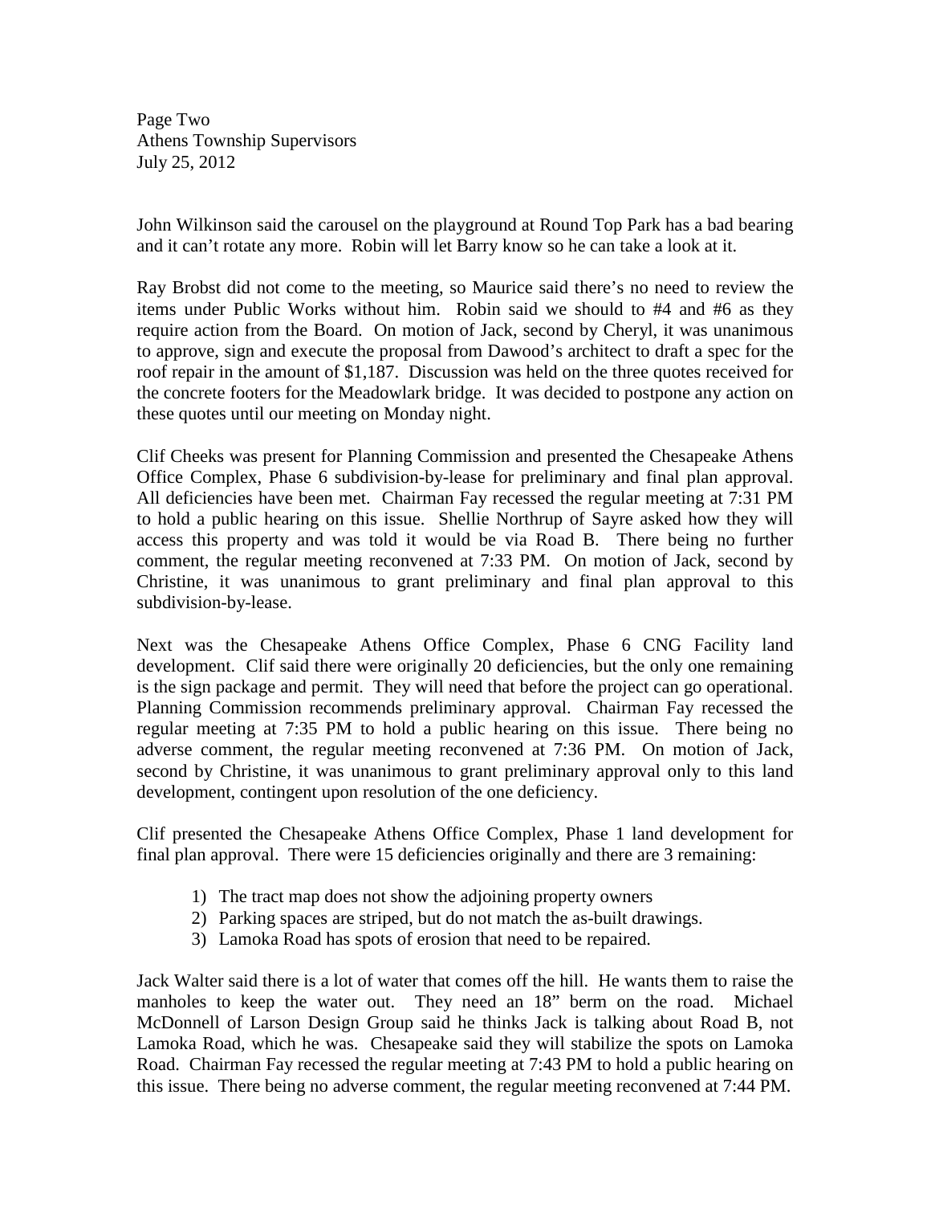John Wilkinson said the carousel on the playground at Round Top Park has a bad bearing and it can't rotate any more. Robin will let Barry know so he can take a look at it.

Ray Brobst did not come to the meeting, so Maurice said there's no need to review the items under Public Works without him. Robin said we should to #4 and #6 as they require action from the Board. On motion of Jack, second by Cheryl, it was unanimous to approve, sign and execute the proposal from Dawood's architect to draft a spec for the roof repair in the amount of $1,187. Discussion was held on the three quotes received for the concrete footers for the Meadowlark bridge. It was decided to postpone any action on these quotes until our meeting on Monday night.

Clif Cheeks was present for Planning Commission and presented the Chesapeake Athens Office Complex, Phase 6 subdivision-by-lease for preliminary and final plan approval. All deficiencies have been met. Chairman Fay recessed the regular meeting at 7:31 PM to hold a public hearing on this issue. Shellie Northrup of Sayre asked how they will access this property and was told it would be via Road B. There being no further comment, the regular meeting reconvened at 7:33 PM. On motion of Jack, second by Christine, it was unanimous to grant preliminary and final plan approval to this subdivision-by-lease.

Next was the Chesapeake Athens Office Complex, Phase 6 CNG Facility land development. Clif said there were originally 20 deficiencies, but the only one remaining is the sign package and permit. They will need that before the project can go operational. Planning Commission recommends preliminary approval. Chairman Fay recessed the regular meeting at 7:35 PM to hold a public hearing on this issue. There being no adverse comment, the regular meeting reconvened at 7:36 PM. On motion of Jack, second by Christine, it was unanimous to grant preliminary approval only to this land development, contingent upon resolution of the one deficiency.

Clif presented the Chesapeake Athens Office Complex, Phase 1 land development for final plan approval. There were 15 deficiencies originally and there are 3 remaining:

1) The tract map does not show the adjoining property owners
2) Parking spaces are striped, but do not match the as-built drawings.
3) Lamoka Road has spots of erosion that need to be repaired.

Jack Walter said there is a lot of water that comes off the hill. He wants them to raise the manholes to keep the water out. They need an 18" berm on the road. Michael McDonnell of Larson Design Group said he thinks Jack is talking about Road B, not Lamoka Road, which he was. Chesapeake said they will stabilize the spots on Lamoka Road. Chairman Fay recessed the regular meeting at 7:43 PM to hold a public hearing on this issue. There being no adverse comment, the regular meeting reconvened at 7:44 PM.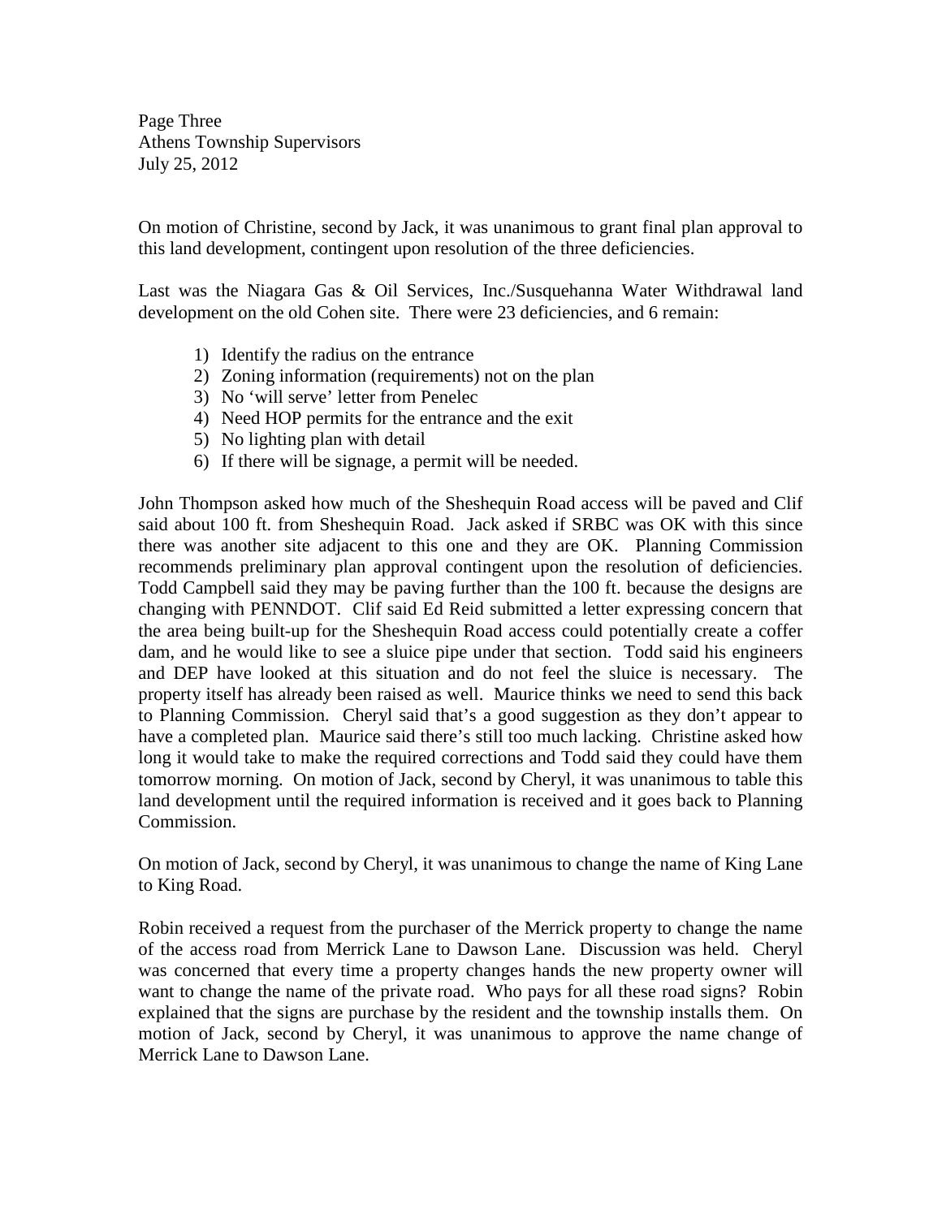On motion of Christine, second by Jack, it was unanimous to grant final plan approval to this land development, contingent upon resolution of the three deficiencies.

Last was the Niagara Gas & Oil Services, Inc./Susquehanna Water Withdrawal land development on the old Cohen site. There were 23 deficiencies, and 6 remain:

1) Identify the radius on the entrance
2) Zoning information (requirements) not on the plan
3) No 'will serve' letter from Penelec
4) Need HOP permits for the entrance and the exit
5) No lighting plan with detail
6) If there will be signage, a permit will be needed.

John Thompson asked how much of the Sheshequin Road access will be paved and Clif said about 100 ft. from Sheshequin Road. Jack asked if SRBC was OK with this since there was another site adjacent to this one and they are OK. Planning Commission recommends preliminary plan approval contingent upon the resolution of deficiencies. Todd Campbell said they may be paving further than the 100 ft. because the designs are changing with PENNDOT. Clif said Ed Reid submitted a letter expressing concern that the area being built-up for the Sheshequin Road access could potentially create a coffer dam, and he would like to see a sluice pipe under that section. Todd said his engineers and DEP have looked at this situation and do not feel the sluice is necessary. The property itself has already been raised as well. Maurice thinks we need to send this back to Planning Commission. Cheryl said that's a good suggestion as they don't appear to have a completed plan. Maurice said there's still too much lacking. Christine asked how long it would take to make the required corrections and Todd said they could have them tomorrow morning. On motion of Jack, second by Cheryl, it was unanimous to table this land development until the required information is received and it goes back to Planning Commission.

On motion of Jack, second by Cheryl, it was unanimous to change the name of King Lane to King Road.

Robin received a request from the purchaser of the Merrick property to change the name of the access road from Merrick Lane to Dawson Lane. Discussion was held. Cheryl was concerned that every time a property changes hands the new property owner will want to change the name of the private road. Who pays for all these road signs? Robin explained that the signs are purchase by the resident and the township installs them. On motion of Jack, second by Cheryl, it was unanimous to approve the name change of Merrick Lane to Dawson Lane.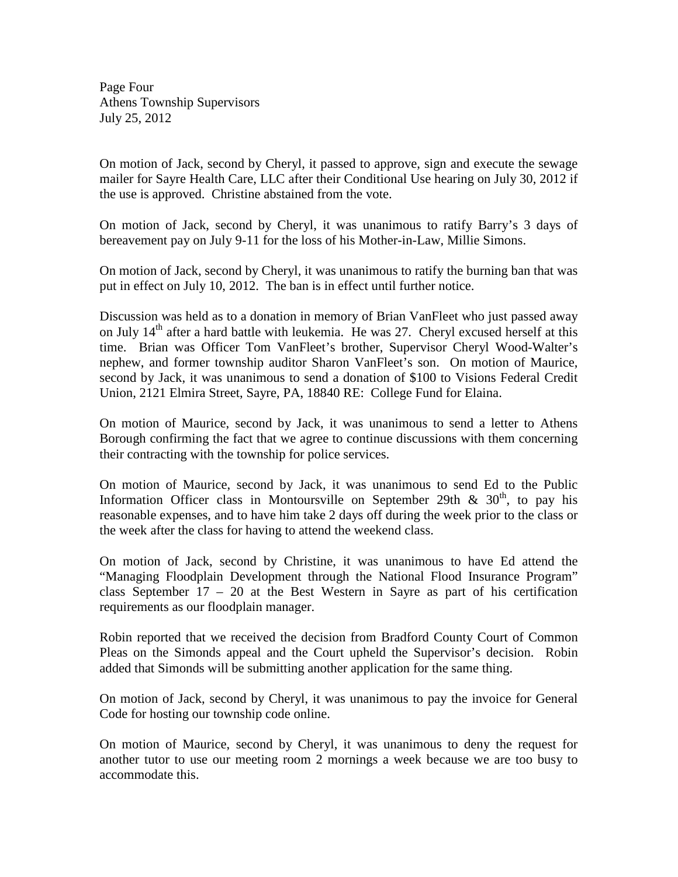On motion of Jack, second by Cheryl, it passed to approve, sign and execute the sewage mailer for Sayre Health Care, LLC after their Conditional Use hearing on July 30, 2012 if the use is approved. Christine abstained from the vote.

On motion of Jack, second by Cheryl, it was unanimous to ratify Barry's 3 days of bereavement pay on July 9-11 for the loss of his Mother-in-Law, Millie Simons.

On motion of Jack, second by Cheryl, it was unanimous to ratify the burning ban that was put in effect on July 10, 2012. The ban is in effect until further notice.

Discussion was held as to a donation in memory of Brian VanFleet who just passed away on July 14th after a hard battle with leukemia. He was 27. Cheryl excused herself at this time. Brian was Officer Tom VanFleet's brother, Supervisor Cheryl Wood-Walter's nephew, and former township auditor Sharon VanFleet's son. On motion of Maurice, second by Jack, it was unanimous to send a donation of $100 to Visions Federal Credit Union, 2121 Elmira Street, Sayre, PA, 18840 RE: College Fund for Elaina.

On motion of Maurice, second by Jack, it was unanimous to send a letter to Athens Borough confirming the fact that we agree to continue discussions with them concerning their contracting with the township for police services.

On motion of Maurice, second by Jack, it was unanimous to send Ed to the Public Information Officer class in Montoursville on September 29th & 30th, to pay his reasonable expenses, and to have him take 2 days off during the week prior to the class or the week after the class for having to attend the weekend class.

On motion of Jack, second by Christine, it was unanimous to have Ed attend the "Managing Floodplain Development through the National Flood Insurance Program" class September 17 – 20 at the Best Western in Sayre as part of his certification requirements as our floodplain manager.

Robin reported that we received the decision from Bradford County Court of Common Pleas on the Simonds appeal and the Court upheld the Supervisor's decision. Robin added that Simonds will be submitting another application for the same thing.

On motion of Jack, second by Cheryl, it was unanimous to pay the invoice for General Code for hosting our township code online.

On motion of Maurice, second by Cheryl, it was unanimous to deny the request for another tutor to use our meeting room 2 mornings a week because we are too busy to accommodate this.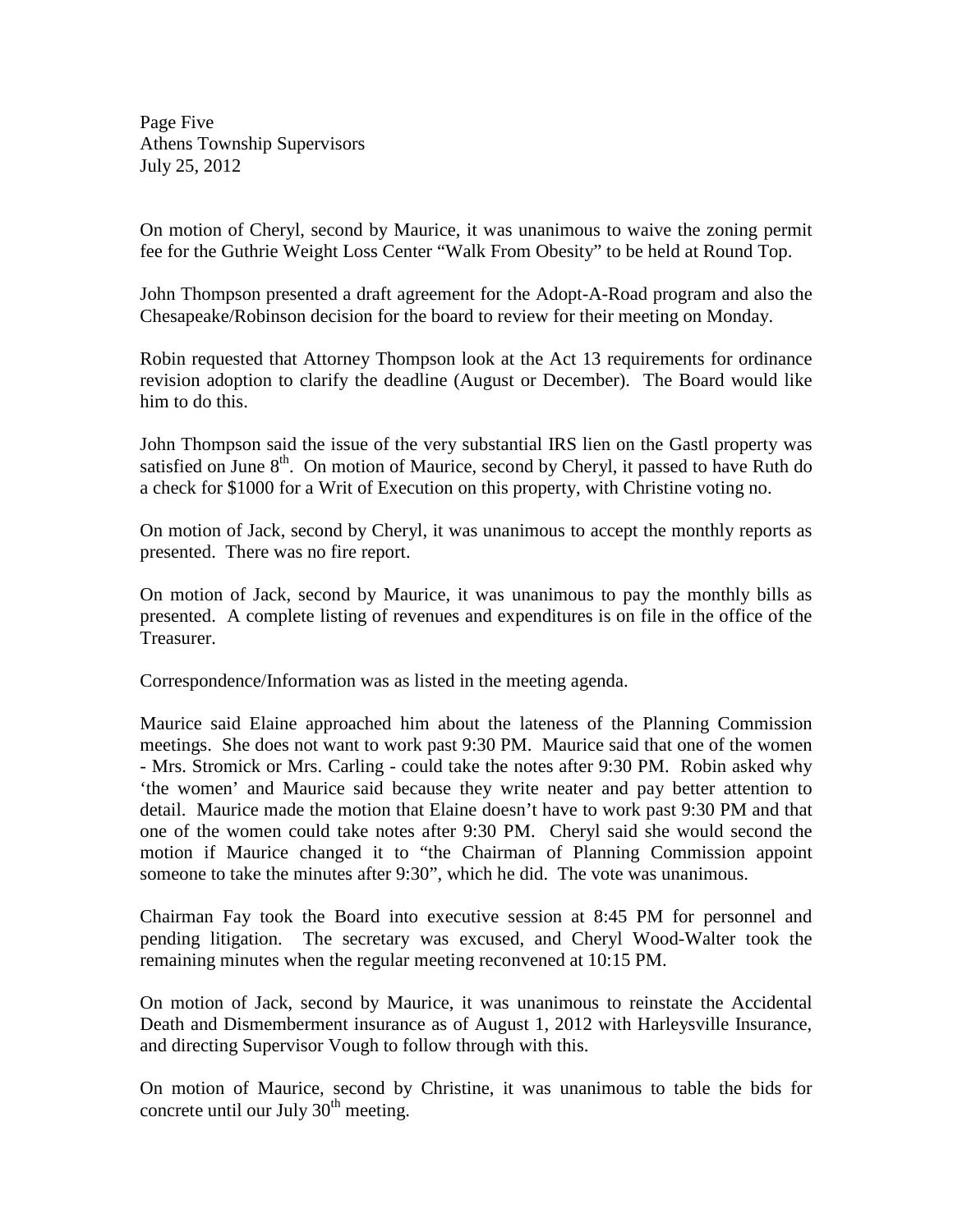On motion of Cheryl, second by Maurice, it was unanimous to waive the zoning permit fee for the Guthrie Weight Loss Center “Walk From Obesity” to be held at Round Top.

John Thompson presented a draft agreement for the Adopt-A-Road program and also the Chesapeake/Robinson decision for the board to review for their meeting on Monday.

Robin requested that Attorney Thompson look at the Act 13 requirements for ordinance revision adoption to clarify the deadline (August or December). The Board would like him to do this.

John Thompson said the issue of the very substantial IRS lien on the Gastl property was satisfied on June 8th. On motion of Maurice, second by Cheryl, it passed to have Ruth do a check for $1000 for a Writ of Execution on this property, with Christine voting no.

On motion of Jack, second by Cheryl, it was unanimous to accept the monthly reports as presented. There was no fire report.

On motion of Jack, second by Maurice, it was unanimous to pay the monthly bills as presented. A complete listing of revenues and expenditures is on file in the office of the Treasurer.

Correspondence/Information was as listed in the meeting agenda.

Maurice said Elaine approached him about the lateness of the Planning Commission meetings. She does not want to work past 9:30 PM. Maurice said that one of the women - Mrs. Stromick or Mrs. Carling - could take the notes after 9:30 PM. Robin asked why ‘the women’ and Maurice said because they write neater and pay better attention to detail. Maurice made the motion that Elaine doesn’t have to work past 9:30 PM and that one of the women could take notes after 9:30 PM. Cheryl said she would second the motion if Maurice changed it to “the Chairman of Planning Commission appoint someone to take the minutes after 9:30”, which he did. The vote was unanimous.

Chairman Fay took the Board into executive session at 8:45 PM for personnel and pending litigation. The secretary was excused, and Cheryl Wood-Walter took the remaining minutes when the regular meeting reconvened at 10:15 PM.

On motion of Jack, second by Maurice, it was unanimous to reinstate the Accidental Death and Dismemberment insurance as of August 1, 2012 with Harleysville Insurance, and directing Supervisor Vough to follow through with this.

On motion of Maurice, second by Christine, it was unanimous to table the bids for concrete until our July 30th meeting.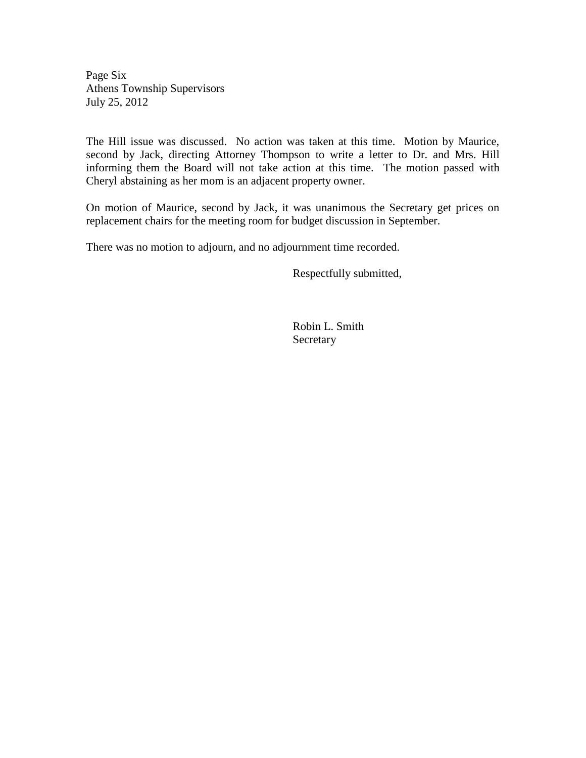The Hill issue was discussed. No action was taken at this time. Motion by Maurice, second by Jack, directing Attorney Thompson to write a letter to Dr. and Mrs. Hill informing them the Board will not take action at this time. The motion passed with Cheryl abstaining as her mom is an adjacent property owner.

On motion of Maurice, second by Jack, it was unanimous the Secretary get prices on replacement chairs for the meeting room for budget discussion in September.

There was no motion to adjourn, and no adjournment time recorded.

Respectfully submitted,

Robin L. Smith
Secretary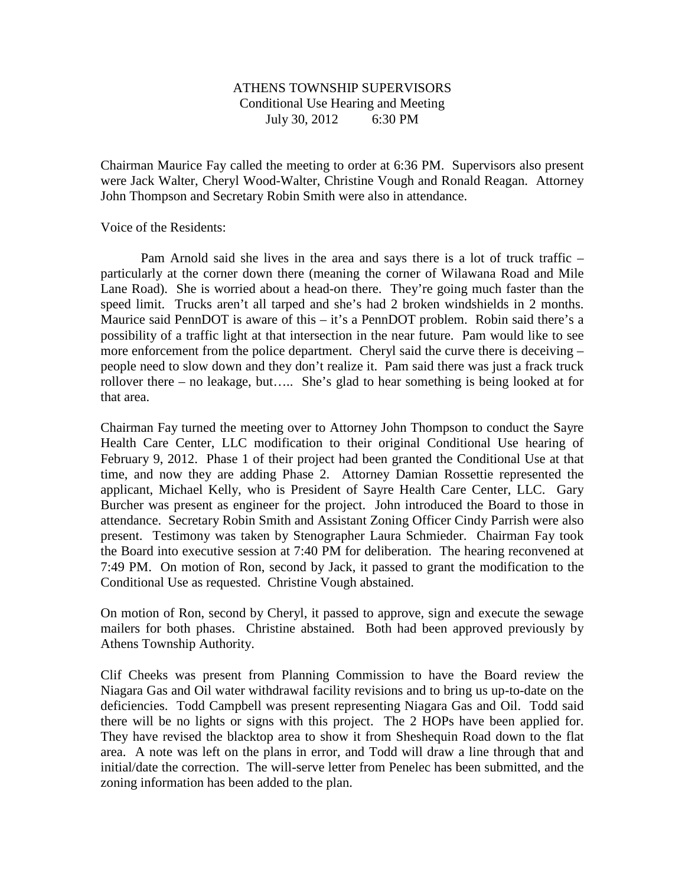ATHENS TOWNSHIP SUPERVISORS
Conditional Use Hearing and Meeting
July 30, 2012 6:30 PM

Chairman Maurice Fay called the meeting to order at 6:36 PM. Supervisors also present were Jack Walter, Cheryl Wood-Walter, Christine Vough and Ronald Reagan. Attorney John Thompson and Secretary Robin Smith were also in attendance.

Voice of the Residents:

Pam Arnold said she lives in the area and says there is a lot of truck traffic – particularly at the corner down there (meaning the corner of Wilawana Road and Mile Lane Road). She is worried about a head-on there. They're going much faster than the speed limit. Trucks aren't all tarped and she's had 2 broken windshields in 2 months. Maurice said PennDOT is aware of this – it's a PennDOT problem. Robin said there's a possibility of a traffic light at that intersection in the near future. Pam would like to see more enforcement from the police department. Cheryl said the curve there is deceiving – people need to slow down and they don't realize it. Pam said there was just a frack truck rollover there – no leakage, but….. She's glad to hear something is being looked at for that area.

Chairman Fay turned the meeting over to Attorney John Thompson to conduct the Sayre Health Care Center, LLC modification to their original Conditional Use hearing of February 9, 2012. Phase 1 of their project had been granted the Conditional Use at that time, and now they are adding Phase 2. Attorney Damian Rossettie represented the applicant, Michael Kelly, who is President of Sayre Health Care Center, LLC. Gary Burcher was present as engineer for the project. John introduced the Board to those in attendance. Secretary Robin Smith and Assistant Zoning Officer Cindy Parrish were also present. Testimony was taken by Stenographer Laura Schmieder. Chairman Fay took the Board into executive session at 7:40 PM for deliberation. The hearing reconvened at 7:49 PM. On motion of Ron, second by Jack, it passed to grant the modification to the Conditional Use as requested. Christine Vough abstained.

On motion of Ron, second by Cheryl, it passed to approve, sign and execute the sewage mailers for both phases. Christine abstained. Both had been approved previously by Athens Township Authority.

Clif Cheeks was present from Planning Commission to have the Board review the Niagara Gas and Oil water withdrawal facility revisions and to bring us up-to-date on the deficiencies. Todd Campbell was present representing Niagara Gas and Oil. Todd said there will be no lights or signs with this project. The 2 HOPs have been applied for. They have revised the blacktop area to show it from Sheshequin Road down to the flat area. A note was left on the plans in error, and Todd will draw a line through that and initial/date the correction. The will-serve letter from Penelec has been submitted, and the zoning information has been added to the plan.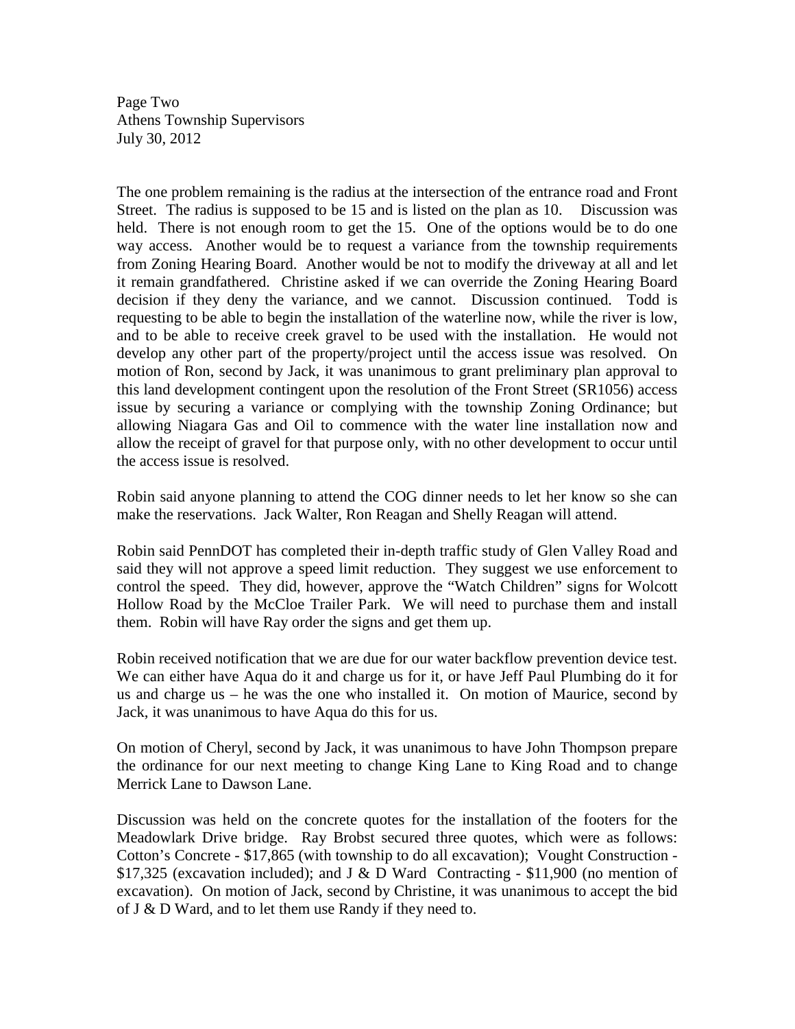The one problem remaining is the radius at the intersection of the entrance road and Front Street. The radius is supposed to be 15 and is listed on the plan as 10. Discussion was held. There is not enough room to get the 15. One of the options would be to do one way access. Another would be to request a variance from the township requirements from Zoning Hearing Board. Another would be not to modify the driveway at all and let it remain grandfathered. Christine asked if we can override the Zoning Hearing Board decision if they deny the variance, and we cannot. Discussion continued. Todd is requesting to be able to begin the installation of the waterline now, while the river is low, and to be able to receive creek gravel to be used with the installation. He would not develop any other part of the property/project until the access issue was resolved. On motion of Ron, second by Jack, it was unanimous to grant preliminary plan approval to this land development contingent upon the resolution of the Front Street (SR1056) access issue by securing a variance or complying with the township Zoning Ordinance; but allowing Niagara Gas and Oil to commence with the water line installation now and allow the receipt of gravel for that purpose only, with no other development to occur until the access issue is resolved.

Robin said anyone planning to attend the COG dinner needs to let her know so she can make the reservations. Jack Walter, Ron Reagan and Shelly Reagan will attend.

Robin said PennDOT has completed their in-depth traffic study of Glen Valley Road and said they will not approve a speed limit reduction. They suggest we use enforcement to control the speed. They did, however, approve the "Watch Children" signs for Wolcott Hollow Road by the McCloe Trailer Park. We will need to purchase them and install them. Robin will have Ray order the signs and get them up.

Robin received notification that we are due for our water backflow prevention device test. We can either have Aqua do it and charge us for it, or have Jeff Paul Plumbing do it for us and charge us – he was the one who installed it. On motion of Maurice, second by Jack, it was unanimous to have Aqua do this for us.

On motion of Cheryl, second by Jack, it was unanimous to have John Thompson prepare the ordinance for our next meeting to change King Lane to King Road and to change Merrick Lane to Dawson Lane.

Discussion was held on the concrete quotes for the installation of the footers for the Meadowlark Drive bridge. Ray Brobst secured three quotes, which were as follows: Cotton's Concrete - $17,865 (with township to do all excavation); Vought Construction - $17,325 (excavation included); and J & D Ward Contracting - $11,900 (no mention of excavation). On motion of Jack, second by Christine, it was unanimous to accept the bid of J & D Ward, and to let them use Randy if they need to.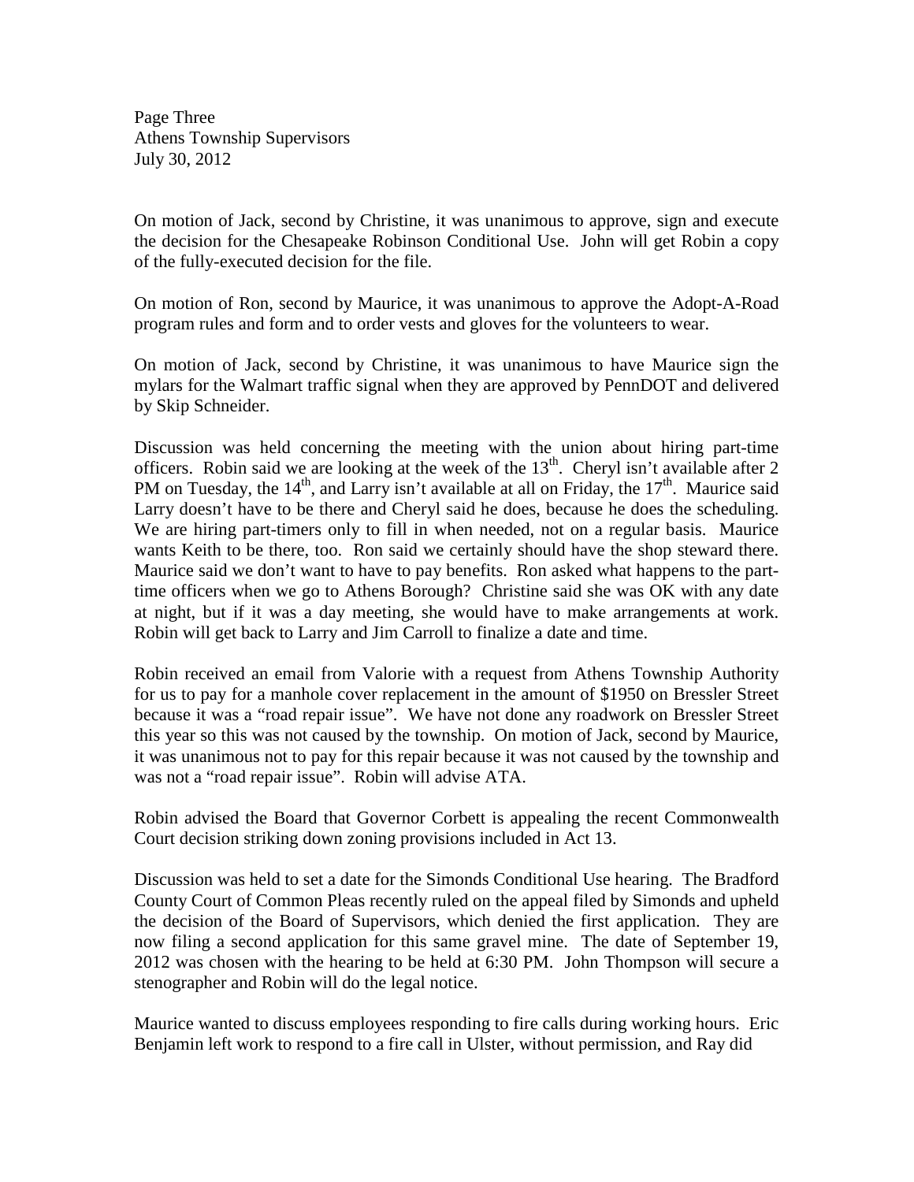On motion of Jack, second by Christine, it was unanimous to approve, sign and execute the decision for the Chesapeake Robinson Conditional Use. John will get Robin a copy of the fully-executed decision for the file.

On motion of Ron, second by Maurice, it was unanimous to approve the Adopt-A-Road program rules and form and to order vests and gloves for the volunteers to wear.

On motion of Jack, second by Christine, it was unanimous to have Maurice sign the mylars for the Walmart traffic signal when they are approved by PennDOT and delivered by Skip Schneider.

Discussion was held concerning the meeting with the union about hiring part-time officers. Robin said we are looking at the week of the 13th. Cheryl isn't available after 2 PM on Tuesday, the 14th, and Larry isn't available at all on Friday, the 17th. Maurice said Larry doesn't have to be there and Cheryl said he does, because he does the scheduling. We are hiring part-timers only to fill in when needed, not on a regular basis. Maurice wants Keith to be there, too. Ron said we certainly should have the shop steward there. Maurice said we don't want to have to pay benefits. Ron asked what happens to the part-time officers when we go to Athens Borough? Christine said she was OK with any date at night, but if it was a day meeting, she would have to make arrangements at work. Robin will get back to Larry and Jim Carroll to finalize a date and time.

Robin received an email from Valorie with a request from Athens Township Authority for us to pay for a manhole cover replacement in the amount of $1950 on Bressler Street because it was a "road repair issue". We have not done any roadwork on Bressler Street this year so this was not caused by the township. On motion of Jack, second by Maurice, it was unanimous not to pay for this repair because it was not caused by the township and was not a "road repair issue". Robin will advise ATA.

Robin advised the Board that Governor Corbett is appealing the recent Commonwealth Court decision striking down zoning provisions included in Act 13.

Discussion was held to set a date for the Simonds Conditional Use hearing. The Bradford County Court of Common Pleas recently ruled on the appeal filed by Simonds and upheld the decision of the Board of Supervisors, which denied the first application. They are now filing a second application for this same gravel mine. The date of September 19, 2012 was chosen with the hearing to be held at 6:30 PM. John Thompson will secure a stenographer and Robin will do the legal notice.

Maurice wanted to discuss employees responding to fire calls during working hours. Eric Benjamin left work to respond to a fire call in Ulster, without permission, and Ray did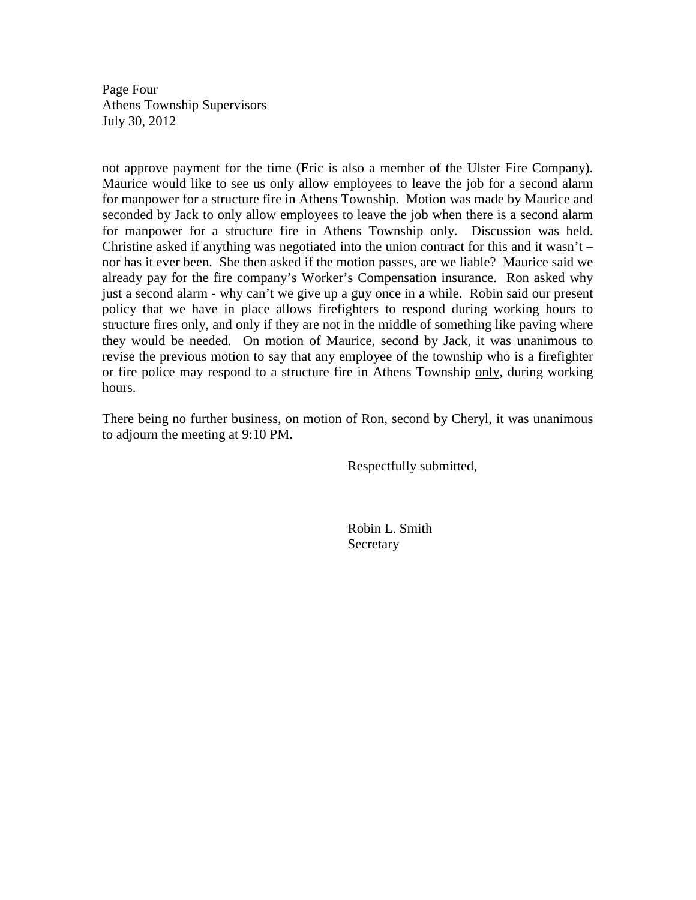not approve payment for the time (Eric is also a member of the Ulster Fire Company). Maurice would like to see us only allow employees to leave the job for a second alarm for manpower for a structure fire in Athens Township. Motion was made by Maurice and seconded by Jack to only allow employees to leave the job when there is a second alarm for manpower for a structure fire in Athens Township only. Discussion was held. Christine asked if anything was negotiated into the union contract for this and it wasn't – nor has it ever been. She then asked if the motion passes, are we liable? Maurice said we already pay for the fire company's Worker's Compensation insurance. Ron asked why just a second alarm - why can't we give up a guy once in a while. Robin said our present policy that we have in place allows firefighters to respond during working hours to structure fires only, and only if they are not in the middle of something like paving where they would be needed. On motion of Maurice, second by Jack, it was unanimous to revise the previous motion to say that any employee of the township who is a firefighter or fire police may respond to a structure fire in Athens Township <u>only</u>, during working hours.

There being no further business, on motion of Ron, second by Cheryl, it was unanimous to adjourn the meeting at 9:10 PM.

Respectfully submitted,

Robin L. Smith
Secretary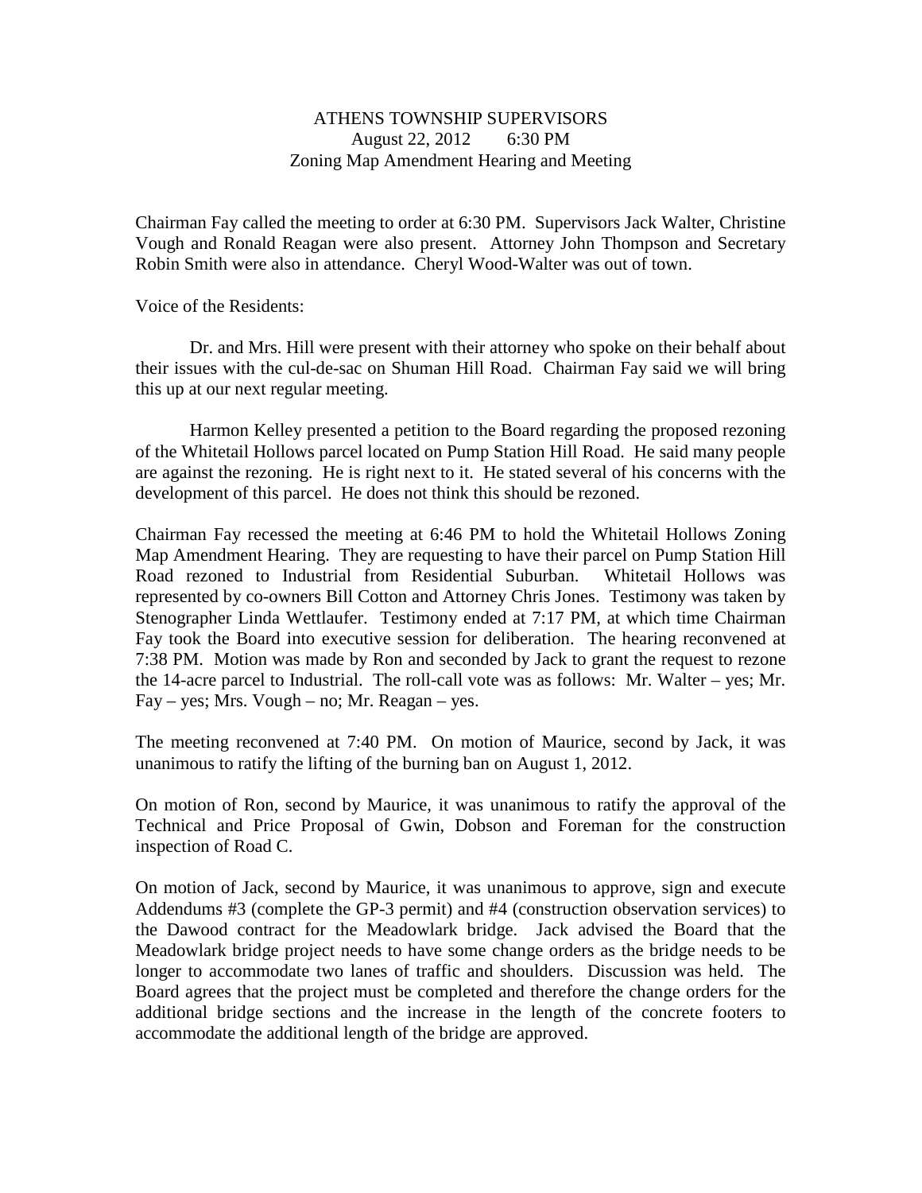ATHENS TOWNSHIP SUPERVISORS
August 22, 2012 6:30 PM
Zoning Map Amendment Hearing and Meeting

Chairman Fay called the meeting to order at 6:30 PM. Supervisors Jack Walter, Christine Vough and Ronald Reagan were also present. Attorney John Thompson and Secretary Robin Smith were also in attendance. Cheryl Wood-Walter was out of town.

Voice of the Residents:

Dr. and Mrs. Hill were present with their attorney who spoke on their behalf about their issues with the cul-de-sac on Shuman Hill Road. Chairman Fay said we will bring this up at our next regular meeting.

Harmon Kelley presented a petition to the Board regarding the proposed rezoning of the Whitetail Hollows parcel located on Pump Station Hill Road. He said many people are against the rezoning. He is right next to it. He stated several of his concerns with the development of this parcel. He does not think this should be rezoned.

Chairman Fay recessed the meeting at 6:46 PM to hold the Whitetail Hollows Zoning Map Amendment Hearing. They are requesting to have their parcel on Pump Station Hill Road rezoned to Industrial from Residential Suburban. Whitetail Hollows was represented by co-owners Bill Cotton and Attorney Chris Jones. Testimony was taken by Stenographer Linda Wettlaufer. Testimony ended at 7:17 PM, at which time Chairman Fay took the Board into executive session for deliberation. The hearing reconvened at 7:38 PM. Motion was made by Ron and seconded by Jack to grant the request to rezone the 14-acre parcel to Industrial. The roll-call vote was as follows: Mr. Walter – yes; Mr. Fay – yes; Mrs. Vough – no; Mr. Reagan – yes.

The meeting reconvened at 7:40 PM. On motion of Maurice, second by Jack, it was unanimous to ratify the lifting of the burning ban on August 1, 2012.

On motion of Ron, second by Maurice, it was unanimous to ratify the approval of the Technical and Price Proposal of Gwin, Dobson and Foreman for the construction inspection of Road C.

On motion of Jack, second by Maurice, it was unanimous to approve, sign and execute Addendums #3 (complete the GP-3 permit) and #4 (construction observation services) to the Dawood contract for the Meadowlark bridge. Jack advised the Board that the Meadowlark bridge project needs to have some change orders as the bridge needs to be longer to accommodate two lanes of traffic and shoulders. Discussion was held. The Board agrees that the project must be completed and therefore the change orders for the additional bridge sections and the increase in the length of the concrete footers to accommodate the additional length of the bridge are approved.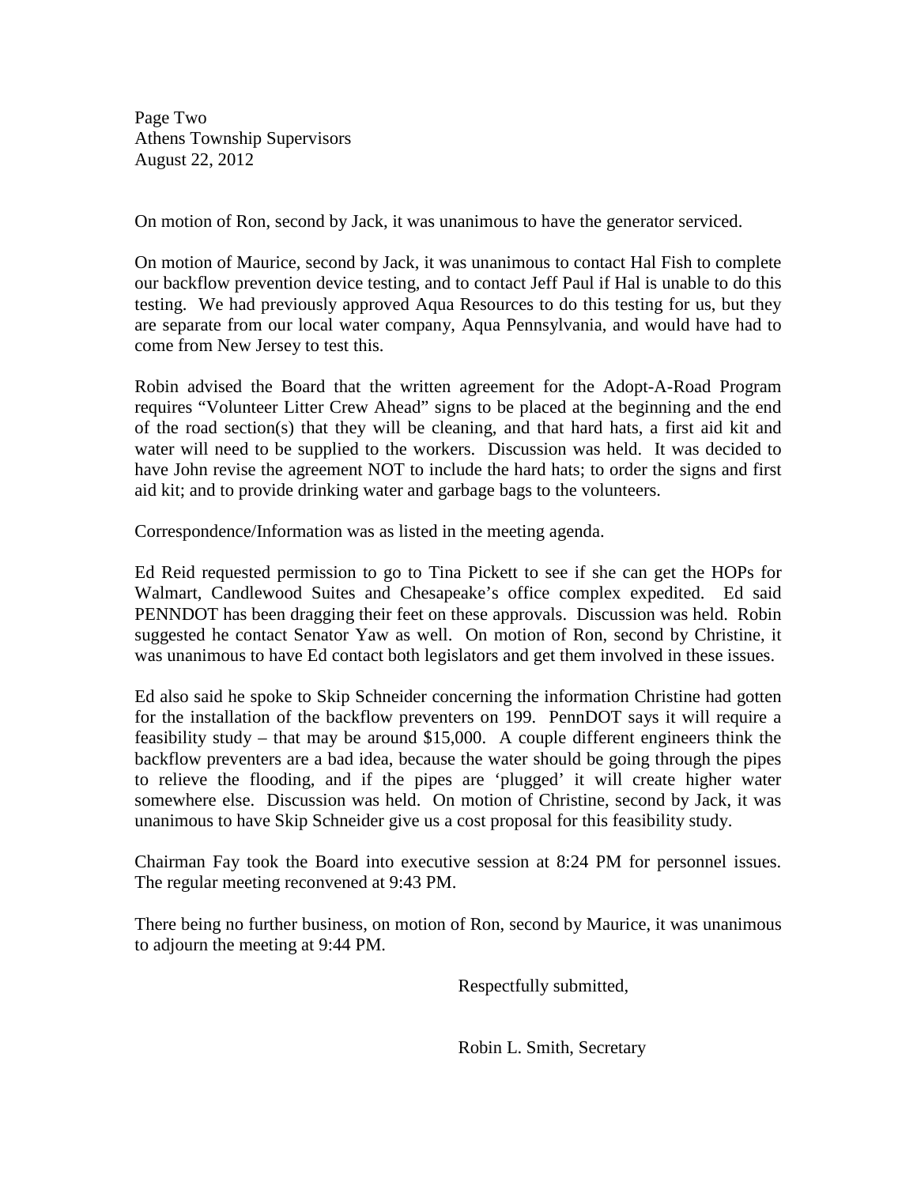On motion of Ron, second by Jack, it was unanimous to have the generator serviced.

On motion of Maurice, second by Jack, it was unanimous to contact Hal Fish to complete our backflow prevention device testing, and to contact Jeff Paul if Hal is unable to do this testing. We had previously approved Aqua Resources to do this testing for us, but they are separate from our local water company, Aqua Pennsylvania, and would have had to come from New Jersey to test this.

Robin advised the Board that the written agreement for the Adopt-A-Road Program requires "Volunteer Litter Crew Ahead" signs to be placed at the beginning and the end of the road section(s) that they will be cleaning, and that hard hats, a first aid kit and water will need to be supplied to the workers. Discussion was held. It was decided to have John revise the agreement NOT to include the hard hats; to order the signs and first aid kit; and to provide drinking water and garbage bags to the volunteers.

Correspondence/Information was as listed in the meeting agenda.

Ed Reid requested permission to go to Tina Pickett to see if she can get the HOPs for Walmart, Candlewood Suites and Chesapeake's office complex expedited. Ed said PENNDOT has been dragging their feet on these approvals. Discussion was held. Robin suggested he contact Senator Yaw as well. On motion of Ron, second by Christine, it was unanimous to have Ed contact both legislators and get them involved in these issues.

Ed also said he spoke to Skip Schneider concerning the information Christine had gotten for the installation of the backflow preventers on 199. PennDOT says it will require a feasibility study – that may be around $15,000. A couple different engineers think the backflow preventers are a bad idea, because the water should be going through the pipes to relieve the flooding, and if the pipes are 'plugged' it will create higher water somewhere else. Discussion was held. On motion of Christine, second by Jack, it was unanimous to have Skip Schneider give us a cost proposal for this feasibility study.

Chairman Fay took the Board into executive session at 8:24 PM for personnel issues. The regular meeting reconvened at 9:43 PM.

There being no further business, on motion of Ron, second by Maurice, it was unanimous to adjourn the meeting at 9:44 PM.

Respectfully submitted,

Robin L. Smith, Secretary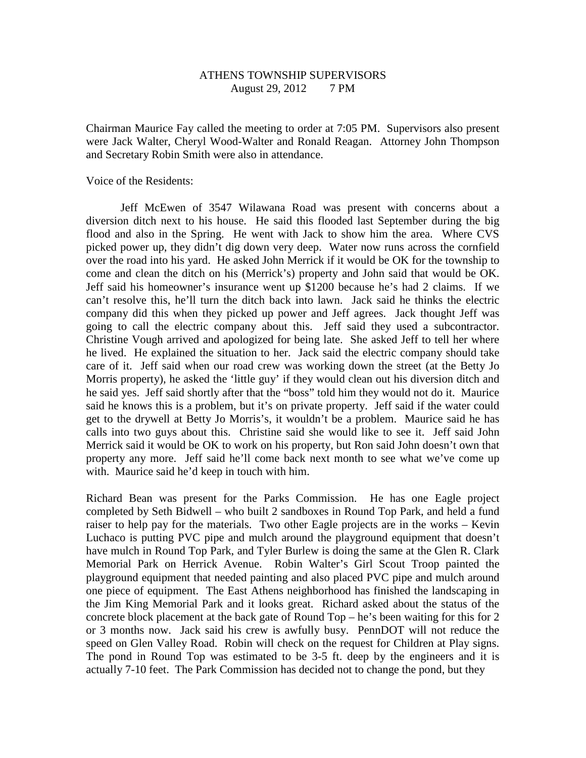# ATHENS TOWNSHIP SUPERVISORS
August 29, 2012 7 PM

Chairman Maurice Fay called the meeting to order at 7:05 PM. Supervisors also present were Jack Walter, Cheryl Wood-Walter and Ronald Reagan. Attorney John Thompson and Secretary Robin Smith were also in attendance.

Voice of the Residents:

Jeff McEwen of 3547 Wilawana Road was present with concerns about a diversion ditch next to his house. He said this flooded last September during the big flood and also in the Spring. He went with Jack to show him the area. Where CVS picked power up, they didn't dig down very deep. Water now runs across the cornfield over the road into his yard. He asked John Merrick if it would be OK for the township to come and clean the ditch on his (Merrick's) property and John said that would be OK. Jeff said his homeowner's insurance went up $1200 because he's had 2 claims. If we can't resolve this, he'll turn the ditch back into lawn. Jack said he thinks the electric company did this when they picked up power and Jeff agrees. Jack thought Jeff was going to call the electric company about this. Jeff said they used a subcontractor. Christine Vough arrived and apologized for being late. She asked Jeff to tell her where he lived. He explained the situation to her. Jack said the electric company should take care of it. Jeff said when our road crew was working down the street (at the Betty Jo Morris property), he asked the 'little guy' if they would clean out his diversion ditch and he said yes. Jeff said shortly after that the "boss" told him they would not do it. Maurice said he knows this is a problem, but it's on private property. Jeff said if the water could get to the drywell at Betty Jo Morris's, it wouldn't be a problem. Maurice said he has calls into two guys about this. Christine said she would like to see it. Jeff said John Merrick said it would be OK to work on his property, but Ron said John doesn't own that property any more. Jeff said he'll come back next month to see what we've come up with. Maurice said he'd keep in touch with him.

Richard Bean was present for the Parks Commission. He has one Eagle project completed by Seth Bidwell – who built 2 sandboxes in Round Top Park, and held a fund raiser to help pay for the materials. Two other Eagle projects are in the works – Kevin Luchaco is putting PVC pipe and mulch around the playground equipment that doesn't have mulch in Round Top Park, and Tyler Burlew is doing the same at the Glen R. Clark Memorial Park on Herrick Avenue. Robin Walter's Girl Scout Troop painted the playground equipment that needed painting and also placed PVC pipe and mulch around one piece of equipment. The East Athens neighborhood has finished the landscaping in the Jim King Memorial Park and it looks great. Richard asked about the status of the concrete block placement at the back gate of Round Top – he's been waiting for this for 2 or 3 months now. Jack said his crew is awfully busy. PennDOT will not reduce the speed on Glen Valley Road. Robin will check on the request for Children at Play signs. The pond in Round Top was estimated to be 3-5 ft. deep by the engineers and it is actually 7-10 feet. The Park Commission has decided not to change the pond, but they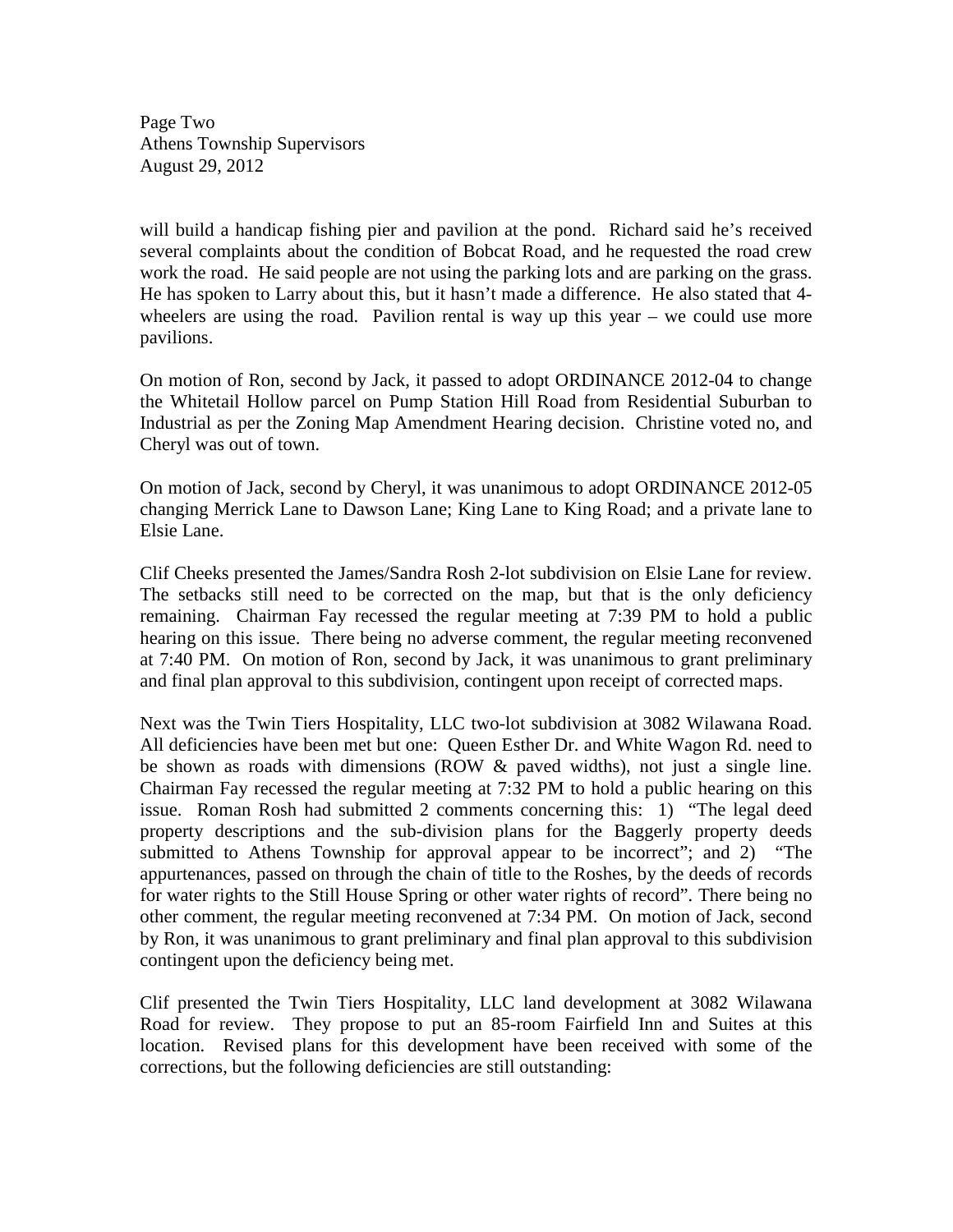will build a handicap fishing pier and pavilion at the pond. Richard said he's received several complaints about the condition of Bobcat Road, and he requested the road crew work the road. He said people are not using the parking lots and are parking on the grass. He has spoken to Larry about this, but it hasn't made a difference. He also stated that 4-wheelers are using the road. Pavilion rental is way up this year – we could use more pavilions.

On motion of Ron, second by Jack, it passed to adopt ORDINANCE 2012-04 to change the Whitetail Hollow parcel on Pump Station Hill Road from Residential Suburban to Industrial as per the Zoning Map Amendment Hearing decision. Christine voted no, and Cheryl was out of town.

On motion of Jack, second by Cheryl, it was unanimous to adopt ORDINANCE 2012-05 changing Merrick Lane to Dawson Lane; King Lane to King Road; and a private lane to Elsie Lane.

Clif Cheeks presented the James/Sandra Rosh 2-lot subdivision on Elsie Lane for review. The setbacks still need to be corrected on the map, but that is the only deficiency remaining. Chairman Fay recessed the regular meeting at 7:39 PM to hold a public hearing on this issue. There being no adverse comment, the regular meeting reconvened at 7:40 PM. On motion of Ron, second by Jack, it was unanimous to grant preliminary and final plan approval to this subdivision, contingent upon receipt of corrected maps.

Next was the Twin Tiers Hospitality, LLC two-lot subdivision at 3082 Wilawana Road. All deficiencies have been met but one: Queen Esther Dr. and White Wagon Rd. need to be shown as roads with dimensions (ROW & paved widths), not just a single line. Chairman Fay recessed the regular meeting at 7:32 PM to hold a public hearing on this issue. Roman Rosh had submitted 2 comments concerning this: 1) "The legal deed property descriptions and the sub-division plans for the Baggerly property deeds submitted to Athens Township for approval appear to be incorrect"; and 2) "The appurtenances, passed on through the chain of title to the Roshes, by the deeds of records for water rights to the Still House Spring or other water rights of record". There being no other comment, the regular meeting reconvened at 7:34 PM. On motion of Jack, second by Ron, it was unanimous to grant preliminary and final plan approval to this subdivision contingent upon the deficiency being met.

Clif presented the Twin Tiers Hospitality, LLC land development at 3082 Wilawana Road for review. They propose to put an 85-room Fairfield Inn and Suites at this location. Revised plans for this development have been received with some of the corrections, but the following deficiencies are still outstanding: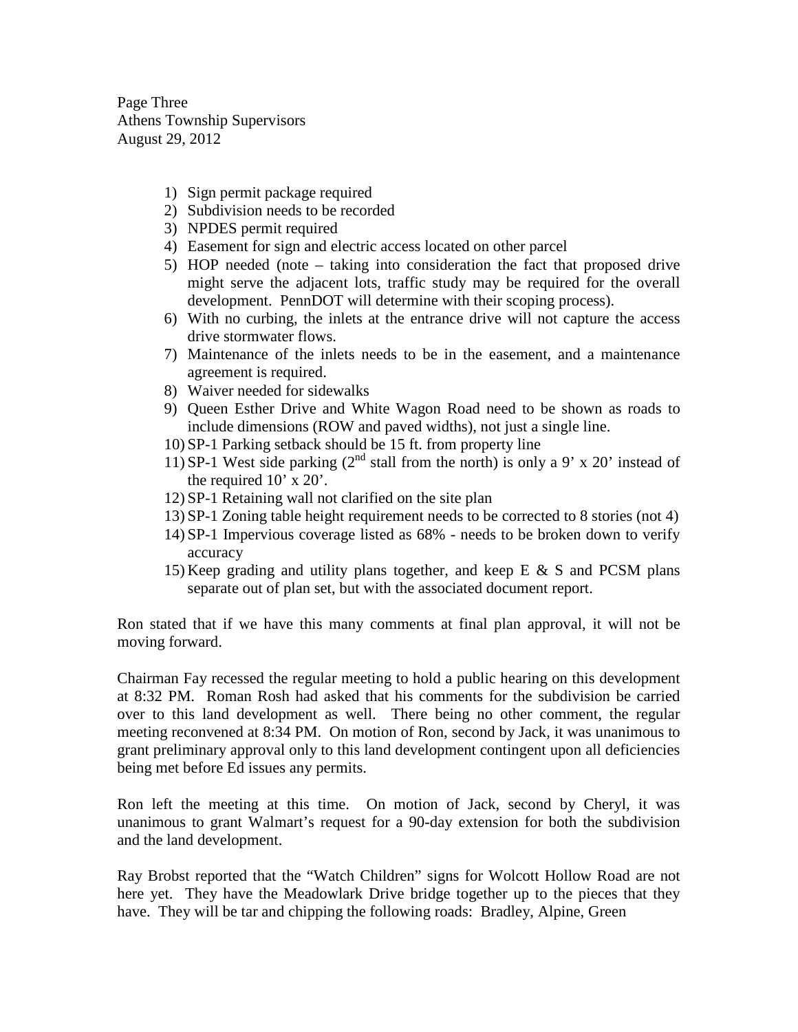1) Sign permit package required
2) Subdivision needs to be recorded
3) NPDES permit required
4) Easement for sign and electric access located on other parcel
5) HOP needed (note – taking into consideration the fact that proposed drive might serve the adjacent lots, traffic study may be required for the overall development. PennDOT will determine with their scoping process).
6) With no curbing, the inlets at the entrance drive will not capture the access drive stormwater flows.
7) Maintenance of the inlets needs to be in the easement, and a maintenance agreement is required.
8) Waiver needed for sidewalks
9) Queen Esther Drive and White Wagon Road need to be shown as roads to include dimensions (ROW and paved widths), not just a single line.
10) SP-1 Parking setback should be 15 ft. from property line
11) SP-1 West side parking (2nd stall from the north) is only a 9' x 20' instead of the required 10' x 20'.
12) SP-1 Retaining wall not clarified on the site plan
13) SP-1 Zoning table height requirement needs to be corrected to 8 stories (not 4)
14) SP-1 Impervious coverage listed as 68% - needs to be broken down to verify accuracy
15) Keep grading and utility plans together, and keep E & S and PCSM plans separate out of plan set, but with the associated document report.

Ron stated that if we have this many comments at final plan approval, it will not be moving forward.

Chairman Fay recessed the regular meeting to hold a public hearing on this development at 8:32 PM. Roman Rosh had asked that his comments for the subdivision be carried over to this land development as well. There being no other comment, the regular meeting reconvened at 8:34 PM. On motion of Ron, second by Jack, it was unanimous to grant preliminary approval only to this land development contingent upon all deficiencies being met before Ed issues any permits.

Ron left the meeting at this time. On motion of Jack, second by Cheryl, it was unanimous to grant Walmart's request for a 90-day extension for both the subdivision and the land development.

Ray Brobst reported that the "Watch Children" signs for Wolcott Hollow Road are not here yet. They have the Meadowlark Drive bridge together up to the pieces that they have. They will be tar and chipping the following roads: Bradley, Alpine, Green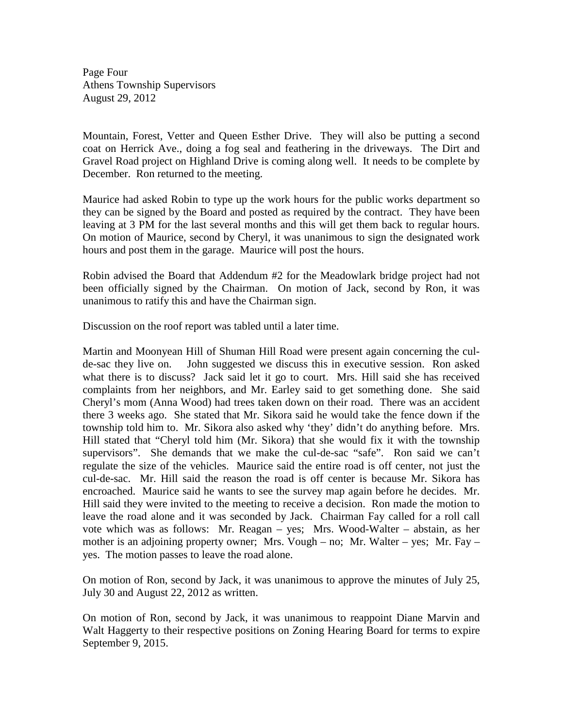Mountain, Forest, Vetter and Queen Esther Drive. They will also be putting a second coat on Herrick Ave., doing a fog seal and feathering in the driveways. The Dirt and Gravel Road project on Highland Drive is coming along well. It needs to be complete by December. Ron returned to the meeting.

Maurice had asked Robin to type up the work hours for the public works department so they can be signed by the Board and posted as required by the contract. They have been leaving at 3 PM for the last several months and this will get them back to regular hours. On motion of Maurice, second by Cheryl, it was unanimous to sign the designated work hours and post them in the garage. Maurice will post the hours.

Robin advised the Board that Addendum #2 for the Meadowlark bridge project had not been officially signed by the Chairman. On motion of Jack, second by Ron, it was unanimous to ratify this and have the Chairman sign.

Discussion on the roof report was tabled until a later time.

Martin and Moonyean Hill of Shuman Hill Road were present again concerning the cul-de-sac they live on. John suggested we discuss this in executive session. Ron asked what there is to discuss? Jack said let it go to court. Mrs. Hill said she has received complaints from her neighbors, and Mr. Earley said to get something done. She said Cheryl's mom (Anna Wood) had trees taken down on their road. There was an accident there 3 weeks ago. She stated that Mr. Sikora said he would take the fence down if the township told him to. Mr. Sikora also asked why 'they' didn't do anything before. Mrs. Hill stated that "Cheryl told him (Mr. Sikora) that she would fix it with the township supervisors". She demands that we make the cul-de-sac "safe". Ron said we can't regulate the size of the vehicles. Maurice said the entire road is off center, not just the cul-de-sac. Mr. Hill said the reason the road is off center is because Mr. Sikora has encroached. Maurice said he wants to see the survey map again before he decides. Mr. Hill said they were invited to the meeting to receive a decision. Ron made the motion to leave the road alone and it was seconded by Jack. Chairman Fay called for a roll call vote which was as follows: Mr. Reagan – yes; Mrs. Wood-Walter – abstain, as her mother is an adjoining property owner; Mrs. Vough – no; Mr. Walter – yes; Mr. Fay – yes. The motion passes to leave the road alone.

On motion of Ron, second by Jack, it was unanimous to approve the minutes of July 25, July 30 and August 22, 2012 as written.

On motion of Ron, second by Jack, it was unanimous to reappoint Diane Marvin and Walt Haggerty to their respective positions on Zoning Hearing Board for terms to expire September 9, 2015.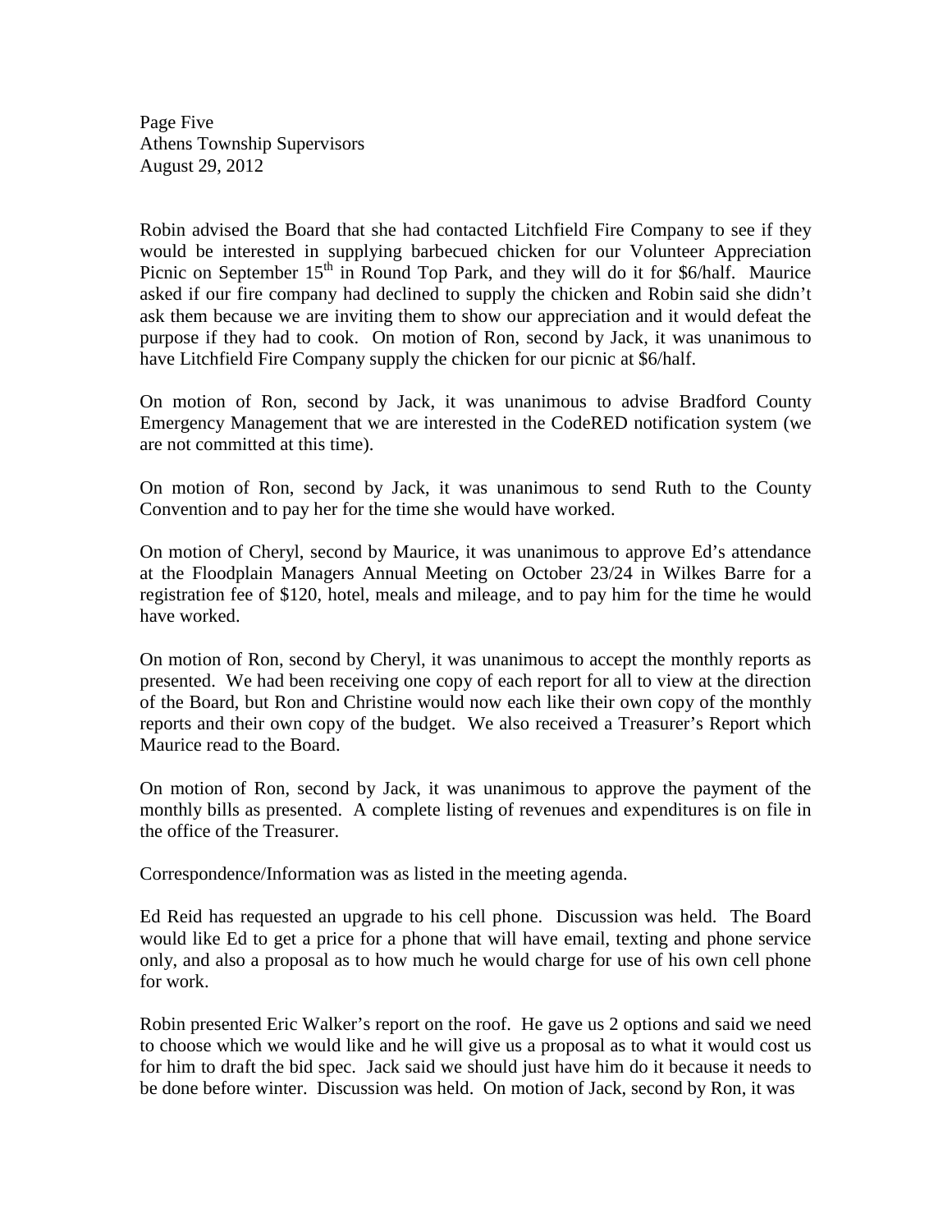Robin advised the Board that she had contacted Litchfield Fire Company to see if they would be interested in supplying barbecued chicken for our Volunteer Appreciation Picnic on September 15th in Round Top Park, and they will do it for $6/half. Maurice asked if our fire company had declined to supply the chicken and Robin said she didn't ask them because we are inviting them to show our appreciation and it would defeat the purpose if they had to cook. On motion of Ron, second by Jack, it was unanimous to have Litchfield Fire Company supply the chicken for our picnic at $6/half.

On motion of Ron, second by Jack, it was unanimous to advise Bradford County Emergency Management that we are interested in the CodeRED notification system (we are not committed at this time).

On motion of Ron, second by Jack, it was unanimous to send Ruth to the County Convention and to pay her for the time she would have worked.

On motion of Cheryl, second by Maurice, it was unanimous to approve Ed's attendance at the Floodplain Managers Annual Meeting on October 23/24 in Wilkes Barre for a registration fee of $120, hotel, meals and mileage, and to pay him for the time he would have worked.

On motion of Ron, second by Cheryl, it was unanimous to accept the monthly reports as presented. We had been receiving one copy of each report for all to view at the direction of the Board, but Ron and Christine would now each like their own copy of the monthly reports and their own copy of the budget. We also received a Treasurer's Report which Maurice read to the Board.

On motion of Ron, second by Jack, it was unanimous to approve the payment of the monthly bills as presented. A complete listing of revenues and expenditures is on file in the office of the Treasurer.

Correspondence/Information was as listed in the meeting agenda.

Ed Reid has requested an upgrade to his cell phone. Discussion was held. The Board would like Ed to get a price for a phone that will have email, texting and phone service only, and also a proposal as to how much he would charge for use of his own cell phone for work.

Robin presented Eric Walker's report on the roof. He gave us 2 options and said we need to choose which we would like and he will give us a proposal as to what it would cost us for him to draft the bid spec. Jack said we should just have him do it because it needs to be done before winter. Discussion was held. On motion of Jack, second by Ron, it was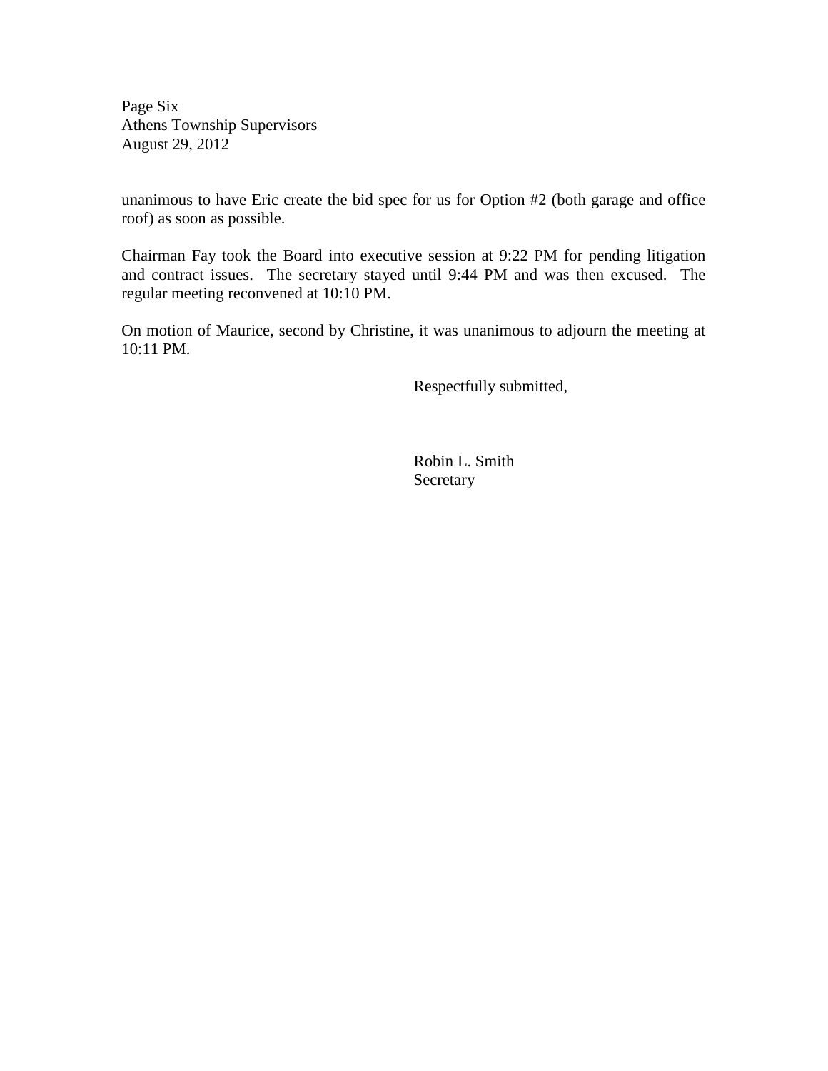unanimous to have Eric create the bid spec for us for Option #2 (both garage and office roof) as soon as possible.

Chairman Fay took the Board into executive session at 9:22 PM for pending litigation and contract issues. The secretary stayed until 9:44 PM and was then excused. The regular meeting reconvened at 10:10 PM.

On motion of Maurice, second by Christine, it was unanimous to adjourn the meeting at 10:11 PM.

Respectfully submitted,

Robin L. Smith
Secretary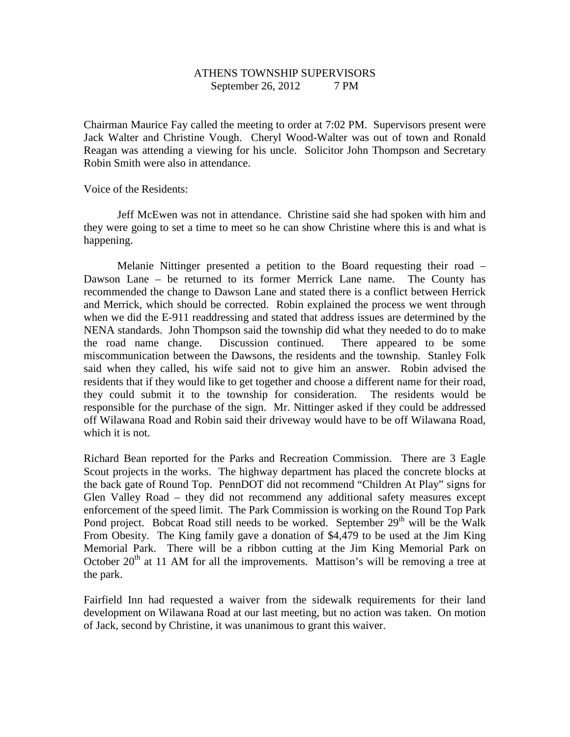ATHENS TOWNSHIP SUPERVISORS
September 26, 2012 7 PM

Chairman Maurice Fay called the meeting to order at 7:02 PM. Supervisors present were Jack Walter and Christine Vough. Cheryl Wood-Walter was out of town and Ronald Reagan was attending a viewing for his uncle. Solicitor John Thompson and Secretary Robin Smith were also in attendance.

Voice of the Residents:

Jeff McEwen was not in attendance. Christine said she had spoken with him and they were going to set a time to meet so he can show Christine where this is and what is happening.

Melanie Nittinger presented a petition to the Board requesting their road – Dawson Lane – be returned to its former Merrick Lane name. The County has recommended the change to Dawson Lane and stated there is a conflict between Herrick and Merrick, which should be corrected. Robin explained the process we went through when we did the E-911 readdressing and stated that address issues are determined by the NENA standards. John Thompson said the township did what they needed to do to make the road name change. Discussion continued. There appeared to be some miscommunication between the Dawsons, the residents and the township. Stanley Folk said when they called, his wife said not to give him an answer. Robin advised the residents that if they would like to get together and choose a different name for their road, they could submit it to the township for consideration. The residents would be responsible for the purchase of the sign. Mr. Nittinger asked if they could be addressed off Wilawana Road and Robin said their driveway would have to be off Wilawana Road, which it is not.

Richard Bean reported for the Parks and Recreation Commission. There are 3 Eagle Scout projects in the works. The highway department has placed the concrete blocks at the back gate of Round Top. PennDOT did not recommend "Children At Play" signs for Glen Valley Road – they did not recommend any additional safety measures except enforcement of the speed limit. The Park Commission is working on the Round Top Park Pond project. Bobcat Road still needs to be worked. September 29th will be the Walk From Obesity. The King family gave a donation of $4,479 to be used at the Jim King Memorial Park. There will be a ribbon cutting at the Jim King Memorial Park on October 20th at 11 AM for all the improvements. Mattison's will be removing a tree at the park.

Fairfield Inn had requested a waiver from the sidewalk requirements for their land development on Wilawana Road at our last meeting, but no action was taken. On motion of Jack, second by Christine, it was unanimous to grant this waiver.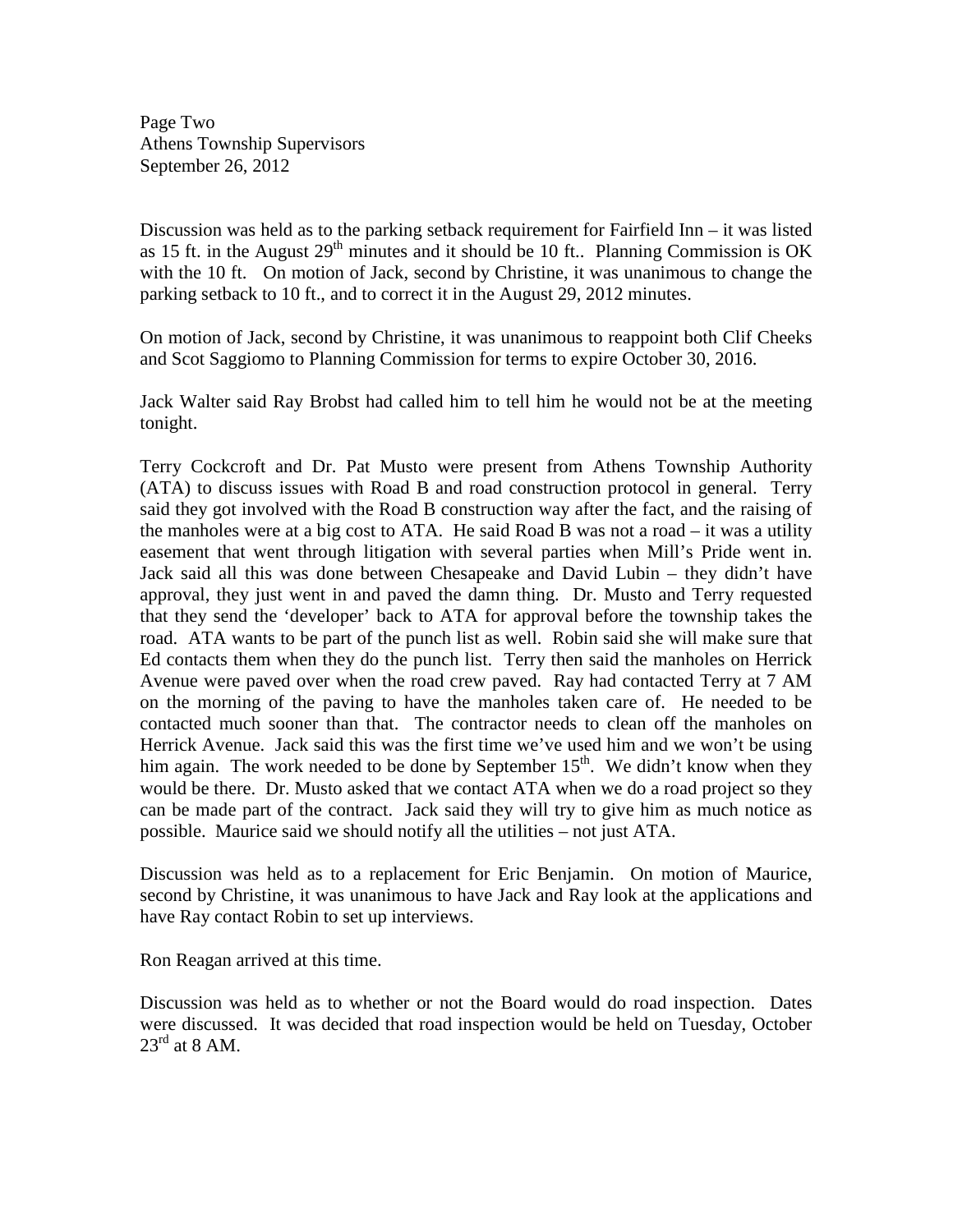Page Two
Athens Township Supervisors
September 26, 2012

Discussion was held as to the parking setback requirement for Fairfield Inn – it was listed as 15 ft. in the August 29th minutes and it should be 10 ft.. Planning Commission is OK with the 10 ft. On motion of Jack, second by Christine, it was unanimous to change the parking setback to 10 ft., and to correct it in the August 29, 2012 minutes.

On motion of Jack, second by Christine, it was unanimous to reappoint both Clif Cheeks and Scot Saggiomo to Planning Commission for terms to expire October 30, 2016.

Jack Walter said Ray Brobst had called him to tell him he would not be at the meeting tonight.

Terry Cockcroft and Dr. Pat Musto were present from Athens Township Authority (ATA) to discuss issues with Road B and road construction protocol in general. Terry said they got involved with the Road B construction way after the fact, and the raising of the manholes were at a big cost to ATA. He said Road B was not a road – it was a utility easement that went through litigation with several parties when Mill's Pride went in. Jack said all this was done between Chesapeake and David Lubin – they didn't have approval, they just went in and paved the damn thing. Dr. Musto and Terry requested that they send the 'developer' back to ATA for approval before the township takes the road. ATA wants to be part of the punch list as well. Robin said she will make sure that Ed contacts them when they do the punch list. Terry then said the manholes on Herrick Avenue were paved over when the road crew paved. Ray had contacted Terry at 7 AM on the morning of the paving to have the manholes taken care of. He needed to be contacted much sooner than that. The contractor needs to clean off the manholes on Herrick Avenue. Jack said this was the first time we've used him and we won't be using him again. The work needed to be done by September 15th. We didn't know when they would be there. Dr. Musto asked that we contact ATA when we do a road project so they can be made part of the contract. Jack said they will try to give him as much notice as possible. Maurice said we should notify all the utilities – not just ATA.

Discussion was held as to a replacement for Eric Benjamin. On motion of Maurice, second by Christine, it was unanimous to have Jack and Ray look at the applications and have Ray contact Robin to set up interviews.

Ron Reagan arrived at this time.

Discussion was held as to whether or not the Board would do road inspection. Dates were discussed. It was decided that road inspection would be held on Tuesday, October 23rd at 8 AM.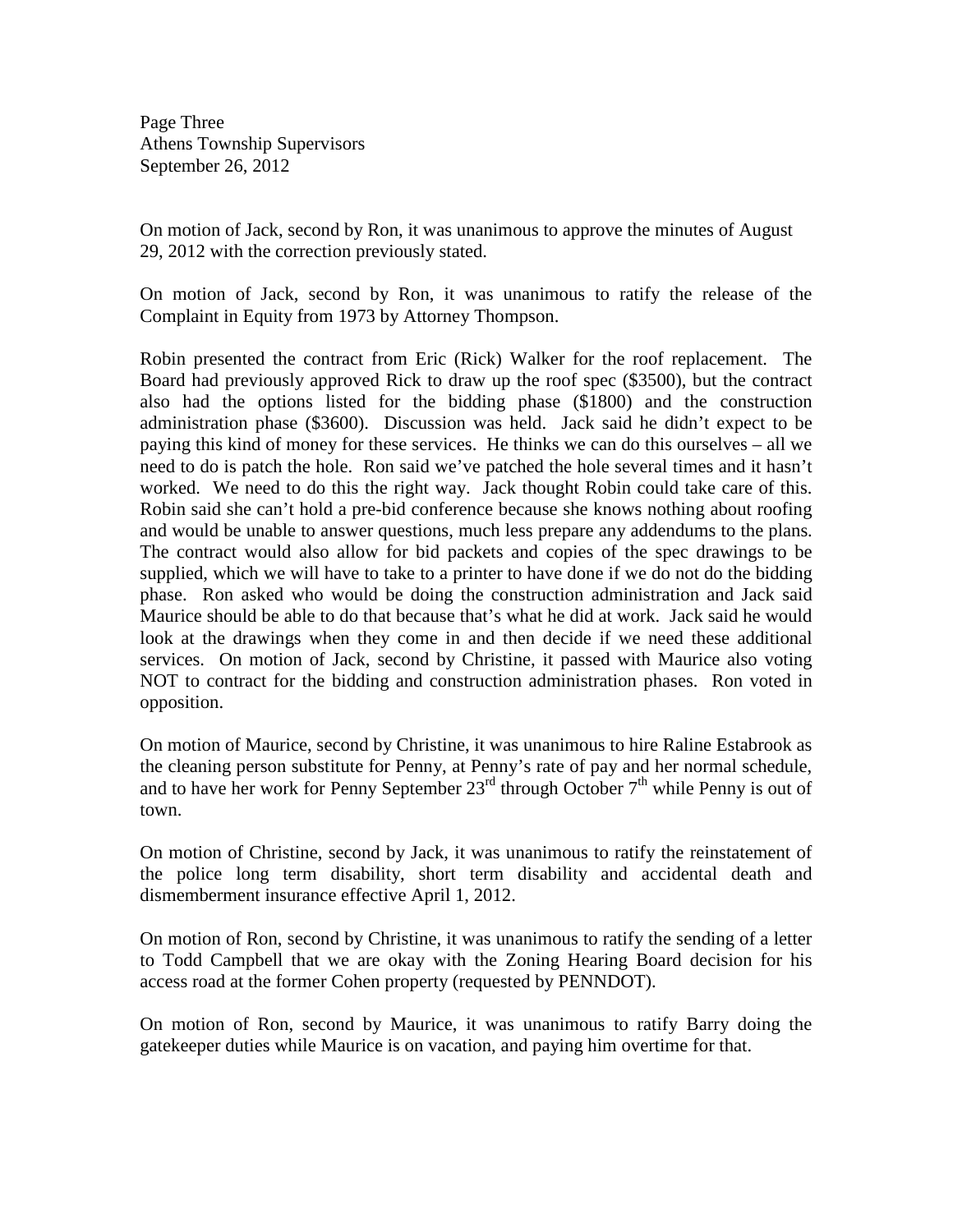On motion of Jack, second by Ron, it was unanimous to approve the minutes of August 29, 2012 with the correction previously stated.

On motion of Jack, second by Ron, it was unanimous to ratify the release of the Complaint in Equity from 1973 by Attorney Thompson.

Robin presented the contract from Eric (Rick) Walker for the roof replacement. The Board had previously approved Rick to draw up the roof spec ($3500), but the contract also had the options listed for the bidding phase ($1800) and the construction administration phase ($3600). Discussion was held. Jack said he didn't expect to be paying this kind of money for these services. He thinks we can do this ourselves – all we need to do is patch the hole. Ron said we've patched the hole several times and it hasn't worked. We need to do this the right way. Jack thought Robin could take care of this. Robin said she can't hold a pre-bid conference because she knows nothing about roofing and would be unable to answer questions, much less prepare any addendums to the plans. The contract would also allow for bid packets and copies of the spec drawings to be supplied, which we will have to take to a printer to have done if we do not do the bidding phase. Ron asked who would be doing the construction administration and Jack said Maurice should be able to do that because that's what he did at work. Jack said he would look at the drawings when they come in and then decide if we need these additional services. On motion of Jack, second by Christine, it passed with Maurice also voting NOT to contract for the bidding and construction administration phases. Ron voted in opposition.

On motion of Maurice, second by Christine, it was unanimous to hire Raline Estabrook as the cleaning person substitute for Penny, at Penny's rate of pay and her normal schedule, and to have her work for Penny September 23rd through October 7th while Penny is out of town.

On motion of Christine, second by Jack, it was unanimous to ratify the reinstatement of the police long term disability, short term disability and accidental death and dismemberment insurance effective April 1, 2012.

On motion of Ron, second by Christine, it was unanimous to ratify the sending of a letter to Todd Campbell that we are okay with the Zoning Hearing Board decision for his access road at the former Cohen property (requested by PENNDOT).

On motion of Ron, second by Maurice, it was unanimous to ratify Barry doing the gatekeeper duties while Maurice is on vacation, and paying him overtime for that.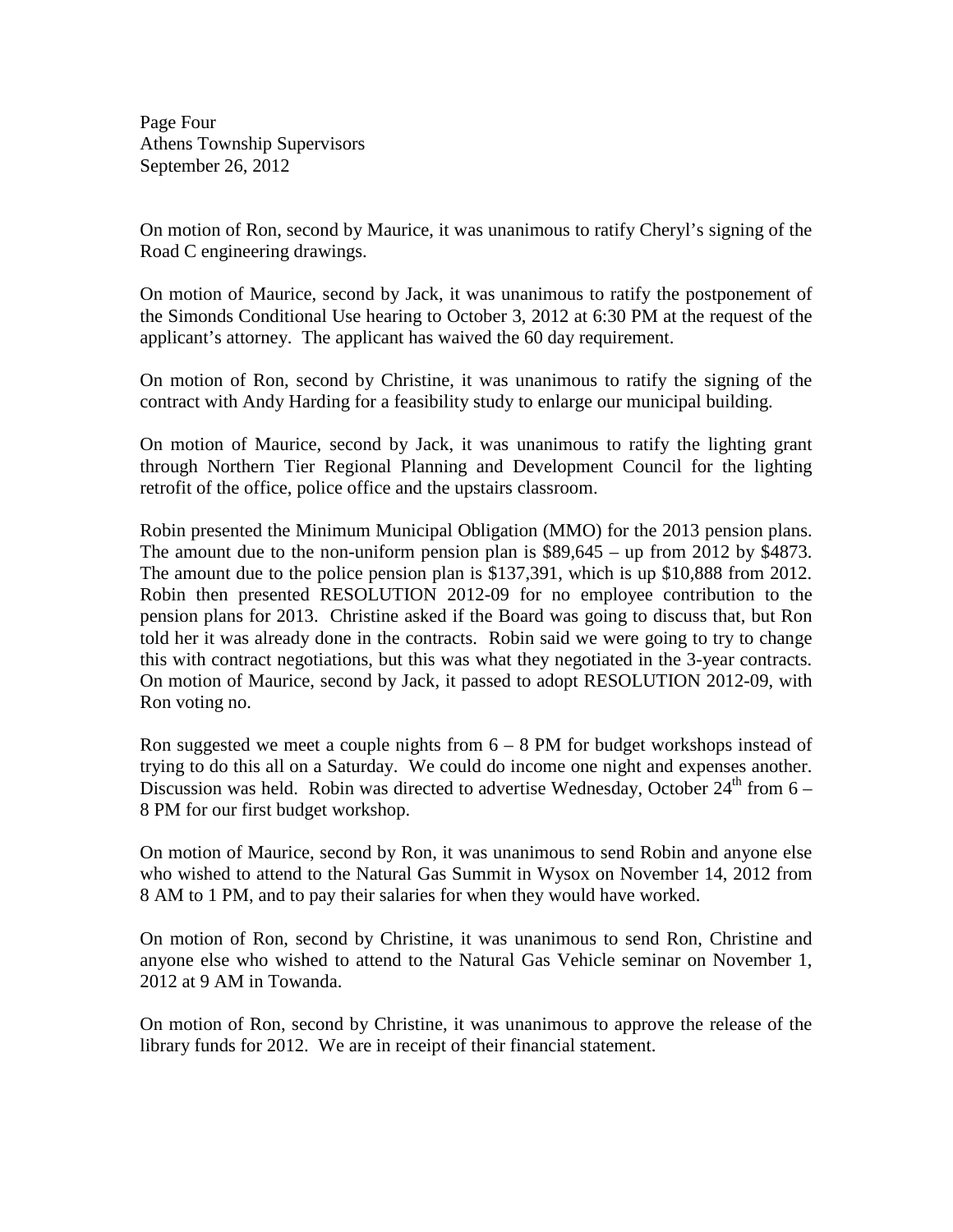On motion of Ron, second by Maurice, it was unanimous to ratify Cheryl's signing of the Road C engineering drawings.

On motion of Maurice, second by Jack, it was unanimous to ratify the postponement of the Simonds Conditional Use hearing to October 3, 2012 at 6:30 PM at the request of the applicant's attorney. The applicant has waived the 60 day requirement.

On motion of Ron, second by Christine, it was unanimous to ratify the signing of the contract with Andy Harding for a feasibility study to enlarge our municipal building.

On motion of Maurice, second by Jack, it was unanimous to ratify the lighting grant through Northern Tier Regional Planning and Development Council for the lighting retrofit of the office, police office and the upstairs classroom.

Robin presented the Minimum Municipal Obligation (MMO) for the 2013 pension plans. The amount due to the non-uniform pension plan is $89,645 – up from 2012 by $4873. The amount due to the police pension plan is $137,391, which is up $10,888 from 2012. Robin then presented RESOLUTION 2012-09 for no employee contribution to the pension plans for 2013. Christine asked if the Board was going to discuss that, but Ron told her it was already done in the contracts. Robin said we were going to try to change this with contract negotiations, but this was what they negotiated in the 3-year contracts. On motion of Maurice, second by Jack, it passed to adopt RESOLUTION 2012-09, with Ron voting no.

Ron suggested we meet a couple nights from 6 – 8 PM for budget workshops instead of trying to do this all on a Saturday. We could do income one night and expenses another. Discussion was held. Robin was directed to advertise Wednesday, October 24th from 6 – 8 PM for our first budget workshop.

On motion of Maurice, second by Ron, it was unanimous to send Robin and anyone else who wished to attend to the Natural Gas Summit in Wysox on November 14, 2012 from 8 AM to 1 PM, and to pay their salaries for when they would have worked.

On motion of Ron, second by Christine, it was unanimous to send Ron, Christine and anyone else who wished to attend to the Natural Gas Vehicle seminar on November 1, 2012 at 9 AM in Towanda.

On motion of Ron, second by Christine, it was unanimous to approve the release of the library funds for 2012. We are in receipt of their financial statement.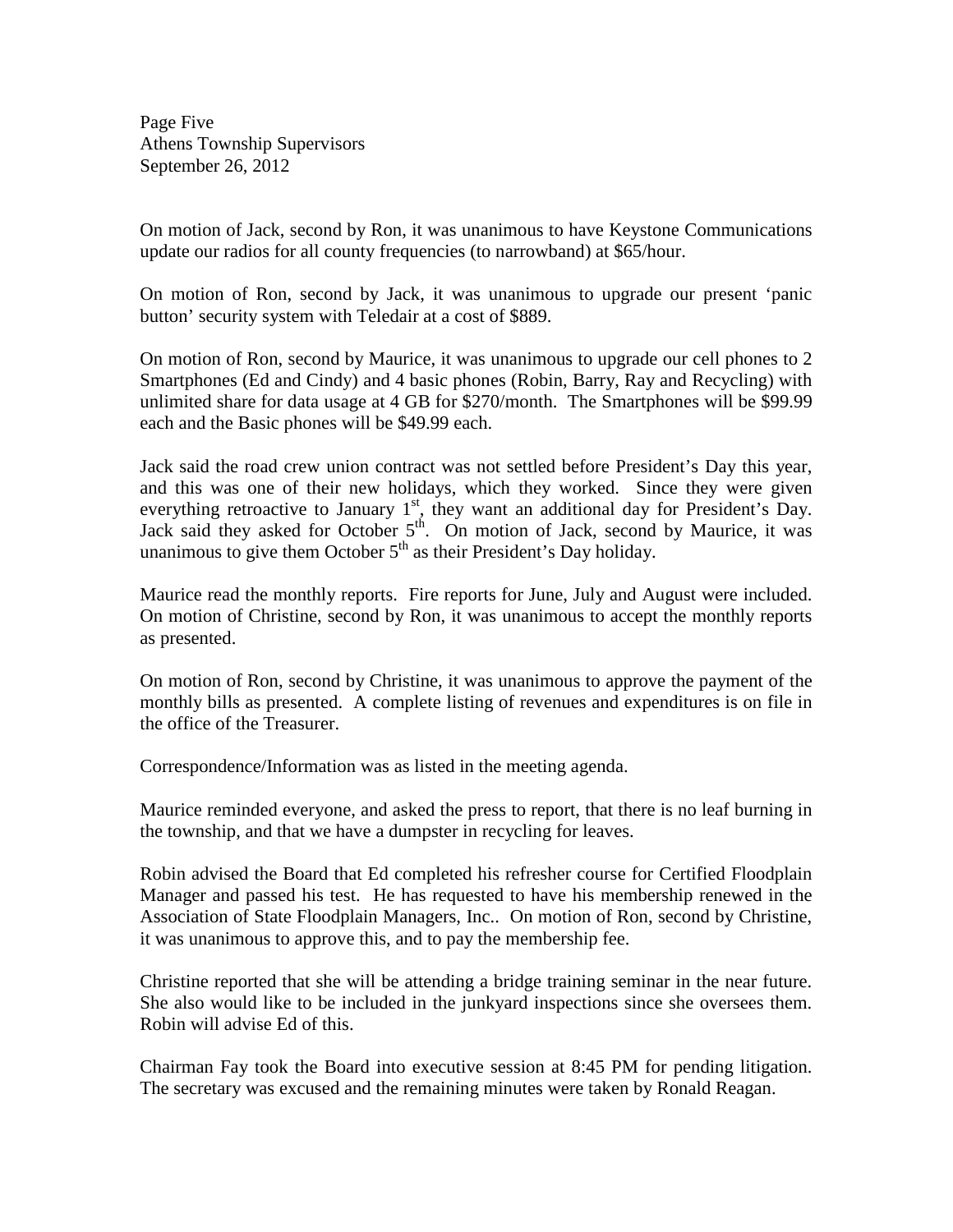On motion of Jack, second by Ron, it was unanimous to have Keystone Communications update our radios for all county frequencies (to narrowband) at $65/hour.

On motion of Ron, second by Jack, it was unanimous to upgrade our present 'panic button' security system with Teledair at a cost of $889.

On motion of Ron, second by Maurice, it was unanimous to upgrade our cell phones to 2 Smartphones (Ed and Cindy) and 4 basic phones (Robin, Barry, Ray and Recycling) with unlimited share for data usage at 4 GB for $270/month. The Smartphones will be $99.99 each and the Basic phones will be $49.99 each.

Jack said the road crew union contract was not settled before President's Day this year, and this was one of their new holidays, which they worked. Since they were given everything retroactive to January 1st, they want an additional day for President's Day. Jack said they asked for October 5th. On motion of Jack, second by Maurice, it was unanimous to give them October 5th as their President's Day holiday.

Maurice read the monthly reports. Fire reports for June, July and August were included. On motion of Christine, second by Ron, it was unanimous to accept the monthly reports as presented.

On motion of Ron, second by Christine, it was unanimous to approve the payment of the monthly bills as presented. A complete listing of revenues and expenditures is on file in the office of the Treasurer.

Correspondence/Information was as listed in the meeting agenda.

Maurice reminded everyone, and asked the press to report, that there is no leaf burning in the township, and that we have a dumpster in recycling for leaves.

Robin advised the Board that Ed completed his refresher course for Certified Floodplain Manager and passed his test. He has requested to have his membership renewed in the Association of State Floodplain Managers, Inc.. On motion of Ron, second by Christine, it was unanimous to approve this, and to pay the membership fee.

Christine reported that she will be attending a bridge training seminar in the near future. She also would like to be included in the junkyard inspections since she oversees them. Robin will advise Ed of this.

Chairman Fay took the Board into executive session at 8:45 PM for pending litigation. The secretary was excused and the remaining minutes were taken by Ronald Reagan.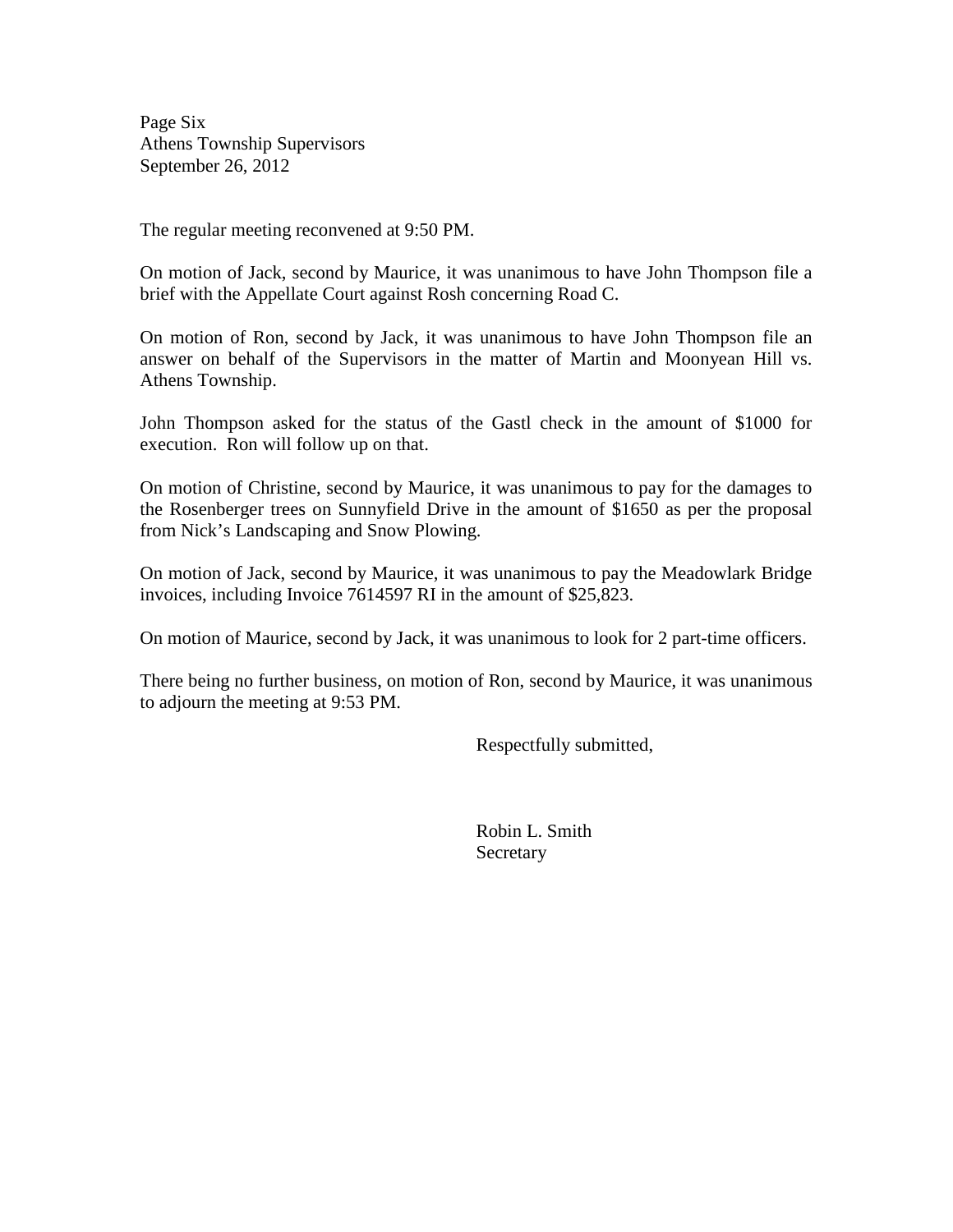Page Six
Athens Township Supervisors
September 26, 2012

The regular meeting reconvened at 9:50 PM.

On motion of Jack, second by Maurice, it was unanimous to have John Thompson file a brief with the Appellate Court against Rosh concerning Road C.

On motion of Ron, second by Jack, it was unanimous to have John Thompson file an answer on behalf of the Supervisors in the matter of Martin and Moonyean Hill vs. Athens Township.

John Thompson asked for the status of the Gastl check in the amount of $1000 for execution. Ron will follow up on that.

On motion of Christine, second by Maurice, it was unanimous to pay for the damages to the Rosenberger trees on Sunnyfield Drive in the amount of $1650 as per the proposal from Nick's Landscaping and Snow Plowing.

On motion of Jack, second by Maurice, it was unanimous to pay the Meadowlark Bridge invoices, including Invoice 7614597 RI in the amount of $25,823.

On motion of Maurice, second by Jack, it was unanimous to look for 2 part-time officers.

There being no further business, on motion of Ron, second by Maurice, it was unanimous to adjourn the meeting at 9:53 PM.

Respectfully submitted,

Robin L. Smith
Secretary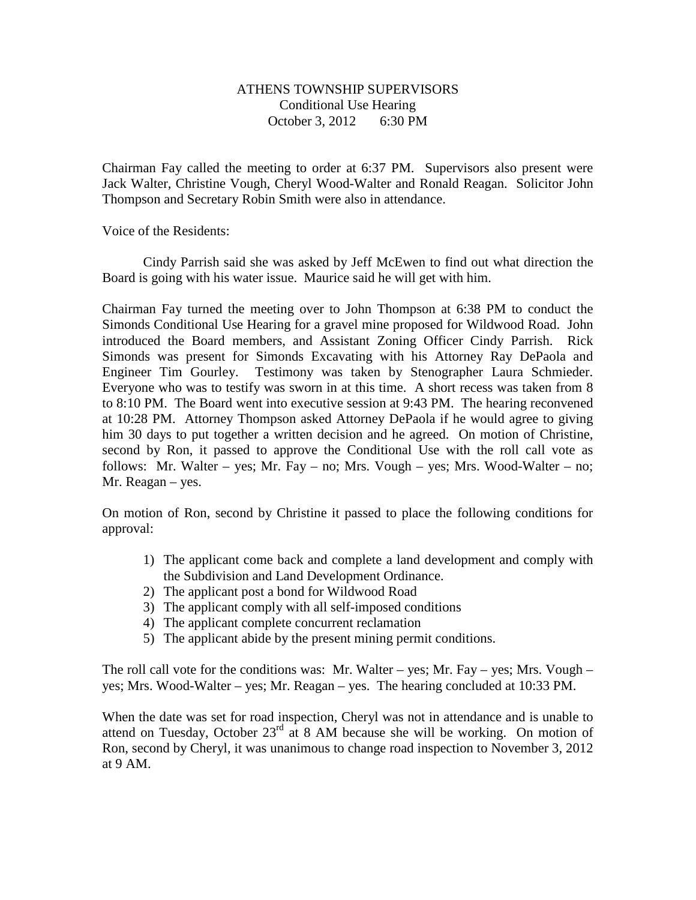# ATHENS TOWNSHIP SUPERVISORS
Conditional Use Hearing
October 3, 2012 6:30 PM

Chairman Fay called the meeting to order at 6:37 PM. Supervisors also present were Jack Walter, Christine Vough, Cheryl Wood-Walter and Ronald Reagan. Solicitor John Thompson and Secretary Robin Smith were also in attendance.

Voice of the Residents:

Cindy Parrish said she was asked by Jeff McEwen to find out what direction the Board is going with his water issue. Maurice said he will get with him.

Chairman Fay turned the meeting over to John Thompson at 6:38 PM to conduct the Simonds Conditional Use Hearing for a gravel mine proposed for Wildwood Road. John introduced the Board members, and Assistant Zoning Officer Cindy Parrish. Rick Simonds was present for Simonds Excavating with his Attorney Ray DePaola and Engineer Tim Gourley. Testimony was taken by Stenographer Laura Schmieder. Everyone who was to testify was sworn in at this time. A short recess was taken from 8 to 8:10 PM. The Board went into executive session at 9:43 PM. The hearing reconvened at 10:28 PM. Attorney Thompson asked Attorney DePaola if he would agree to giving him 30 days to put together a written decision and he agreed. On motion of Christine, second by Ron, it passed to approve the Conditional Use with the roll call vote as follows: Mr. Walter – yes; Mr. Fay – no; Mrs. Vough – yes; Mrs. Wood-Walter – no; Mr. Reagan – yes.

On motion of Ron, second by Christine it passed to place the following conditions for approval:

1) The applicant come back and complete a land development and comply with the Subdivision and Land Development Ordinance.
2) The applicant post a bond for Wildwood Road
3) The applicant comply with all self-imposed conditions
4) The applicant complete concurrent reclamation
5) The applicant abide by the present mining permit conditions.

The roll call vote for the conditions was: Mr. Walter – yes; Mr. Fay – yes; Mrs. Vough – yes; Mrs. Wood-Walter – yes; Mr. Reagan – yes. The hearing concluded at 10:33 PM.

When the date was set for road inspection, Cheryl was not in attendance and is unable to attend on Tuesday, October 23rd at 8 AM because she will be working. On motion of Ron, second by Cheryl, it was unanimous to change road inspection to November 3, 2012 at 9 AM.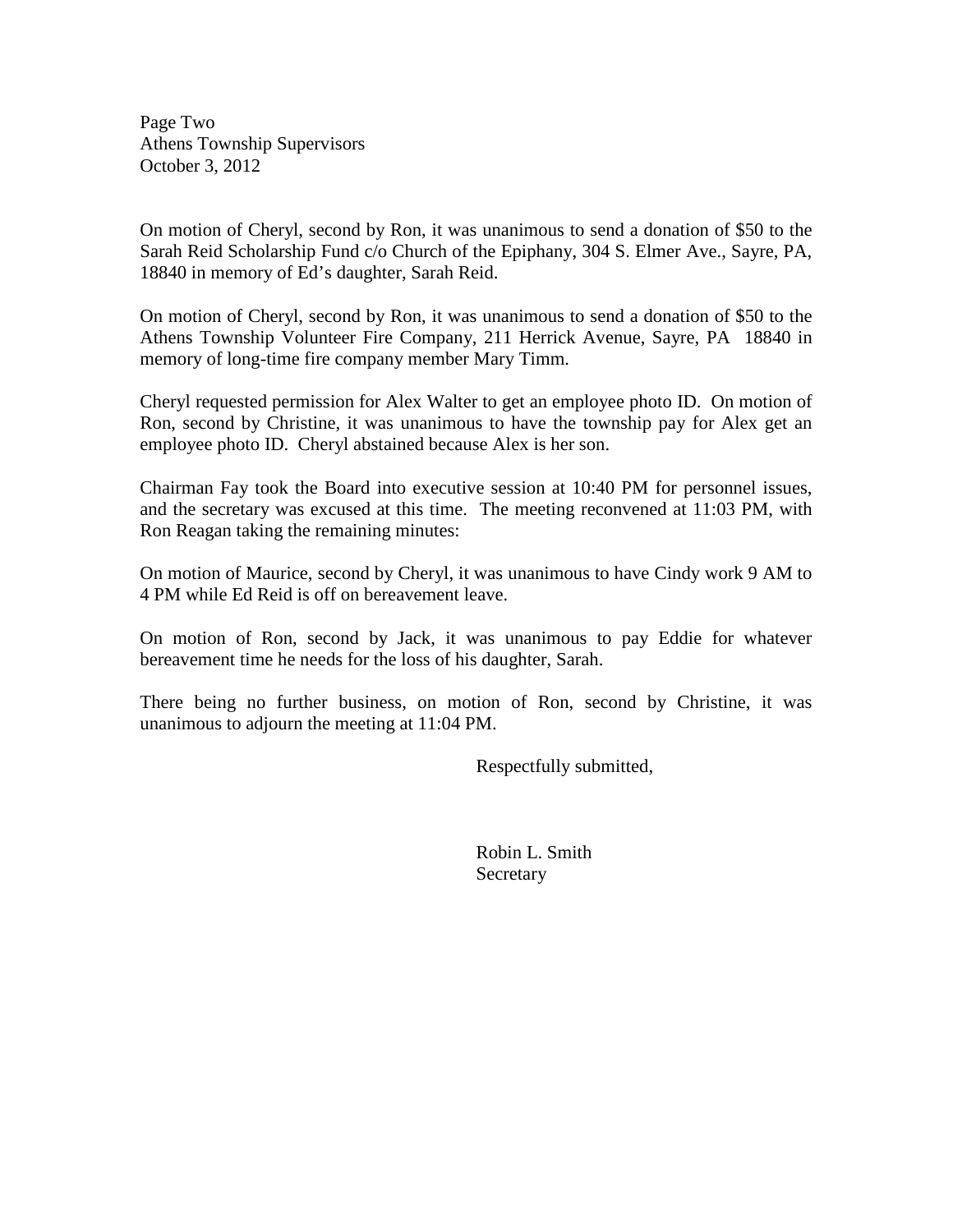Page Two
Athens Township Supervisors
October 3, 2012

On motion of Cheryl, second by Ron, it was unanimous to send a donation of $50 to the Sarah Reid Scholarship Fund c/o Church of the Epiphany, 304 S. Elmer Ave., Sayre, PA, 18840 in memory of Ed's daughter, Sarah Reid.

On motion of Cheryl, second by Ron, it was unanimous to send a donation of $50 to the Athens Township Volunteer Fire Company, 211 Herrick Avenue, Sayre, PA 18840 in memory of long-time fire company member Mary Timm.

Cheryl requested permission for Alex Walter to get an employee photo ID. On motion of Ron, second by Christine, it was unanimous to have the township pay for Alex get an employee photo ID. Cheryl abstained because Alex is her son.

Chairman Fay took the Board into executive session at 10:40 PM for personnel issues, and the secretary was excused at this time. The meeting reconvened at 11:03 PM, with Ron Reagan taking the remaining minutes:

On motion of Maurice, second by Cheryl, it was unanimous to have Cindy work 9 AM to 4 PM while Ed Reid is off on bereavement leave.

On motion of Ron, second by Jack, it was unanimous to pay Eddie for whatever bereavement time he needs for the loss of his daughter, Sarah.

There being no further business, on motion of Ron, second by Christine, it was unanimous to adjourn the meeting at 11:04 PM.

Respectfully submitted,

Robin L. Smith
Secretary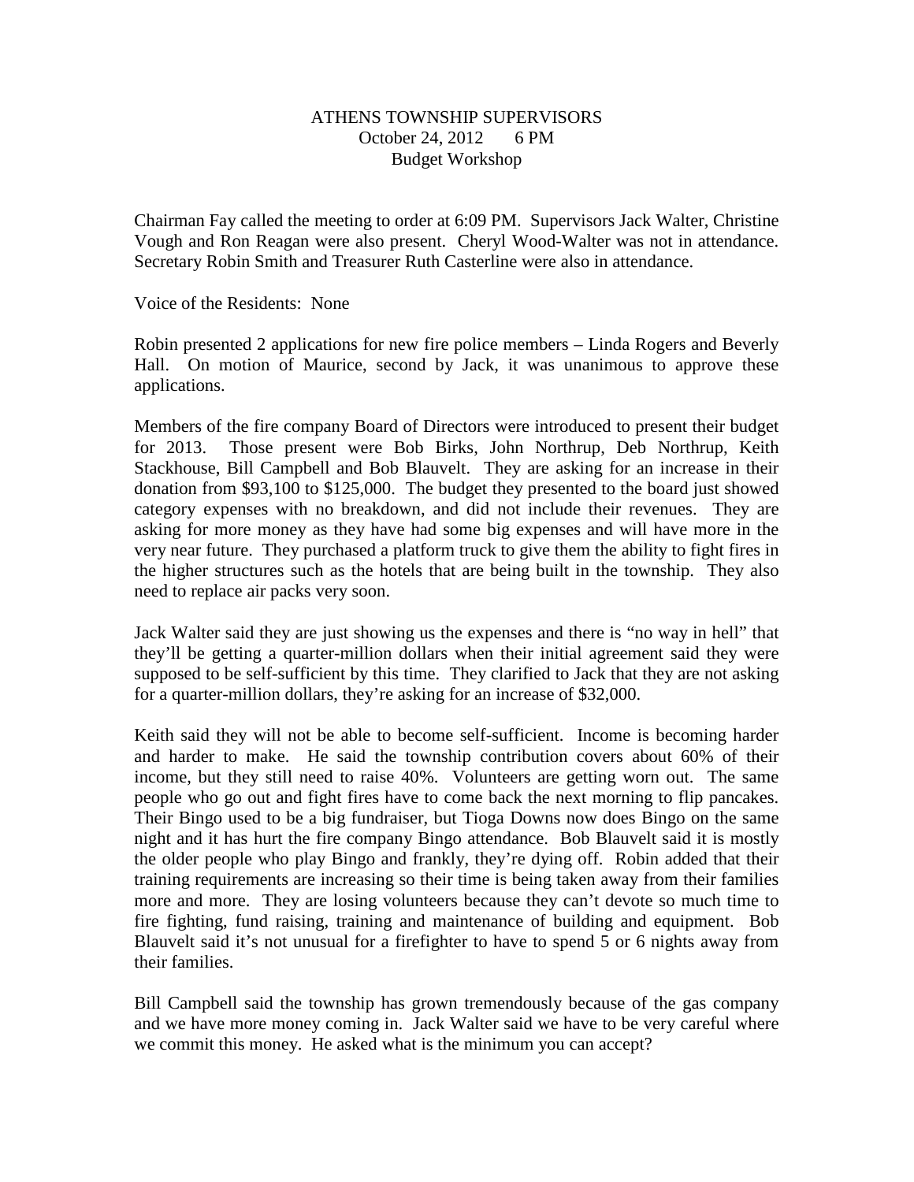ATHENS TOWNSHIP SUPERVISORS
October 24, 2012 6 PM
Budget Workshop

Chairman Fay called the meeting to order at 6:09 PM. Supervisors Jack Walter, Christine Vough and Ron Reagan were also present. Cheryl Wood-Walter was not in attendance. Secretary Robin Smith and Treasurer Ruth Casterline were also in attendance.

Voice of the Residents: None

Robin presented 2 applications for new fire police members – Linda Rogers and Beverly Hall. On motion of Maurice, second by Jack, it was unanimous to approve these applications.

Members of the fire company Board of Directors were introduced to present their budget for 2013. Those present were Bob Birks, John Northrup, Deb Northrup, Keith Stackhouse, Bill Campbell and Bob Blauvelt. They are asking for an increase in their donation from $93,100 to $125,000. The budget they presented to the board just showed category expenses with no breakdown, and did not include their revenues. They are asking for more money as they have had some big expenses and will have more in the very near future. They purchased a platform truck to give them the ability to fight fires in the higher structures such as the hotels that are being built in the township. They also need to replace air packs very soon.

Jack Walter said they are just showing us the expenses and there is "no way in hell" that they'll be getting a quarter-million dollars when their initial agreement said they were supposed to be self-sufficient by this time. They clarified to Jack that they are not asking for a quarter-million dollars, they're asking for an increase of $32,000.

Keith said they will not be able to become self-sufficient. Income is becoming harder and harder to make. He said the township contribution covers about 60% of their income, but they still need to raise 40%. Volunteers are getting worn out. The same people who go out and fight fires have to come back the next morning to flip pancakes. Their Bingo used to be a big fundraiser, but Tioga Downs now does Bingo on the same night and it has hurt the fire company Bingo attendance. Bob Blauvelt said it is mostly the older people who play Bingo and frankly, they're dying off. Robin added that their training requirements are increasing so their time is being taken away from their families more and more. They are losing volunteers because they can't devote so much time to fire fighting, fund raising, training and maintenance of building and equipment. Bob Blauvelt said it's not unusual for a firefighter to have to spend 5 or 6 nights away from their families.

Bill Campbell said the township has grown tremendously because of the gas company and we have more money coming in. Jack Walter said we have to be very careful where we commit this money. He asked what is the minimum you can accept?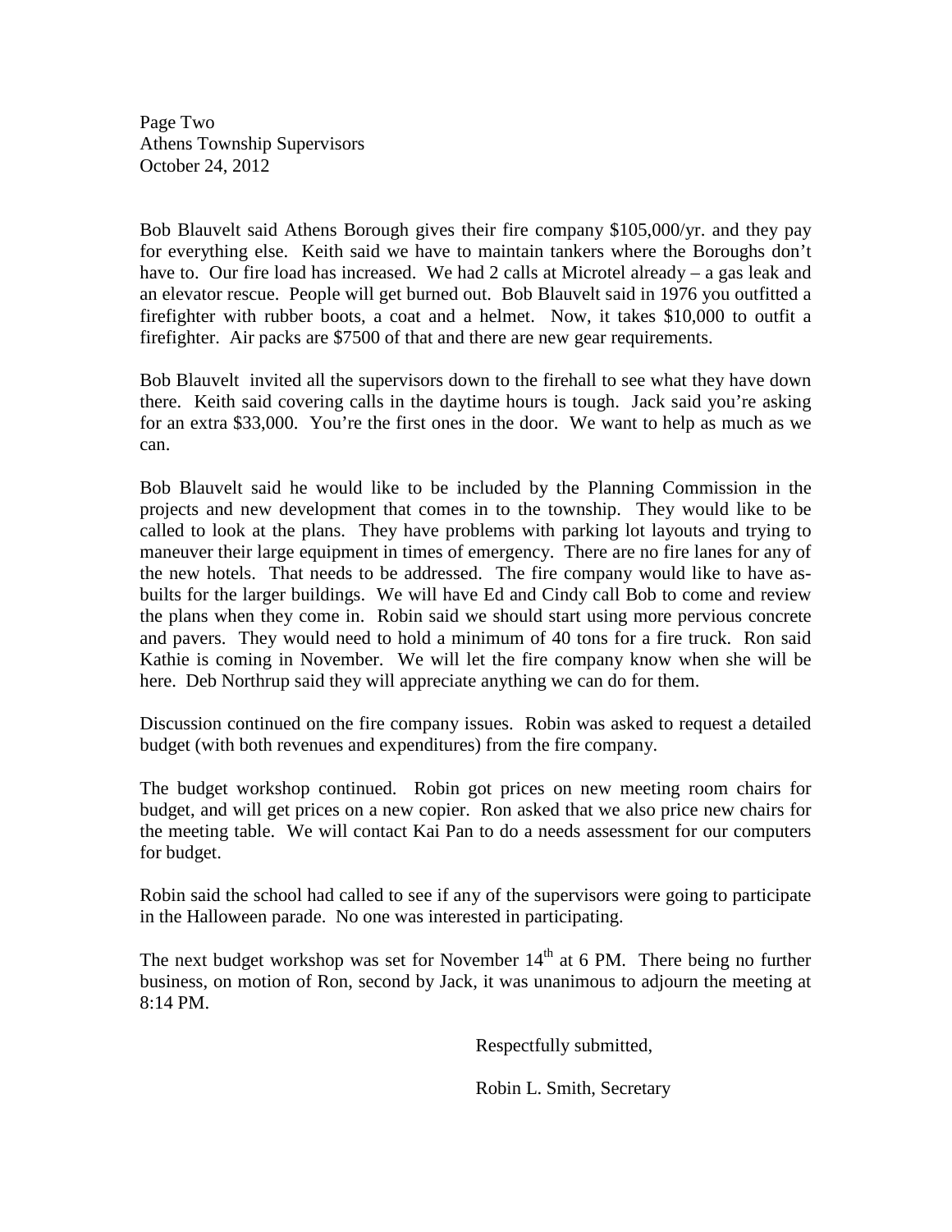Page Two
Athens Township Supervisors
October 24, 2012

Bob Blauvelt said Athens Borough gives their fire company $105,000/yr. and they pay for everything else. Keith said we have to maintain tankers where the Boroughs don't have to. Our fire load has increased. We had 2 calls at Microtel already – a gas leak and an elevator rescue. People will get burned out. Bob Blauvelt said in 1976 you outfitted a firefighter with rubber boots, a coat and a helmet. Now, it takes $10,000 to outfit a firefighter. Air packs are $7500 of that and there are new gear requirements.

Bob Blauvelt invited all the supervisors down to the firehall to see what they have down there. Keith said covering calls in the daytime hours is tough. Jack said you're asking for an extra $33,000. You're the first ones in the door. We want to help as much as we can.

Bob Blauvelt said he would like to be included by the Planning Commission in the projects and new development that comes in to the township. They would like to be called to look at the plans. They have problems with parking lot layouts and trying to maneuver their large equipment in times of emergency. There are no fire lanes for any of the new hotels. That needs to be addressed. The fire company would like to have as-builts for the larger buildings. We will have Ed and Cindy call Bob to come and review the plans when they come in. Robin said we should start using more pervious concrete and pavers. They would need to hold a minimum of 40 tons for a fire truck. Ron said Kathie is coming in November. We will let the fire company know when she will be here. Deb Northrup said they will appreciate anything we can do for them.

Discussion continued on the fire company issues. Robin was asked to request a detailed budget (with both revenues and expenditures) from the fire company.

The budget workshop continued. Robin got prices on new meeting room chairs for budget, and will get prices on a new copier. Ron asked that we also price new chairs for the meeting table. We will contact Kai Pan to do a needs assessment for our computers for budget.

Robin said the school had called to see if any of the supervisors were going to participate in the Halloween parade. No one was interested in participating.

The next budget workshop was set for November 14th at 6 PM. There being no further business, on motion of Ron, second by Jack, it was unanimous to adjourn the meeting at 8:14 PM.

Respectfully submitted,

Robin L. Smith, Secretary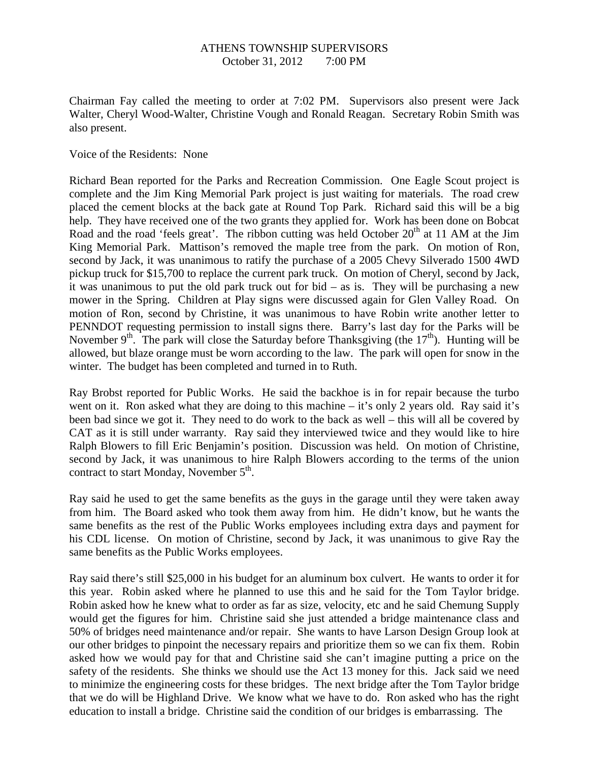ATHENS TOWNSHIP SUPERVISORS
October 31, 2012        7:00 PM

Chairman Fay called the meeting to order at 7:02 PM. Supervisors also present were Jack Walter, Cheryl Wood-Walter, Christine Vough and Ronald Reagan. Secretary Robin Smith was also present.

Voice of the Residents: None

Richard Bean reported for the Parks and Recreation Commission. One Eagle Scout project is complete and the Jim King Memorial Park project is just waiting for materials. The road crew placed the cement blocks at the back gate at Round Top Park. Richard said this will be a big help. They have received one of the two grants they applied for. Work has been done on Bobcat Road and the road 'feels great'. The ribbon cutting was held October 20th at 11 AM at the Jim King Memorial Park. Mattison's removed the maple tree from the park. On motion of Ron, second by Jack, it was unanimous to ratify the purchase of a 2005 Chevy Silverado 1500 4WD pickup truck for $15,700 to replace the current park truck. On motion of Cheryl, second by Jack, it was unanimous to put the old park truck out for bid – as is. They will be purchasing a new mower in the Spring. Children at Play signs were discussed again for Glen Valley Road. On motion of Ron, second by Christine, it was unanimous to have Robin write another letter to PENNDOT requesting permission to install signs there. Barry's last day for the Parks will be November 9th. The park will close the Saturday before Thanksgiving (the 17th). Hunting will be allowed, but blaze orange must be worn according to the law. The park will open for snow in the winter. The budget has been completed and turned in to Ruth.

Ray Brobst reported for Public Works. He said the backhoe is in for repair because the turbo went on it. Ron asked what they are doing to this machine – it's only 2 years old. Ray said it's been bad since we got it. They need to do work to the back as well – this will all be covered by CAT as it is still under warranty. Ray said they interviewed twice and they would like to hire Ralph Blowers to fill Eric Benjamin's position. Discussion was held. On motion of Christine, second by Jack, it was unanimous to hire Ralph Blowers according to the terms of the union contract to start Monday, November 5th.

Ray said he used to get the same benefits as the guys in the garage until they were taken away from him. The Board asked who took them away from him. He didn't know, but he wants the same benefits as the rest of the Public Works employees including extra days and payment for his CDL license. On motion of Christine, second by Jack, it was unanimous to give Ray the same benefits as the Public Works employees.

Ray said there's still $25,000 in his budget for an aluminum box culvert. He wants to order it for this year. Robin asked where he planned to use this and he said for the Tom Taylor bridge. Robin asked how he knew what to order as far as size, velocity, etc and he said Chemung Supply would get the figures for him. Christine said she just attended a bridge maintenance class and 50% of bridges need maintenance and/or repair. She wants to have Larson Design Group look at our other bridges to pinpoint the necessary repairs and prioritize them so we can fix them. Robin asked how we would pay for that and Christine said she can't imagine putting a price on the safety of the residents. She thinks we should use the Act 13 money for this. Jack said we need to minimize the engineering costs for these bridges. The next bridge after the Tom Taylor bridge that we do will be Highland Drive. We know what we have to do. Ron asked who has the right education to install a bridge. Christine said the condition of our bridges is embarrassing. The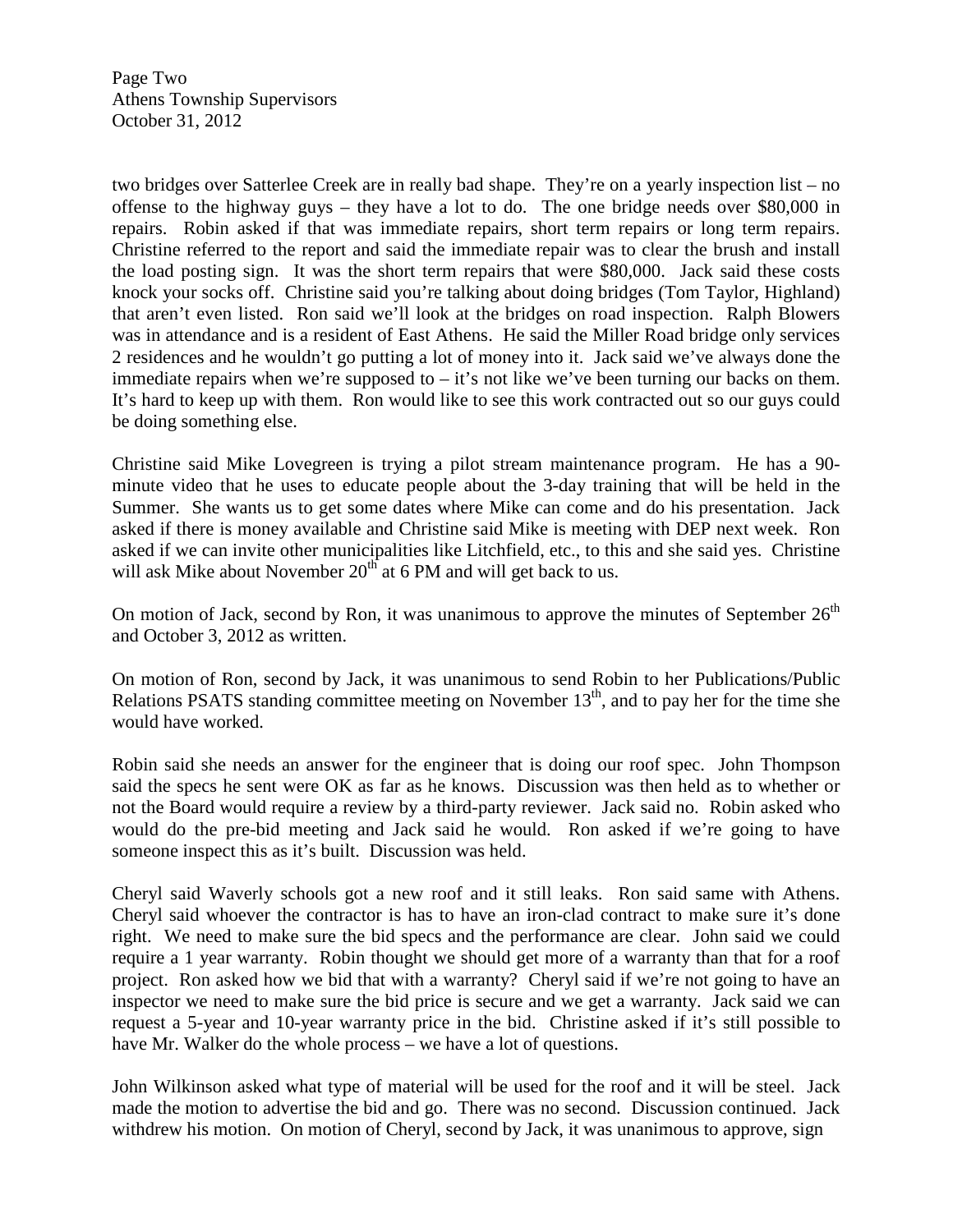two bridges over Satterlee Creek are in really bad shape. They're on a yearly inspection list – no offense to the highway guys – they have a lot to do. The one bridge needs over $80,000 in repairs. Robin asked if that was immediate repairs, short term repairs or long term repairs. Christine referred to the report and said the immediate repair was to clear the brush and install the load posting sign. It was the short term repairs that were $80,000. Jack said these costs knock your socks off. Christine said you're talking about doing bridges (Tom Taylor, Highland) that aren't even listed. Ron said we'll look at the bridges on road inspection. Ralph Blowers was in attendance and is a resident of East Athens. He said the Miller Road bridge only services 2 residences and he wouldn't go putting a lot of money into it. Jack said we've always done the immediate repairs when we're supposed to – it's not like we've been turning our backs on them. It's hard to keep up with them. Ron would like to see this work contracted out so our guys could be doing something else.

Christine said Mike Lovegreen is trying a pilot stream maintenance program. He has a 90-minute video that he uses to educate people about the 3-day training that will be held in the Summer. She wants us to get some dates where Mike can come and do his presentation. Jack asked if there is money available and Christine said Mike is meeting with DEP next week. Ron asked if we can invite other municipalities like Litchfield, etc., to this and she said yes. Christine will ask Mike about November 20th at 6 PM and will get back to us.

On motion of Jack, second by Ron, it was unanimous to approve the minutes of September 26th and October 3, 2012 as written.

On motion of Ron, second by Jack, it was unanimous to send Robin to her Publications/Public Relations PSATS standing committee meeting on November 13th, and to pay her for the time she would have worked.

Robin said she needs an answer for the engineer that is doing our roof spec. John Thompson said the specs he sent were OK as far as he knows. Discussion was then held as to whether or not the Board would require a review by a third-party reviewer. Jack said no. Robin asked who would do the pre-bid meeting and Jack said he would. Ron asked if we're going to have someone inspect this as it's built. Discussion was held.

Cheryl said Waverly schools got a new roof and it still leaks. Ron said same with Athens. Cheryl said whoever the contractor is has to have an iron-clad contract to make sure it's done right. We need to make sure the bid specs and the performance are clear. John said we could require a 1 year warranty. Robin thought we should get more of a warranty than that for a roof project. Ron asked how we bid that with a warranty? Cheryl said if we're not going to have an inspector we need to make sure the bid price is secure and we get a warranty. Jack said we can request a 5-year and 10-year warranty price in the bid. Christine asked if it's still possible to have Mr. Walker do the whole process – we have a lot of questions.

John Wilkinson asked what type of material will be used for the roof and it will be steel. Jack made the motion to advertise the bid and go. There was no second. Discussion continued. Jack withdrew his motion. On motion of Cheryl, second by Jack, it was unanimous to approve, sign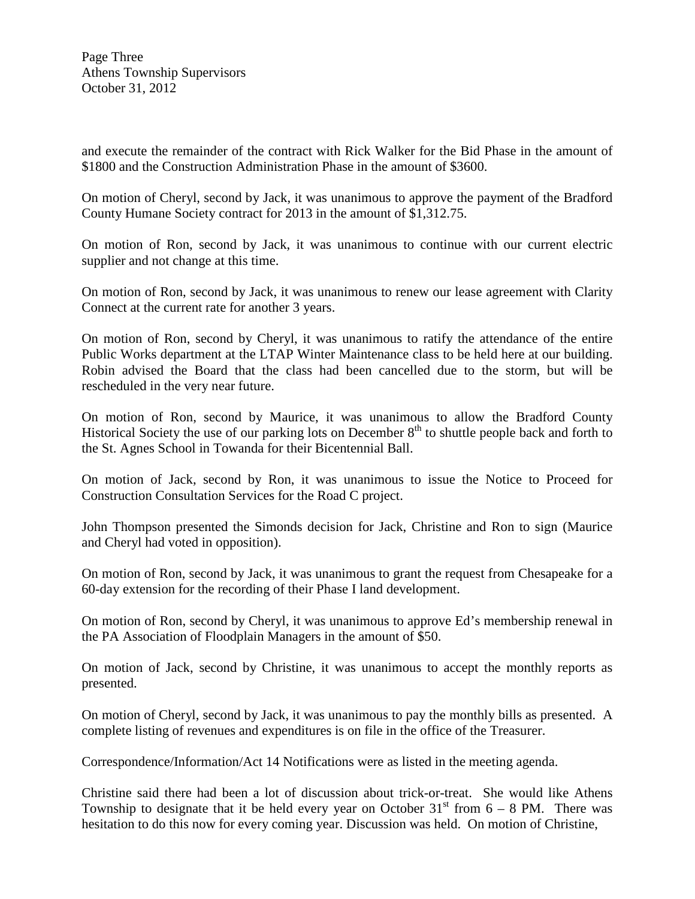and execute the remainder of the contract with Rick Walker for the Bid Phase in the amount of $1800 and the Construction Administration Phase in the amount of $3600.

On motion of Cheryl, second by Jack, it was unanimous to approve the payment of the Bradford County Humane Society contract for 2013 in the amount of $1,312.75.

On motion of Ron, second by Jack, it was unanimous to continue with our current electric supplier and not change at this time.

On motion of Ron, second by Jack, it was unanimous to renew our lease agreement with Clarity Connect at the current rate for another 3 years.

On motion of Ron, second by Cheryl, it was unanimous to ratify the attendance of the entire Public Works department at the LTAP Winter Maintenance class to be held here at our building. Robin advised the Board that the class had been cancelled due to the storm, but will be rescheduled in the very near future.

On motion of Ron, second by Maurice, it was unanimous to allow the Bradford County Historical Society the use of our parking lots on December 8th to shuttle people back and forth to the St. Agnes School in Towanda for their Bicentennial Ball.

On motion of Jack, second by Ron, it was unanimous to issue the Notice to Proceed for Construction Consultation Services for the Road C project.

John Thompson presented the Simonds decision for Jack, Christine and Ron to sign (Maurice and Cheryl had voted in opposition).

On motion of Ron, second by Jack, it was unanimous to grant the request from Chesapeake for a 60-day extension for the recording of their Phase I land development.

On motion of Ron, second by Cheryl, it was unanimous to approve Ed's membership renewal in the PA Association of Floodplain Managers in the amount of $50.

On motion of Jack, second by Christine, it was unanimous to accept the monthly reports as presented.

On motion of Cheryl, second by Jack, it was unanimous to pay the monthly bills as presented. A complete listing of revenues and expenditures is on file in the office of the Treasurer.

Correspondence/Information/Act 14 Notifications were as listed in the meeting agenda.

Christine said there had been a lot of discussion about trick-or-treat. She would like Athens Township to designate that it be held every year on October 31st from 6 – 8 PM. There was hesitation to do this now for every coming year. Discussion was held. On motion of Christine,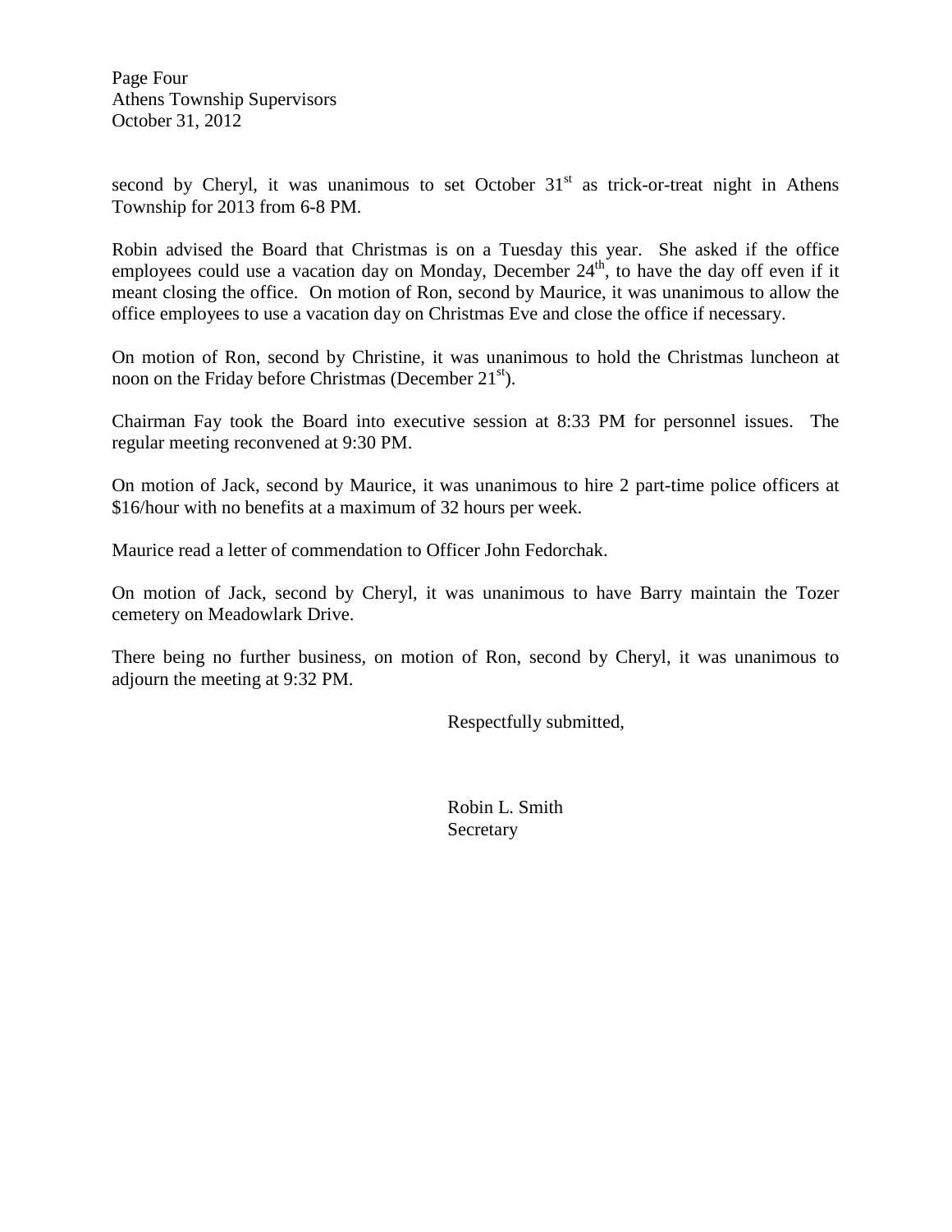second by Cheryl, it was unanimous to set October 31st as trick-or-treat night in Athens Township for 2013 from 6-8 PM.

Robin advised the Board that Christmas is on a Tuesday this year. She asked if the office employees could use a vacation day on Monday, December 24th, to have the day off even if it meant closing the office. On motion of Ron, second by Maurice, it was unanimous to allow the office employees to use a vacation day on Christmas Eve and close the office if necessary.

On motion of Ron, second by Christine, it was unanimous to hold the Christmas luncheon at noon on the Friday before Christmas (December 21st).

Chairman Fay took the Board into executive session at 8:33 PM for personnel issues. The regular meeting reconvened at 9:30 PM.

On motion of Jack, second by Maurice, it was unanimous to hire 2 part-time police officers at $16/hour with no benefits at a maximum of 32 hours per week.

Maurice read a letter of commendation to Officer John Fedorchak.

On motion of Jack, second by Cheryl, it was unanimous to have Barry maintain the Tozer cemetery on Meadowlark Drive.

There being no further business, on motion of Ron, second by Cheryl, it was unanimous to adjourn the meeting at 9:32 PM.

Respectfully submitted,

Robin L. Smith
Secretary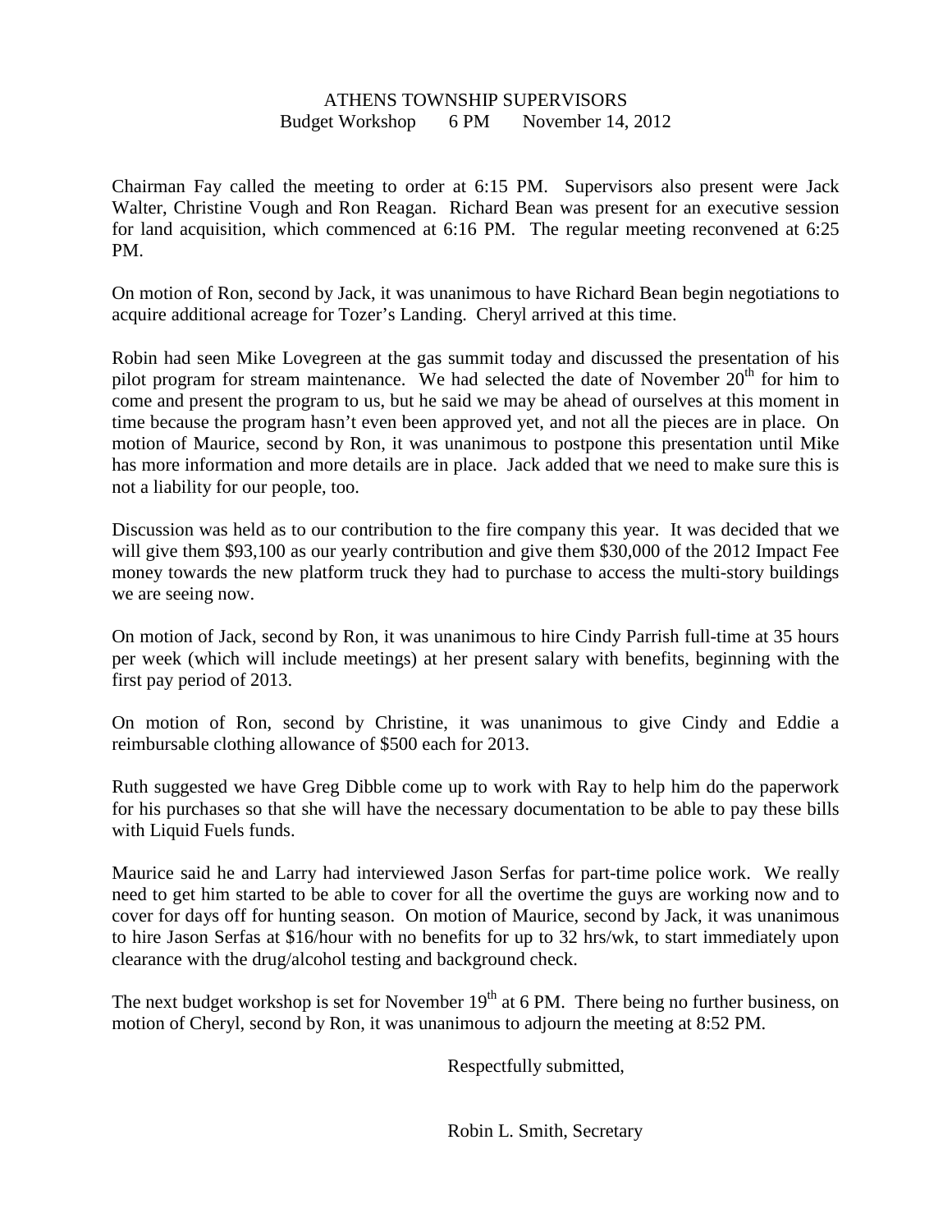ATHENS TOWNSHIP SUPERVISORS
Budget Workshop 6 PM November 14, 2012

Chairman Fay called the meeting to order at 6:15 PM. Supervisors also present were Jack Walter, Christine Vough and Ron Reagan. Richard Bean was present for an executive session for land acquisition, which commenced at 6:16 PM. The regular meeting reconvened at 6:25 PM.

On motion of Ron, second by Jack, it was unanimous to have Richard Bean begin negotiations to acquire additional acreage for Tozer's Landing. Cheryl arrived at this time.

Robin had seen Mike Lovegreen at the gas summit today and discussed the presentation of his pilot program for stream maintenance. We had selected the date of November 20th for him to come and present the program to us, but he said we may be ahead of ourselves at this moment in time because the program hasn't even been approved yet, and not all the pieces are in place. On motion of Maurice, second by Ron, it was unanimous to postpone this presentation until Mike has more information and more details are in place. Jack added that we need to make sure this is not a liability for our people, too.

Discussion was held as to our contribution to the fire company this year. It was decided that we will give them $93,100 as our yearly contribution and give them $30,000 of the 2012 Impact Fee money towards the new platform truck they had to purchase to access the multi-story buildings we are seeing now.

On motion of Jack, second by Ron, it was unanimous to hire Cindy Parrish full-time at 35 hours per week (which will include meetings) at her present salary with benefits, beginning with the first pay period of 2013.

On motion of Ron, second by Christine, it was unanimous to give Cindy and Eddie a reimbursable clothing allowance of $500 each for 2013.

Ruth suggested we have Greg Dibble come up to work with Ray to help him do the paperwork for his purchases so that she will have the necessary documentation to be able to pay these bills with Liquid Fuels funds.

Maurice said he and Larry had interviewed Jason Serfas for part-time police work. We really need to get him started to be able to cover for all the overtime the guys are working now and to cover for days off for hunting season. On motion of Maurice, second by Jack, it was unanimous to hire Jason Serfas at $16/hour with no benefits for up to 32 hrs/wk, to start immediately upon clearance with the drug/alcohol testing and background check.

The next budget workshop is set for November 19th at 6 PM. There being no further business, on motion of Cheryl, second by Ron, it was unanimous to adjourn the meeting at 8:52 PM.

Respectfully submitted,

Robin L. Smith, Secretary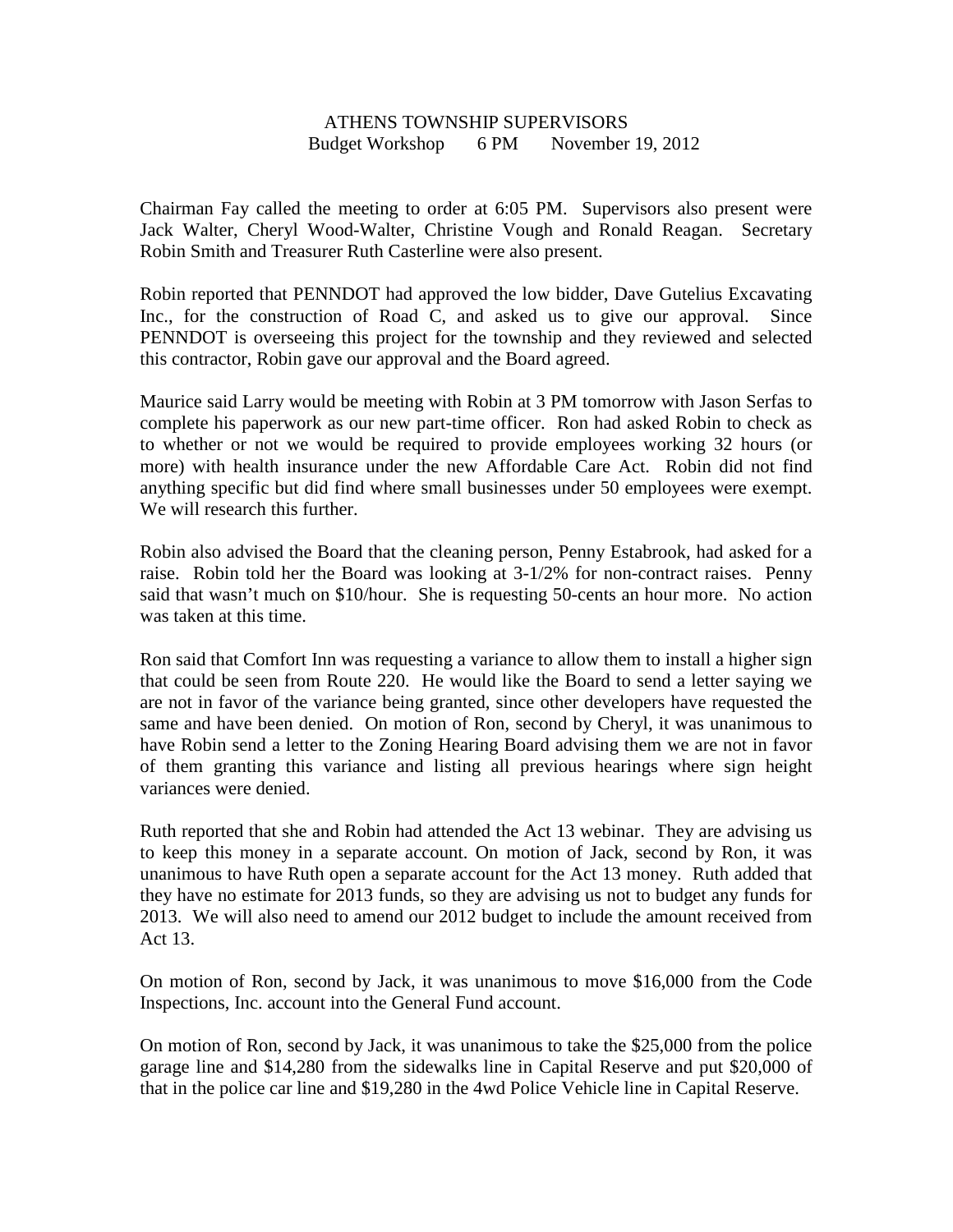ATHENS TOWNSHIP SUPERVISORS
Budget Workshop 6 PM November 19, 2012

Chairman Fay called the meeting to order at 6:05 PM. Supervisors also present were Jack Walter, Cheryl Wood-Walter, Christine Vough and Ronald Reagan. Secretary Robin Smith and Treasurer Ruth Casterline were also present.

Robin reported that PENNDOT had approved the low bidder, Dave Gutelius Excavating Inc., for the construction of Road C, and asked us to give our approval. Since PENNDOT is overseeing this project for the township and they reviewed and selected this contractor, Robin gave our approval and the Board agreed.

Maurice said Larry would be meeting with Robin at 3 PM tomorrow with Jason Serfas to complete his paperwork as our new part-time officer. Ron had asked Robin to check as to whether or not we would be required to provide employees working 32 hours (or more) with health insurance under the new Affordable Care Act. Robin did not find anything specific but did find where small businesses under 50 employees were exempt. We will research this further.

Robin also advised the Board that the cleaning person, Penny Estabrook, had asked for a raise. Robin told her the Board was looking at 3-1/2% for non-contract raises. Penny said that wasn't much on $10/hour. She is requesting 50-cents an hour more. No action was taken at this time.

Ron said that Comfort Inn was requesting a variance to allow them to install a higher sign that could be seen from Route 220. He would like the Board to send a letter saying we are not in favor of the variance being granted, since other developers have requested the same and have been denied. On motion of Ron, second by Cheryl, it was unanimous to have Robin send a letter to the Zoning Hearing Board advising them we are not in favor of them granting this variance and listing all previous hearings where sign height variances were denied.

Ruth reported that she and Robin had attended the Act 13 webinar. They are advising us to keep this money in a separate account. On motion of Jack, second by Ron, it was unanimous to have Ruth open a separate account for the Act 13 money. Ruth added that they have no estimate for 2013 funds, so they are advising us not to budget any funds for 2013. We will also need to amend our 2012 budget to include the amount received from Act 13.

On motion of Ron, second by Jack, it was unanimous to move $16,000 from the Code Inspections, Inc. account into the General Fund account.

On motion of Ron, second by Jack, it was unanimous to take the $25,000 from the police garage line and $14,280 from the sidewalks line in Capital Reserve and put $20,000 of that in the police car line and $19,280 in the 4wd Police Vehicle line in Capital Reserve.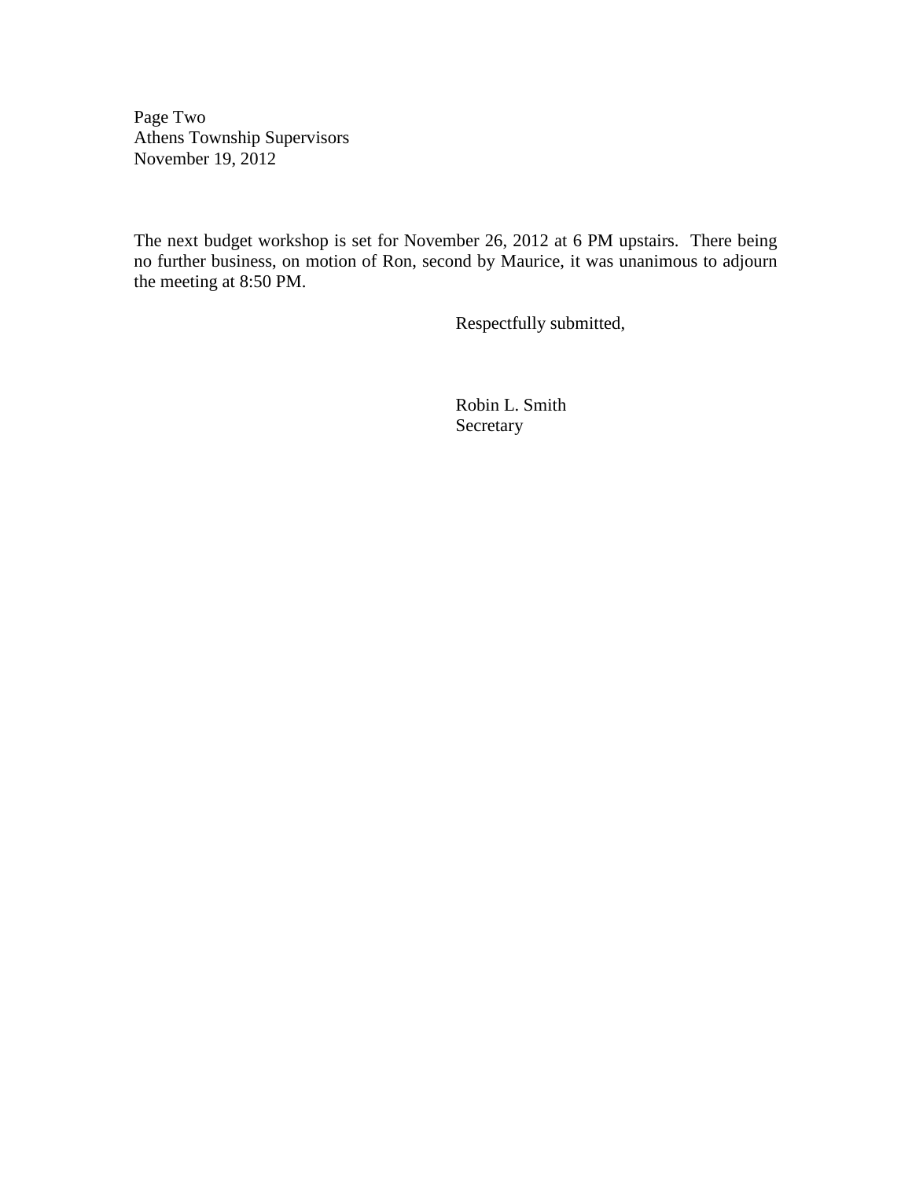Page Two
Athens Township Supervisors
November 19, 2012

The next budget workshop is set for November 26, 2012 at 6 PM upstairs. There being no further business, on motion of Ron, second by Maurice, it was unanimous to adjourn the meeting at 8:50 PM.

Respectfully submitted,

Robin L. Smith
Secretary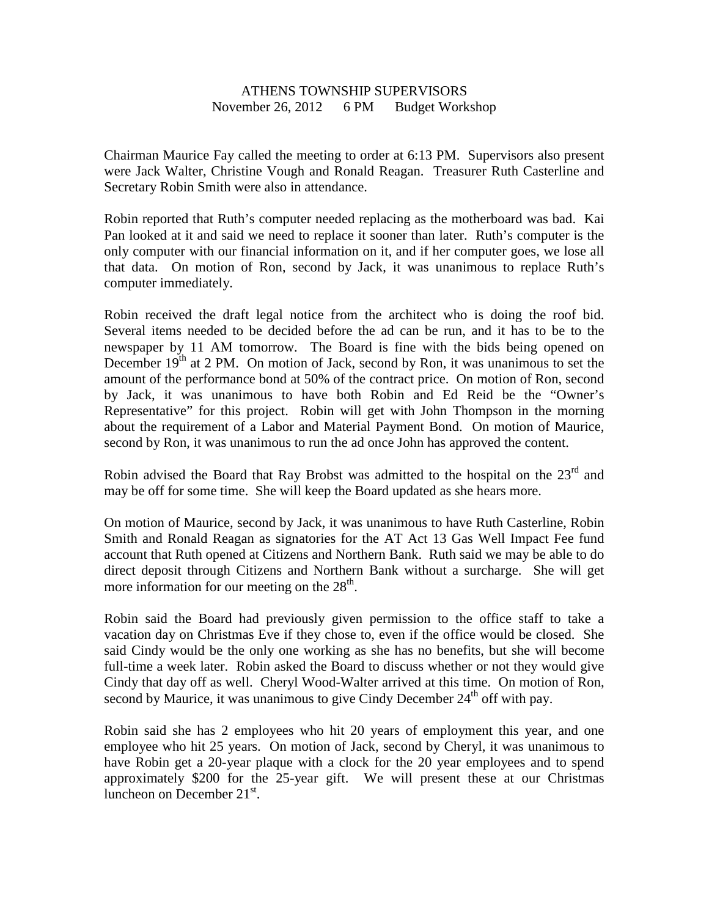ATHENS TOWNSHIP SUPERVISORS
November 26, 2012 6 PM Budget Workshop

Chairman Maurice Fay called the meeting to order at 6:13 PM. Supervisors also present were Jack Walter, Christine Vough and Ronald Reagan. Treasurer Ruth Casterline and Secretary Robin Smith were also in attendance.

Robin reported that Ruth's computer needed replacing as the motherboard was bad. Kai Pan looked at it and said we need to replace it sooner than later. Ruth's computer is the only computer with our financial information on it, and if her computer goes, we lose all that data. On motion of Ron, second by Jack, it was unanimous to replace Ruth's computer immediately.

Robin received the draft legal notice from the architect who is doing the roof bid. Several items needed to be decided before the ad can be run, and it has to be to the newspaper by 11 AM tomorrow. The Board is fine with the bids being opened on December 19th at 2 PM. On motion of Jack, second by Ron, it was unanimous to set the amount of the performance bond at 50% of the contract price. On motion of Ron, second by Jack, it was unanimous to have both Robin and Ed Reid be the "Owner's Representative" for this project. Robin will get with John Thompson in the morning about the requirement of a Labor and Material Payment Bond. On motion of Maurice, second by Ron, it was unanimous to run the ad once John has approved the content.

Robin advised the Board that Ray Brobst was admitted to the hospital on the 23rd and may be off for some time. She will keep the Board updated as she hears more.

On motion of Maurice, second by Jack, it was unanimous to have Ruth Casterline, Robin Smith and Ronald Reagan as signatories for the AT Act 13 Gas Well Impact Fee fund account that Ruth opened at Citizens and Northern Bank. Ruth said we may be able to do direct deposit through Citizens and Northern Bank without a surcharge. She will get more information for our meeting on the 28th.

Robin said the Board had previously given permission to the office staff to take a vacation day on Christmas Eve if they chose to, even if the office would be closed. She said Cindy would be the only one working as she has no benefits, but she will become full-time a week later. Robin asked the Board to discuss whether or not they would give Cindy that day off as well. Cheryl Wood-Walter arrived at this time. On motion of Ron, second by Maurice, it was unanimous to give Cindy December 24th off with pay.

Robin said she has 2 employees who hit 20 years of employment this year, and one employee who hit 25 years. On motion of Jack, second by Cheryl, it was unanimous to have Robin get a 20-year plaque with a clock for the 20 year employees and to spend approximately $200 for the 25-year gift. We will present these at our Christmas luncheon on December 21st.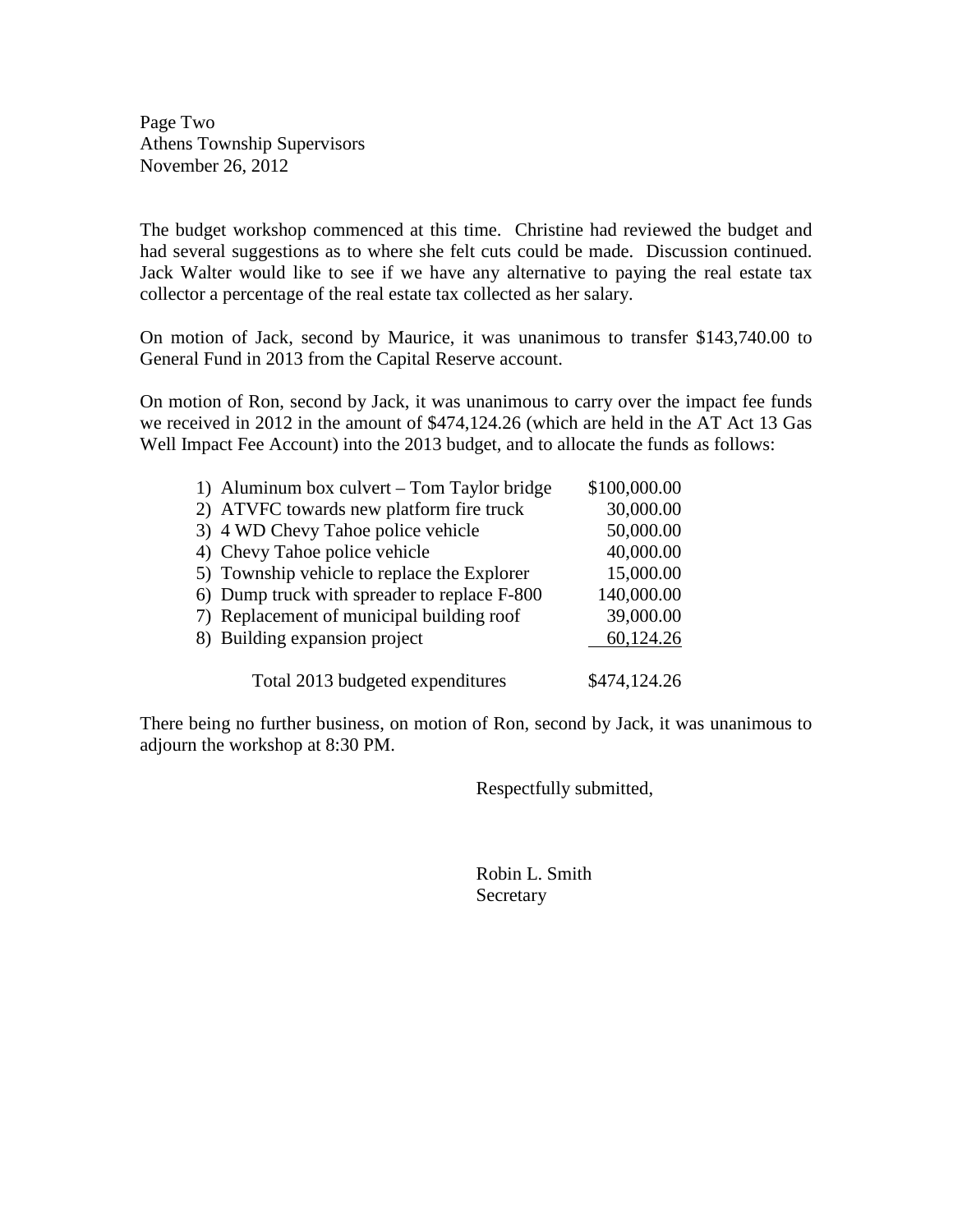Page Two
Athens Township Supervisors
November 26, 2012

The budget workshop commenced at this time. Christine had reviewed the budget and had several suggestions as to where she felt cuts could be made. Discussion continued. Jack Walter would like to see if we have any alternative to paying the real estate tax collector a percentage of the real estate tax collected as her salary.

On motion of Jack, second by Maurice, it was unanimous to transfer $143,740.00 to General Fund in 2013 from the Capital Reserve account.

On motion of Ron, second by Jack, it was unanimous to carry over the impact fee funds we received in 2012 in the amount of $474,124.26 (which are held in the AT Act 13 Gas Well Impact Fee Account) into the 2013 budget, and to allocate the funds as follows:

| Item | Amount |
|---|---|
| 1) Aluminum box culvert – Tom Taylor bridge | $100,000.00 |
| 2) ATVFC towards new platform fire truck | 30,000.00 |
| 3) 4 WD Chevy Tahoe police vehicle | 50,000.00 |
| 4) Chevy Tahoe police vehicle | 40,000.00 |
| 5) Township vehicle to replace the Explorer | 15,000.00 |
| 6) Dump truck with spreader to replace F-800 | 140,000.00 |
| 7) Replacement of municipal building roof | 39,000.00 |
| 8) Building expansion project | 60,124.26 |
| Total 2013 budgeted expenditures | $474,124.26 |

There being no further business, on motion of Ron, second by Jack, it was unanimous to adjourn the workshop at 8:30 PM.

Respectfully submitted,

Robin L. Smith
Secretary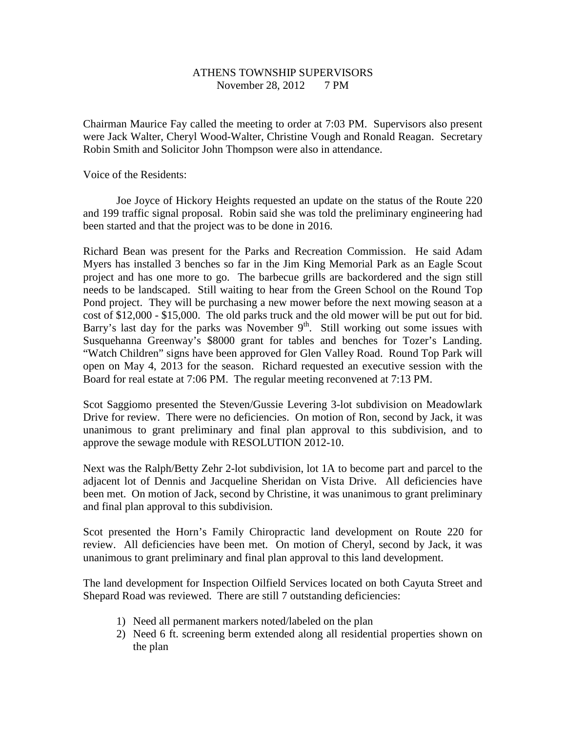ATHENS TOWNSHIP SUPERVISORS
November 28, 2012 7 PM

Chairman Maurice Fay called the meeting to order at 7:03 PM. Supervisors also present were Jack Walter, Cheryl Wood-Walter, Christine Vough and Ronald Reagan. Secretary Robin Smith and Solicitor John Thompson were also in attendance.

Voice of the Residents:

Joe Joyce of Hickory Heights requested an update on the status of the Route 220 and 199 traffic signal proposal. Robin said she was told the preliminary engineering had been started and that the project was to be done in 2016.

Richard Bean was present for the Parks and Recreation Commission. He said Adam Myers has installed 3 benches so far in the Jim King Memorial Park as an Eagle Scout project and has one more to go. The barbecue grills are backordered and the sign still needs to be landscaped. Still waiting to hear from the Green School on the Round Top Pond project. They will be purchasing a new mower before the next mowing season at a cost of $12,000 - $15,000. The old parks truck and the old mower will be put out for bid. Barry's last day for the parks was November 9th. Still working out some issues with Susquehanna Greenway's $8000 grant for tables and benches for Tozer's Landing. "Watch Children" signs have been approved for Glen Valley Road. Round Top Park will open on May 4, 2013 for the season. Richard requested an executive session with the Board for real estate at 7:06 PM. The regular meeting reconvened at 7:13 PM.

Scot Saggiomo presented the Steven/Gussie Levering 3-lot subdivision on Meadowlark Drive for review. There were no deficiencies. On motion of Ron, second by Jack, it was unanimous to grant preliminary and final plan approval to this subdivision, and to approve the sewage module with RESOLUTION 2012-10.

Next was the Ralph/Betty Zehr 2-lot subdivision, lot 1A to become part and parcel to the adjacent lot of Dennis and Jacqueline Sheridan on Vista Drive. All deficiencies have been met. On motion of Jack, second by Christine, it was unanimous to grant preliminary and final plan approval to this subdivision.

Scot presented the Horn's Family Chiropractic land development on Route 220 for review. All deficiencies have been met. On motion of Cheryl, second by Jack, it was unanimous to grant preliminary and final plan approval to this land development.

The land development for Inspection Oilfield Services located on both Cayuta Street and Shepard Road was reviewed. There are still 7 outstanding deficiencies:

1) Need all permanent markers noted/labeled on the plan
2) Need 6 ft. screening berm extended along all residential properties shown on the plan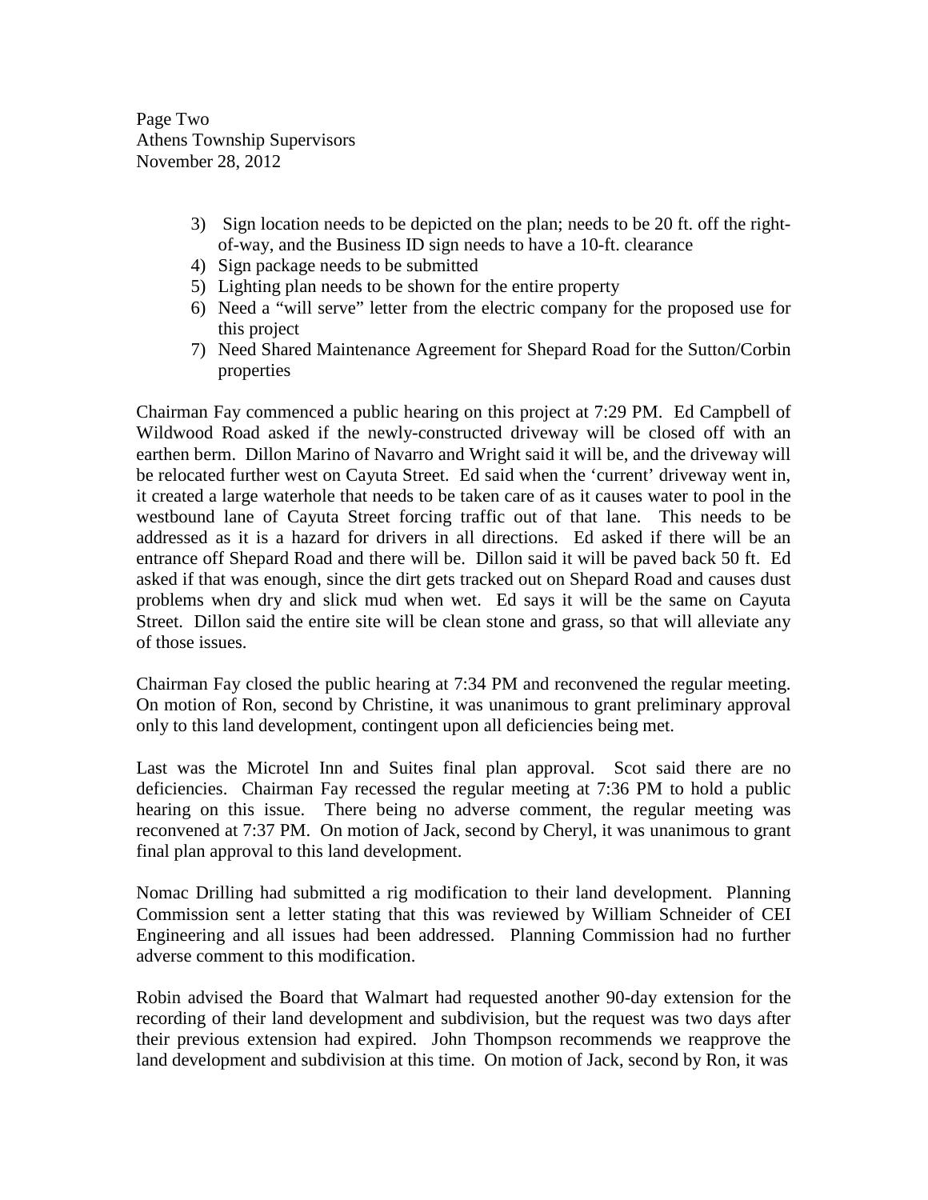3) Sign location needs to be depicted on the plan; needs to be 20 ft. off the right-of-way, and the Business ID sign needs to have a 10-ft. clearance
4) Sign package needs to be submitted
5) Lighting plan needs to be shown for the entire property
6) Need a "will serve" letter from the electric company for the proposed use for this project
7) Need Shared Maintenance Agreement for Shepard Road for the Sutton/Corbin properties

Chairman Fay commenced a public hearing on this project at 7:29 PM. Ed Campbell of Wildwood Road asked if the newly-constructed driveway will be closed off with an earthen berm. Dillon Marino of Navarro and Wright said it will be, and the driveway will be relocated further west on Cayuta Street. Ed said when the 'current' driveway went in, it created a large waterhole that needs to be taken care of as it causes water to pool in the westbound lane of Cayuta Street forcing traffic out of that lane. This needs to be addressed as it is a hazard for drivers in all directions. Ed asked if there will be an entrance off Shepard Road and there will be. Dillon said it will be paved back 50 ft. Ed asked if that was enough, since the dirt gets tracked out on Shepard Road and causes dust problems when dry and slick mud when wet. Ed says it will be the same on Cayuta Street. Dillon said the entire site will be clean stone and grass, so that will alleviate any of those issues.

Chairman Fay closed the public hearing at 7:34 PM and reconvened the regular meeting. On motion of Ron, second by Christine, it was unanimous to grant preliminary approval only to this land development, contingent upon all deficiencies being met.

Last was the Microtel Inn and Suites final plan approval. Scot said there are no deficiencies. Chairman Fay recessed the regular meeting at 7:36 PM to hold a public hearing on this issue. There being no adverse comment, the regular meeting was reconvened at 7:37 PM. On motion of Jack, second by Cheryl, it was unanimous to grant final plan approval to this land development.

Nomac Drilling had submitted a rig modification to their land development. Planning Commission sent a letter stating that this was reviewed by William Schneider of CEI Engineering and all issues had been addressed. Planning Commission had no further adverse comment to this modification.

Robin advised the Board that Walmart had requested another 90-day extension for the recording of their land development and subdivision, but the request was two days after their previous extension had expired. John Thompson recommends we reapprove the land development and subdivision at this time. On motion of Jack, second by Ron, it was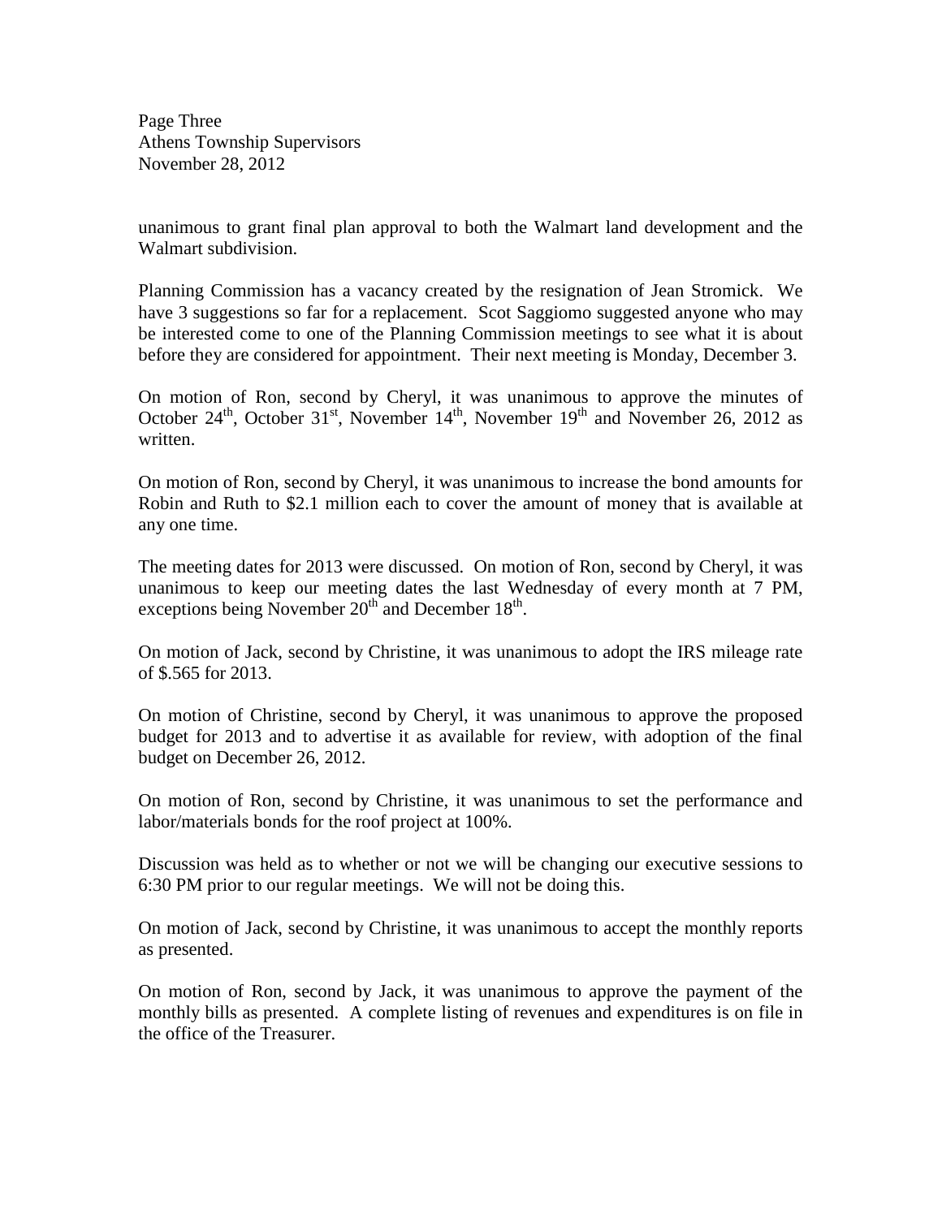unanimous to grant final plan approval to both the Walmart land development and the Walmart subdivision.

Planning Commission has a vacancy created by the resignation of Jean Stromick. We have 3 suggestions so far for a replacement. Scot Saggiomo suggested anyone who may be interested come to one of the Planning Commission meetings to see what it is about before they are considered for appointment. Their next meeting is Monday, December 3.

On motion of Ron, second by Cheryl, it was unanimous to approve the minutes of October 24th, October 31st, November 14th, November 19th and November 26, 2012 as written.

On motion of Ron, second by Cheryl, it was unanimous to increase the bond amounts for Robin and Ruth to $2.1 million each to cover the amount of money that is available at any one time.

The meeting dates for 2013 were discussed. On motion of Ron, second by Cheryl, it was unanimous to keep our meeting dates the last Wednesday of every month at 7 PM, exceptions being November 20th and December 18th.

On motion of Jack, second by Christine, it was unanimous to adopt the IRS mileage rate of $.565 for 2013.

On motion of Christine, second by Cheryl, it was unanimous to approve the proposed budget for 2013 and to advertise it as available for review, with adoption of the final budget on December 26, 2012.

On motion of Ron, second by Christine, it was unanimous to set the performance and labor/materials bonds for the roof project at 100%.

Discussion was held as to whether or not we will be changing our executive sessions to 6:30 PM prior to our regular meetings. We will not be doing this.

On motion of Jack, second by Christine, it was unanimous to accept the monthly reports as presented.

On motion of Ron, second by Jack, it was unanimous to approve the payment of the monthly bills as presented. A complete listing of revenues and expenditures is on file in the office of the Treasurer.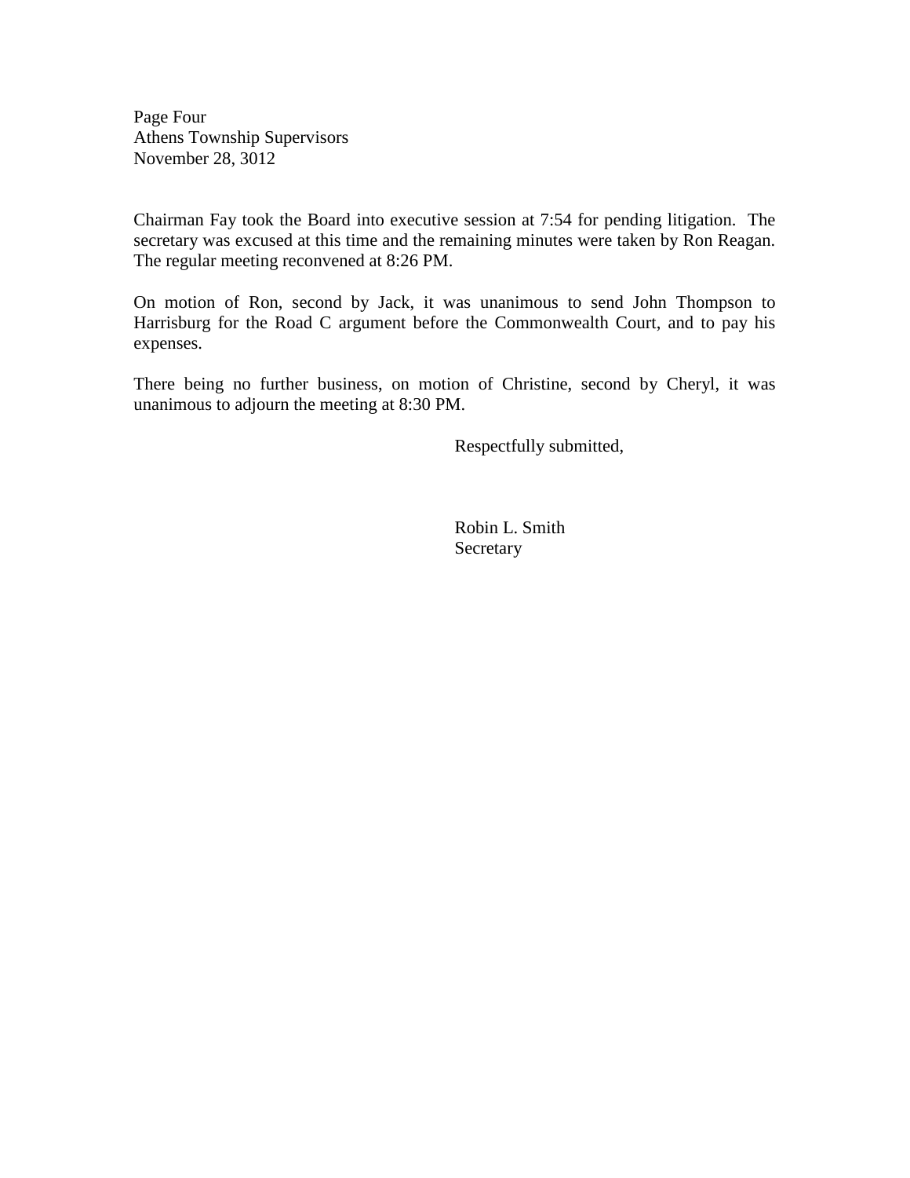Page Four
Athens Township Supervisors
November 28, 3012

Chairman Fay took the Board into executive session at 7:54 for pending litigation. The secretary was excused at this time and the remaining minutes were taken by Ron Reagan. The regular meeting reconvened at 8:26 PM.

On motion of Ron, second by Jack, it was unanimous to send John Thompson to Harrisburg for the Road C argument before the Commonwealth Court, and to pay his expenses.

There being no further business, on motion of Christine, second by Cheryl, it was unanimous to adjourn the meeting at 8:30 PM.

Respectfully submitted,

Robin L. Smith
Secretary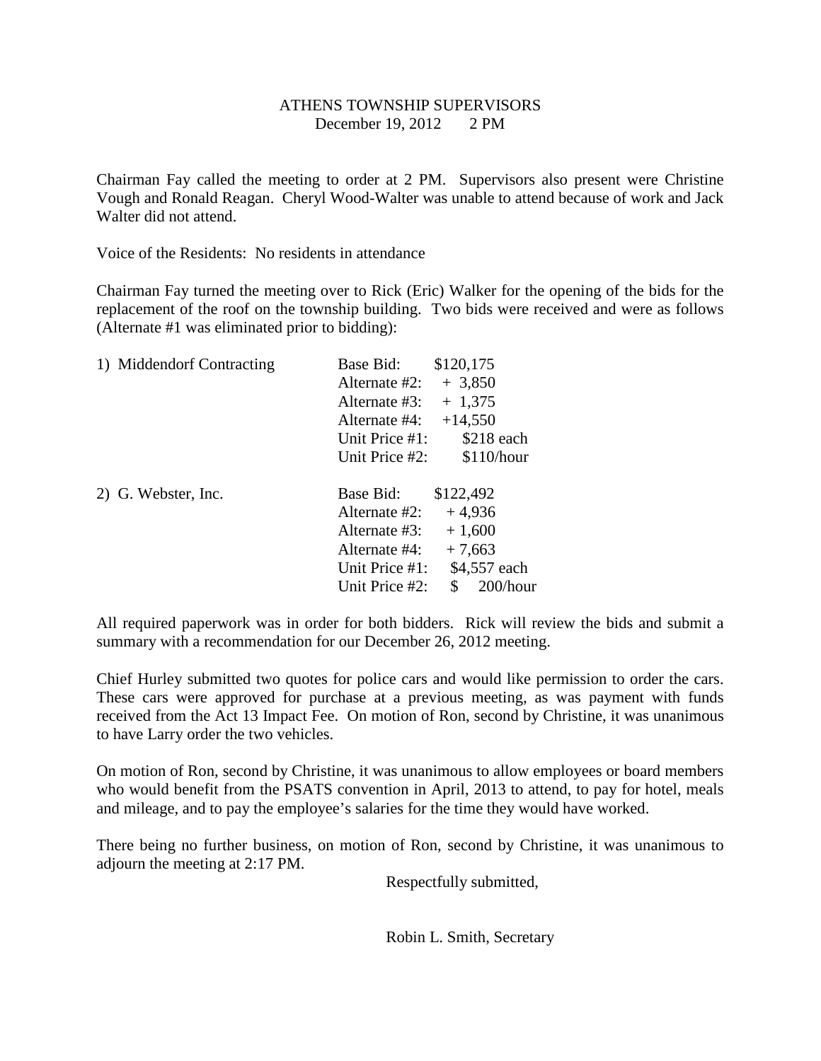ATHENS TOWNSHIP SUPERVISORS
December 19, 2012 2 PM

Chairman Fay called the meeting to order at 2 PM. Supervisors also present were Christine Vough and Ronald Reagan. Cheryl Wood-Walter was unable to attend because of work and Jack Walter did not attend.

Voice of the Residents: No residents in attendance

Chairman Fay turned the meeting over to Rick (Eric) Walker for the opening of the bids for the replacement of the roof on the township building. Two bids were received and were as follows (Alternate #1 was eliminated prior to bidding):

| Bidder | Item | Amount |
|---|---|---|
| 1) Middendorf Contracting | Base Bid: | $120,175 |
| | Alternate #2: | + 3,850 |
| | Alternate #3: | + 1,375 |
| | Alternate #4: | +14,550 |
| | Unit Price #1: | $218 each |
| | Unit Price #2: | $110/hour |
| 2) G. Webster, Inc. | Base Bid: | $122,492 |
| | Alternate #2: | + 4,936 |
| | Alternate #3: | + 1,600 |
| | Alternate #4: | + 7,663 |
| | Unit Price #1: | $4,557 each |
| | Unit Price #2: | $ 200/hour |

All required paperwork was in order for both bidders. Rick will review the bids and submit a summary with a recommendation for our December 26, 2012 meeting.

Chief Hurley submitted two quotes for police cars and would like permission to order the cars. These cars were approved for purchase at a previous meeting, as was payment with funds received from the Act 13 Impact Fee. On motion of Ron, second by Christine, it was unanimous to have Larry order the two vehicles.

On motion of Ron, second by Christine, it was unanimous to allow employees or board members who would benefit from the PSATS convention in April, 2013 to attend, to pay for hotel, meals and mileage, and to pay the employee's salaries for the time they would have worked.

There being no further business, on motion of Ron, second by Christine, it was unanimous to adjourn the meeting at 2:17 PM.

Respectfully submitted,

Robin L. Smith, Secretary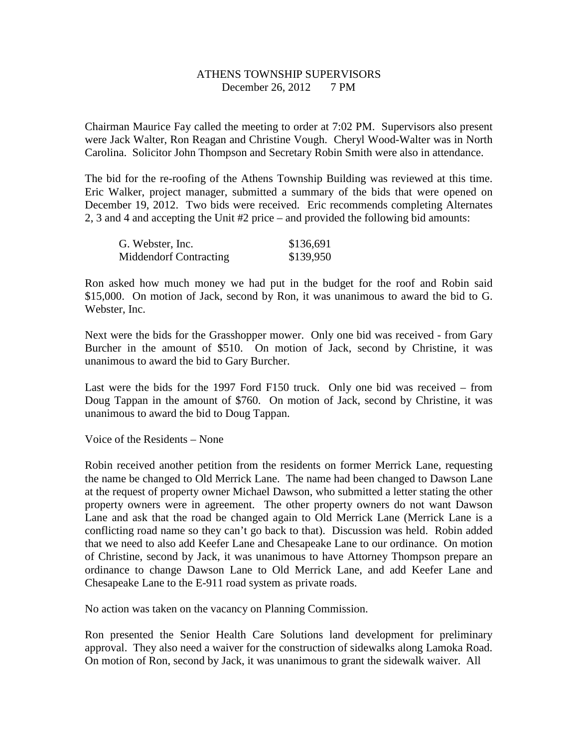# ATHENS TOWNSHIP SUPERVISORS
December 26, 2012 7 PM

Chairman Maurice Fay called the meeting to order at 7:02 PM. Supervisors also present were Jack Walter, Ron Reagan and Christine Vough. Cheryl Wood-Walter was in North Carolina. Solicitor John Thompson and Secretary Robin Smith were also in attendance.

The bid for the re-roofing of the Athens Township Building was reviewed at this time. Eric Walker, project manager, submitted a summary of the bids that were opened on December 19, 2012. Two bids were received. Eric recommends completing Alternates 2, 3 and 4 and accepting the Unit #2 price – and provided the following bid amounts:

| | |
|---|---|
| G. Webster, Inc. | $136,691 |
| Middendorf Contracting | $139,950 |

Ron asked how much money we had put in the budget for the roof and Robin said $15,000. On motion of Jack, second by Ron, it was unanimous to award the bid to G. Webster, Inc.

Next were the bids for the Grasshopper mower. Only one bid was received - from Gary Burcher in the amount of $510. On motion of Jack, second by Christine, it was unanimous to award the bid to Gary Burcher.

Last were the bids for the 1997 Ford F150 truck. Only one bid was received – from Doug Tappan in the amount of $760. On motion of Jack, second by Christine, it was unanimous to award the bid to Doug Tappan.

Voice of the Residents – None

Robin received another petition from the residents on former Merrick Lane, requesting the name be changed to Old Merrick Lane. The name had been changed to Dawson Lane at the request of property owner Michael Dawson, who submitted a letter stating the other property owners were in agreement. The other property owners do not want Dawson Lane and ask that the road be changed again to Old Merrick Lane (Merrick Lane is a conflicting road name so they can't go back to that). Discussion was held. Robin added that we need to also add Keefer Lane and Chesapeake Lane to our ordinance. On motion of Christine, second by Jack, it was unanimous to have Attorney Thompson prepare an ordinance to change Dawson Lane to Old Merrick Lane, and add Keefer Lane and Chesapeake Lane to the E-911 road system as private roads.

No action was taken on the vacancy on Planning Commission.

Ron presented the Senior Health Care Solutions land development for preliminary approval. They also need a waiver for the construction of sidewalks along Lamoka Road. On motion of Ron, second by Jack, it was unanimous to grant the sidewalk waiver. All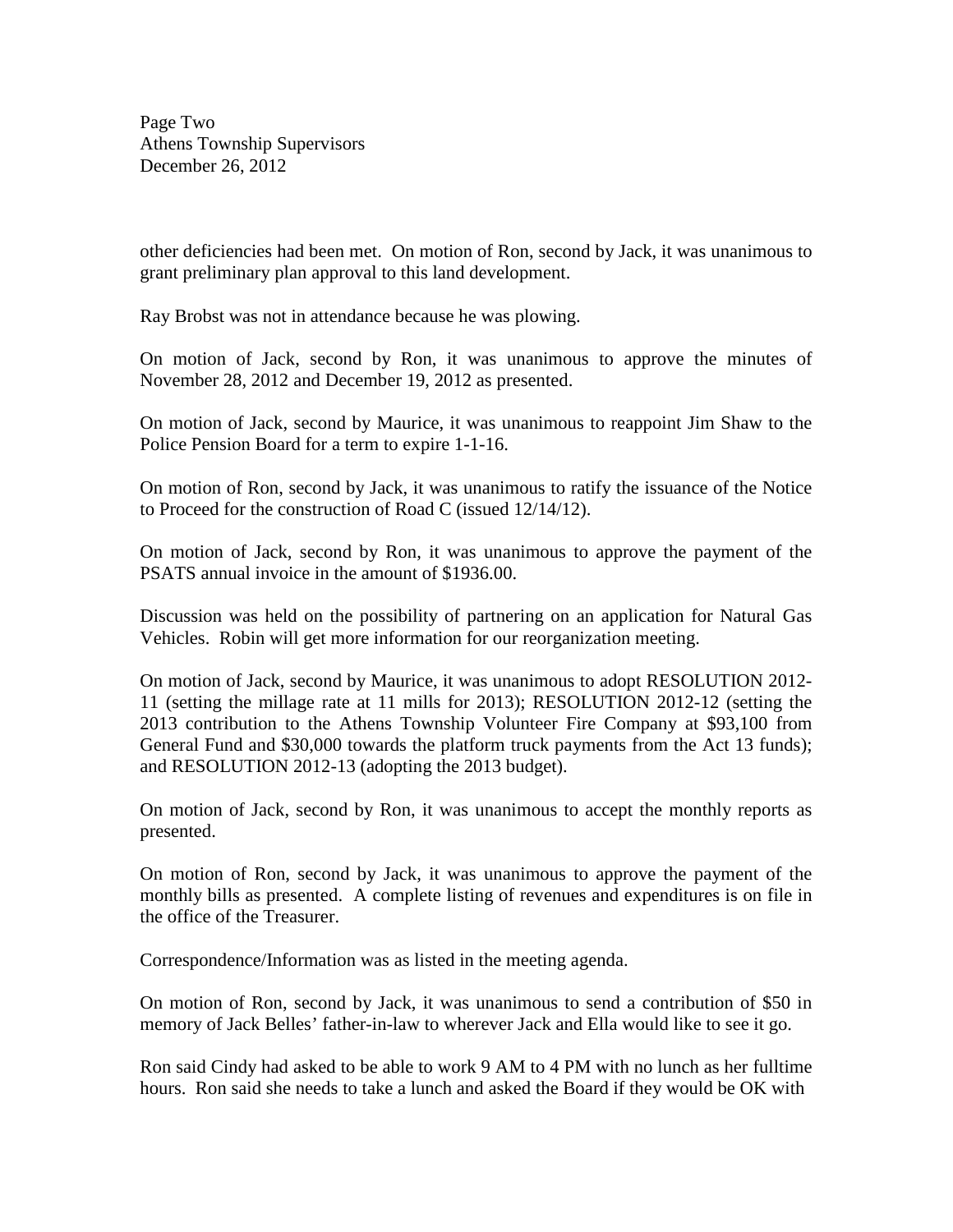other deficiencies had been met. On motion of Ron, second by Jack, it was unanimous to grant preliminary plan approval to this land development.

Ray Brobst was not in attendance because he was plowing.

On motion of Jack, second by Ron, it was unanimous to approve the minutes of November 28, 2012 and December 19, 2012 as presented.

On motion of Jack, second by Maurice, it was unanimous to reappoint Jim Shaw to the Police Pension Board for a term to expire 1-1-16.

On motion of Ron, second by Jack, it was unanimous to ratify the issuance of the Notice to Proceed for the construction of Road C (issued 12/14/12).

On motion of Jack, second by Ron, it was unanimous to approve the payment of the PSATS annual invoice in the amount of $1936.00.

Discussion was held on the possibility of partnering on an application for Natural Gas Vehicles. Robin will get more information for our reorganization meeting.

On motion of Jack, second by Maurice, it was unanimous to adopt RESOLUTION 2012-11 (setting the millage rate at 11 mills for 2013); RESOLUTION 2012-12 (setting the 2013 contribution to the Athens Township Volunteer Fire Company at $93,100 from General Fund and $30,000 towards the platform truck payments from the Act 13 funds); and RESOLUTION 2012-13 (adopting the 2013 budget).

On motion of Jack, second by Ron, it was unanimous to accept the monthly reports as presented.

On motion of Ron, second by Jack, it was unanimous to approve the payment of the monthly bills as presented. A complete listing of revenues and expenditures is on file in the office of the Treasurer.

Correspondence/Information was as listed in the meeting agenda.

On motion of Ron, second by Jack, it was unanimous to send a contribution of $50 in memory of Jack Belles' father-in-law to wherever Jack and Ella would like to see it go.

Ron said Cindy had asked to be able to work 9 AM to 4 PM with no lunch as her fulltime hours. Ron said she needs to take a lunch and asked the Board if they would be OK with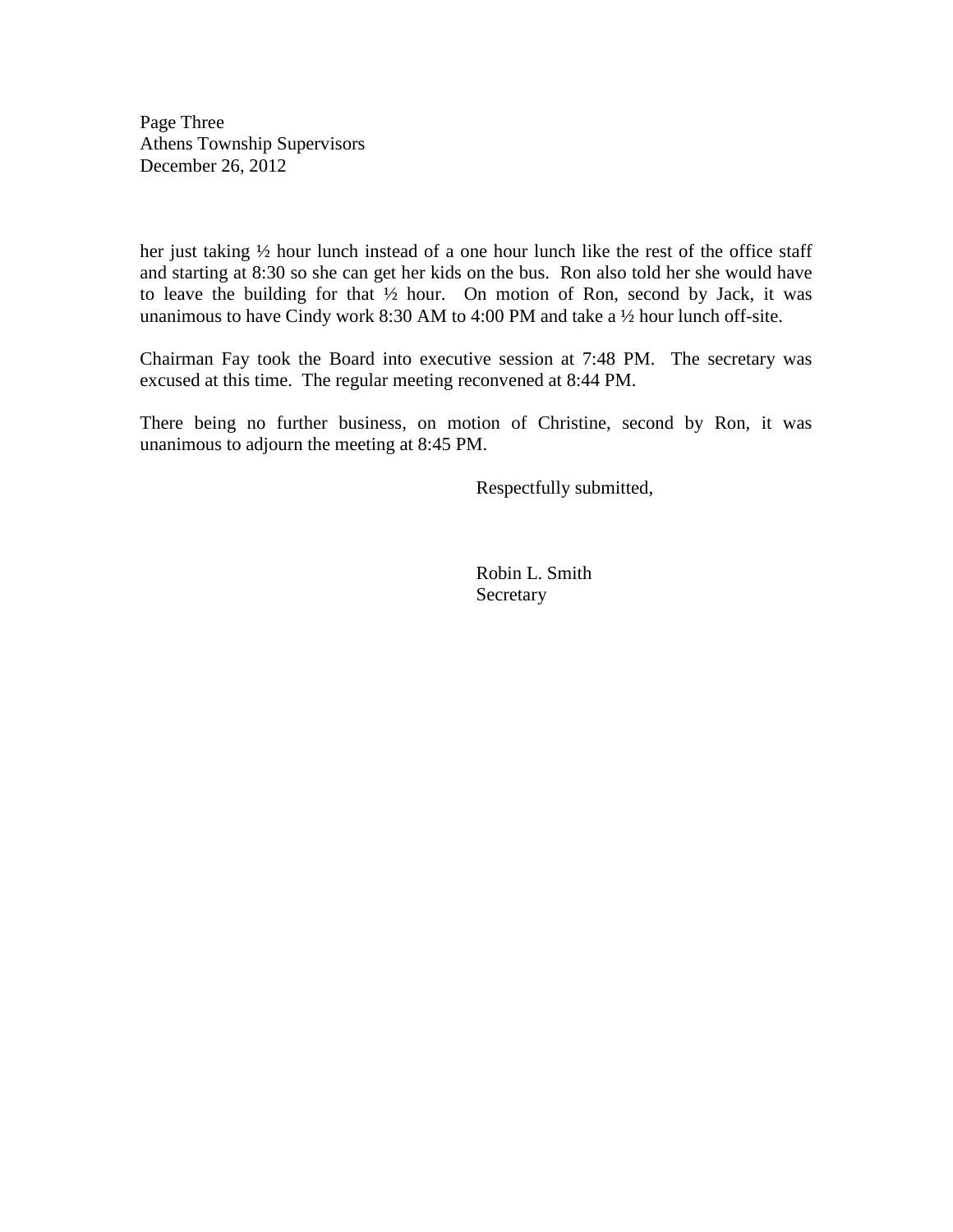her just taking ½ hour lunch instead of a one hour lunch like the rest of the office staff and starting at 8:30 so she can get her kids on the bus. Ron also told her she would have to leave the building for that ½ hour. On motion of Ron, second by Jack, it was unanimous to have Cindy work 8:30 AM to 4:00 PM and take a ½ hour lunch off-site.

Chairman Fay took the Board into executive session at 7:48 PM. The secretary was excused at this time. The regular meeting reconvened at 8:44 PM.

There being no further business, on motion of Christine, second by Ron, it was unanimous to adjourn the meeting at 8:45 PM.

Respectfully submitted,

Robin L. Smith
Secretary